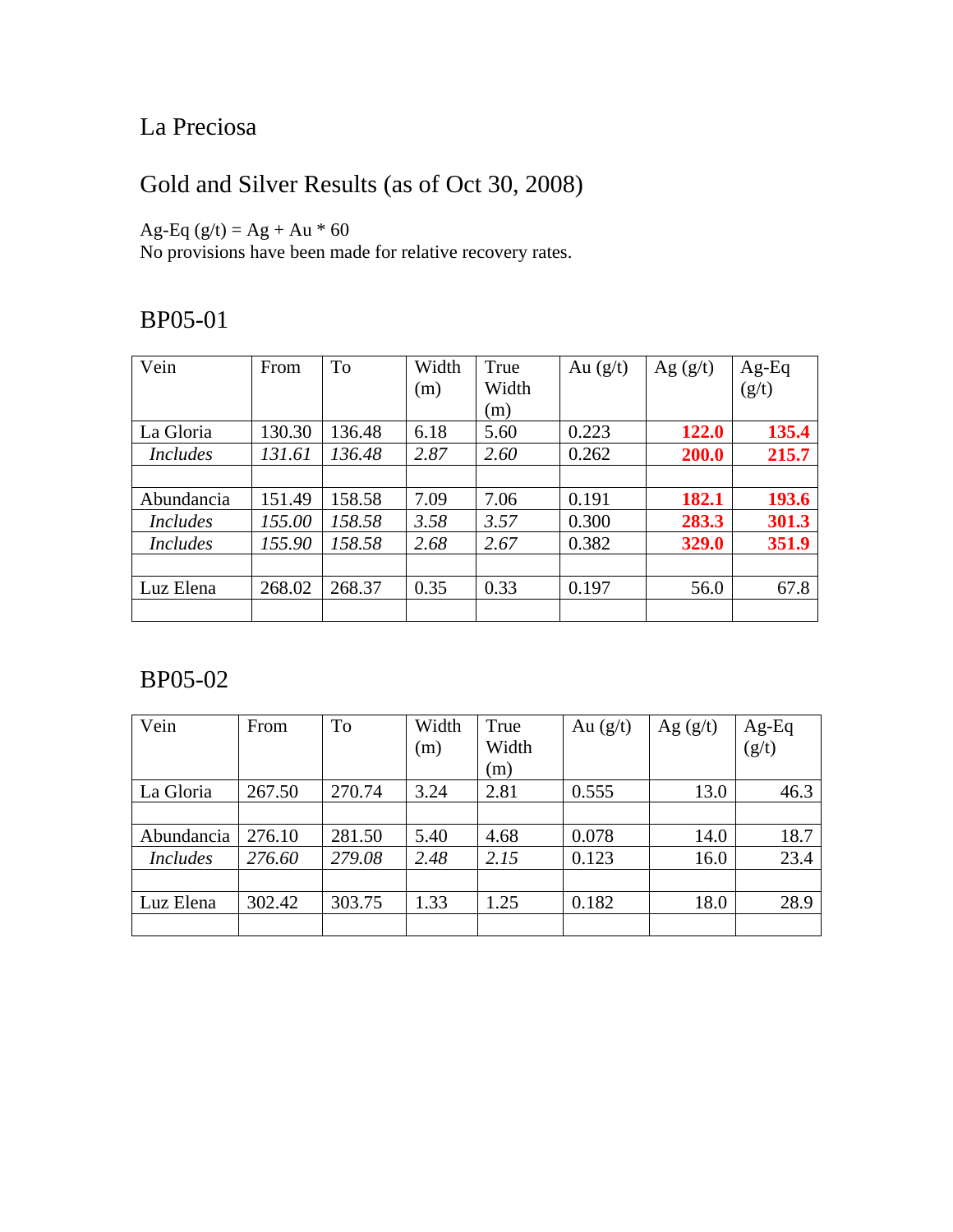# La Preciosa

## Gold and Silver Results (as of Oct 30, 2008)

Ag-Eq (g/t) = Ag + Au * 60
No provisions have been made for relative recovery rates.

## BP05-01

| Vein | From | To | Width (m) | True Width (m) | Au (g/t) | Ag (g/t) | Ag-Eq (g/t) |
|---|---|---|---|---|---|---|---|
| La Gloria | 130.30 | 136.48 | 6.18 | 5.60 | 0.223 | **122.0** | **135.4** |
| *Includes* | *131.61* | *136.48* | *2.87* | *2.60* | 0.262 | **200.0** | **215.7** |
| | | | | | | | |
| Abundancia | 151.49 | 158.58 | 7.09 | 7.06 | 0.191 | **182.1** | **193.6** |
| *Includes* | *155.00* | *158.58* | *3.58* | *3.57* | 0.300 | **283.3** | **301.3** |
| *Includes* | *155.90* | *158.58* | *2.68* | *2.67* | 0.382 | **329.0** | **351.9** |
| | | | | | | | |
| Luz Elena | 268.02 | 268.37 | 0.35 | 0.33 | 0.197 | 56.0 | 67.8 |
| | | | | | | | |

## BP05-02

| Vein | From | To | Width (m) | True Width (m) | Au (g/t) | Ag (g/t) | Ag-Eq (g/t) |
|---|---|---|---|---|---|---|---|
| La Gloria | 267.50 | 270.74 | 3.24 | 2.81 | 0.555 | 13.0 | 46.3 |
| | | | | | | | |
| Abundancia | 276.10 | 281.50 | 5.40 | 4.68 | 0.078 | 14.0 | 18.7 |
| *Includes* | *276.60* | *279.08* | *2.48* | *2.15* | 0.123 | 16.0 | 23.4 |
| | | | | | | | |
| Luz Elena | 302.42 | 303.75 | 1.33 | 1.25 | 0.182 | 18.0 | 28.9 |
| | | | | | | | |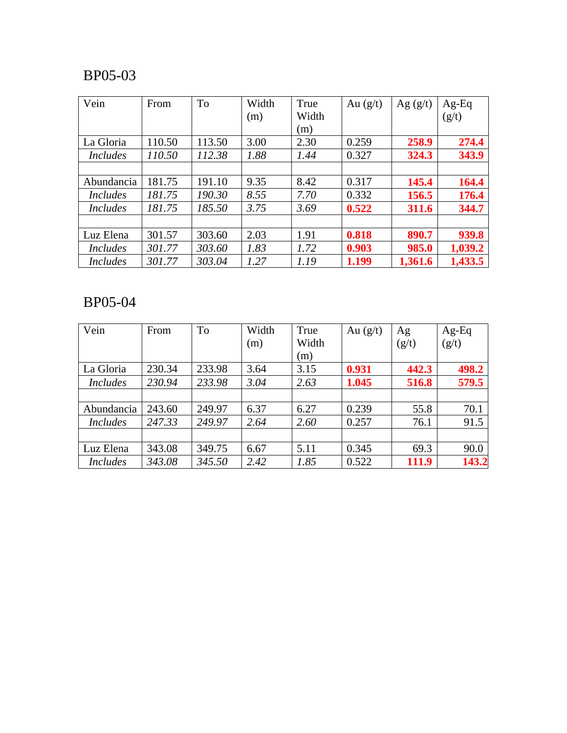## BP05-03

| Vein | From | To | Width (m) | True Width (m) | Au (g/t) | Ag (g/t) | Ag-Eq (g/t) |
|---|---|---|---|---|---|---|---|
| La Gloria | 110.50 | 113.50 | 3.00 | 2.30 | 0.259 | **258.9** | **274.4** |
| *Includes* | *110.50* | *112.38* | *1.88* | *1.44* | 0.327 | **324.3** | **343.9** |
| | | | | | | | |
| Abundancia | 181.75 | 191.10 | 9.35 | 8.42 | 0.317 | **145.4** | **164.4** |
| *Includes* | *181.75* | *190.30* | *8.55* | *7.70* | 0.332 | **156.5** | **176.4** |
| *Includes* | *181.75* | *185.50* | *3.75* | *3.69* | **0.522** | **311.6** | **344.7** |
| | | | | | | | |
| Luz Elena | 301.57 | 303.60 | 2.03 | 1.91 | **0.818** | **890.7** | **939.8** |
| *Includes* | *301.77* | *303.60* | *1.83* | *1.72* | **0.903** | **985.0** | **1,039.2** |
| *Includes* | *301.77* | *303.04* | *1.27* | *1.19* | **1.199** | **1,361.6** | **1,433.5** |

## BP05-04

| Vein | From | To | Width (m) | True Width (m) | Au (g/t) | Ag (g/t) | Ag-Eq (g/t) |
|---|---|---|---|---|---|---|---|
| La Gloria | 230.34 | 233.98 | 3.64 | 3.15 | **0.931** | **442.3** | **498.2** |
| *Includes* | *230.94* | *233.98* | *3.04* | *2.63* | **1.045** | **516.8** | **579.5** |
| | | | | | | | |
| Abundancia | 243.60 | 249.97 | 6.37 | 6.27 | 0.239 | 55.8 | 70.1 |
| *Includes* | *247.33* | *249.97* | *2.64* | *2.60* | 0.257 | 76.1 | 91.5 |
| | | | | | | | |
| Luz Elena | 343.08 | 349.75 | 6.67 | 5.11 | 0.345 | 69.3 | 90.0 |
| *Includes* | *343.08* | *345.50* | *2.42* | *1.85* | 0.522 | **111.9** | **143.2** |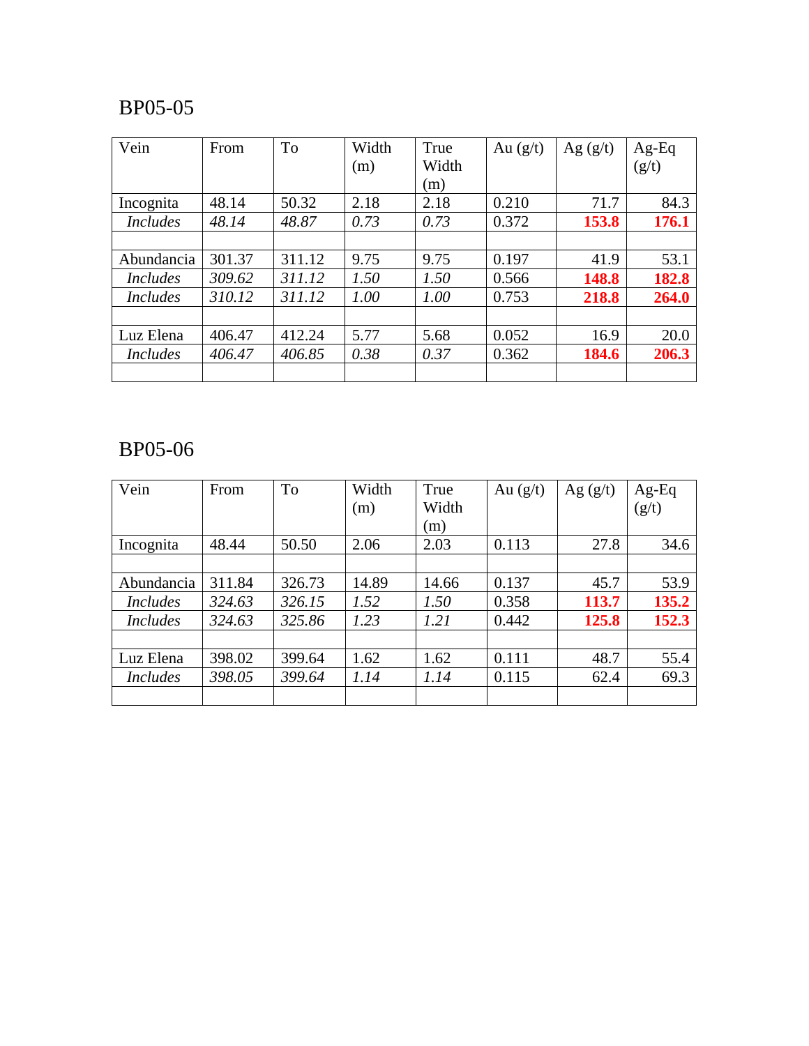## BP05-05

| Vein | From | To | Width (m) | True Width (m) | Au (g/t) | Ag (g/t) | Ag-Eq (g/t) |
|---|---|---|---|---|---|---|---|
| Incognita | 48.14 | 50.32 | 2.18 | 2.18 | 0.210 | 71.7 | 84.3 |
| *Includes* | *48.14* | *48.87* | *0.73* | *0.73* | 0.372 | **153.8** | **176.1** |
| | | | | | | | |
| Abundancia | 301.37 | 311.12 | 9.75 | 9.75 | 0.197 | 41.9 | 53.1 |
| *Includes* | *309.62* | *311.12* | *1.50* | *1.50* | 0.566 | **148.8** | **182.8** |
| *Includes* | *310.12* | *311.12* | *1.00* | *1.00* | 0.753 | **218.8** | **264.0** |
| | | | | | | | |
| Luz Elena | 406.47 | 412.24 | 5.77 | 5.68 | 0.052 | 16.9 | 20.0 |
| *Includes* | *406.47* | *406.85* | *0.38* | *0.37* | 0.362 | **184.6** | **206.3** |
| | | | | | | | |

## BP05-06

| Vein | From | To | Width (m) | True Width (m) | Au (g/t) | Ag (g/t) | Ag-Eq (g/t) |
|---|---|---|---|---|---|---|---|
| Incognita | 48.44 | 50.50 | 2.06 | 2.03 | 0.113 | 27.8 | 34.6 |
| | | | | | | | |
| Abundancia | 311.84 | 326.73 | 14.89 | 14.66 | 0.137 | 45.7 | 53.9 |
| *Includes* | *324.63* | *326.15* | *1.52* | *1.50* | 0.358 | **113.7** | **135.2** |
| *Includes* | *324.63* | *325.86* | *1.23* | *1.21* | 0.442 | **125.8** | **152.3** |
| | | | | | | | |
| Luz Elena | 398.02 | 399.64 | 1.62 | 1.62 | 0.111 | 48.7 | 55.4 |
| *Includes* | *398.05* | *399.64* | *1.14* | *1.14* | 0.115 | 62.4 | 69.3 |
| | | | | | | | |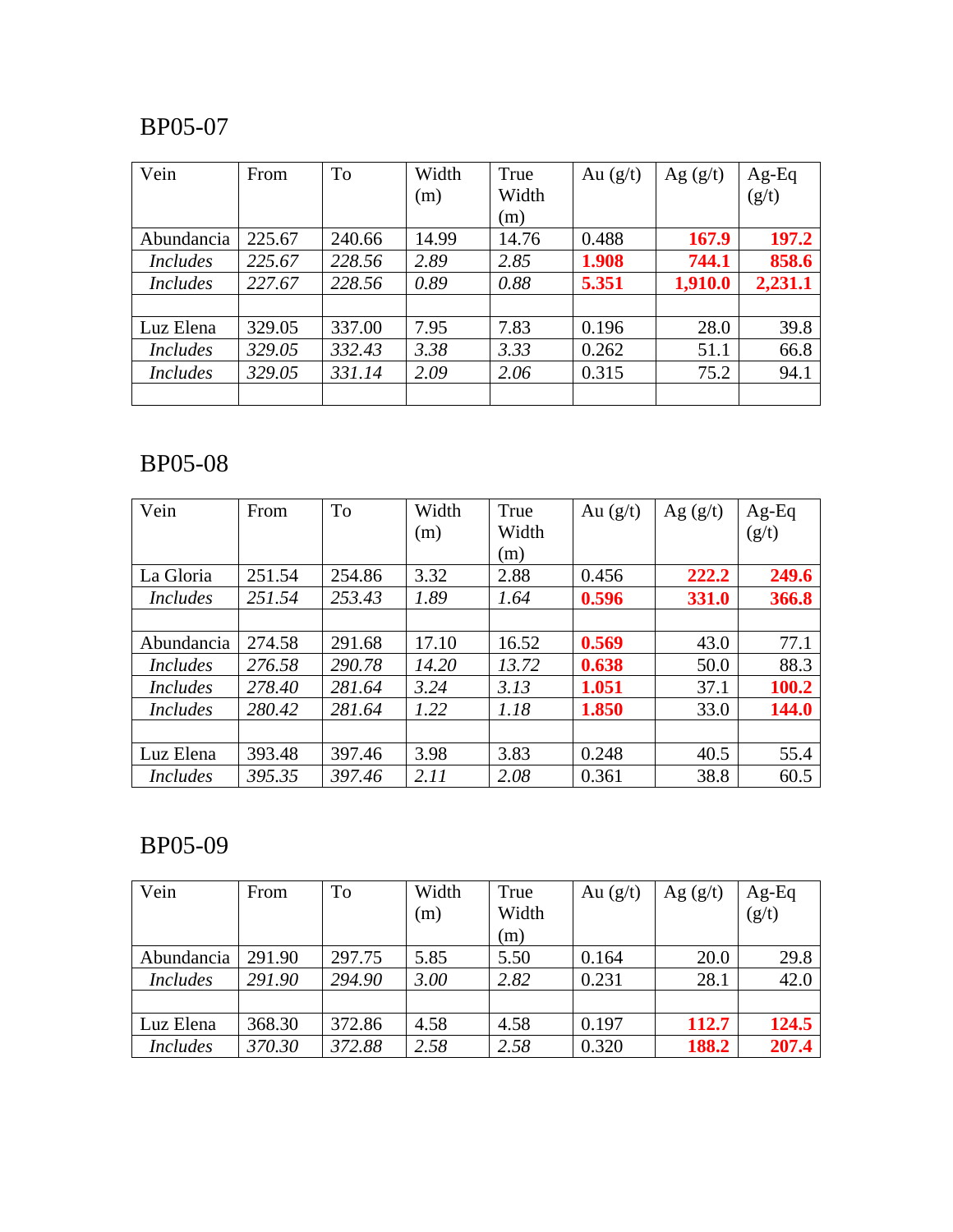## BP05-07

| Vein | From | To | Width (m) | True Width (m) | Au (g/t) | Ag (g/t) | Ag-Eq (g/t) |
|---|---|---|---|---|---|---|---|
| Abundancia | 225.67 | 240.66 | 14.99 | 14.76 | 0.488 | **167.9** | **197.2** |
| *Includes* | *225.67* | *228.56* | *2.89* | *2.85* | **1.908** | **744.1** | **858.6** |
| *Includes* | *227.67* | *228.56* | *0.89* | *0.88* | **5.351** | **1,910.0** | **2,231.1** |
| | | | | | | | |
| Luz Elena | 329.05 | 337.00 | 7.95 | 7.83 | 0.196 | 28.0 | 39.8 |
| *Includes* | *329.05* | *332.43* | *3.38* | *3.33* | 0.262 | 51.1 | 66.8 |
| *Includes* | *329.05* | *331.14* | *2.09* | *2.06* | 0.315 | 75.2 | 94.1 |
| | | | | | | | |

## BP05-08

| Vein | From | To | Width (m) | True Width (m) | Au (g/t) | Ag (g/t) | Ag-Eq (g/t) |
|---|---|---|---|---|---|---|---|
| La Gloria | 251.54 | 254.86 | 3.32 | 2.88 | 0.456 | **222.2** | **249.6** |
| *Includes* | *251.54* | *253.43* | *1.89* | *1.64* | **0.596** | **331.0** | **366.8** |
| | | | | | | | |
| Abundancia | 274.58 | 291.68 | 17.10 | 16.52 | **0.569** | 43.0 | 77.1 |
| *Includes* | *276.58* | *290.78* | *14.20* | *13.72* | **0.638** | 50.0 | 88.3 |
| *Includes* | *278.40* | *281.64* | *3.24* | *3.13* | **1.051** | 37.1 | **100.2** |
| *Includes* | *280.42* | *281.64* | *1.22* | *1.18* | **1.850** | 33.0 | **144.0** |
| | | | | | | | |
| Luz Elena | 393.48 | 397.46 | 3.98 | 3.83 | 0.248 | 40.5 | 55.4 |
| *Includes* | *395.35* | *397.46* | *2.11* | *2.08* | 0.361 | 38.8 | 60.5 |

## BP05-09

| Vein | From | To | Width (m) | True Width (m) | Au (g/t) | Ag (g/t) | Ag-Eq (g/t) |
|---|---|---|---|---|---|---|---|
| Abundancia | 291.90 | 297.75 | 5.85 | 5.50 | 0.164 | 20.0 | 29.8 |
| *Includes* | *291.90* | *294.90* | *3.00* | *2.82* | 0.231 | 28.1 | 42.0 |
| | | | | | | | |
| Luz Elena | 368.30 | 372.86 | 4.58 | 4.58 | 0.197 | **112.7** | **124.5** |
| *Includes* | *370.30* | *372.88* | *2.58* | *2.58* | 0.320 | **188.2** | **207.4** |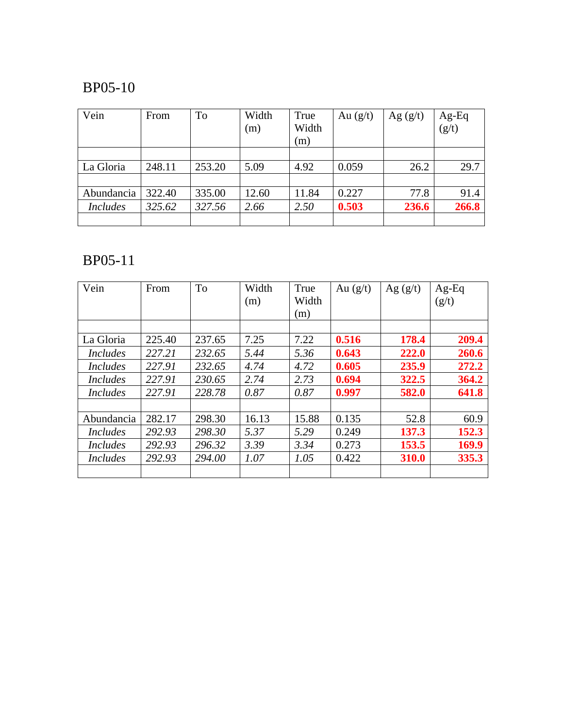BP05-10

| Vein | From | To | Width (m) | True Width (m) | Au (g/t) | Ag (g/t) | Ag-Eq (g/t) |
|---|---|---|---|---|---|---|---|
| | | | | | | | |
| La Gloria | 248.11 | 253.20 | 5.09 | 4.92 | 0.059 | 26.2 | 29.7 |
| | | | | | | | |
| Abundancia | 322.40 | 335.00 | 12.60 | 11.84 | 0.227 | 77.8 | 91.4 |
| *Includes* | *325.62* | *327.56* | *2.66* | *2.50* | **0.503** | **236.6** | **266.8** |
| | | | | | | | |

BP05-11

| Vein | From | To | Width (m) | True Width (m) | Au (g/t) | Ag (g/t) | Ag-Eq (g/t) |
|---|---|---|---|---|---|---|---|
| | | | | | | | |
| La Gloria | 225.40 | 237.65 | 7.25 | 7.22 | **0.516** | **178.4** | **209.4** |
| *Includes* | *227.21* | *232.65* | *5.44* | *5.36* | **0.643** | **222.0** | **260.6** |
| *Includes* | *227.91* | *232.65* | *4.74* | *4.72* | **0.605** | **235.9** | **272.2** |
| *Includes* | *227.91* | *230.65* | *2.74* | *2.73* | **0.694** | **322.5** | **364.2** |
| *Includes* | *227.91* | *228.78* | *0.87* | *0.87* | **0.997** | **582.0** | **641.8** |
| | | | | | | | |
| Abundancia | 282.17 | 298.30 | 16.13 | 15.88 | 0.135 | 52.8 | 60.9 |
| *Includes* | *292.93* | *298.30* | *5.37* | *5.29* | 0.249 | **137.3** | **152.3** |
| *Includes* | *292.93* | *296.32* | *3.39* | *3.34* | 0.273 | **153.5** | **169.9** |
| *Includes* | *292.93* | *294.00* | *1.07* | *1.05* | 0.422 | **310.0** | **335.3** |
| | | | | | | | |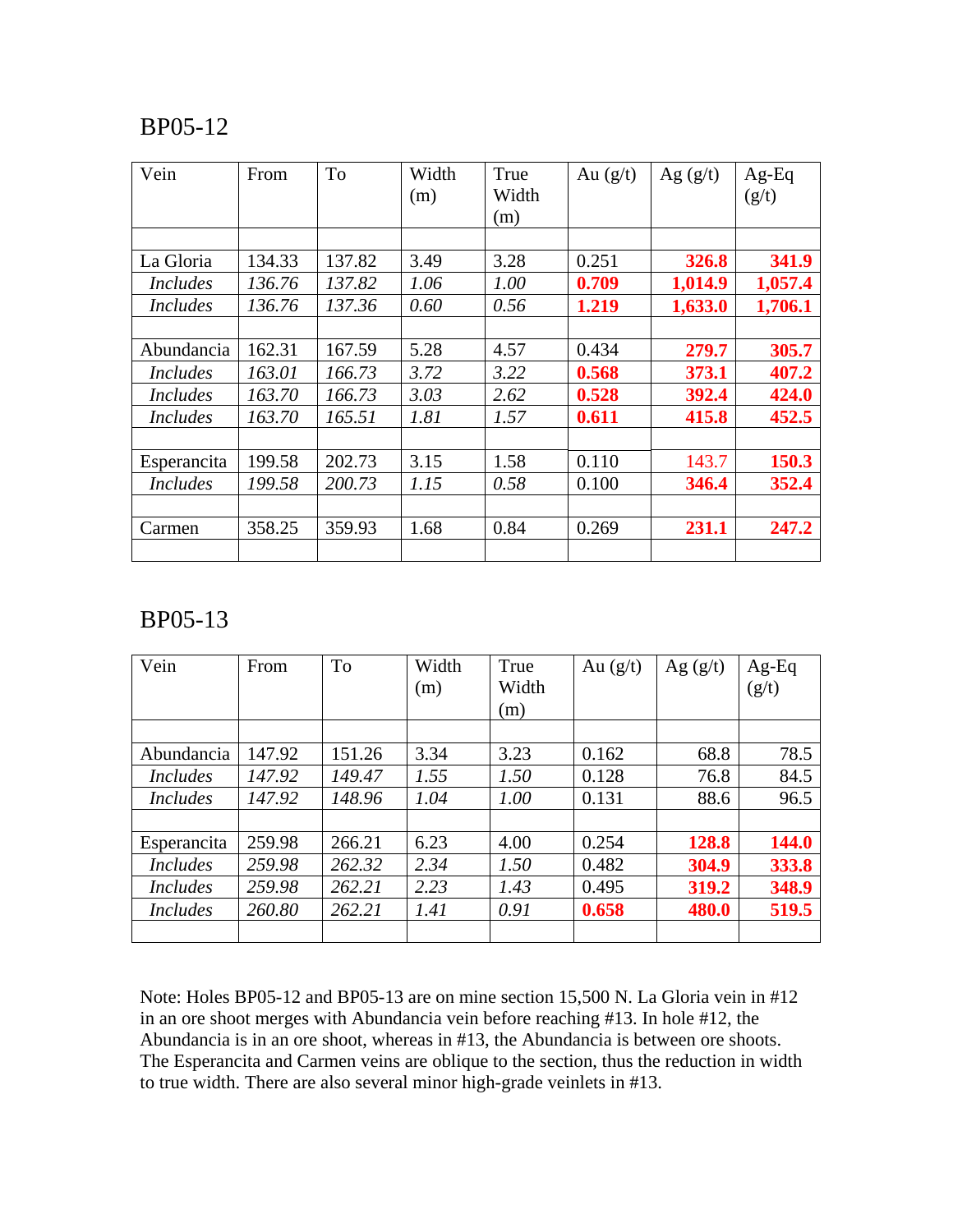## BP05-12

| Vein | From | To | Width (m) | True Width (m) | Au (g/t) | Ag (g/t) | Ag-Eq (g/t) |
|---|---|---|---|---|---|---|---|
| | | | | | | | |
| La Gloria | 134.33 | 137.82 | 3.49 | 3.28 | 0.251 | **326.8** | **341.9** |
| *Includes* | *136.76* | *137.82* | *1.06* | *1.00* | **0.709** | **1,014.9** | **1,057.4** |
| *Includes* | *136.76* | *137.36* | *0.60* | *0.56* | **1.219** | **1,633.0** | **1,706.1** |
| | | | | | | | |
| Abundancia | 162.31 | 167.59 | 5.28 | 4.57 | 0.434 | **279.7** | **305.7** |
| *Includes* | *163.01* | *166.73* | *3.72* | *3.22* | **0.568** | **373.1** | **407.2** |
| *Includes* | *163.70* | *166.73* | *3.03* | *2.62* | **0.528** | **392.4** | **424.0** |
| *Includes* | *163.70* | *165.51* | *1.81* | *1.57* | **0.611** | **415.8** | **452.5** |
| | | | | | | | |
| Esperancita | 199.58 | 202.73 | 3.15 | 1.58 | 0.110 | 143.7 | **150.3** |
| *Includes* | *199.58* | *200.73* | *1.15* | *0.58* | 0.100 | **346.4** | **352.4** |
| | | | | | | | |
| Carmen | 358.25 | 359.93 | 1.68 | 0.84 | 0.269 | **231.1** | **247.2** |
| | | | | | | | |

## BP05-13

| Vein | From | To | Width (m) | True Width (m) | Au (g/t) | Ag (g/t) | Ag-Eq (g/t) |
|---|---|---|---|---|---|---|---|
| | | | | | | | |
| Abundancia | 147.92 | 151.26 | 3.34 | 3.23 | 0.162 | 68.8 | 78.5 |
| *Includes* | *147.92* | *149.47* | *1.55* | *1.50* | 0.128 | 76.8 | 84.5 |
| *Includes* | *147.92* | *148.96* | *1.04* | *1.00* | 0.131 | 88.6 | 96.5 |
| | | | | | | | |
| Esperancita | 259.98 | 266.21 | 6.23 | 4.00 | 0.254 | **128.8** | **144.0** |
| *Includes* | *259.98* | *262.32* | *2.34* | *1.50* | 0.482 | **304.9** | **333.8** |
| *Includes* | *259.98* | *262.21* | *2.23* | *1.43* | 0.495 | **319.2** | **348.9** |
| *Includes* | *260.80* | *262.21* | *1.41* | *0.91* | **0.658** | **480.0** | **519.5** |
| | | | | | | | |

Note: Holes BP05-12 and BP05-13 are on mine section 15,500 N. La Gloria vein in #12 in an ore shoot merges with Abundancia vein before reaching #13. In hole #12, the Abundancia is in an ore shoot, whereas in #13, the Abundancia is between ore shoots. The Esperancita and Carmen veins are oblique to the section, thus the reduction in width to true width. There are also several minor high-grade veinlets in #13.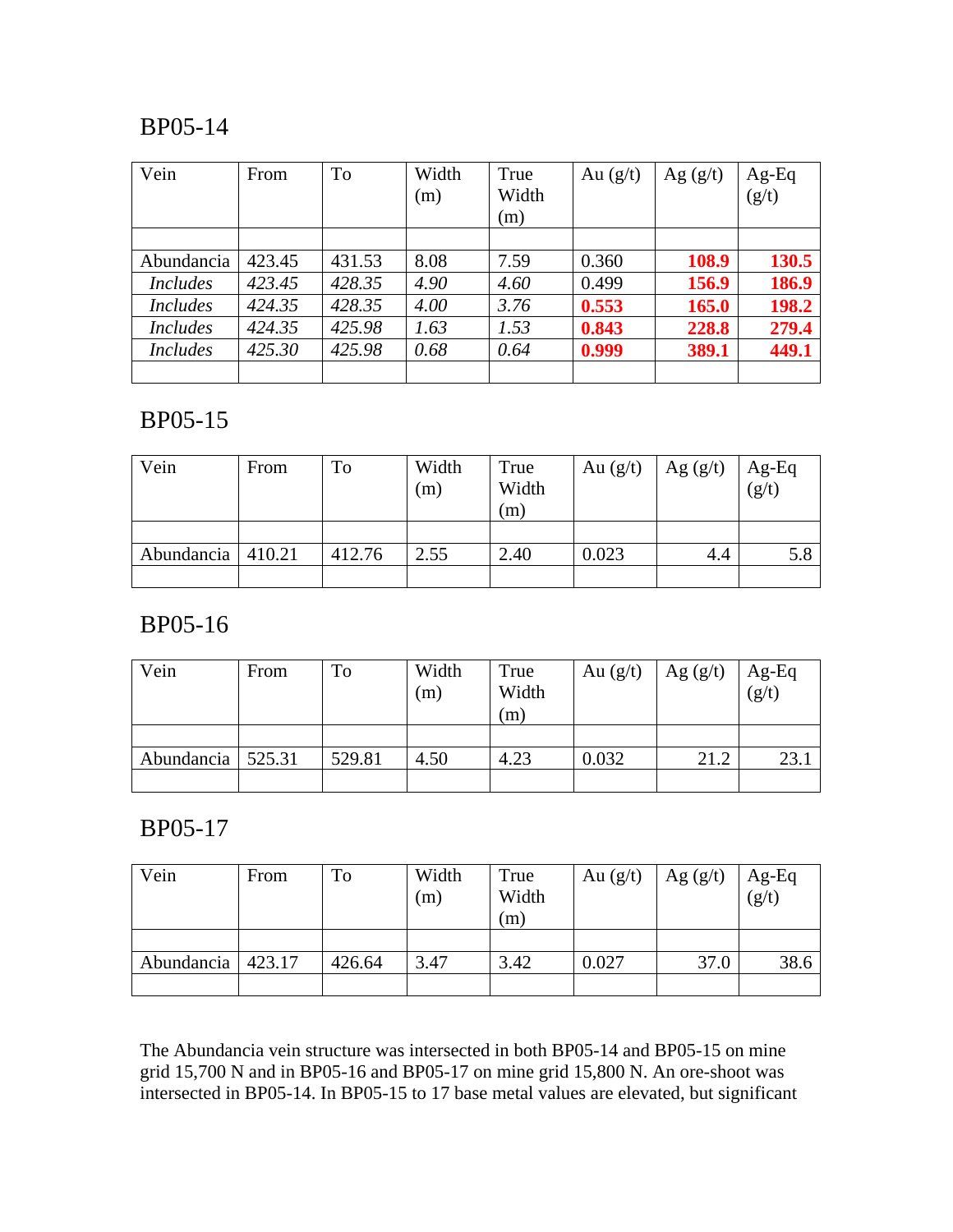## BP05-14

| Vein | From | To | Width (m) | True Width (m) | Au (g/t) | Ag (g/t) | Ag-Eq (g/t) |
|---|---|---|---|---|---|---|---|
| | | | | | | | |
| Abundancia | 423.45 | 431.53 | 8.08 | 7.59 | 0.360 | **108.9** | **130.5** |
| *Includes* | *423.45* | *428.35* | *4.90* | *4.60* | 0.499 | **156.9** | **186.9** |
| *Includes* | *424.35* | *428.35* | *4.00* | *3.76* | **0.553** | **165.0** | **198.2** |
| *Includes* | *424.35* | *425.98* | *1.63* | *1.53* | **0.843** | **228.8** | **279.4** |
| *Includes* | *425.30* | *425.98* | *0.68* | *0.64* | **0.999** | **389.1** | **449.1** |
| | | | | | | | |

## BP05-15

| Vein | From | To | Width (m) | True Width (m) | Au (g/t) | Ag (g/t) | Ag-Eq (g/t) |
|---|---|---|---|---|---|---|---|
| | | | | | | | |
| Abundancia | 410.21 | 412.76 | 2.55 | 2.40 | 0.023 | 4.4 | 5.8 |
| | | | | | | | |

## BP05-16

| Vein | From | To | Width (m) | True Width (m) | Au (g/t) | Ag (g/t) | Ag-Eq (g/t) |
|---|---|---|---|---|---|---|---|
| | | | | | | | |
| Abundancia | 525.31 | 529.81 | 4.50 | 4.23 | 0.032 | 21.2 | 23.1 |
| | | | | | | | |

## BP05-17

| Vein | From | To | Width (m) | True Width (m) | Au (g/t) | Ag (g/t) | Ag-Eq (g/t) |
|---|---|---|---|---|---|---|---|
| | | | | | | | |
| Abundancia | 423.17 | 426.64 | 3.47 | 3.42 | 0.027 | 37.0 | 38.6 |
| | | | | | | | |

The Abundancia vein structure was intersected in both BP05-14 and BP05-15 on mine grid 15,700 N and in BP05-16 and BP05-17 on mine grid 15,800 N. An ore-shoot was intersected in BP05-14. In BP05-15 to 17 base metal values are elevated, but significant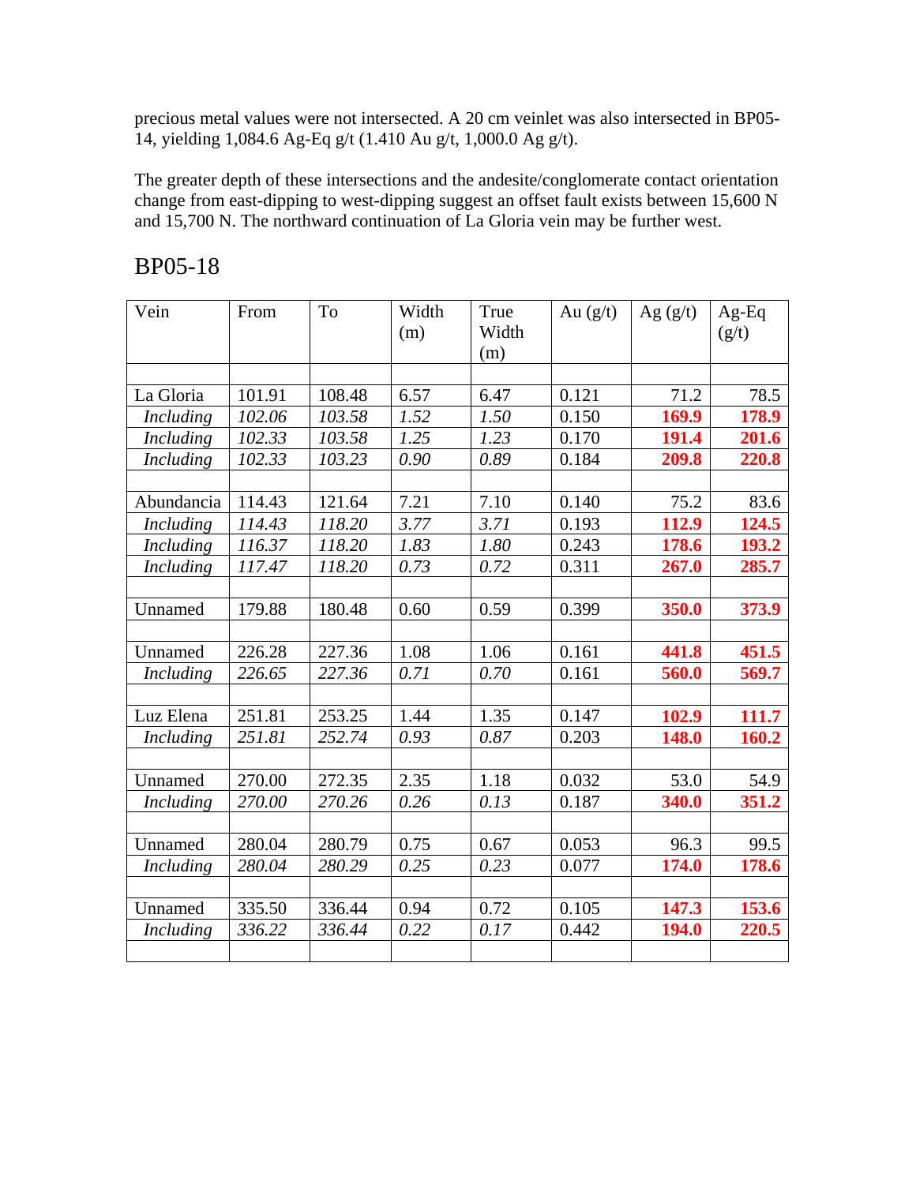precious metal values were not intersected. A 20 cm veinlet was also intersected in BP05-14, yielding 1,084.6 Ag-Eq g/t (1.410 Au g/t, 1,000.0 Ag g/t).

The greater depth of these intersections and the andesite/conglomerate contact orientation change from east-dipping to west-dipping suggest an offset fault exists between 15,600 N and 15,700 N. The northward continuation of La Gloria vein may be further west.

## BP05-18

| Vein | From | To | Width (m) | True Width (m) | Au (g/t) | Ag (g/t) | Ag-Eq (g/t) |
|---|---|---|---|---|---|---|---|
| | | | | | | | |
| La Gloria | 101.91 | 108.48 | 6.57 | 6.47 | 0.121 | 71.2 | 78.5 |
| *Including* | *102.06* | *103.58* | *1.52* | *1.50* | 0.150 | **169.9** | **178.9** |
| *Including* | *102.33* | *103.58* | *1.25* | *1.23* | 0.170 | **191.4** | **201.6** |
| *Including* | *102.33* | *103.23* | *0.90* | *0.89* | 0.184 | **209.8** | **220.8** |
| | | | | | | | |
| Abundancia | 114.43 | 121.64 | 7.21 | 7.10 | 0.140 | 75.2 | 83.6 |
| *Including* | *114.43* | *118.20* | *3.77* | *3.71* | 0.193 | **112.9** | **124.5** |
| *Including* | *116.37* | *118.20* | *1.83* | *1.80* | 0.243 | **178.6** | **193.2** |
| *Including* | *117.47* | *118.20* | *0.73* | *0.72* | 0.311 | **267.0** | **285.7** |
| | | | | | | | |
| Unnamed | 179.88 | 180.48 | 0.60 | 0.59 | 0.399 | **350.0** | **373.9** |
| | | | | | | | |
| Unnamed | 226.28 | 227.36 | 1.08 | 1.06 | 0.161 | **441.8** | **451.5** |
| *Including* | *226.65* | *227.36* | *0.71* | *0.70* | 0.161 | **560.0** | **569.7** |
| | | | | | | | |
| Luz Elena | 251.81 | 253.25 | 1.44 | 1.35 | 0.147 | **102.9** | **111.7** |
| *Including* | *251.81* | *252.74* | *0.93* | *0.87* | 0.203 | **148.0** | **160.2** |
| | | | | | | | |
| Unnamed | 270.00 | 272.35 | 2.35 | 1.18 | 0.032 | 53.0 | 54.9 |
| *Including* | *270.00* | *270.26* | *0.26* | *0.13* | 0.187 | **340.0** | **351.2** |
| | | | | | | | |
| Unnamed | 280.04 | 280.79 | 0.75 | 0.67 | 0.053 | 96.3 | 99.5 |
| *Including* | *280.04* | *280.29* | *0.25* | *0.23* | 0.077 | **174.0** | **178.6** |
| | | | | | | | |
| Unnamed | 335.50 | 336.44 | 0.94 | 0.72 | 0.105 | **147.3** | **153.6** |
| *Including* | *336.22* | *336.44* | *0.22* | *0.17* | 0.442 | **194.0** | **220.5** |
| | | | | | | | |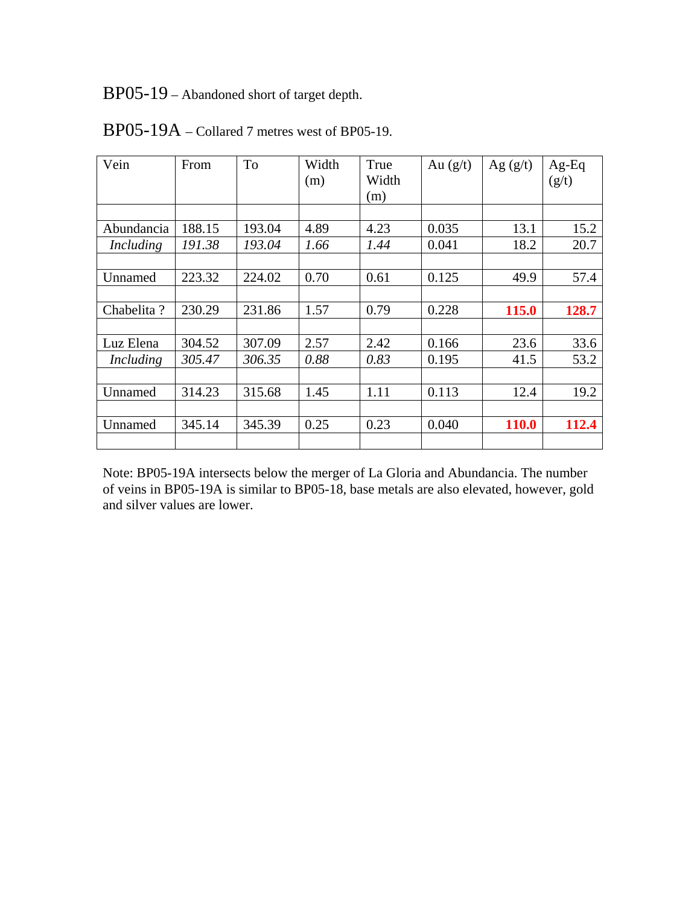BP05-19 – Abandoned short of target depth.

BP05-19A – Collared 7 metres west of BP05-19.

| Vein | From | To | Width (m) | True Width (m) | Au (g/t) | Ag (g/t) | Ag-Eq (g/t) |
|---|---|---|---|---|---|---|---|
| | | | | | | | |
| Abundancia | 188.15 | 193.04 | 4.89 | 4.23 | 0.035 | 13.1 | 15.2 |
| *Including* | *191.38* | *193.04* | *1.66* | *1.44* | 0.041 | 18.2 | 20.7 |
| | | | | | | | |
| Unnamed | 223.32 | 224.02 | 0.70 | 0.61 | 0.125 | 49.9 | 57.4 |
| | | | | | | | |
| Chabelita ? | 230.29 | 231.86 | 1.57 | 0.79 | 0.228 | **115.0** | **128.7** |
| | | | | | | | |
| Luz Elena | 304.52 | 307.09 | 2.57 | 2.42 | 0.166 | 23.6 | 33.6 |
| *Including* | *305.47* | *306.35* | *0.88* | *0.83* | 0.195 | 41.5 | 53.2 |
| | | | | | | | |
| Unnamed | 314.23 | 315.68 | 1.45 | 1.11 | 0.113 | 12.4 | 19.2 |
| | | | | | | | |
| Unnamed | 345.14 | 345.39 | 0.25 | 0.23 | 0.040 | **110.0** | **112.4** |
| | | | | | | | |

Note: BP05-19A intersects below the merger of La Gloria and Abundancia. The number of veins in BP05-19A is similar to BP05-18, base metals are also elevated, however, gold and silver values are lower.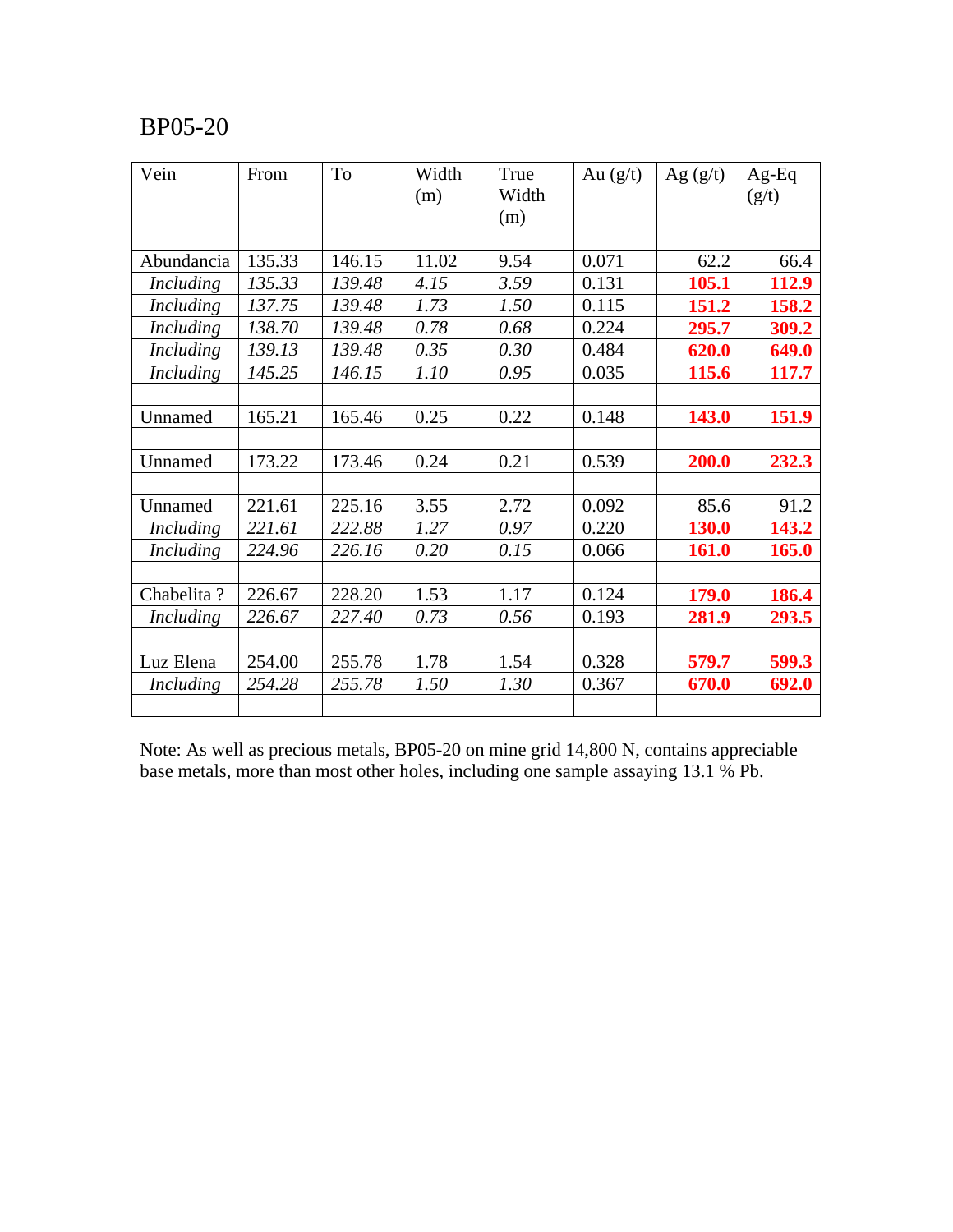BP05-20

| Vein | From | To | Width (m) | True Width (m) | Au (g/t) | Ag (g/t) | Ag-Eq (g/t) |
|---|---|---|---|---|---|---|---|
| | | | | | | | |
| Abundancia | 135.33 | 146.15 | 11.02 | 9.54 | 0.071 | 62.2 | 66.4 |
| *Including* | *135.33* | *139.48* | *4.15* | *3.59* | 0.131 | **105.1** | **112.9** |
| *Including* | *137.75* | *139.48* | *1.73* | *1.50* | 0.115 | **151.2** | **158.2** |
| *Including* | *138.70* | *139.48* | *0.78* | *0.68* | 0.224 | **295.7** | **309.2** |
| *Including* | *139.13* | *139.48* | *0.35* | *0.30* | 0.484 | **620.0** | **649.0** |
| *Including* | *145.25* | *146.15* | *1.10* | *0.95* | 0.035 | **115.6** | **117.7** |
| | | | | | | | |
| Unnamed | 165.21 | 165.46 | 0.25 | 0.22 | 0.148 | **143.0** | **151.9** |
| | | | | | | | |
| Unnamed | 173.22 | 173.46 | 0.24 | 0.21 | 0.539 | **200.0** | **232.3** |
| | | | | | | | |
| Unnamed | 221.61 | 225.16 | 3.55 | 2.72 | 0.092 | 85.6 | 91.2 |
| *Including* | *221.61* | *222.88* | *1.27* | *0.97* | 0.220 | **130.0** | **143.2** |
| *Including* | *224.96* | *226.16* | *0.20* | *0.15* | 0.066 | **161.0** | **165.0** |
| | | | | | | | |
| Chabelita ? | 226.67 | 228.20 | 1.53 | 1.17 | 0.124 | **179.0** | **186.4** |
| *Including* | *226.67* | *227.40* | *0.73* | *0.56* | 0.193 | **281.9** | **293.5** |
| | | | | | | | |
| Luz Elena | 254.00 | 255.78 | 1.78 | 1.54 | 0.328 | **579.7** | **599.3** |
| *Including* | *254.28* | *255.78* | *1.50* | *1.30* | 0.367 | **670.0** | **692.0** |
| | | | | | | | |

Note: As well as precious metals, BP05-20 on mine grid 14,800 N, contains appreciable base metals, more than most other holes, including one sample assaying 13.1 % Pb.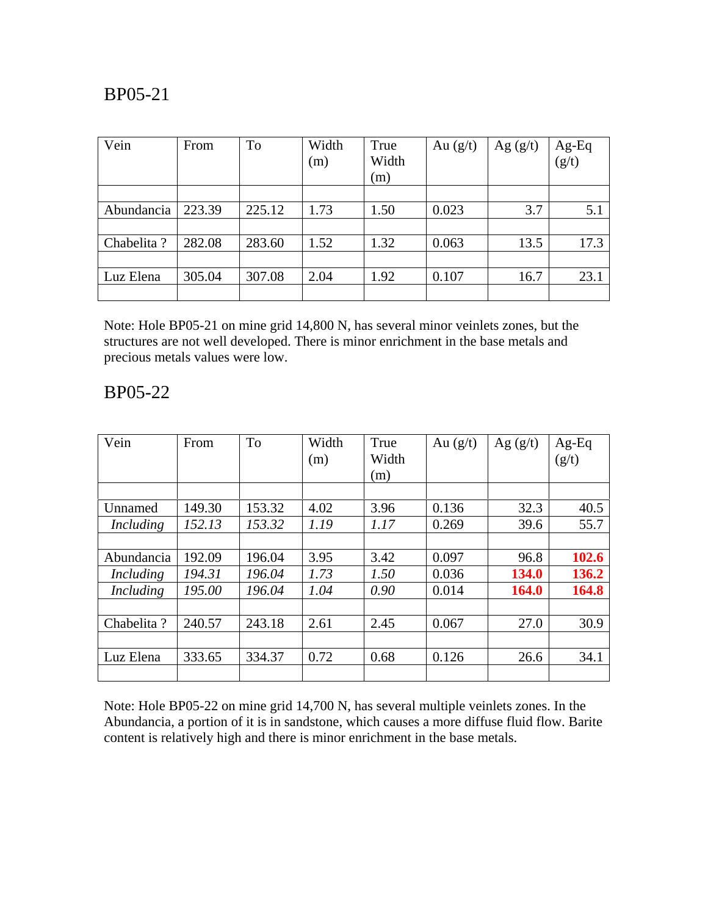## BP05-21

| Vein | From | To | Width (m) | True Width (m) | Au (g/t) | Ag (g/t) | Ag-Eq (g/t) |
|---|---|---|---|---|---|---|---|
| | | | | | | | |
| Abundancia | 223.39 | 225.12 | 1.73 | 1.50 | 0.023 | 3.7 | 5.1 |
| | | | | | | | |
| Chabelita ? | 282.08 | 283.60 | 1.52 | 1.32 | 0.063 | 13.5 | 17.3 |
| | | | | | | | |
| Luz Elena | 305.04 | 307.08 | 2.04 | 1.92 | 0.107 | 16.7 | 23.1 |
| | | | | | | | |

Note: Hole BP05-21 on mine grid 14,800 N, has several minor veinlets zones, but the structures are not well developed. There is minor enrichment in the base metals and precious metals values were low.

## BP05-22

| Vein | From | To | Width (m) | True Width (m) | Au (g/t) | Ag (g/t) | Ag-Eq (g/t) |
|---|---|---|---|---|---|---|---|
| | | | | | | | |
| Unnamed | 149.30 | 153.32 | 4.02 | 3.96 | 0.136 | 32.3 | 40.5 |
| *Including* | *152.13* | *153.32* | *1.19* | *1.17* | 0.269 | 39.6 | 55.7 |
| | | | | | | | |
| Abundancia | 192.09 | 196.04 | 3.95 | 3.42 | 0.097 | 96.8 | **102.6** |
| *Including* | *194.31* | *196.04* | *1.73* | *1.50* | 0.036 | **134.0** | **136.2** |
| *Including* | *195.00* | *196.04* | *1.04* | *0.90* | 0.014 | **164.0** | **164.8** |
| | | | | | | | |
| Chabelita ? | 240.57 | 243.18 | 2.61 | 2.45 | 0.067 | 27.0 | 30.9 |
| | | | | | | | |
| Luz Elena | 333.65 | 334.37 | 0.72 | 0.68 | 0.126 | 26.6 | 34.1 |
| | | | | | | | |

Note: Hole BP05-22 on mine grid 14,700 N, has several multiple veinlets zones. In the Abundancia, a portion of it is in sandstone, which causes a more diffuse fluid flow. Barite content is relatively high and there is minor enrichment in the base metals.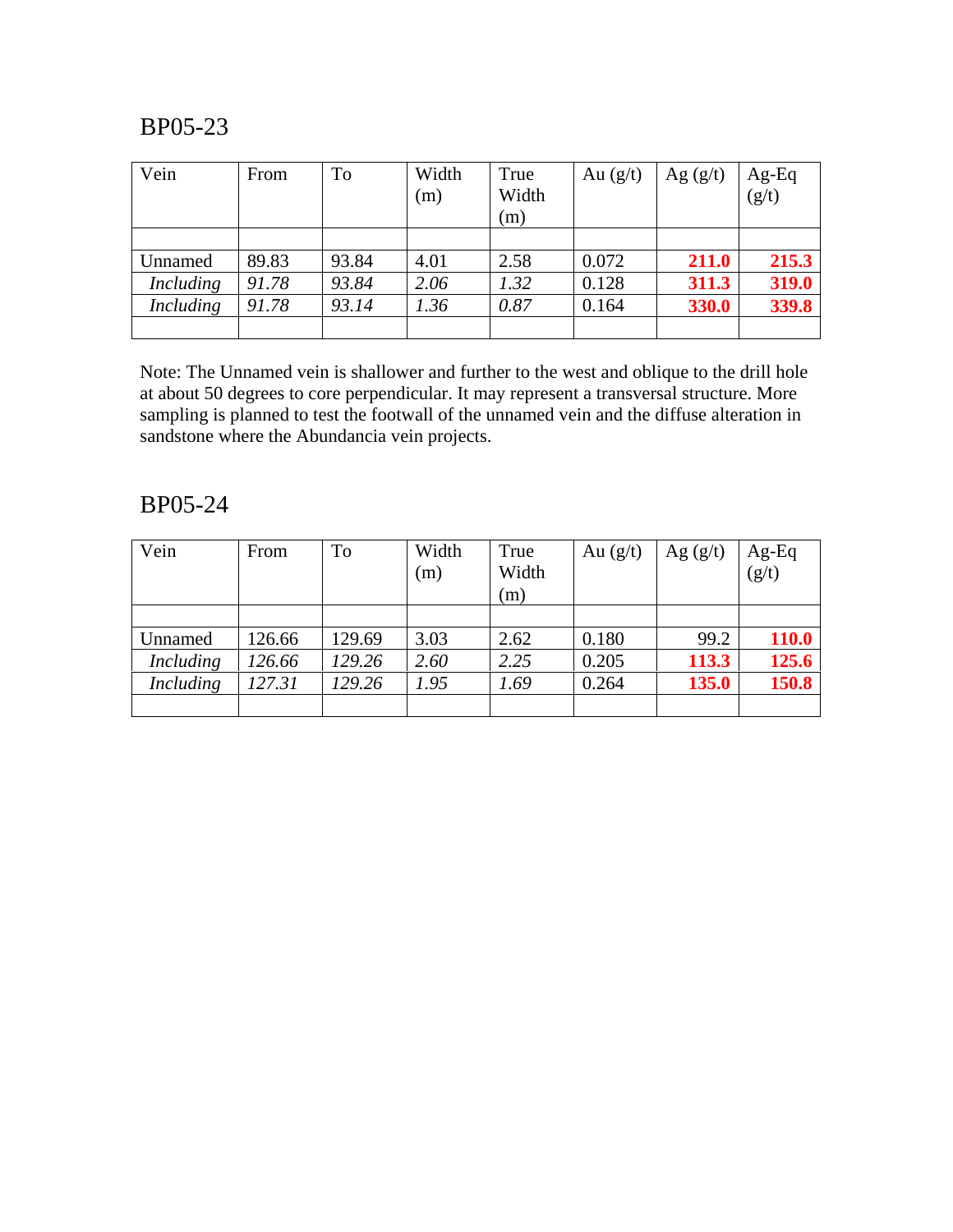## BP05-23

| Vein | From | To | Width (m) | True Width (m) | Au (g/t) | Ag (g/t) | Ag-Eq (g/t) |
|---|---|---|---|---|---|---|---|
| | | | | | | | |
| Unnamed | 89.83 | 93.84 | 4.01 | 2.58 | 0.072 | **211.0** | **215.3** |
| *Including* | *91.78* | *93.84* | *2.06* | *1.32* | 0.128 | **311.3** | **319.0** |
| *Including* | *91.78* | *93.14* | *1.36* | *0.87* | 0.164 | **330.0** | **339.8** |
| | | | | | | | |

Note: The Unnamed vein is shallower and further to the west and oblique to the drill hole at about 50 degrees to core perpendicular. It may represent a transversal structure. More sampling is planned to test the footwall of the unnamed vein and the diffuse alteration in sandstone where the Abundancia vein projects.

## BP05-24

| Vein | From | To | Width (m) | True Width (m) | Au (g/t) | Ag (g/t) | Ag-Eq (g/t) |
|---|---|---|---|---|---|---|---|
| | | | | | | | |
| Unnamed | 126.66 | 129.69 | 3.03 | 2.62 | 0.180 | 99.2 | **110.0** |
| *Including* | *126.66* | *129.26* | *2.60* | *2.25* | 0.205 | **113.3** | **125.6** |
| *Including* | *127.31* | *129.26* | *1.95* | *1.69* | 0.264 | **135.0** | **150.8** |
| | | | | | | | |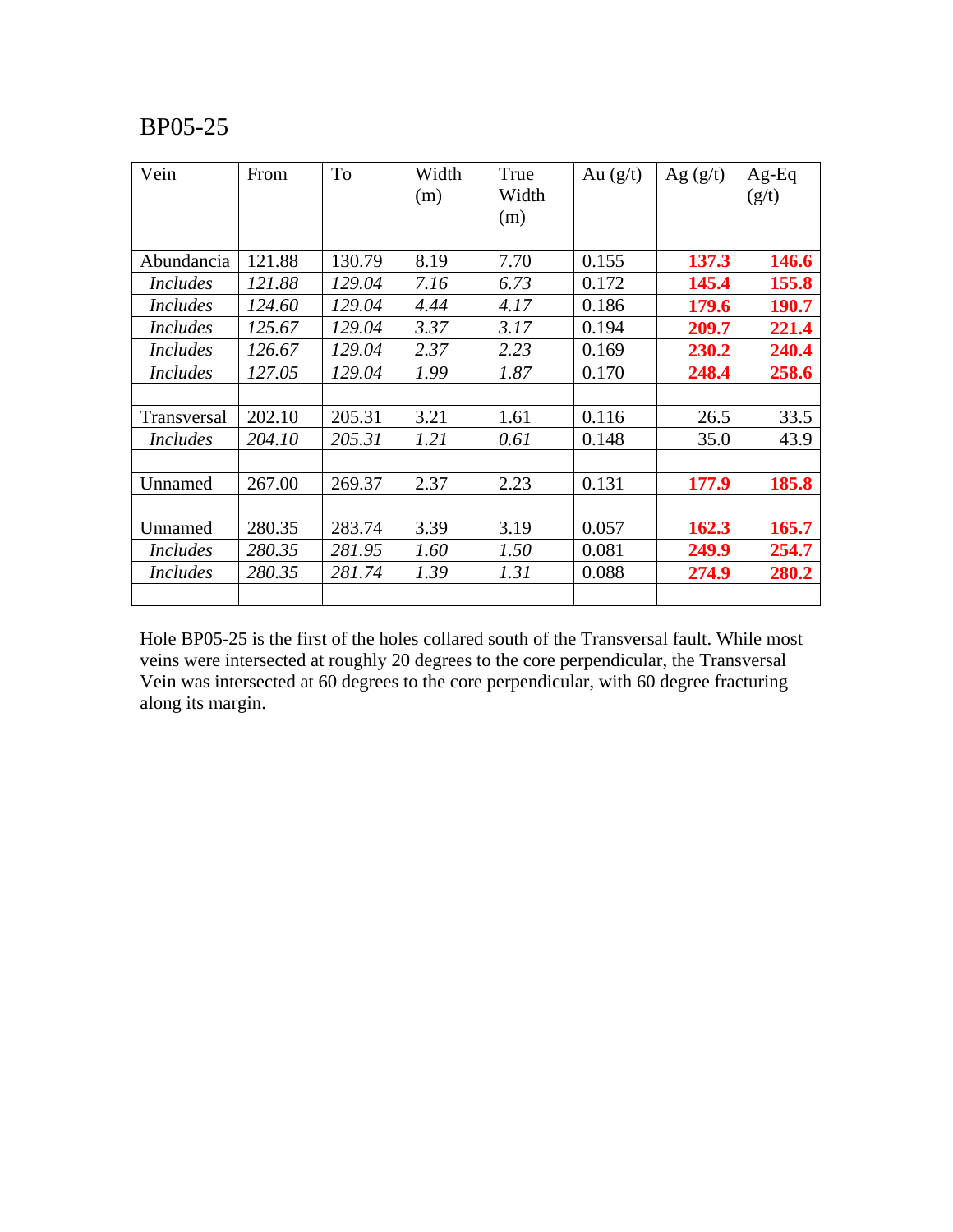# BP05-25

| Vein | From | To | Width (m) | True Width (m) | Au (g/t) | Ag (g/t) | Ag-Eq (g/t) |
|---|---|---|---|---|---|---|---|
| | | | | | | | |
| Abundancia | 121.88 | 130.79 | 8.19 | 7.70 | 0.155 | **137.3** | **146.6** |
| *Includes* | *121.88* | *129.04* | *7.16* | *6.73* | 0.172 | **145.4** | **155.8** |
| *Includes* | *124.60* | *129.04* | *4.44* | *4.17* | 0.186 | **179.6** | **190.7** |
| *Includes* | *125.67* | *129.04* | *3.37* | *3.17* | 0.194 | **209.7** | **221.4** |
| *Includes* | *126.67* | *129.04* | *2.37* | *2.23* | 0.169 | **230.2** | **240.4** |
| *Includes* | *127.05* | *129.04* | *1.99* | *1.87* | 0.170 | **248.4** | **258.6** |
| | | | | | | | |
| Transversal | 202.10 | 205.31 | 3.21 | 1.61 | 0.116 | 26.5 | 33.5 |
| *Includes* | *204.10* | *205.31* | *1.21* | *0.61* | 0.148 | 35.0 | 43.9 |
| | | | | | | | |
| Unnamed | 267.00 | 269.37 | 2.37 | 2.23 | 0.131 | **177.9** | **185.8** |
| | | | | | | | |
| Unnamed | 280.35 | 283.74 | 3.39 | 3.19 | 0.057 | **162.3** | **165.7** |
| *Includes* | *280.35* | *281.95* | *1.60* | *1.50* | 0.081 | **249.9** | **254.7** |
| *Includes* | *280.35* | *281.74* | *1.39* | *1.31* | 0.088 | **274.9** | **280.2** |
| | | | | | | | |

Hole BP05-25 is the first of the holes collared south of the Transversal fault. While most veins were intersected at roughly 20 degrees to the core perpendicular, the Transversal Vein was intersected at 60 degrees to the core perpendicular, with 60 degree fracturing along its margin.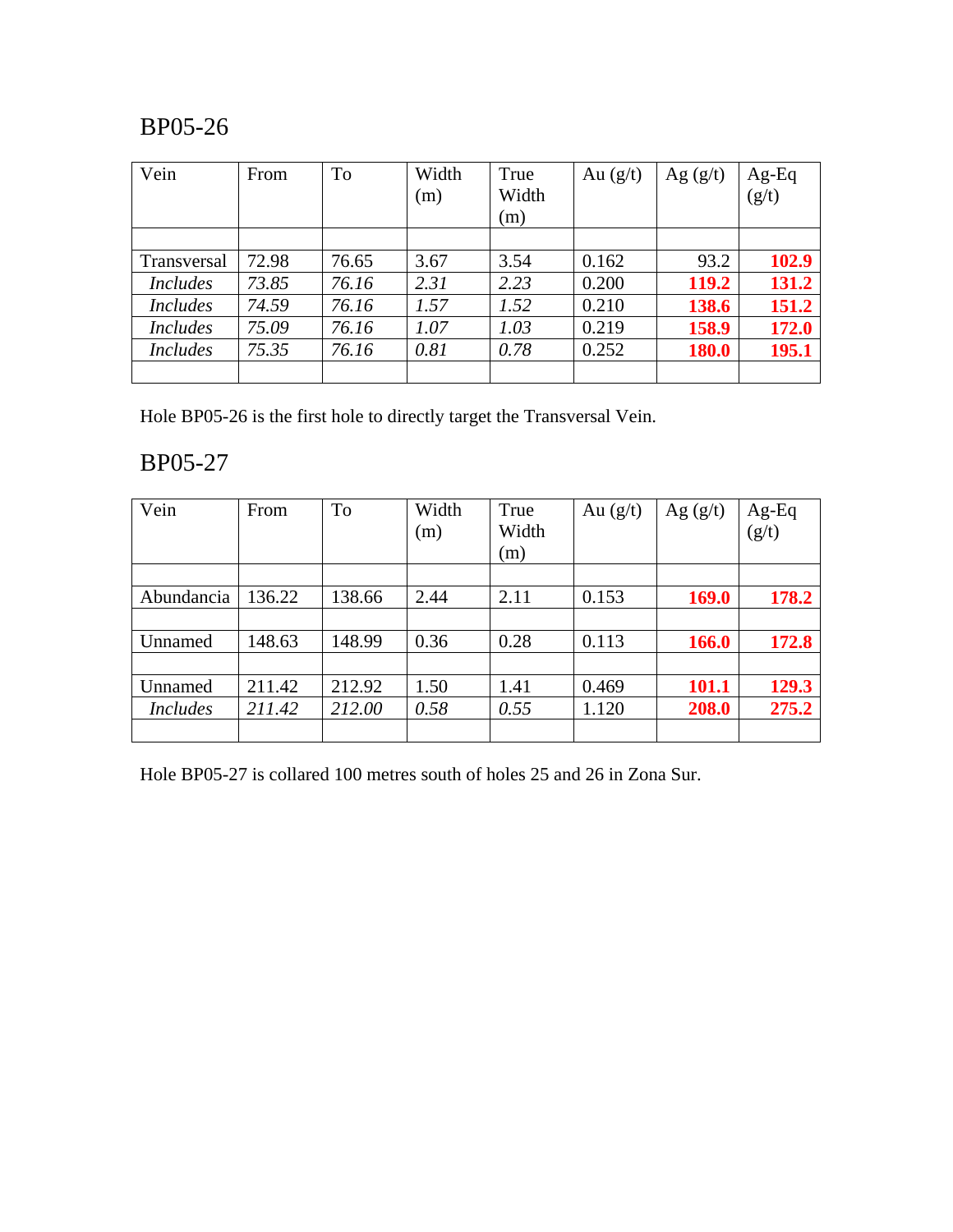## BP05-26

| Vein | From | To | Width (m) | True Width (m) | Au (g/t) | Ag (g/t) | Ag-Eq (g/t) |
|---|---|---|---|---|---|---|---|
| | | | | | | | |
| Transversal | 72.98 | 76.65 | 3.67 | 3.54 | 0.162 | 93.2 | **102.9** |
| *Includes* | *73.85* | *76.16* | *2.31* | *2.23* | 0.200 | **119.2** | **131.2** |
| *Includes* | *74.59* | *76.16* | *1.57* | *1.52* | 0.210 | **138.6** | **151.2** |
| *Includes* | *75.09* | *76.16* | *1.07* | *1.03* | 0.219 | **158.9** | **172.0** |
| *Includes* | *75.35* | *76.16* | *0.81* | *0.78* | 0.252 | **180.0** | **195.1** |
| | | | | | | | |

Hole BP05-26 is the first hole to directly target the Transversal Vein.

## BP05-27

| Vein | From | To | Width (m) | True Width (m) | Au (g/t) | Ag (g/t) | Ag-Eq (g/t) |
|---|---|---|---|---|---|---|---|
| | | | | | | | |
| Abundancia | 136.22 | 138.66 | 2.44 | 2.11 | 0.153 | **169.0** | **178.2** |
| | | | | | | | |
| Unnamed | 148.63 | 148.99 | 0.36 | 0.28 | 0.113 | **166.0** | **172.8** |
| | | | | | | | |
| Unnamed | 211.42 | 212.92 | 1.50 | 1.41 | 0.469 | **101.1** | **129.3** |
| *Includes* | *211.42* | *212.00* | *0.58* | *0.55* | 1.120 | **208.0** | **275.2** |
| | | | | | | | |

Hole BP05-27 is collared 100 metres south of holes 25 and 26 in Zona Sur.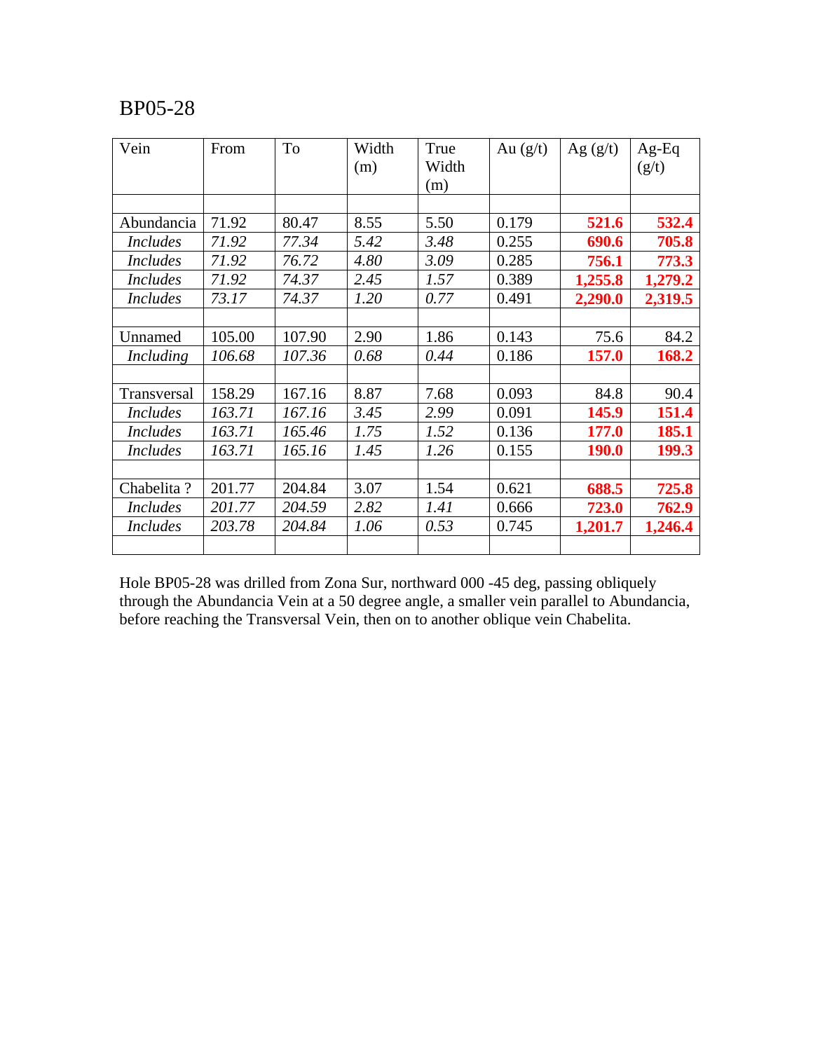# BP05-28

| Vein | From | To | Width (m) | True Width (m) | Au (g/t) | Ag (g/t) | Ag-Eq (g/t) |
|---|---|---|---|---|---|---|---|
| | | | | | | | |
| Abundancia | 71.92 | 80.47 | 8.55 | 5.50 | 0.179 | **521.6** | **532.4** |
| *Includes* | *71.92* | *77.34* | *5.42* | *3.48* | 0.255 | **690.6** | **705.8** |
| *Includes* | *71.92* | *76.72* | *4.80* | *3.09* | 0.285 | **756.1** | **773.3** |
| *Includes* | *71.92* | *74.37* | *2.45* | *1.57* | 0.389 | **1,255.8** | **1,279.2** |
| *Includes* | *73.17* | *74.37* | *1.20* | *0.77* | 0.491 | **2,290.0** | **2,319.5** |
| | | | | | | | |
| Unnamed | 105.00 | 107.90 | 2.90 | 1.86 | 0.143 | 75.6 | 84.2 |
| *Including* | *106.68* | *107.36* | *0.68* | *0.44* | 0.186 | **157.0** | **168.2** |
| | | | | | | | |
| Transversal | 158.29 | 167.16 | 8.87 | 7.68 | 0.093 | 84.8 | 90.4 |
| *Includes* | *163.71* | *167.16* | *3.45* | *2.99* | 0.091 | **145.9** | **151.4** |
| *Includes* | *163.71* | *165.46* | *1.75* | *1.52* | 0.136 | **177.0** | **185.1** |
| *Includes* | *163.71* | *165.16* | *1.45* | *1.26* | 0.155 | **190.0** | **199.3** |
| | | | | | | | |
| Chabelita ? | 201.77 | 204.84 | 3.07 | 1.54 | 0.621 | **688.5** | **725.8** |
| *Includes* | *201.77* | *204.59* | *2.82* | *1.41* | 0.666 | **723.0** | **762.9** |
| *Includes* | *203.78* | *204.84* | *1.06* | *0.53* | 0.745 | **1,201.7** | **1,246.4** |
| | | | | | | | |

Hole BP05-28 was drilled from Zona Sur, northward 000 -45 deg, passing obliquely through the Abundancia Vein at a 50 degree angle, a smaller vein parallel to Abundancia, before reaching the Transversal Vein, then on to another oblique vein Chabelita.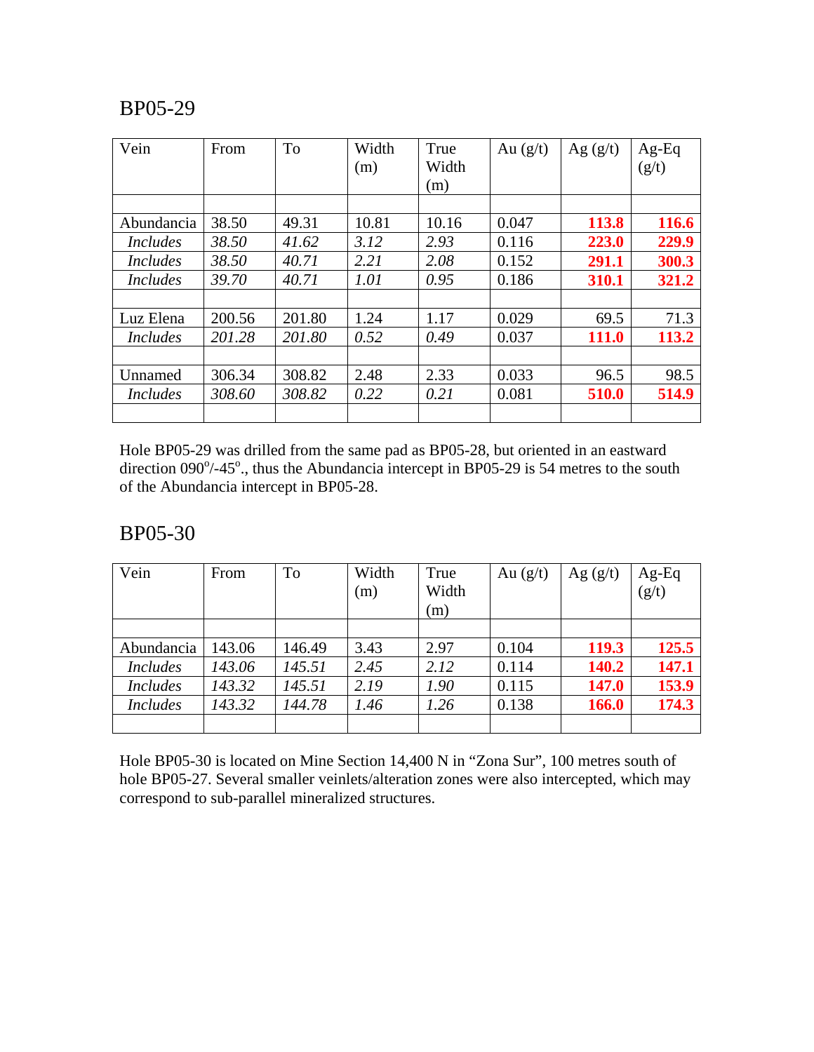## BP05-29

| Vein | From | To | Width (m) | True Width (m) | Au (g/t) | Ag (g/t) | Ag-Eq (g/t) |
|---|---|---|---|---|---|---|---|
| | | | | | | | |
| Abundancia | 38.50 | 49.31 | 10.81 | 10.16 | 0.047 | **113.8** | **116.6** |
| *Includes* | *38.50* | *41.62* | *3.12* | *2.93* | 0.116 | **223.0** | **229.9** |
| *Includes* | *38.50* | *40.71* | *2.21* | *2.08* | 0.152 | **291.1** | **300.3** |
| *Includes* | *39.70* | *40.71* | *1.01* | *0.95* | 0.186 | **310.1** | **321.2** |
| | | | | | | | |
| Luz Elena | 200.56 | 201.80 | 1.24 | 1.17 | 0.029 | 69.5 | 71.3 |
| *Includes* | *201.28* | *201.80* | *0.52* | *0.49* | 0.037 | **111.0** | **113.2** |
| | | | | | | | |
| Unnamed | 306.34 | 308.82 | 2.48 | 2.33 | 0.033 | 96.5 | 98.5 |
| *Includes* | *308.60* | *308.82* | *0.22* | *0.21* | 0.081 | **510.0** | **514.9** |
| | | | | | | | |

Hole BP05-29 was drilled from the same pad as BP05-28, but oriented in an eastward direction 090°/-45°., thus the Abundancia intercept in BP05-29 is 54 metres to the south of the Abundancia intercept in BP05-28.

## BP05-30

| Vein | From | To | Width (m) | True Width (m) | Au (g/t) | Ag (g/t) | Ag-Eq (g/t) |
|---|---|---|---|---|---|---|---|
| | | | | | | | |
| Abundancia | 143.06 | 146.49 | 3.43 | 2.97 | 0.104 | **119.3** | **125.5** |
| *Includes* | *143.06* | *145.51* | *2.45* | *2.12* | 0.114 | **140.2** | **147.1** |
| *Includes* | *143.32* | *145.51* | *2.19* | *1.90* | 0.115 | **147.0** | **153.9** |
| *Includes* | *143.32* | *144.78* | *1.46* | *1.26* | 0.138 | **166.0** | **174.3** |
| | | | | | | | |

Hole BP05-30 is located on Mine Section 14,400 N in "Zona Sur", 100 metres south of hole BP05-27. Several smaller veinlets/alteration zones were also intercepted, which may correspond to sub-parallel mineralized structures.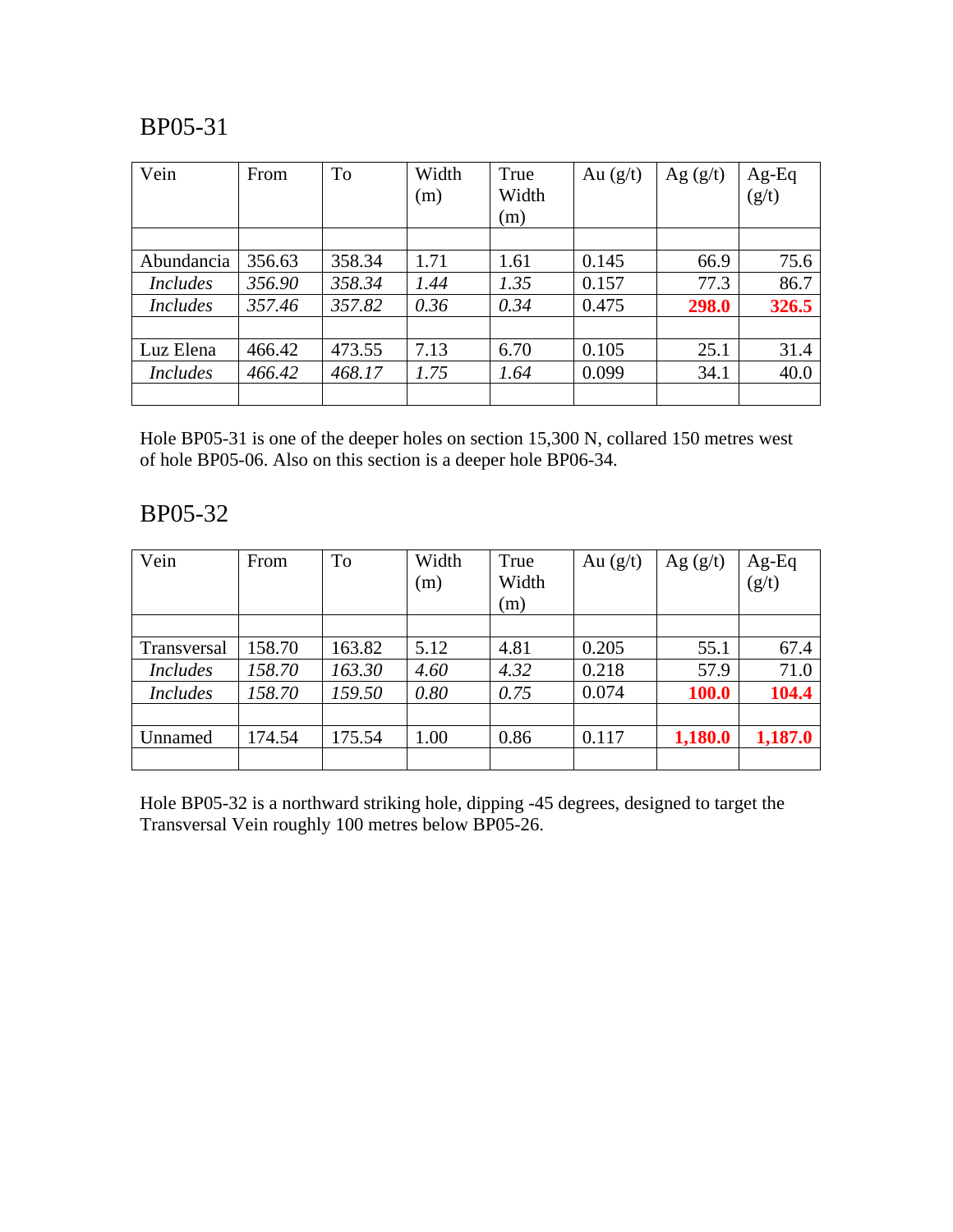## BP05-31

| Vein | From | To | Width (m) | True Width (m) | Au (g/t) | Ag (g/t) | Ag-Eq (g/t) |
|---|---|---|---|---|---|---|---|
| | | | | | | | |
| Abundancia | 356.63 | 358.34 | 1.71 | 1.61 | 0.145 | 66.9 | 75.6 |
| *Includes* | *356.90* | *358.34* | *1.44* | *1.35* | 0.157 | 77.3 | 86.7 |
| *Includes* | *357.46* | *357.82* | *0.36* | *0.34* | 0.475 | **298.0** | **326.5** |
| | | | | | | | |
| Luz Elena | 466.42 | 473.55 | 7.13 | 6.70 | 0.105 | 25.1 | 31.4 |
| *Includes* | *466.42* | *468.17* | *1.75* | *1.64* | 0.099 | 34.1 | 40.0 |
| | | | | | | | |

Hole BP05-31 is one of the deeper holes on section 15,300 N, collared 150 metres west of hole BP05-06. Also on this section is a deeper hole BP06-34.

## BP05-32

| Vein | From | To | Width (m) | True Width (m) | Au (g/t) | Ag (g/t) | Ag-Eq (g/t) |
|---|---|---|---|---|---|---|---|
| | | | | | | | |
| Transversal | 158.70 | 163.82 | 5.12 | 4.81 | 0.205 | 55.1 | 67.4 |
| *Includes* | *158.70* | *163.30* | *4.60* | *4.32* | 0.218 | 57.9 | 71.0 |
| *Includes* | *158.70* | *159.50* | *0.80* | *0.75* | 0.074 | **100.0** | **104.4** |
| | | | | | | | |
| Unnamed | 174.54 | 175.54 | 1.00 | 0.86 | 0.117 | **1,180.0** | **1,187.0** |
| | | | | | | | |

Hole BP05-32 is a northward striking hole, dipping -45 degrees, designed to target the Transversal Vein roughly 100 metres below BP05-26.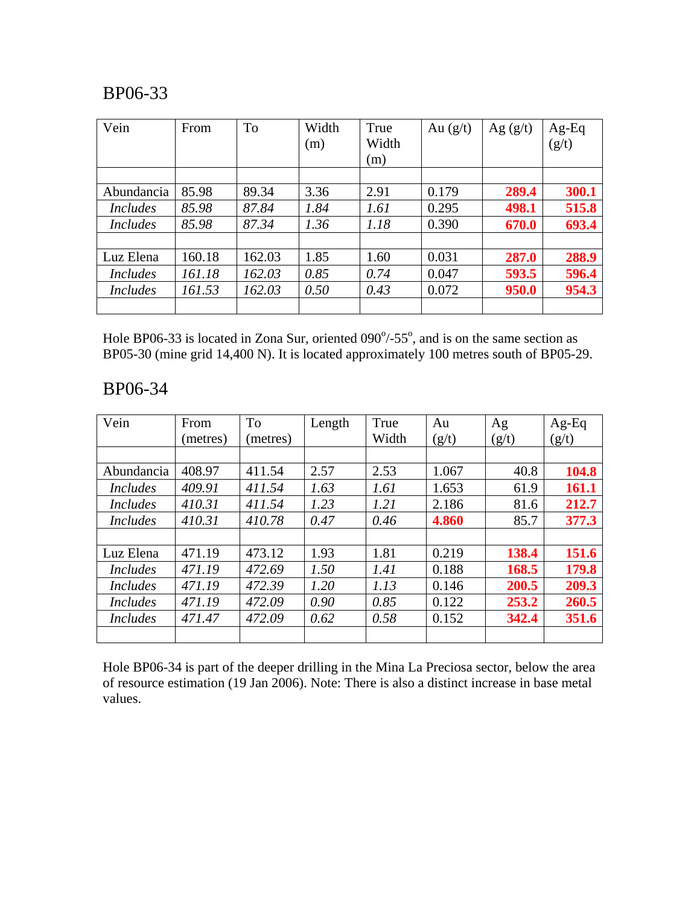## BP06-33

| Vein | From | To | Width (m) | True Width (m) | Au (g/t) | Ag (g/t) | Ag-Eq (g/t) |
|---|---|---|---|---|---|---|---|
| | | | | | | | |
| Abundancia | 85.98 | 89.34 | 3.36 | 2.91 | 0.179 | **289.4** | **300.1** |
| *Includes* | *85.98* | *87.84* | *1.84* | *1.61* | 0.295 | **498.1** | **515.8** |
| *Includes* | *85.98* | *87.34* | *1.36* | *1.18* | 0.390 | **670.0** | **693.4** |
| | | | | | | | |
| Luz Elena | 160.18 | 162.03 | 1.85 | 1.60 | 0.031 | **287.0** | **288.9** |
| *Includes* | *161.18* | *162.03* | *0.85* | *0.74* | 0.047 | **593.5** | **596.4** |
| *Includes* | *161.53* | *162.03* | *0.50* | *0.43* | 0.072 | **950.0** | **954.3** |
| | | | | | | | |

Hole BP06-33 is located in Zona Sur, oriented 090°/-55°, and is on the same section as BP05-30 (mine grid 14,400 N). It is located approximately 100 metres south of BP05-29.

## BP06-34

| Vein | From (metres) | To (metres) | Length | True Width | Au (g/t) | Ag (g/t) | Ag-Eq (g/t) |
|---|---|---|---|---|---|---|---|
| | | | | | | | |
| Abundancia | 408.97 | 411.54 | 2.57 | 2.53 | 1.067 | 40.8 | **104.8** |
| *Includes* | *409.91* | *411.54* | *1.63* | *1.61* | 1.653 | 61.9 | **161.1** |
| *Includes* | *410.31* | *411.54* | *1.23* | *1.21* | 2.186 | 81.6 | **212.7** |
| *Includes* | *410.31* | *410.78* | *0.47* | *0.46* | **4.860** | 85.7 | **377.3** |
| | | | | | | | |
| Luz Elena | 471.19 | 473.12 | 1.93 | 1.81 | 0.219 | **138.4** | **151.6** |
| *Includes* | *471.19* | *472.69* | *1.50* | *1.41* | 0.188 | **168.5** | **179.8** |
| *Includes* | *471.19* | *472.39* | *1.20* | *1.13* | 0.146 | **200.5** | **209.3** |
| *Includes* | *471.19* | *472.09* | *0.90* | *0.85* | 0.122 | **253.2** | **260.5** |
| *Includes* | *471.47* | *472.09* | *0.62* | *0.58* | 0.152 | **342.4** | **351.6** |
| | | | | | | | |

Hole BP06-34 is part of the deeper drilling in the Mina La Preciosa sector, below the area of resource estimation (19 Jan 2006). Note: There is also a distinct increase in base metal values.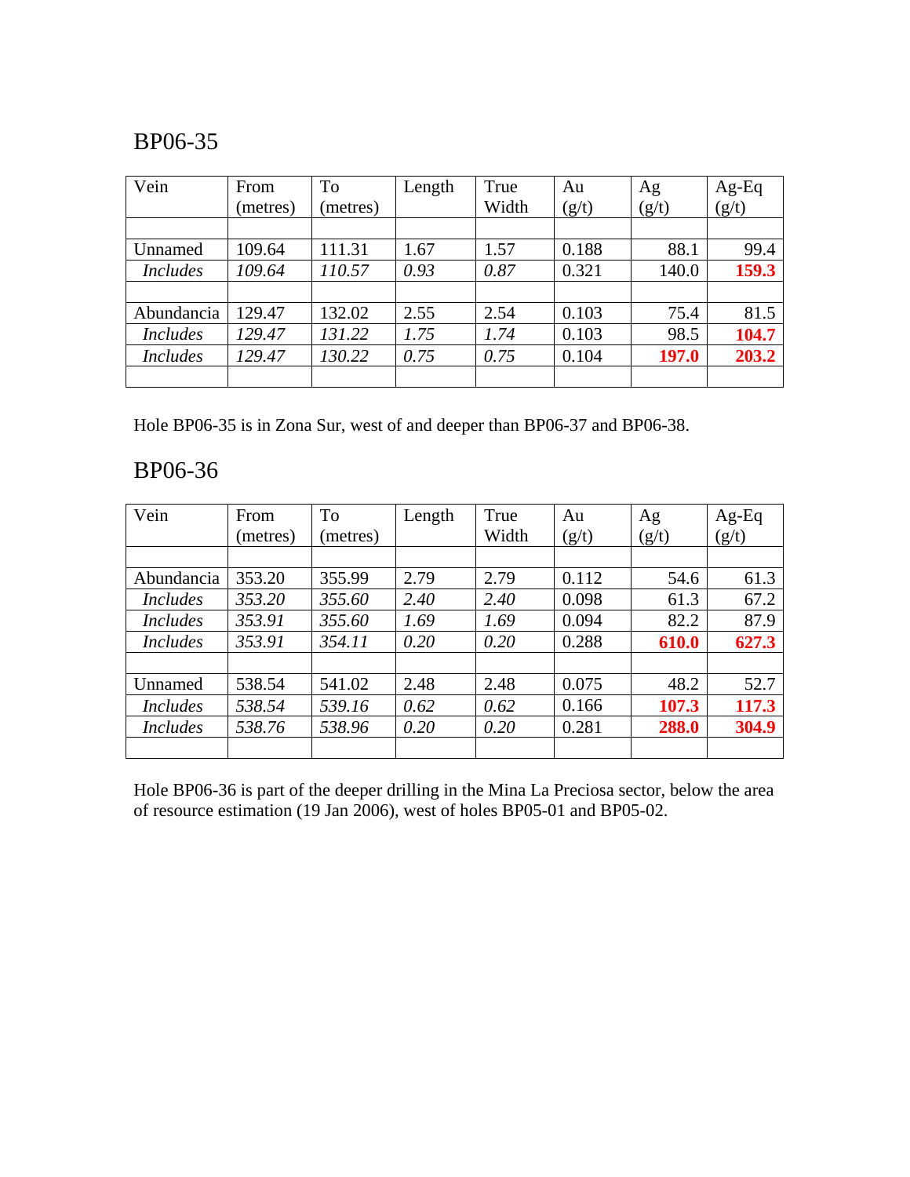## BP06-35

| Vein | From (metres) | To (metres) | Length | True Width | Au (g/t) | Ag (g/t) | Ag-Eq (g/t) |
|---|---|---|---|---|---|---|---|
| | | | | | | | |
| Unnamed | 109.64 | 111.31 | 1.67 | 1.57 | 0.188 | 88.1 | 99.4 |
| *Includes* | *109.64* | *110.57* | *0.93* | *0.87* | 0.321 | 140.0 | **159.3** |
| | | | | | | | |
| Abundancia | 129.47 | 132.02 | 2.55 | 2.54 | 0.103 | 75.4 | 81.5 |
| *Includes* | *129.47* | *131.22* | *1.75* | *1.74* | 0.103 | 98.5 | **104.7** |
| *Includes* | *129.47* | *130.22* | *0.75* | *0.75* | 0.104 | **197.0** | **203.2** |
| | | | | | | | |

Hole BP06-35 is in Zona Sur, west of and deeper than BP06-37 and BP06-38.

## BP06-36

| Vein | From (metres) | To (metres) | Length | True Width | Au (g/t) | Ag (g/t) | Ag-Eq (g/t) |
|---|---|---|---|---|---|---|---|
| | | | | | | | |
| Abundancia | 353.20 | 355.99 | 2.79 | 2.79 | 0.112 | 54.6 | 61.3 |
| *Includes* | *353.20* | *355.60* | *2.40* | *2.40* | 0.098 | 61.3 | 67.2 |
| *Includes* | *353.91* | *355.60* | *1.69* | *1.69* | 0.094 | 82.2 | 87.9 |
| *Includes* | *353.91* | *354.11* | *0.20* | *0.20* | 0.288 | **610.0** | **627.3** |
| | | | | | | | |
| Unnamed | 538.54 | 541.02 | 2.48 | 2.48 | 0.075 | 48.2 | 52.7 |
| *Includes* | *538.54* | *539.16* | *0.62* | *0.62* | 0.166 | **107.3** | **117.3** |
| *Includes* | *538.76* | *538.96* | *0.20* | *0.20* | 0.281 | **288.0** | **304.9** |
| | | | | | | | |

Hole BP06-36 is part of the deeper drilling in the Mina La Preciosa sector, below the area of resource estimation (19 Jan 2006), west of holes BP05-01 and BP05-02.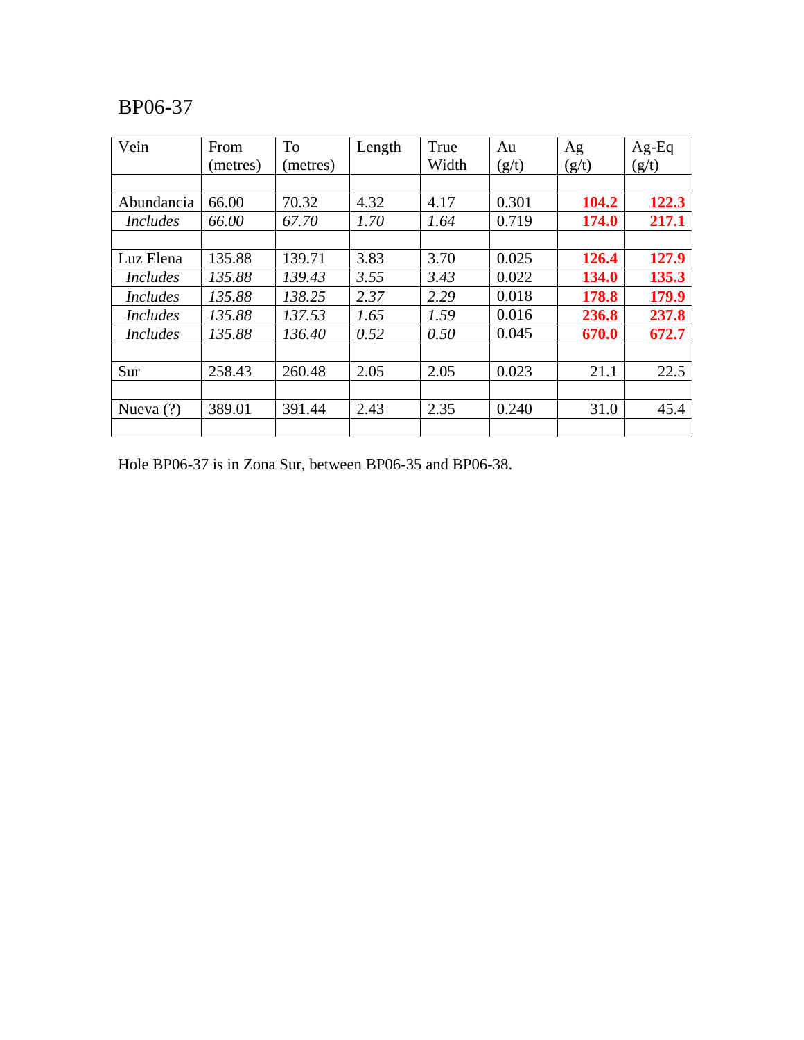# BP06-37

| Vein | From (metres) | To (metres) | Length | True Width | Au (g/t) | Ag (g/t) | Ag-Eq (g/t) |
|---|---|---|---|---|---|---|---|
| | | | | | | | |
| Abundancia | 66.00 | 70.32 | 4.32 | 4.17 | 0.301 | **104.2** | **122.3** |
| *Includes* | *66.00* | *67.70* | *1.70* | *1.64* | 0.719 | **174.0** | **217.1** |
| | | | | | | | |
| Luz Elena | 135.88 | 139.71 | 3.83 | 3.70 | 0.025 | **126.4** | **127.9** |
| *Includes* | *135.88* | *139.43* | *3.55* | *3.43* | 0.022 | **134.0** | **135.3** |
| *Includes* | *135.88* | *138.25* | *2.37* | *2.29* | 0.018 | **178.8** | **179.9** |
| *Includes* | *135.88* | *137.53* | *1.65* | *1.59* | 0.016 | **236.8** | **237.8** |
| *Includes* | *135.88* | *136.40* | *0.52* | *0.50* | 0.045 | **670.0** | **672.7** |
| | | | | | | | |
| Sur | 258.43 | 260.48 | 2.05 | 2.05 | 0.023 | 21.1 | 22.5 |
| | | | | | | | |
| Nueva (?) | 389.01 | 391.44 | 2.43 | 2.35 | 0.240 | 31.0 | 45.4 |
| | | | | | | | |

Hole BP06-37 is in Zona Sur, between BP06-35 and BP06-38.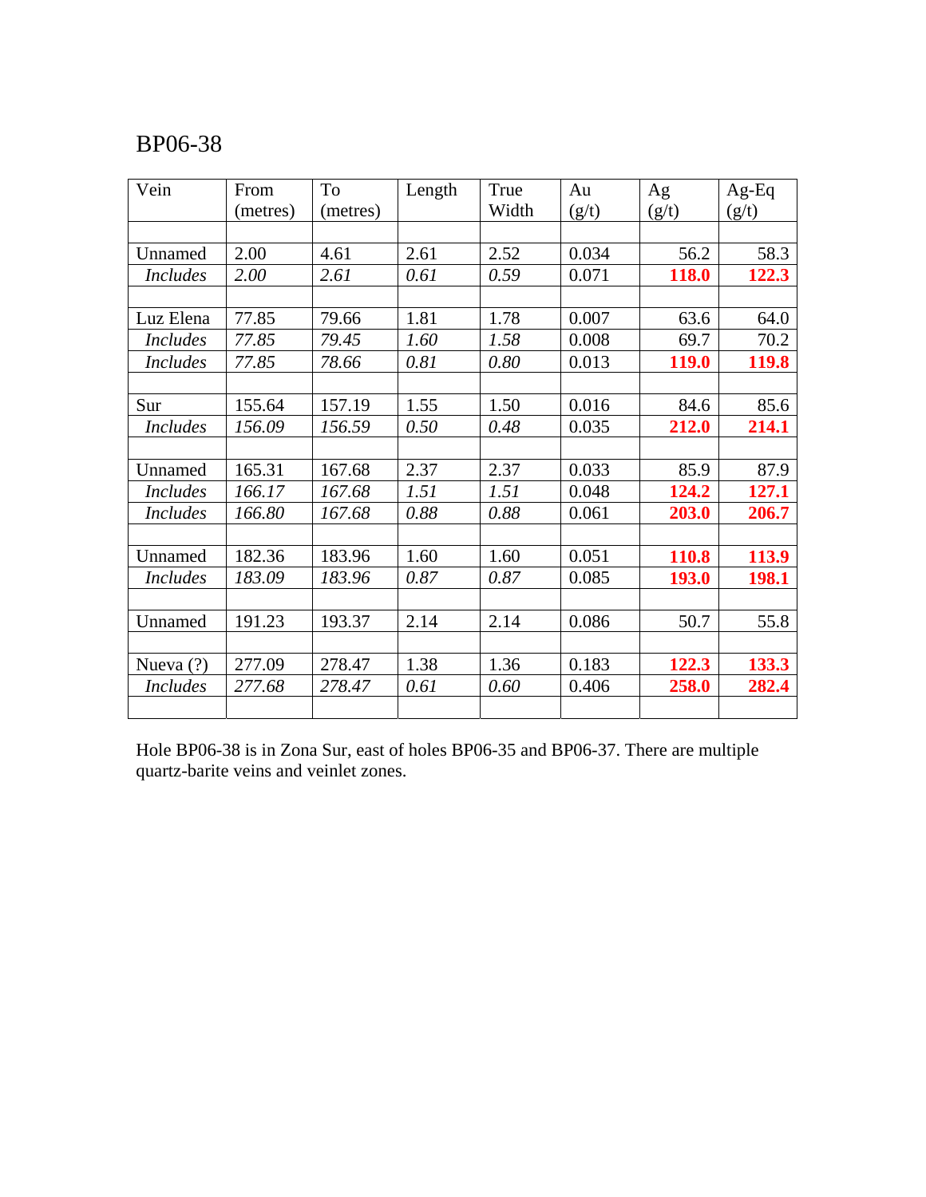# BP06-38

| Vein | From (metres) | To (metres) | Length | True Width | Au (g/t) | Ag (g/t) | Ag-Eq (g/t) |
|---|---|---|---|---|---|---|---|
| | | | | | | | |
| Unnamed | 2.00 | 4.61 | 2.61 | 2.52 | 0.034 | 56.2 | 58.3 |
| *Includes* | *2.00* | *2.61* | *0.61* | *0.59* | 0.071 | **118.0** | **122.3** |
| | | | | | | | |
| Luz Elena | 77.85 | 79.66 | 1.81 | 1.78 | 0.007 | 63.6 | 64.0 |
| *Includes* | *77.85* | *79.45* | *1.60* | *1.58* | 0.008 | 69.7 | 70.2 |
| *Includes* | *77.85* | *78.66* | *0.81* | *0.80* | 0.013 | **119.0** | **119.8** |
| | | | | | | | |
| Sur | 155.64 | 157.19 | 1.55 | 1.50 | 0.016 | 84.6 | 85.6 |
| *Includes* | *156.09* | *156.59* | *0.50* | *0.48* | 0.035 | **212.0** | **214.1** |
| | | | | | | | |
| Unnamed | 165.31 | 167.68 | 2.37 | 2.37 | 0.033 | 85.9 | 87.9 |
| *Includes* | *166.17* | *167.68* | *1.51* | *1.51* | 0.048 | **124.2** | **127.1** |
| *Includes* | *166.80* | *167.68* | *0.88* | *0.88* | 0.061 | **203.0** | **206.7** |
| | | | | | | | |
| Unnamed | 182.36 | 183.96 | 1.60 | 1.60 | 0.051 | **110.8** | **113.9** |
| *Includes* | *183.09* | *183.96* | *0.87* | *0.87* | 0.085 | **193.0** | **198.1** |
| | | | | | | | |
| Unnamed | 191.23 | 193.37 | 2.14 | 2.14 | 0.086 | 50.7 | 55.8 |
| | | | | | | | |
| Nueva (?) | 277.09 | 278.47 | 1.38 | 1.36 | 0.183 | **122.3** | **133.3** |
| *Includes* | *277.68* | *278.47* | *0.61* | *0.60* | 0.406 | **258.0** | **282.4** |
| | | | | | | | |

Hole BP06-38 is in Zona Sur, east of holes BP06-35 and BP06-37. There are multiple quartz-barite veins and veinlet zones.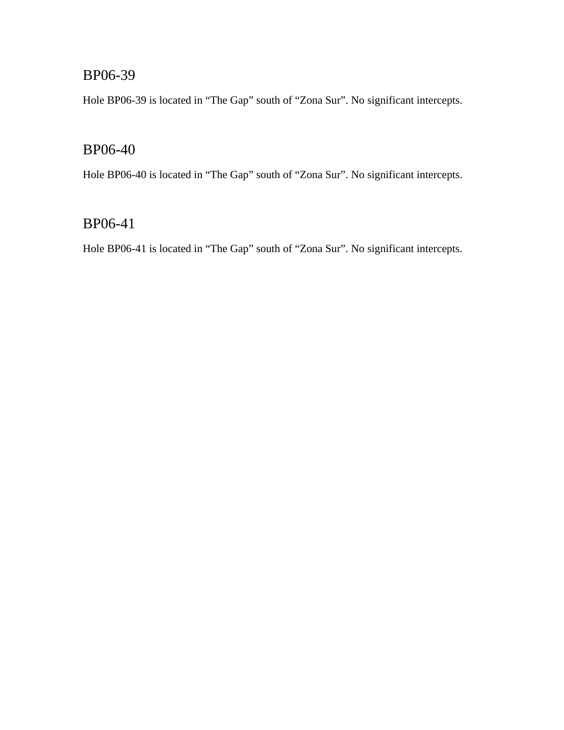## BP06-39

Hole BP06-39 is located in “The Gap” south of “Zona Sur”. No significant intercepts.

## BP06-40

Hole BP06-40 is located in “The Gap” south of “Zona Sur”. No significant intercepts.

## BP06-41

Hole BP06-41 is located in “The Gap” south of “Zona Sur”. No significant intercepts.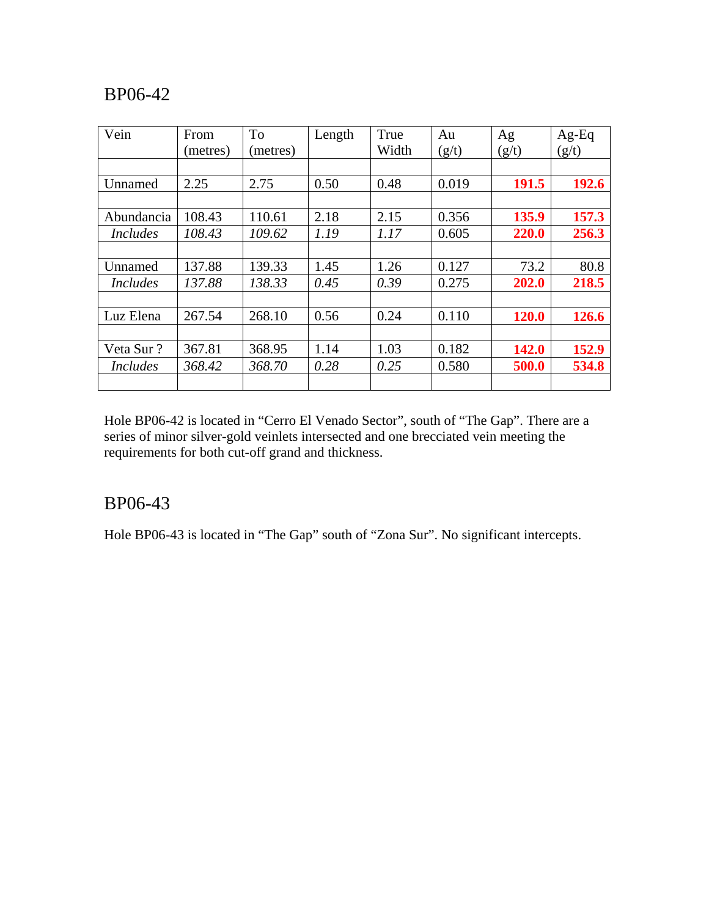## BP06-42

| Vein | From (metres) | To (metres) | Length | True Width | Au (g/t) | Ag (g/t) | Ag-Eq (g/t) |
|---|---|---|---|---|---|---|---|
| | | | | | | | |
| Unnamed | 2.25 | 2.75 | 0.50 | 0.48 | 0.019 | **191.5** | **192.6** |
| | | | | | | | |
| Abundancia | 108.43 | 110.61 | 2.18 | 2.15 | 0.356 | **135.9** | **157.3** |
| *Includes* | *108.43* | *109.62* | *1.19* | *1.17* | 0.605 | **220.0** | **256.3** |
| | | | | | | | |
| Unnamed | 137.88 | 139.33 | 1.45 | 1.26 | 0.127 | 73.2 | 80.8 |
| *Includes* | *137.88* | *138.33* | *0.45* | *0.39* | 0.275 | **202.0** | **218.5** |
| | | | | | | | |
| Luz Elena | 267.54 | 268.10 | 0.56 | 0.24 | 0.110 | **120.0** | **126.6** |
| | | | | | | | |
| Veta Sur ? | 367.81 | 368.95 | 1.14 | 1.03 | 0.182 | **142.0** | **152.9** |
| *Includes* | *368.42* | *368.70* | *0.28* | *0.25* | 0.580 | **500.0** | **534.8** |
| | | | | | | | |

Hole BP06-42 is located in "Cerro El Venado Sector", south of "The Gap". There are a series of minor silver-gold veinlets intersected and one brecciated vein meeting the requirements for both cut-off grand and thickness.

## BP06-43

Hole BP06-43 is located in "The Gap" south of "Zona Sur". No significant intercepts.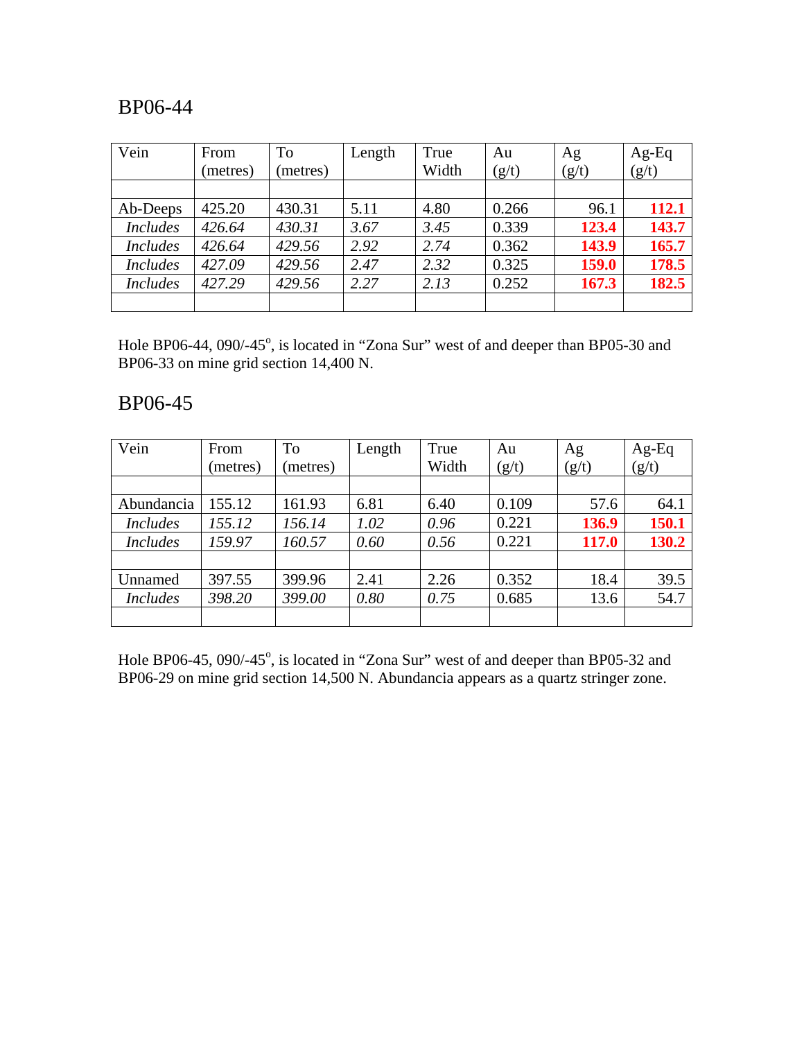## BP06-44

| Vein | From (metres) | To (metres) | Length | True Width | Au (g/t) | Ag (g/t) | Ag-Eq (g/t) |
|---|---|---|---|---|---|---|---|
| | | | | | | | |
| Ab-Deeps | 425.20 | 430.31 | 5.11 | 4.80 | 0.266 | 96.1 | **112.1** |
| *Includes* | *426.64* | *430.31* | *3.67* | *3.45* | 0.339 | **123.4** | **143.7** |
| *Includes* | *426.64* | *429.56* | *2.92* | *2.74* | 0.362 | **143.9** | **165.7** |
| *Includes* | *427.09* | *429.56* | *2.47* | *2.32* | 0.325 | **159.0** | **178.5** |
| *Includes* | *427.29* | *429.56* | *2.27* | *2.13* | 0.252 | **167.3** | **182.5** |
| | | | | | | | |

Hole BP06-44, 090/-45°, is located in "Zona Sur" west of and deeper than BP05-30 and BP06-33 on mine grid section 14,400 N.

## BP06-45

| Vein | From (metres) | To (metres) | Length | True Width | Au (g/t) | Ag (g/t) | Ag-Eq (g/t) |
|---|---|---|---|---|---|---|---|
| | | | | | | | |
| Abundancia | 155.12 | 161.93 | 6.81 | 6.40 | 0.109 | 57.6 | 64.1 |
| *Includes* | *155.12* | *156.14* | *1.02* | *0.96* | 0.221 | **136.9** | **150.1** |
| *Includes* | *159.97* | *160.57* | *0.60* | *0.56* | 0.221 | **117.0** | **130.2** |
| | | | | | | | |
| Unnamed | 397.55 | 399.96 | 2.41 | 2.26 | 0.352 | 18.4 | 39.5 |
| *Includes* | *398.20* | *399.00* | *0.80* | *0.75* | 0.685 | 13.6 | 54.7 |
| | | | | | | | |

Hole BP06-45, 090/-45°, is located in "Zona Sur" west of and deeper than BP05-32 and BP06-29 on mine grid section 14,500 N. Abundancia appears as a quartz stringer zone.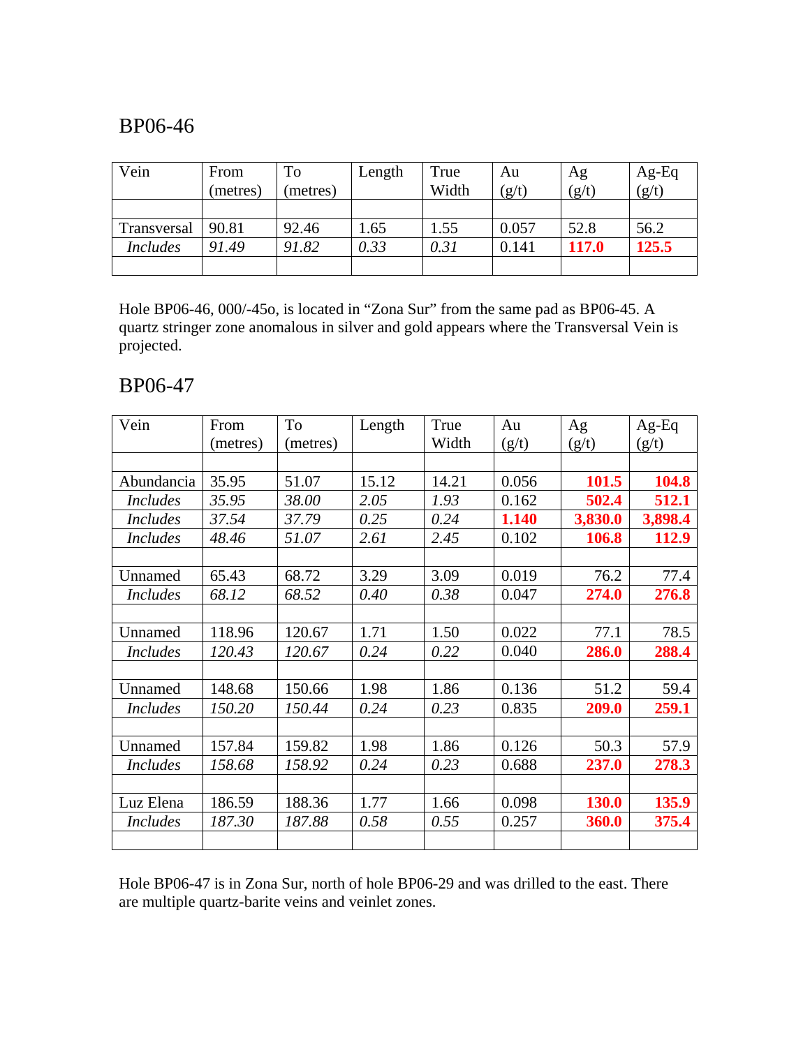## BP06-46

| Vein | From (metres) | To (metres) | Length | True Width | Au (g/t) | Ag (g/t) | Ag-Eq (g/t) |
|---|---|---|---|---|---|---|---|
| | | | | | | | |
| Transversal | 90.81 | 92.46 | 1.65 | 1.55 | 0.057 | 52.8 | 56.2 |
| *Includes* | *91.49* | *91.82* | *0.33* | *0.31* | 0.141 | **117.0** | **125.5** |
| | | | | | | | |

Hole BP06-46, 000/-45o, is located in "Zona Sur" from the same pad as BP06-45. A quartz stringer zone anomalous in silver and gold appears where the Transversal Vein is projected.

## BP06-47

| Vein | From (metres) | To (metres) | Length | True Width | Au (g/t) | Ag (g/t) | Ag-Eq (g/t) |
|---|---|---|---|---|---|---|---|
| | | | | | | | |
| Abundancia | 35.95 | 51.07 | 15.12 | 14.21 | 0.056 | **101.5** | **104.8** |
| *Includes* | *35.95* | *38.00* | *2.05* | *1.93* | 0.162 | **502.4** | **512.1** |
| *Includes* | *37.54* | *37.79* | *0.25* | *0.24* | **1.140** | **3,830.0** | **3,898.4** |
| *Includes* | *48.46* | *51.07* | *2.61* | *2.45* | 0.102 | **106.8** | **112.9** |
| | | | | | | | |
| Unnamed | 65.43 | 68.72 | 3.29 | 3.09 | 0.019 | 76.2 | 77.4 |
| *Includes* | *68.12* | *68.52* | *0.40* | *0.38* | 0.047 | **274.0** | **276.8** |
| | | | | | | | |
| Unnamed | 118.96 | 120.67 | 1.71 | 1.50 | 0.022 | 77.1 | 78.5 |
| *Includes* | *120.43* | *120.67* | *0.24* | *0.22* | 0.040 | **286.0** | **288.4** |
| | | | | | | | |
| Unnamed | 148.68 | 150.66 | 1.98 | 1.86 | 0.136 | 51.2 | 59.4 |
| *Includes* | *150.20* | *150.44* | *0.24* | *0.23* | 0.835 | **209.0** | **259.1** |
| | | | | | | | |
| Unnamed | 157.84 | 159.82 | 1.98 | 1.86 | 0.126 | 50.3 | 57.9 |
| *Includes* | *158.68* | *158.92* | *0.24* | *0.23* | 0.688 | **237.0** | **278.3** |
| | | | | | | | |
| Luz Elena | 186.59 | 188.36 | 1.77 | 1.66 | 0.098 | **130.0** | **135.9** |
| *Includes* | *187.30* | *187.88* | *0.58* | *0.55* | 0.257 | **360.0** | **375.4** |
| | | | | | | | |

Hole BP06-47 is in Zona Sur, north of hole BP06-29 and was drilled to the east. There are multiple quartz-barite veins and veinlet zones.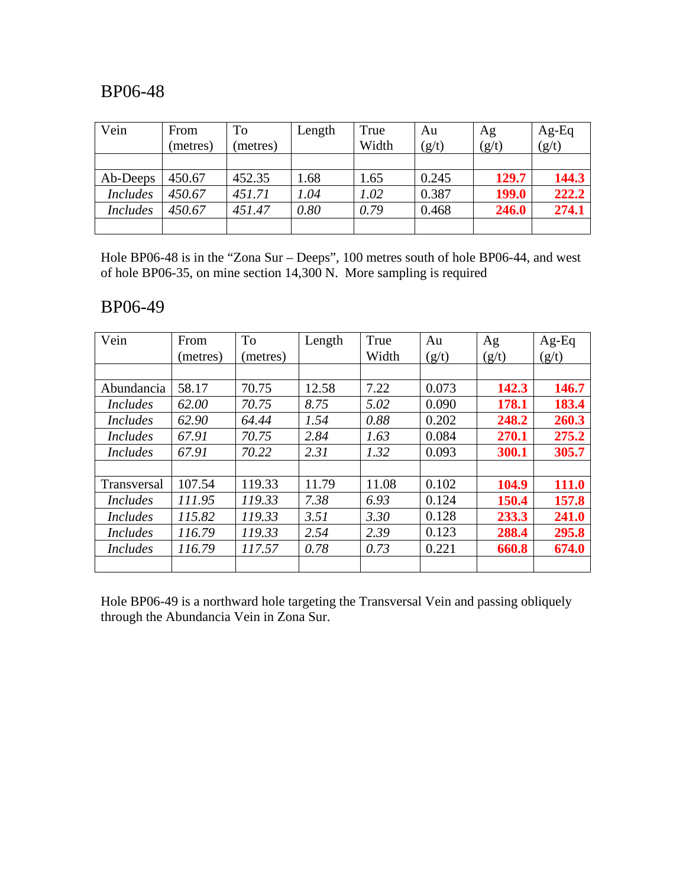## BP06-48

| Vein | From (metres) | To (metres) | Length | True Width | Au (g/t) | Ag (g/t) | Ag-Eq (g/t) |
|---|---|---|---|---|---|---|---|
| | | | | | | | |
| Ab-Deeps | 450.67 | 452.35 | 1.68 | 1.65 | 0.245 | **129.7** | **144.3** |
| *Includes* | *450.67* | *451.71* | *1.04* | *1.02* | 0.387 | **199.0** | **222.2** |
| *Includes* | *450.67* | *451.47* | *0.80* | *0.79* | 0.468 | **246.0** | **274.1** |
| | | | | | | | |

Hole BP06-48 is in the "Zona Sur – Deeps", 100 metres south of hole BP06-44, and west of hole BP06-35, on mine section 14,300 N. More sampling is required

## BP06-49

| Vein | From (metres) | To (metres) | Length | True Width | Au (g/t) | Ag (g/t) | Ag-Eq (g/t) |
|---|---|---|---|---|---|---|---|
| | | | | | | | |
| Abundancia | 58.17 | 70.75 | 12.58 | 7.22 | 0.073 | **142.3** | **146.7** |
| *Includes* | *62.00* | *70.75* | *8.75* | *5.02* | 0.090 | **178.1** | **183.4** |
| *Includes* | *62.90* | *64.44* | *1.54* | *0.88* | 0.202 | **248.2** | **260.3** |
| *Includes* | *67.91* | *70.75* | *2.84* | *1.63* | 0.084 | **270.1** | **275.2** |
| *Includes* | *67.91* | *70.22* | *2.31* | *1.32* | 0.093 | **300.1** | **305.7** |
| | | | | | | | |
| Transversal | 107.54 | 119.33 | 11.79 | 11.08 | 0.102 | **104.9** | **111.0** |
| *Includes* | *111.95* | *119.33* | *7.38* | *6.93* | 0.124 | **150.4** | **157.8** |
| *Includes* | *115.82* | *119.33* | *3.51* | *3.30* | 0.128 | **233.3** | **241.0** |
| *Includes* | *116.79* | *119.33* | *2.54* | *2.39* | 0.123 | **288.4** | **295.8** |
| *Includes* | *116.79* | *117.57* | *0.78* | *0.73* | 0.221 | **660.8** | **674.0** |
| | | | | | | | |

Hole BP06-49 is a northward hole targeting the Transversal Vein and passing obliquely through the Abundancia Vein in Zona Sur.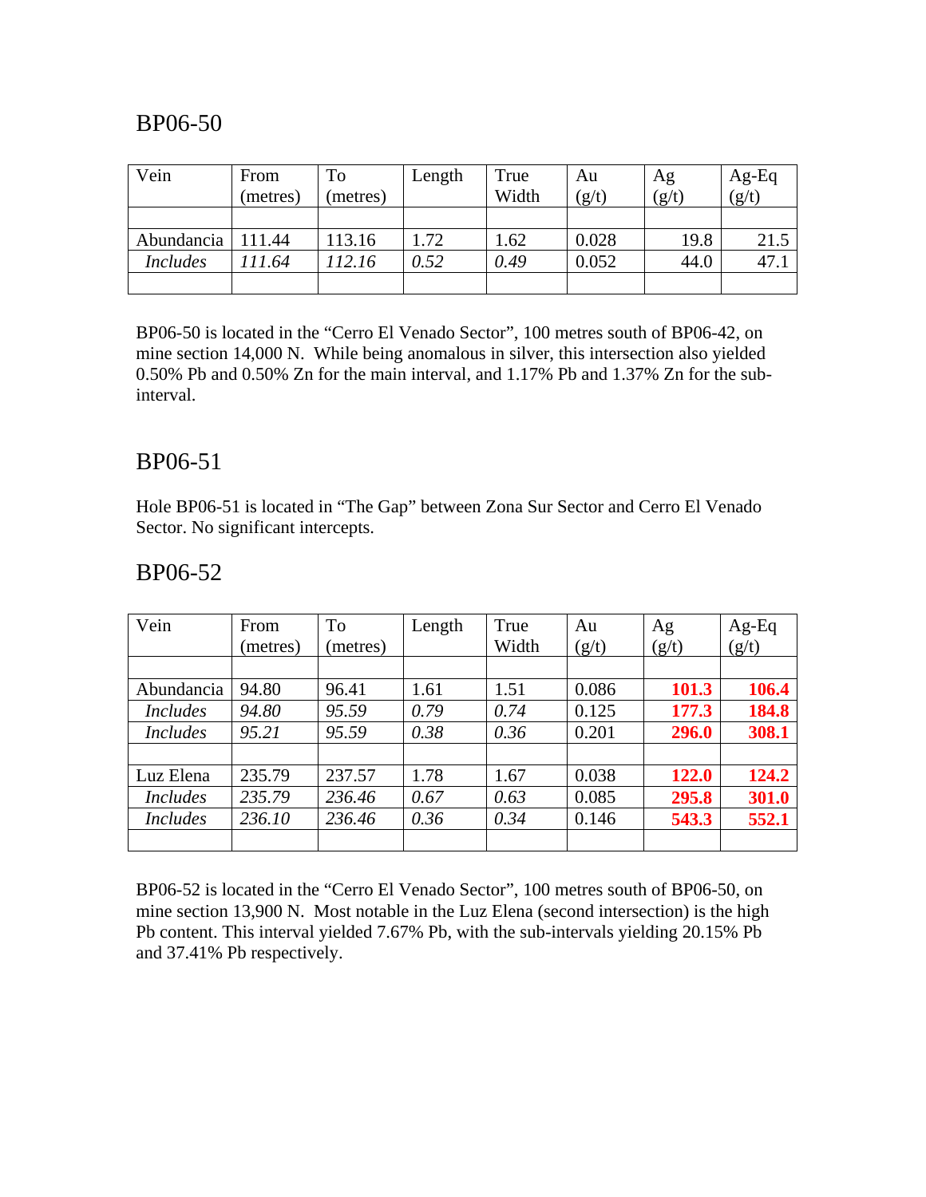## BP06-50

| Vein | From (metres) | To (metres) | Length | True Width | Au (g/t) | Ag (g/t) | Ag-Eq (g/t) |
|---|---|---|---|---|---|---|---|
| | | | | | | | |
| Abundancia | 111.44 | 113.16 | 1.72 | 1.62 | 0.028 | 19.8 | 21.5 |
| *Includes* | *111.64* | *112.16* | *0.52* | *0.49* | 0.052 | 44.0 | 47.1 |
| | | | | | | | |

BP06-50 is located in the "Cerro El Venado Sector", 100 metres south of BP06-42, on mine section 14,000 N. While being anomalous in silver, this intersection also yielded 0.50% Pb and 0.50% Zn for the main interval, and 1.17% Pb and 1.37% Zn for the sub-interval.

## BP06-51

Hole BP06-51 is located in "The Gap" between Zona Sur Sector and Cerro El Venado Sector. No significant intercepts.

## BP06-52

| Vein | From (metres) | To (metres) | Length | True Width | Au (g/t) | Ag (g/t) | Ag-Eq (g/t) |
|---|---|---|---|---|---|---|---|
| | | | | | | | |
| Abundancia | 94.80 | 96.41 | 1.61 | 1.51 | 0.086 | **101.3** | **106.4** |
| *Includes* | *94.80* | *95.59* | *0.79* | *0.74* | 0.125 | **177.3** | **184.8** |
| *Includes* | *95.21* | *95.59* | *0.38* | *0.36* | 0.201 | **296.0** | **308.1** |
| | | | | | | | |
| Luz Elena | 235.79 | 237.57 | 1.78 | 1.67 | 0.038 | **122.0** | **124.2** |
| *Includes* | *235.79* | *236.46* | *0.67* | *0.63* | 0.085 | **295.8** | **301.0** |
| *Includes* | *236.10* | *236.46* | *0.36* | *0.34* | 0.146 | **543.3** | **552.1** |
| | | | | | | | |

BP06-52 is located in the "Cerro El Venado Sector", 100 metres south of BP06-50, on mine section 13,900 N. Most notable in the Luz Elena (second intersection) is the high Pb content. This interval yielded 7.67% Pb, with the sub-intervals yielding 20.15% Pb and 37.41% Pb respectively.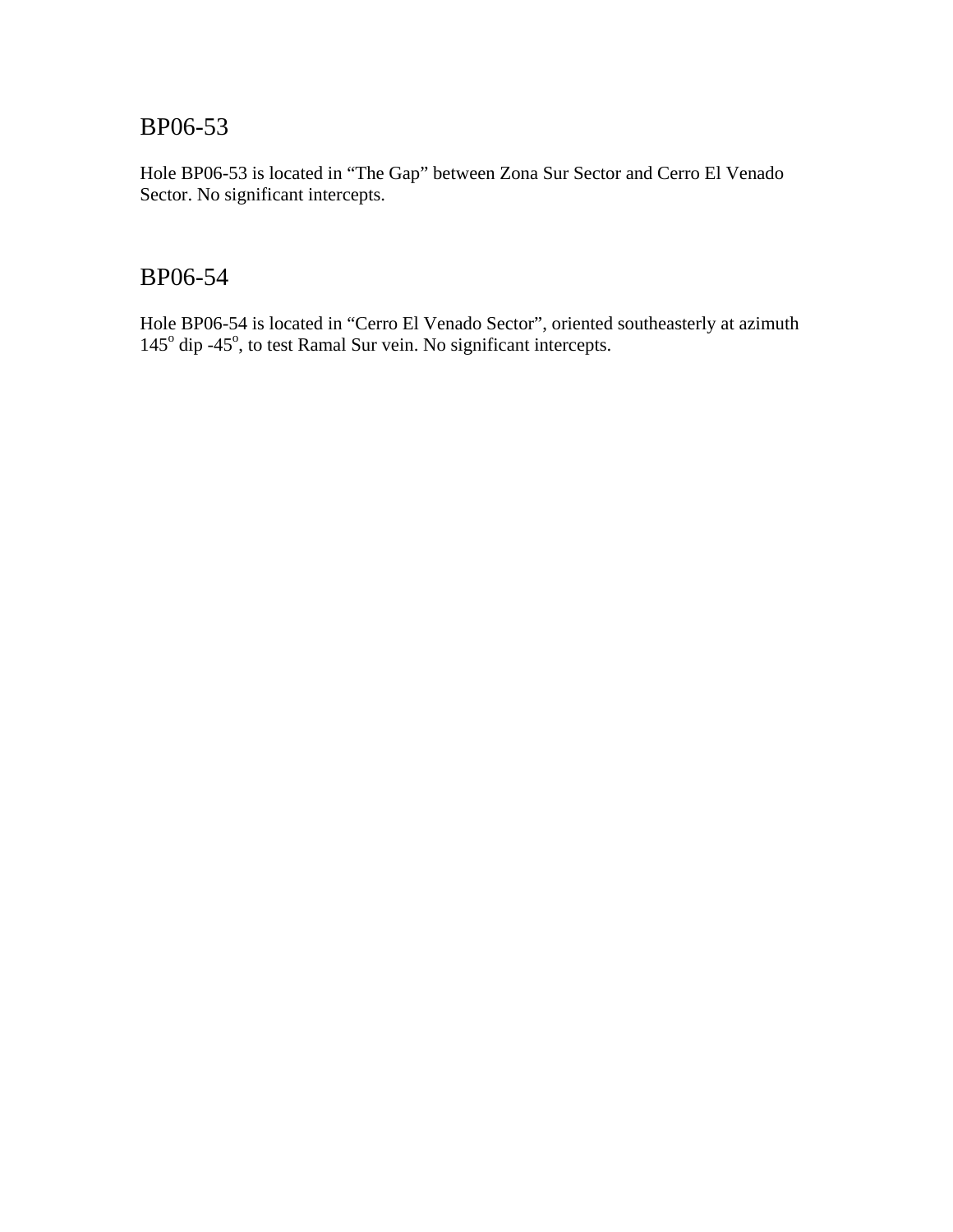## BP06-53

Hole BP06-53 is located in “The Gap” between Zona Sur Sector and Cerro El Venado Sector. No significant intercepts.

## BP06-54

Hole BP06-54 is located in “Cerro El Venado Sector”, oriented southeasterly at azimuth 145° dip -45°, to test Ramal Sur vein. No significant intercepts.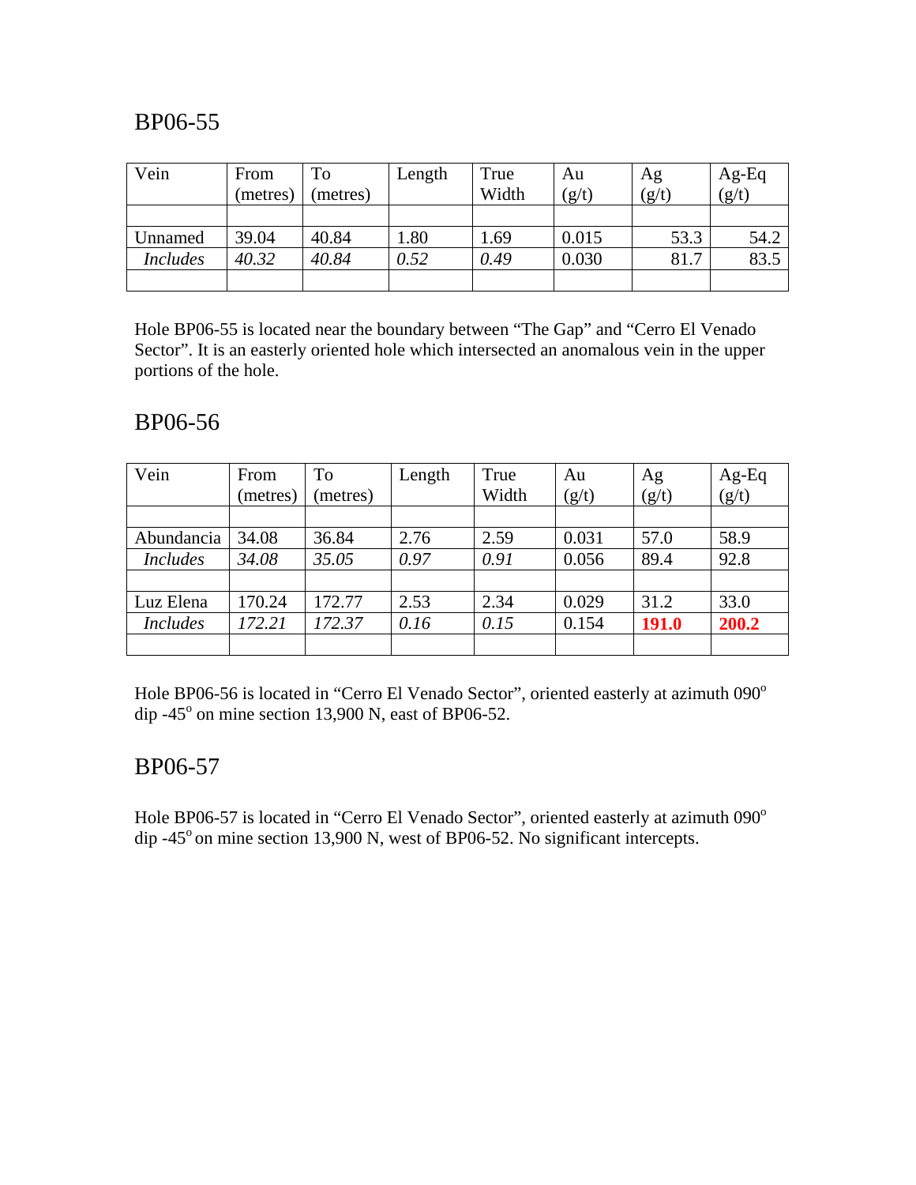## BP06-55

| Vein | From (metres) | To (metres) | Length | True Width | Au (g/t) | Ag (g/t) | Ag-Eq (g/t) |
|---|---|---|---|---|---|---|---|
| | | | | | | | |
| Unnamed | 39.04 | 40.84 | 1.80 | 1.69 | 0.015 | 53.3 | 54.2 |
| *Includes* | *40.32* | *40.84* | *0.52* | *0.49* | 0.030 | 81.7 | 83.5 |
| | | | | | | | |

Hole BP06-55 is located near the boundary between "The Gap" and "Cerro El Venado Sector". It is an easterly oriented hole which intersected an anomalous vein in the upper portions of the hole.

## BP06-56

| Vein | From (metres) | To (metres) | Length | True Width | Au (g/t) | Ag (g/t) | Ag-Eq (g/t) |
|---|---|---|---|---|---|---|---|
| | | | | | | | |
| Abundancia | 34.08 | 36.84 | 2.76 | 2.59 | 0.031 | 57.0 | 58.9 |
| *Includes* | *34.08* | *35.05* | *0.97* | *0.91* | 0.056 | 89.4 | 92.8 |
| | | | | | | | |
| Luz Elena | 170.24 | 172.77 | 2.53 | 2.34 | 0.029 | 31.2 | 33.0 |
| *Includes* | *172.21* | *172.37* | *0.16* | *0.15* | 0.154 | **191.0** | **200.2** |
| | | | | | | | |

Hole BP06-56 is located in "Cerro El Venado Sector", oriented easterly at azimuth 090$^{o}$ dip -45$^{o}$ on mine section 13,900 N, east of BP06-52.

## BP06-57

Hole BP06-57 is located in "Cerro El Venado Sector", oriented easterly at azimuth 090$^{o}$ dip -45$^{o}$ on mine section 13,900 N, west of BP06-52. No significant intercepts.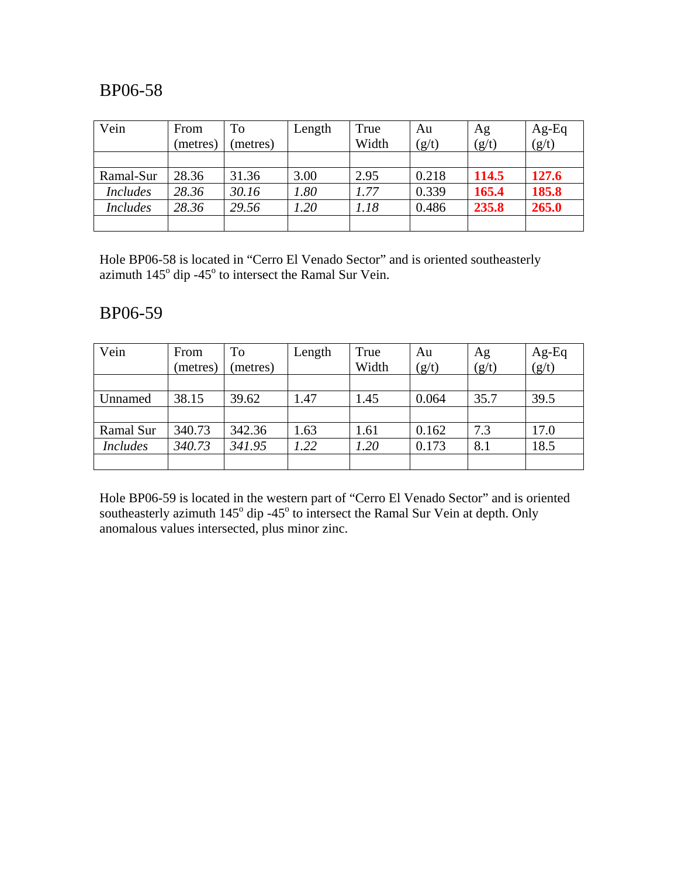## BP06-58

| Vein | From (metres) | To (metres) | Length | True Width | Au (g/t) | Ag (g/t) | Ag-Eq (g/t) |
|---|---|---|---|---|---|---|---|
| | | | | | | | |
| Ramal-Sur | 28.36 | 31.36 | 3.00 | 2.95 | 0.218 | **114.5** | **127.6** |
| *Includes* | *28.36* | *30.16* | *1.80* | *1.77* | 0.339 | **165.4** | **185.8** |
| *Includes* | *28.36* | *29.56* | *1.20* | *1.18* | 0.486 | **235.8** | **265.0** |
| | | | | | | | |

Hole BP06-58 is located in "Cerro El Venado Sector" and is oriented southeasterly azimuth 145° dip -45° to intersect the Ramal Sur Vein.

## BP06-59

| Vein | From (metres) | To (metres) | Length | True Width | Au (g/t) | Ag (g/t) | Ag-Eq (g/t) |
|---|---|---|---|---|---|---|---|
| | | | | | | | |
| Unnamed | 38.15 | 39.62 | 1.47 | 1.45 | 0.064 | 35.7 | 39.5 |
| | | | | | | | |
| Ramal Sur | 340.73 | 342.36 | 1.63 | 1.61 | 0.162 | 7.3 | 17.0 |
| *Includes* | *340.73* | *341.95* | *1.22* | *1.20* | 0.173 | 8.1 | 18.5 |
| | | | | | | | |

Hole BP06-59 is located in the western part of "Cerro El Venado Sector" and is oriented southeasterly azimuth 145° dip -45° to intersect the Ramal Sur Vein at depth. Only anomalous values intersected, plus minor zinc.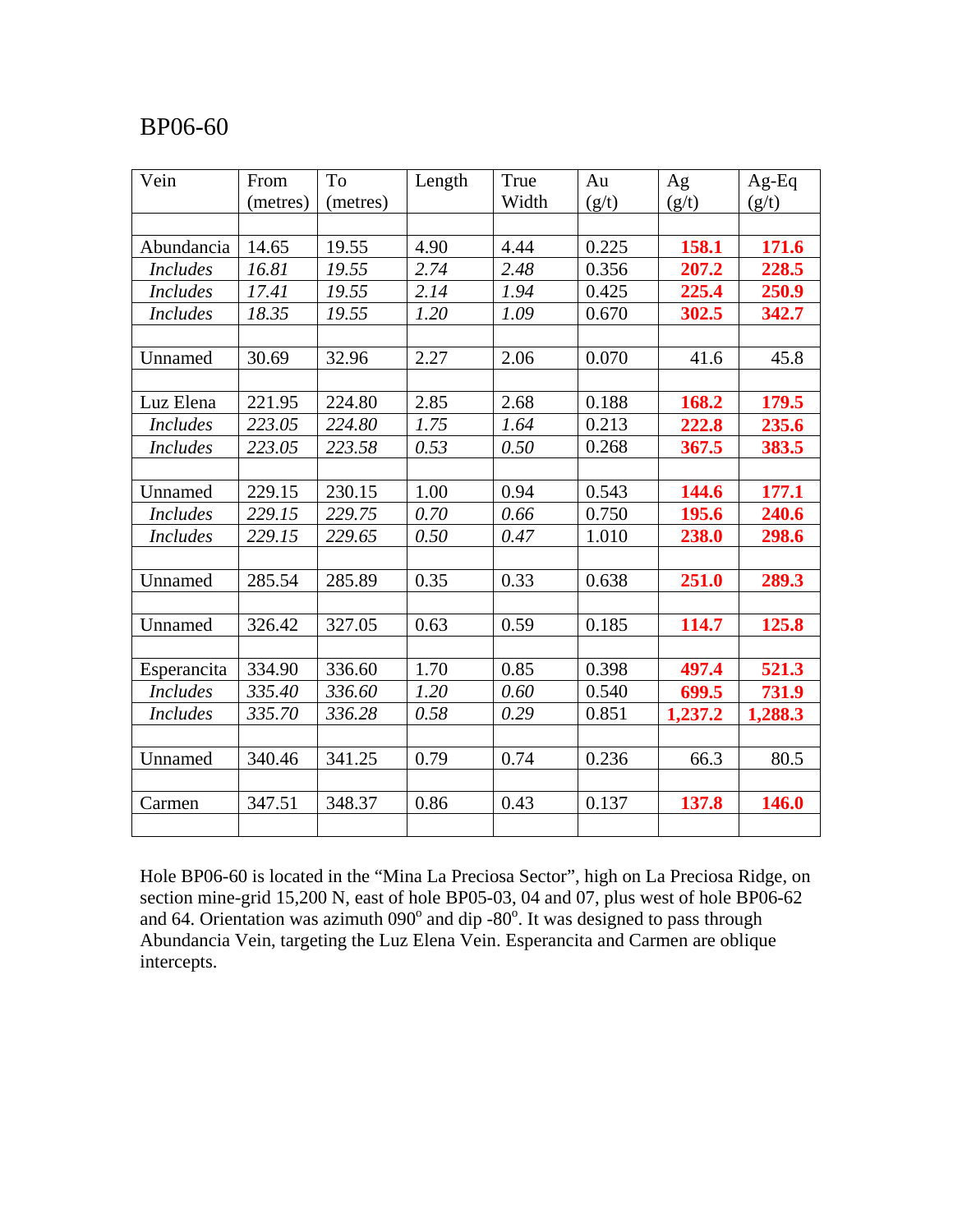BP06-60

| Vein | From (metres) | To (metres) | Length | True Width | Au (g/t) | Ag (g/t) | Ag-Eq (g/t) |
|---|---|---|---|---|---|---|---|
| | | | | | | | |
| Abundancia | 14.65 | 19.55 | 4.90 | 4.44 | 0.225 | **158.1** | **171.6** |
| *Includes* | *16.81* | *19.55* | *2.74* | *2.48* | 0.356 | **207.2** | **228.5** |
| *Includes* | *17.41* | *19.55* | *2.14* | *1.94* | 0.425 | **225.4** | **250.9** |
| *Includes* | *18.35* | *19.55* | *1.20* | *1.09* | 0.670 | **302.5** | **342.7** |
| | | | | | | | |
| Unnamed | 30.69 | 32.96 | 2.27 | 2.06 | 0.070 | 41.6 | 45.8 |
| | | | | | | | |
| Luz Elena | 221.95 | 224.80 | 2.85 | 2.68 | 0.188 | **168.2** | **179.5** |
| *Includes* | *223.05* | *224.80* | *1.75* | *1.64* | 0.213 | **222.8** | **235.6** |
| *Includes* | *223.05* | *223.58* | *0.53* | *0.50* | 0.268 | **367.5** | **383.5** |
| | | | | | | | |
| Unnamed | 229.15 | 230.15 | 1.00 | 0.94 | 0.543 | **144.6** | **177.1** |
| *Includes* | *229.15* | *229.75* | *0.70* | *0.66* | 0.750 | **195.6** | **240.6** |
| *Includes* | *229.15* | *229.65* | *0.50* | *0.47* | 1.010 | **238.0** | **298.6** |
| | | | | | | | |
| Unnamed | 285.54 | 285.89 | 0.35 | 0.33 | 0.638 | **251.0** | **289.3** |
| | | | | | | | |
| Unnamed | 326.42 | 327.05 | 0.63 | 0.59 | 0.185 | **114.7** | **125.8** |
| | | | | | | | |
| Esperancita | 334.90 | 336.60 | 1.70 | 0.85 | 0.398 | **497.4** | **521.3** |
| *Includes* | *335.40* | *336.60* | *1.20* | *0.60* | 0.540 | **699.5** | **731.9** |
| *Includes* | *335.70* | *336.28* | *0.58* | *0.29* | 0.851 | **1,237.2** | **1,288.3** |
| | | | | | | | |
| Unnamed | 340.46 | 341.25 | 0.79 | 0.74 | 0.236 | 66.3 | 80.5 |
| | | | | | | | |
| Carmen | 347.51 | 348.37 | 0.86 | 0.43 | 0.137 | **137.8** | **146.0** |
| | | | | | | | |

Hole BP06-60 is located in the "Mina La Preciosa Sector", high on La Preciosa Ridge, on section mine-grid 15,200 N, east of hole BP05-03, 04 and 07, plus west of hole BP06-62 and 64. Orientation was azimuth 090$^{o}$ and dip -80$^{o}$. It was designed to pass through Abundancia Vein, targeting the Luz Elena Vein. Esperancita and Carmen are oblique intercepts.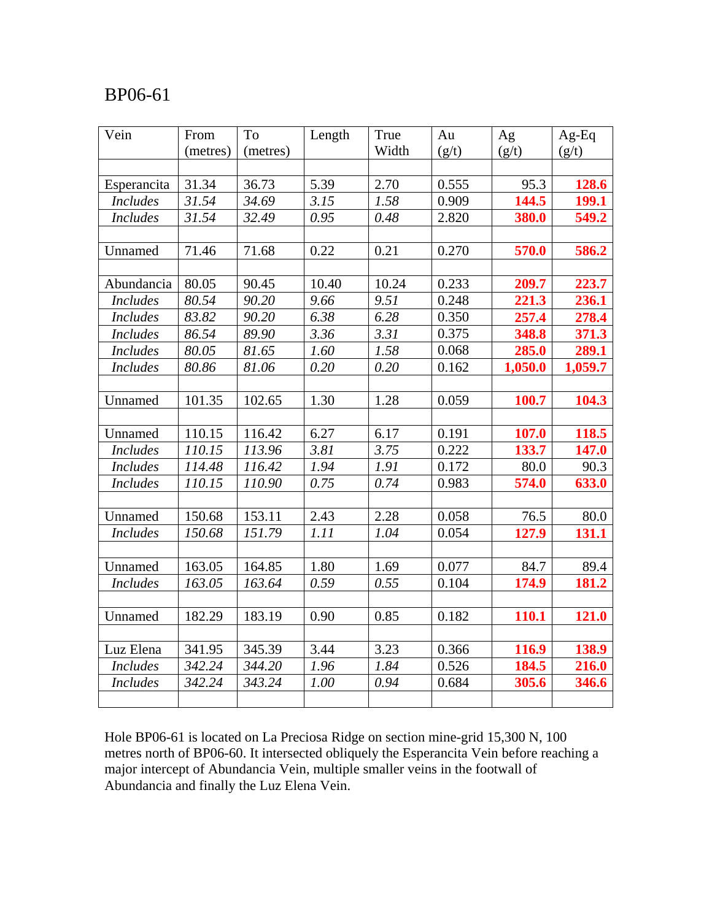BP06-61

| Vein | From (metres) | To (metres) | Length | True Width | Au (g/t) | Ag (g/t) | Ag-Eq (g/t) |
|---|---|---|---|---|---|---|---|
| | | | | | | | |
| Esperancita | 31.34 | 36.73 | 5.39 | 2.70 | 0.555 | 95.3 | **128.6** |
| *Includes* | *31.54* | *34.69* | *3.15* | *1.58* | 0.909 | **144.5** | **199.1** |
| *Includes* | *31.54* | *32.49* | *0.95* | *0.48* | 2.820 | **380.0** | **549.2** |
| | | | | | | | |
| Unnamed | 71.46 | 71.68 | 0.22 | 0.21 | 0.270 | **570.0** | **586.2** |
| | | | | | | | |
| Abundancia | 80.05 | 90.45 | 10.40 | 10.24 | 0.233 | **209.7** | **223.7** |
| *Includes* | *80.54* | *90.20* | *9.66* | *9.51* | 0.248 | **221.3** | **236.1** |
| *Includes* | *83.82* | *90.20* | *6.38* | *6.28* | 0.350 | **257.4** | **278.4** |
| *Includes* | *86.54* | *89.90* | *3.36* | *3.31* | 0.375 | **348.8** | **371.3** |
| *Includes* | *80.05* | *81.65* | *1.60* | *1.58* | 0.068 | **285.0** | **289.1** |
| *Includes* | *80.86* | *81.06* | *0.20* | *0.20* | 0.162 | **1,050.0** | **1,059.7** |
| | | | | | | | |
| Unnamed | 101.35 | 102.65 | 1.30 | 1.28 | 0.059 | **100.7** | **104.3** |
| | | | | | | | |
| Unnamed | 110.15 | 116.42 | 6.27 | 6.17 | 0.191 | **107.0** | **118.5** |
| *Includes* | *110.15* | *113.96* | *3.81* | *3.75* | 0.222 | **133.7** | **147.0** |
| *Includes* | *114.48* | *116.42* | *1.94* | *1.91* | 0.172 | 80.0 | 90.3 |
| *Includes* | *110.15* | *110.90* | *0.75* | *0.74* | 0.983 | **574.0** | **633.0** |
| | | | | | | | |
| Unnamed | 150.68 | 153.11 | 2.43 | 2.28 | 0.058 | 76.5 | 80.0 |
| *Includes* | *150.68* | *151.79* | *1.11* | *1.04* | 0.054 | **127.9** | **131.1** |
| | | | | | | | |
| Unnamed | 163.05 | 164.85 | 1.80 | 1.69 | 0.077 | 84.7 | 89.4 |
| *Includes* | *163.05* | *163.64* | *0.59* | *0.55* | 0.104 | **174.9** | **181.2** |
| | | | | | | | |
| Unnamed | 182.29 | 183.19 | 0.90 | 0.85 | 0.182 | **110.1** | **121.0** |
| | | | | | | | |
| Luz Elena | 341.95 | 345.39 | 3.44 | 3.23 | 0.366 | **116.9** | **138.9** |
| *Includes* | *342.24* | *344.20* | *1.96* | *1.84* | 0.526 | **184.5** | **216.0** |
| *Includes* | *342.24* | *343.24* | *1.00* | *0.94* | 0.684 | **305.6** | **346.6** |
| | | | | | | | |

Hole BP06-61 is located on La Preciosa Ridge on section mine-grid 15,300 N, 100 metres north of BP06-60. It intersected obliquely the Esperancita Vein before reaching a major intercept of Abundancia Vein, multiple smaller veins in the footwall of Abundancia and finally the Luz Elena Vein.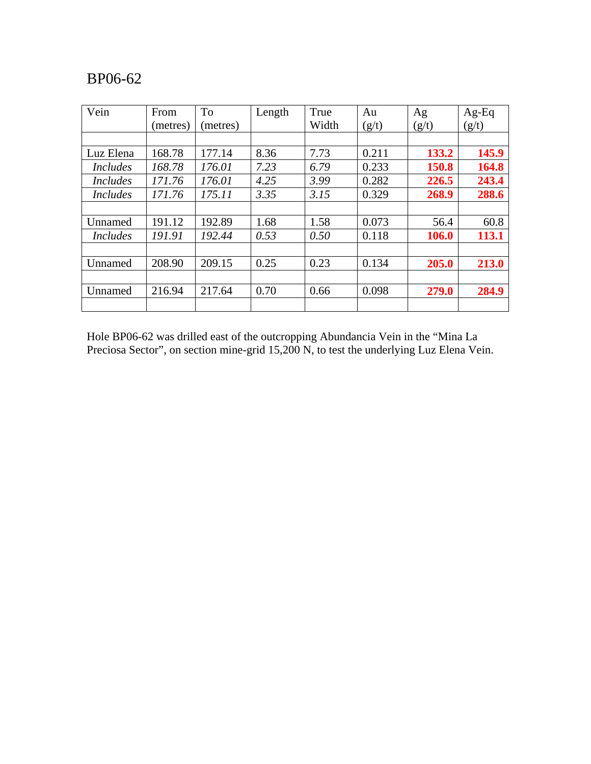# BP06-62

| Vein | From (metres) | To (metres) | Length | True Width | Au (g/t) | Ag (g/t) | Ag-Eq (g/t) |
|---|---|---|---|---|---|---|---|
| | | | | | | | |
| Luz Elena | 168.78 | 177.14 | 8.36 | 7.73 | 0.211 | **133.2** | **145.9** |
| *Includes* | *168.78* | *176.01* | *7.23* | *6.79* | 0.233 | **150.8** | **164.8** |
| *Includes* | *171.76* | *176.01* | *4.25* | *3.99* | 0.282 | **226.5** | **243.4** |
| *Includes* | *171.76* | *175.11* | *3.35* | *3.15* | 0.329 | **268.9** | **288.6** |
| | | | | | | | |
| Unnamed | 191.12 | 192.89 | 1.68 | 1.58 | 0.073 | 56.4 | 60.8 |
| *Includes* | *191.91* | *192.44* | *0.53* | *0.50* | 0.118 | **106.0** | **113.1** |
| | | | | | | | |
| Unnamed | 208.90 | 209.15 | 0.25 | 0.23 | 0.134 | **205.0** | **213.0** |
| | | | | | | | |
| Unnamed | 216.94 | 217.64 | 0.70 | 0.66 | 0.098 | **279.0** | **284.9** |
| | | | | | | | |

Hole BP06-62 was drilled east of the outcropping Abundancia Vein in the "Mina La Preciosa Sector", on section mine-grid 15,200 N, to test the underlying Luz Elena Vein.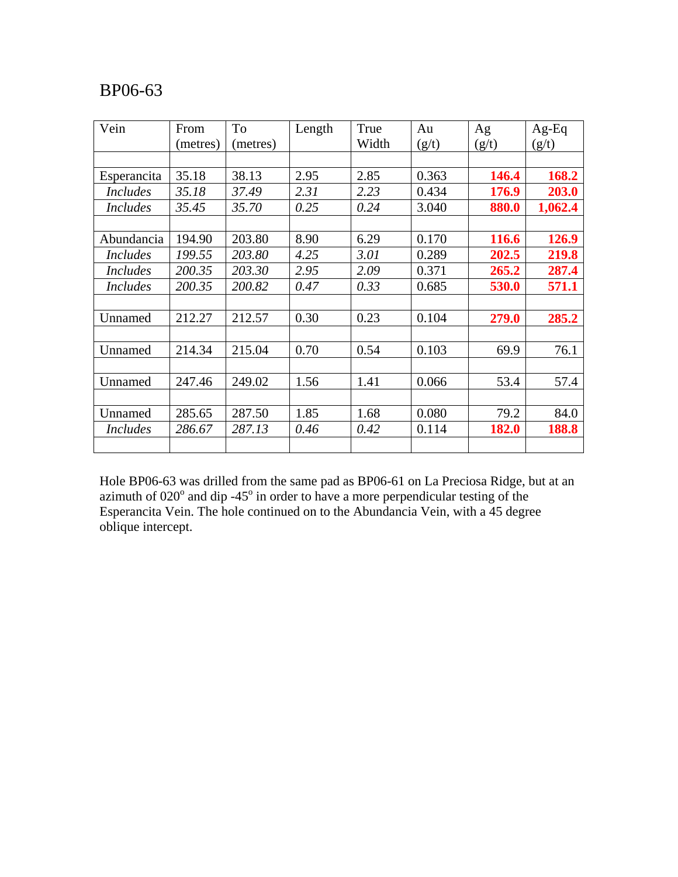# BP06-63

| Vein | From (metres) | To (metres) | Length | True Width | Au (g/t) | Ag (g/t) | Ag-Eq (g/t) |
|---|---|---|---|---|---|---|---|
| | | | | | | | |
| Esperancita | 35.18 | 38.13 | 2.95 | 2.85 | 0.363 | **146.4** | **168.2** |
| *Includes* | *35.18* | *37.49* | *2.31* | *2.23* | 0.434 | **176.9** | **203.0** |
| *Includes* | *35.45* | *35.70* | *0.25* | *0.24* | 3.040 | **880.0** | **1,062.4** |
| | | | | | | | |
| Abundancia | 194.90 | 203.80 | 8.90 | 6.29 | 0.170 | **116.6** | **126.9** |
| *Includes* | *199.55* | *203.80* | *4.25* | *3.01* | 0.289 | **202.5** | **219.8** |
| *Includes* | *200.35* | *203.30* | *2.95* | *2.09* | 0.371 | **265.2** | **287.4** |
| *Includes* | *200.35* | *200.82* | *0.47* | *0.33* | 0.685 | **530.0** | **571.1** |
| | | | | | | | |
| Unnamed | 212.27 | 212.57 | 0.30 | 0.23 | 0.104 | **279.0** | **285.2** |
| | | | | | | | |
| Unnamed | 214.34 | 215.04 | 0.70 | 0.54 | 0.103 | 69.9 | 76.1 |
| | | | | | | | |
| Unnamed | 247.46 | 249.02 | 1.56 | 1.41 | 0.066 | 53.4 | 57.4 |
| | | | | | | | |
| Unnamed | 285.65 | 287.50 | 1.85 | 1.68 | 0.080 | 79.2 | 84.0 |
| *Includes* | *286.67* | *287.13* | *0.46* | *0.42* | 0.114 | **182.0** | **188.8** |
| | | | | | | | |

Hole BP06-63 was drilled from the same pad as BP06-61 on La Preciosa Ridge, but at an azimuth of 020$^o$ and dip -45$^o$ in order to have a more perpendicular testing of the Esperancita Vein. The hole continued on to the Abundancia Vein, with a 45 degree oblique intercept.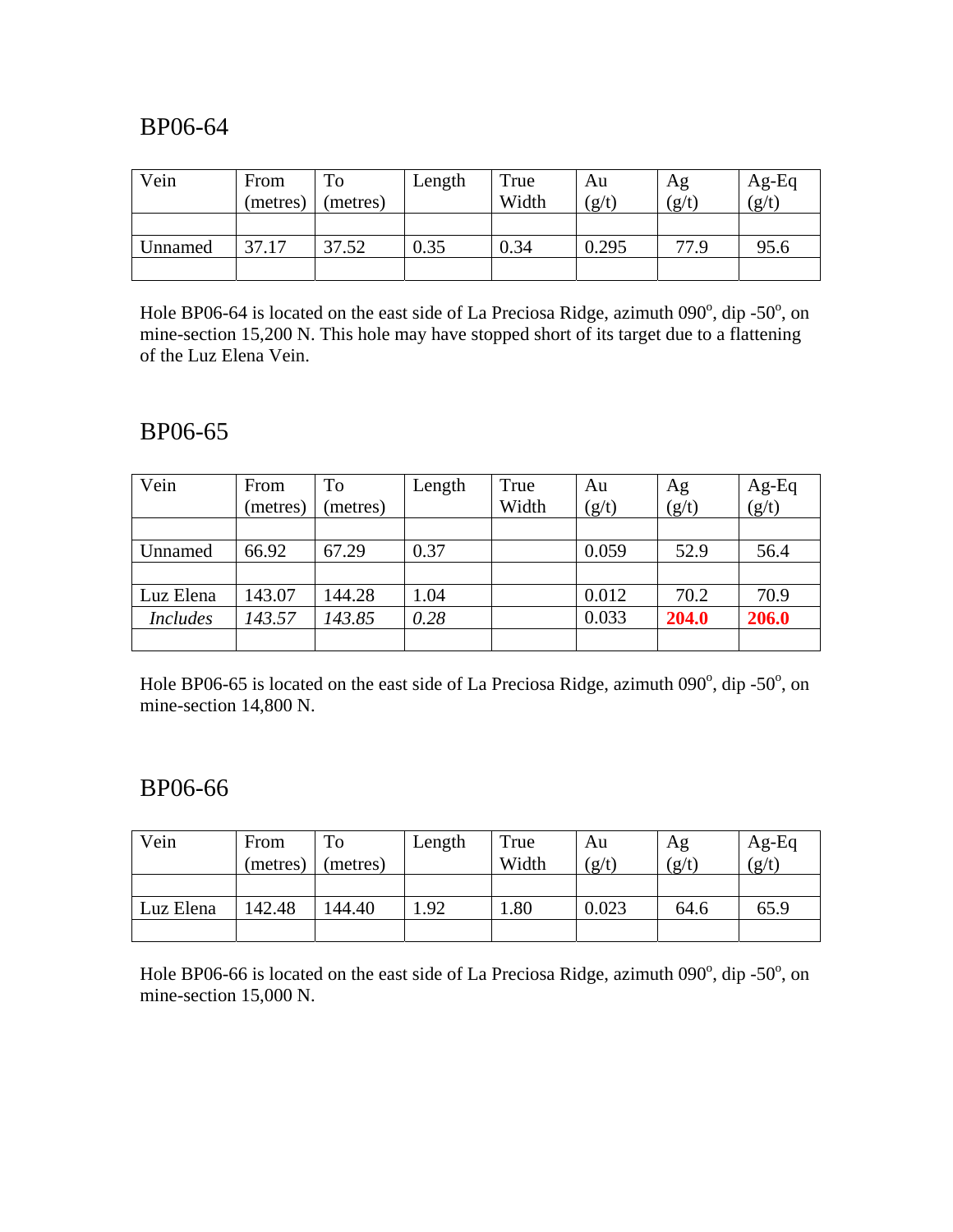## BP06-64

| Vein | From (metres) | To (metres) | Length | True Width | Au (g/t) | Ag (g/t) | Ag-Eq (g/t) |
|---|---|---|---|---|---|---|---|
| | | | | | | | |
| Unnamed | 37.17 | 37.52 | 0.35 | 0.34 | 0.295 | 77.9 | 95.6 |
| | | | | | | | |

Hole BP06-64 is located on the east side of La Preciosa Ridge, azimuth 090$^{o}$, dip -50$^{o}$, on mine-section 15,200 N. This hole may have stopped short of its target due to a flattening of the Luz Elena Vein.

## BP06-65

| Vein | From (metres) | To (metres) | Length | True Width | Au (g/t) | Ag (g/t) | Ag-Eq (g/t) |
|---|---|---|---|---|---|---|---|
| | | | | | | | |
| Unnamed | 66.92 | 67.29 | 0.37 | | 0.059 | 52.9 | 56.4 |
| | | | | | | | |
| Luz Elena | 143.07 | 144.28 | 1.04 | | 0.012 | 70.2 | 70.9 |
| *Includes* | *143.57* | *143.85* | *0.28* | | 0.033 | **204.0** | **206.0** |
| | | | | | | | |

Hole BP06-65 is located on the east side of La Preciosa Ridge, azimuth 090$^{o}$, dip -50$^{o}$, on mine-section 14,800 N.

## BP06-66

| Vein | From (metres) | To (metres) | Length | True Width | Au (g/t) | Ag (g/t) | Ag-Eq (g/t) |
|---|---|---|---|---|---|---|---|
| | | | | | | | |
| Luz Elena | 142.48 | 144.40 | 1.92 | 1.80 | 0.023 | 64.6 | 65.9 |
| | | | | | | | |

Hole BP06-66 is located on the east side of La Preciosa Ridge, azimuth 090$^{o}$, dip -50$^{o}$, on mine-section 15,000 N.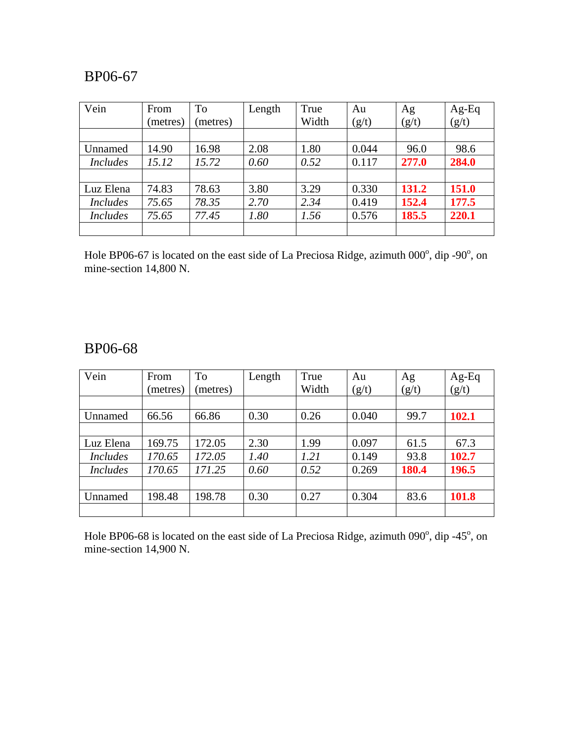## BP06-67

| Vein | From (metres) | To (metres) | Length | True Width | Au (g/t) | Ag (g/t) | Ag-Eq (g/t) |
|---|---|---|---|---|---|---|---|
| | | | | | | | |
| Unnamed | 14.90 | 16.98 | 2.08 | 1.80 | 0.044 | 96.0 | 98.6 |
| *Includes* | *15.12* | *15.72* | *0.60* | *0.52* | 0.117 | **277.0** | **284.0** |
| | | | | | | | |
| Luz Elena | 74.83 | 78.63 | 3.80 | 3.29 | 0.330 | **131.2** | **151.0** |
| *Includes* | *75.65* | *78.35* | *2.70* | *2.34* | 0.419 | **152.4** | **177.5** |
| *Includes* | *75.65* | *77.45* | *1.80* | *1.56* | 0.576 | **185.5** | **220.1** |
| | | | | | | | |

Hole BP06-67 is located on the east side of La Preciosa Ridge, azimuth 000°, dip -90°, on mine-section 14,800 N.

## BP06-68

| Vein | From (metres) | To (metres) | Length | True Width | Au (g/t) | Ag (g/t) | Ag-Eq (g/t) |
|---|---|---|---|---|---|---|---|
| | | | | | | | |
| Unnamed | 66.56 | 66.86 | 0.30 | 0.26 | 0.040 | 99.7 | **102.1** |
| | | | | | | | |
| Luz Elena | 169.75 | 172.05 | 2.30 | 1.99 | 0.097 | 61.5 | 67.3 |
| *Includes* | *170.65* | *172.05* | *1.40* | *1.21* | 0.149 | 93.8 | **102.7** |
| *Includes* | *170.65* | *171.25* | *0.60* | *0.52* | 0.269 | **180.4** | **196.5** |
| | | | | | | | |
| Unnamed | 198.48 | 198.78 | 0.30 | 0.27 | 0.304 | 83.6 | **101.8** |
| | | | | | | | |

Hole BP06-68 is located on the east side of La Preciosa Ridge, azimuth 090°, dip -45°, on mine-section 14,900 N.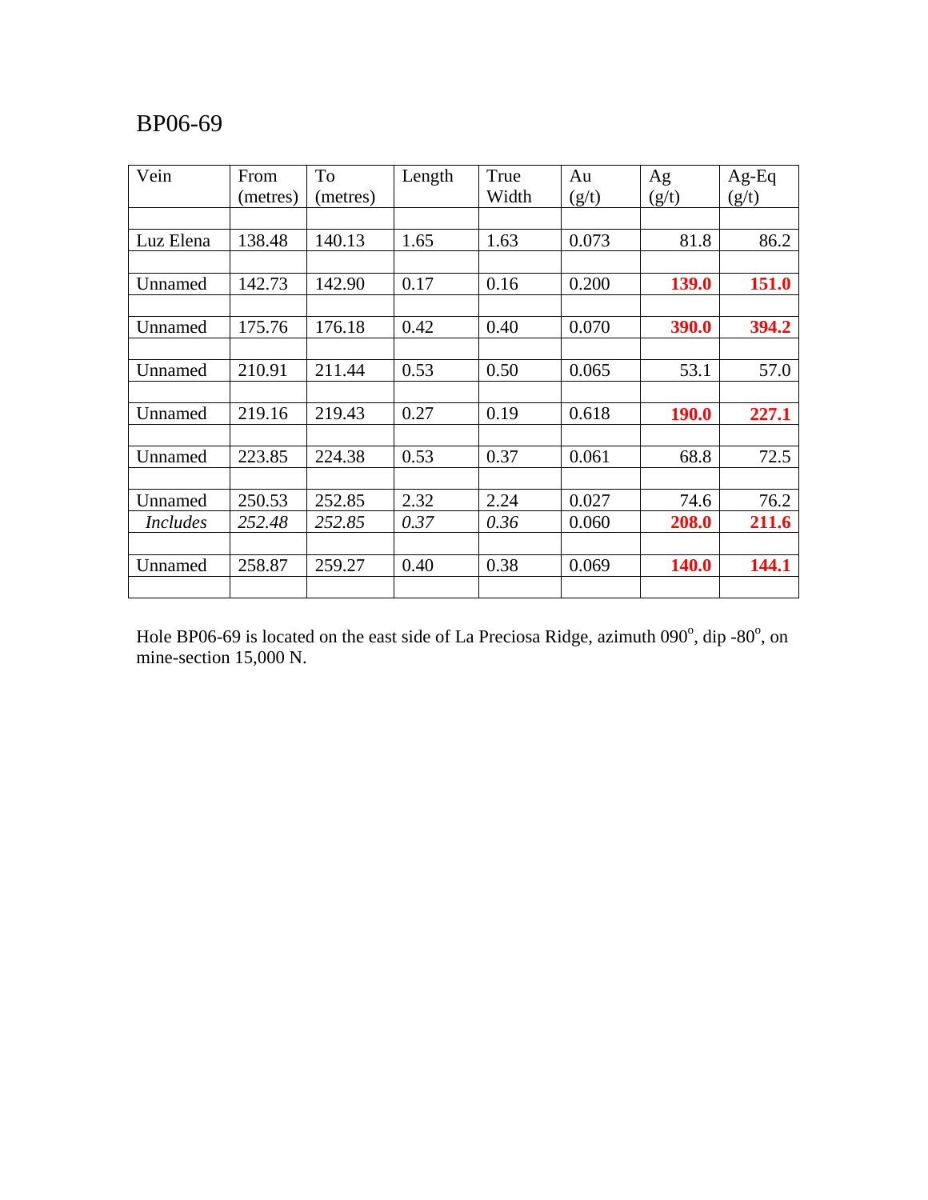# BP06-69

| Vein | From (metres) | To (metres) | Length | True Width | Au (g/t) | Ag (g/t) | Ag-Eq (g/t) |
|---|---|---|---|---|---|---|---|
| | | | | | | | |
| Luz Elena | 138.48 | 140.13 | 1.65 | 1.63 | 0.073 | 81.8 | 86.2 |
| | | | | | | | |
| Unnamed | 142.73 | 142.90 | 0.17 | 0.16 | 0.200 | **139.0** | **151.0** |
| | | | | | | | |
| Unnamed | 175.76 | 176.18 | 0.42 | 0.40 | 0.070 | **390.0** | **394.2** |
| | | | | | | | |
| Unnamed | 210.91 | 211.44 | 0.53 | 0.50 | 0.065 | 53.1 | 57.0 |
| | | | | | | | |
| Unnamed | 219.16 | 219.43 | 0.27 | 0.19 | 0.618 | **190.0** | **227.1** |
| | | | | | | | |
| Unnamed | 223.85 | 224.38 | 0.53 | 0.37 | 0.061 | 68.8 | 72.5 |
| | | | | | | | |
| Unnamed | 250.53 | 252.85 | 2.32 | 2.24 | 0.027 | 74.6 | 76.2 |
| *Includes* | *252.48* | *252.85* | *0.37* | *0.36* | 0.060 | **208.0** | **211.6** |
| | | | | | | | |
| Unnamed | 258.87 | 259.27 | 0.40 | 0.38 | 0.069 | **140.0** | **144.1** |
| | | | | | | | |

Hole BP06-69 is located on the east side of La Preciosa Ridge, azimuth 090$^{o}$, dip -80$^{o}$, on mine-section 15,000 N.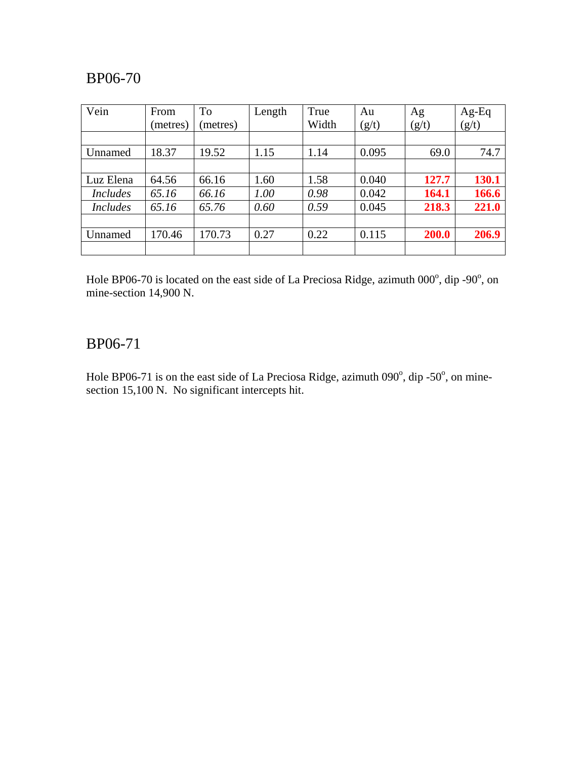## BP06-70

| Vein | From (metres) | To (metres) | Length | True Width | Au (g/t) | Ag (g/t) | Ag-Eq (g/t) |
|---|---|---|---|---|---|---|---|
| | | | | | | | |
| Unnamed | 18.37 | 19.52 | 1.15 | 1.14 | 0.095 | 69.0 | 74.7 |
| | | | | | | | |
| Luz Elena | 64.56 | 66.16 | 1.60 | 1.58 | 0.040 | **127.7** | **130.1** |
| *Includes* | *65.16* | *66.16* | *1.00* | *0.98* | 0.042 | **164.1** | **166.6** |
| *Includes* | *65.16* | *65.76* | *0.60* | *0.59* | 0.045 | **218.3** | **221.0** |
| | | | | | | | |
| Unnamed | 170.46 | 170.73 | 0.27 | 0.22 | 0.115 | **200.0** | **206.9** |
| | | | | | | | |

Hole BP06-70 is located on the east side of La Preciosa Ridge, azimuth 000°, dip -90°, on mine-section 14,900 N.

## BP06-71

Hole BP06-71 is on the east side of La Preciosa Ridge, azimuth 090°, dip -50°, on mine-section 15,100 N. No significant intercepts hit.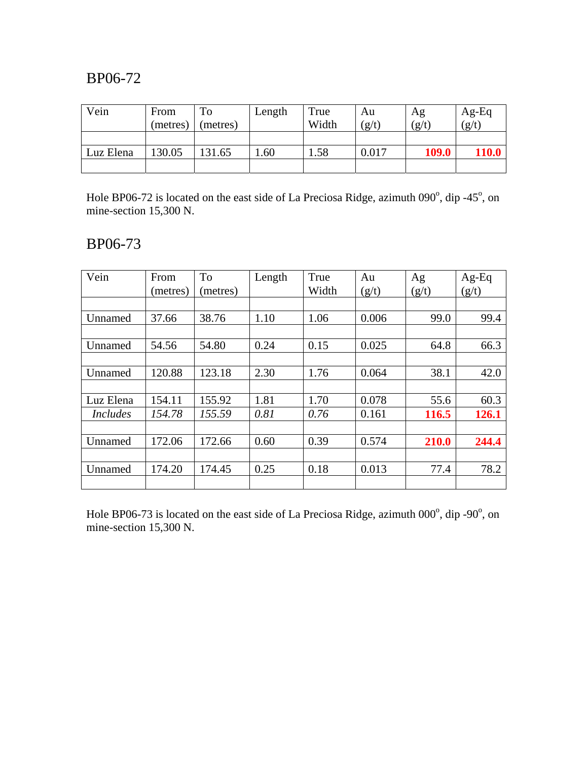## BP06-72

| Vein | From (metres) | To (metres) | Length | True Width | Au (g/t) | Ag (g/t) | Ag-Eq (g/t) |
|---|---|---|---|---|---|---|---|
| | | | | | | | |
| Luz Elena | 130.05 | 131.65 | 1.60 | 1.58 | 0.017 | **109.0** | **110.0** |
| | | | | | | | |

Hole BP06-72 is located on the east side of La Preciosa Ridge, azimuth 090°, dip -45°, on mine-section 15,300 N.

## BP06-73

| Vein | From (metres) | To (metres) | Length | True Width | Au (g/t) | Ag (g/t) | Ag-Eq (g/t) |
|---|---|---|---|---|---|---|---|
| | | | | | | | |
| Unnamed | 37.66 | 38.76 | 1.10 | 1.06 | 0.006 | 99.0 | 99.4 |
| | | | | | | | |
| Unnamed | 54.56 | 54.80 | 0.24 | 0.15 | 0.025 | 64.8 | 66.3 |
| | | | | | | | |
| Unnamed | 120.88 | 123.18 | 2.30 | 1.76 | 0.064 | 38.1 | 42.0 |
| | | | | | | | |
| Luz Elena | 154.11 | 155.92 | 1.81 | 1.70 | 0.078 | 55.6 | 60.3 |
| *Includes* | *154.78* | *155.59* | *0.81* | *0.76* | 0.161 | **116.5** | **126.1** |
| | | | | | | | |
| Unnamed | 172.06 | 172.66 | 0.60 | 0.39 | 0.574 | **210.0** | **244.4** |
| | | | | | | | |
| Unnamed | 174.20 | 174.45 | 0.25 | 0.18 | 0.013 | 77.4 | 78.2 |
| | | | | | | | |

Hole BP06-73 is located on the east side of La Preciosa Ridge, azimuth 000°, dip -90°, on mine-section 15,300 N.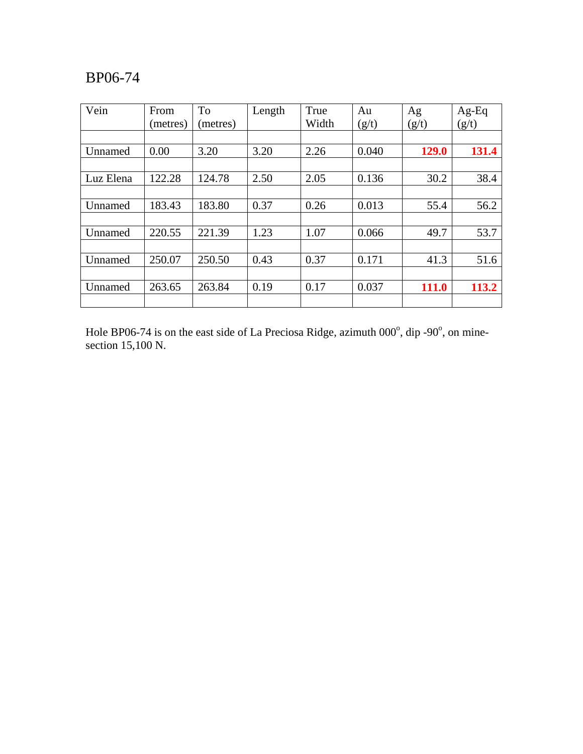# BP06-74

| Vein | From (metres) | To (metres) | Length | True Width | Au (g/t) | Ag (g/t) | Ag-Eq (g/t) |
|---|---|---|---|---|---|---|---|
| Unnamed | 0.00 | 3.20 | 3.20 | 2.26 | 0.040 | **129.0** | **131.4** |
| Luz Elena | 122.28 | 124.78 | 2.50 | 2.05 | 0.136 | 30.2 | 38.4 |
| Unnamed | 183.43 | 183.80 | 0.37 | 0.26 | 0.013 | 55.4 | 56.2 |
| Unnamed | 220.55 | 221.39 | 1.23 | 1.07 | 0.066 | 49.7 | 53.7 |
| Unnamed | 250.07 | 250.50 | 0.43 | 0.37 | 0.171 | 41.3 | 51.6 |
| Unnamed | 263.65 | 263.84 | 0.19 | 0.17 | 0.037 | **111.0** | **113.2** |

Hole BP06-74 is on the east side of La Preciosa Ridge, azimuth 000°, dip -90°, on mine-section 15,100 N.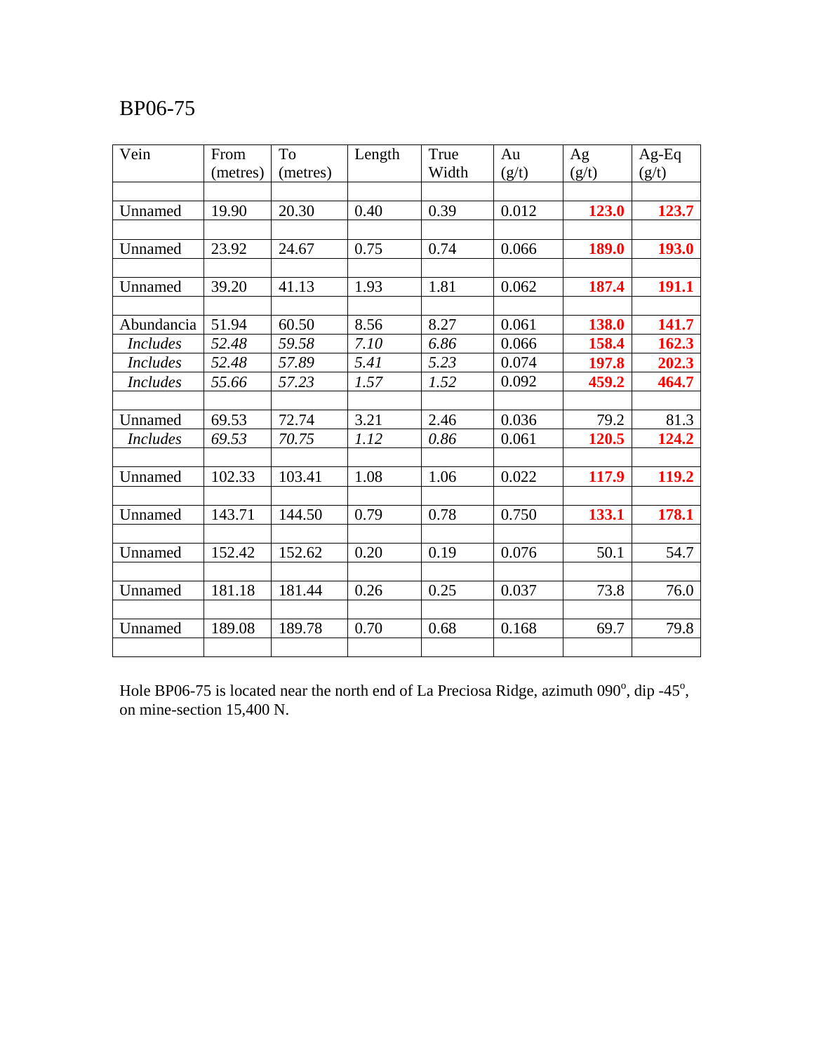# BP06-75

| Vein | From (metres) | To (metres) | Length | True Width | Au (g/t) | Ag (g/t) | Ag-Eq (g/t) |
|---|---|---|---|---|---|---|---|
| Unnamed | 19.90 | 20.30 | 0.40 | 0.39 | 0.012 | **123.0** | **123.7** |
| Unnamed | 23.92 | 24.67 | 0.75 | 0.74 | 0.066 | **189.0** | **193.0** |
| Unnamed | 39.20 | 41.13 | 1.93 | 1.81 | 0.062 | **187.4** | **191.1** |
| Abundancia | 51.94 | 60.50 | 8.56 | 8.27 | 0.061 | **138.0** | **141.7** |
| *Includes* | *52.48* | *59.58* | *7.10* | *6.86* | 0.066 | **158.4** | **162.3** |
| *Includes* | *52.48* | *57.89* | *5.41* | *5.23* | 0.074 | **197.8** | **202.3** |
| *Includes* | *55.66* | *57.23* | *1.57* | *1.52* | 0.092 | **459.2** | **464.7** |
| Unnamed | 69.53 | 72.74 | 3.21 | 2.46 | 0.036 | 79.2 | 81.3 |
| *Includes* | *69.53* | *70.75* | *1.12* | *0.86* | 0.061 | **120.5** | **124.2** |
| Unnamed | 102.33 | 103.41 | 1.08 | 1.06 | 0.022 | **117.9** | **119.2** |
| Unnamed | 143.71 | 144.50 | 0.79 | 0.78 | 0.750 | **133.1** | **178.1** |
| Unnamed | 152.42 | 152.62 | 0.20 | 0.19 | 0.076 | 50.1 | 54.7 |
| Unnamed | 181.18 | 181.44 | 0.26 | 0.25 | 0.037 | 73.8 | 76.0 |
| Unnamed | 189.08 | 189.78 | 0.70 | 0.68 | 0.168 | 69.7 | 79.8 |

Hole BP06-75 is located near the north end of La Preciosa Ridge, azimuth 090°, dip -45°, on mine-section 15,400 N.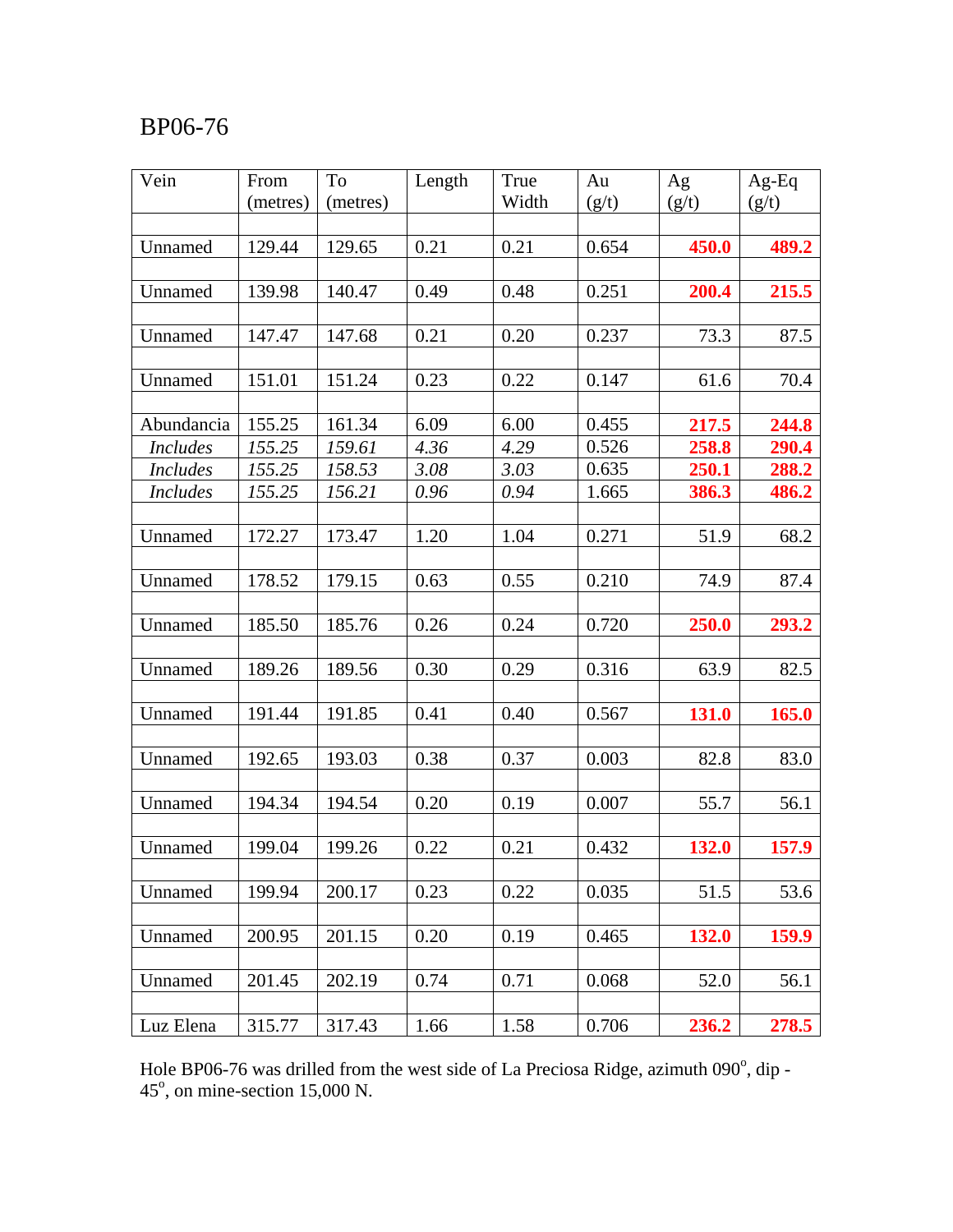# BP06-76

| Vein | From (metres) | To (metres) | Length | True Width | Au (g/t) | Ag (g/t) | Ag-Eq (g/t) |
|---|---|---|---|---|---|---|---|
| | | | | | | | |
| Unnamed | 129.44 | 129.65 | 0.21 | 0.21 | 0.654 | **450.0** | **489.2** |
| | | | | | | | |
| Unnamed | 139.98 | 140.47 | 0.49 | 0.48 | 0.251 | **200.4** | **215.5** |
| | | | | | | | |
| Unnamed | 147.47 | 147.68 | 0.21 | 0.20 | 0.237 | 73.3 | 87.5 |
| | | | | | | | |
| Unnamed | 151.01 | 151.24 | 0.23 | 0.22 | 0.147 | 61.6 | 70.4 |
| | | | | | | | |
| Abundancia | 155.25 | 161.34 | 6.09 | 6.00 | 0.455 | **217.5** | **244.8** |
| *Includes* | *155.25* | *159.61* | *4.36* | *4.29* | 0.526 | **258.8** | **290.4** |
| *Includes* | *155.25* | *158.53* | *3.08* | *3.03* | 0.635 | **250.1** | **288.2** |
| *Includes* | *155.25* | *156.21* | *0.96* | *0.94* | 1.665 | **386.3** | **486.2** |
| | | | | | | | |
| Unnamed | 172.27 | 173.47 | 1.20 | 1.04 | 0.271 | 51.9 | 68.2 |
| | | | | | | | |
| Unnamed | 178.52 | 179.15 | 0.63 | 0.55 | 0.210 | 74.9 | 87.4 |
| | | | | | | | |
| Unnamed | 185.50 | 185.76 | 0.26 | 0.24 | 0.720 | **250.0** | **293.2** |
| | | | | | | | |
| Unnamed | 189.26 | 189.56 | 0.30 | 0.29 | 0.316 | 63.9 | 82.5 |
| | | | | | | | |
| Unnamed | 191.44 | 191.85 | 0.41 | 0.40 | 0.567 | **131.0** | **165.0** |
| | | | | | | | |
| Unnamed | 192.65 | 193.03 | 0.38 | 0.37 | 0.003 | 82.8 | 83.0 |
| | | | | | | | |
| Unnamed | 194.34 | 194.54 | 0.20 | 0.19 | 0.007 | 55.7 | 56.1 |
| | | | | | | | |
| Unnamed | 199.04 | 199.26 | 0.22 | 0.21 | 0.432 | **132.0** | **157.9** |
| | | | | | | | |
| Unnamed | 199.94 | 200.17 | 0.23 | 0.22 | 0.035 | 51.5 | 53.6 |
| | | | | | | | |
| Unnamed | 200.95 | 201.15 | 0.20 | 0.19 | 0.465 | **132.0** | **159.9** |
| | | | | | | | |
| Unnamed | 201.45 | 202.19 | 0.74 | 0.71 | 0.068 | 52.0 | 56.1 |
| | | | | | | | |
| Luz Elena | 315.77 | 317.43 | 1.66 | 1.58 | 0.706 | **236.2** | **278.5** |

Hole BP06-76 was drilled from the west side of La Preciosa Ridge, azimuth 090$^{o}$, dip -45$^{o}$, on mine-section 15,000 N.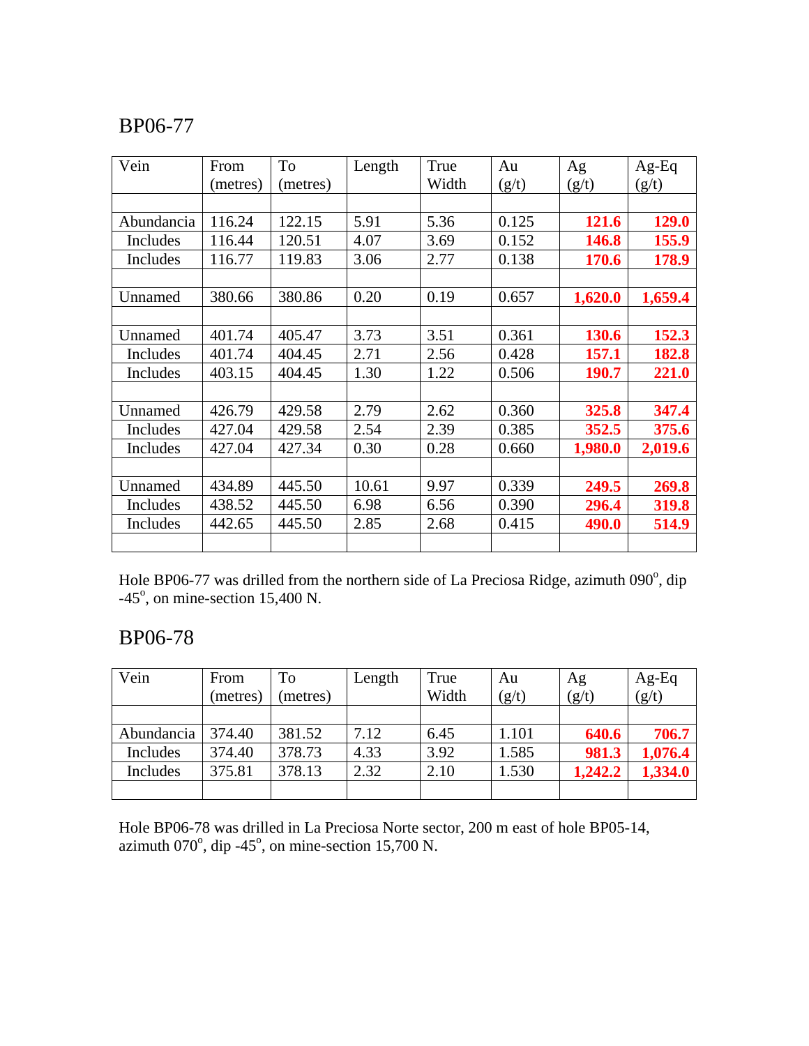## BP06-77

| Vein | From (metres) | To (metres) | Length | True Width | Au (g/t) | Ag (g/t) | Ag-Eq (g/t) |
|---|---|---|---|---|---|---|---|
| | | | | | | | |
| Abundancia | 116.24 | 122.15 | 5.91 | 5.36 | 0.125 | **121.6** | **129.0** |
| Includes | 116.44 | 120.51 | 4.07 | 3.69 | 0.152 | **146.8** | **155.9** |
| Includes | 116.77 | 119.83 | 3.06 | 2.77 | 0.138 | **170.6** | **178.9** |
| | | | | | | | |
| Unnamed | 380.66 | 380.86 | 0.20 | 0.19 | 0.657 | **1,620.0** | **1,659.4** |
| | | | | | | | |
| Unnamed | 401.74 | 405.47 | 3.73 | 3.51 | 0.361 | **130.6** | **152.3** |
| Includes | 401.74 | 404.45 | 2.71 | 2.56 | 0.428 | **157.1** | **182.8** |
| Includes | 403.15 | 404.45 | 1.30 | 1.22 | 0.506 | **190.7** | **221.0** |
| | | | | | | | |
| Unnamed | 426.79 | 429.58 | 2.79 | 2.62 | 0.360 | **325.8** | **347.4** |
| Includes | 427.04 | 429.58 | 2.54 | 2.39 | 0.385 | **352.5** | **375.6** |
| Includes | 427.04 | 427.34 | 0.30 | 0.28 | 0.660 | **1,980.0** | **2,019.6** |
| | | | | | | | |
| Unnamed | 434.89 | 445.50 | 10.61 | 9.97 | 0.339 | **249.5** | **269.8** |
| Includes | 438.52 | 445.50 | 6.98 | 6.56 | 0.390 | **296.4** | **319.8** |
| Includes | 442.65 | 445.50 | 2.85 | 2.68 | 0.415 | **490.0** | **514.9** |
| | | | | | | | |

Hole BP06-77 was drilled from the northern side of La Preciosa Ridge, azimuth 090$^{o}$, dip -45$^{o}$, on mine-section 15,400 N.

## BP06-78

| Vein | From (metres) | To (metres) | Length | True Width | Au (g/t) | Ag (g/t) | Ag-Eq (g/t) |
|---|---|---|---|---|---|---|---|
| | | | | | | | |
| Abundancia | 374.40 | 381.52 | 7.12 | 6.45 | 1.101 | **640.6** | **706.7** |
| Includes | 374.40 | 378.73 | 4.33 | 3.92 | 1.585 | **981.3** | **1,076.4** |
| Includes | 375.81 | 378.13 | 2.32 | 2.10 | 1.530 | **1,242.2** | **1,334.0** |
| | | | | | | | |

Hole BP06-78 was drilled in La Preciosa Norte sector, 200 m east of hole BP05-14, azimuth 070$^{o}$, dip -45$^{o}$, on mine-section 15,700 N.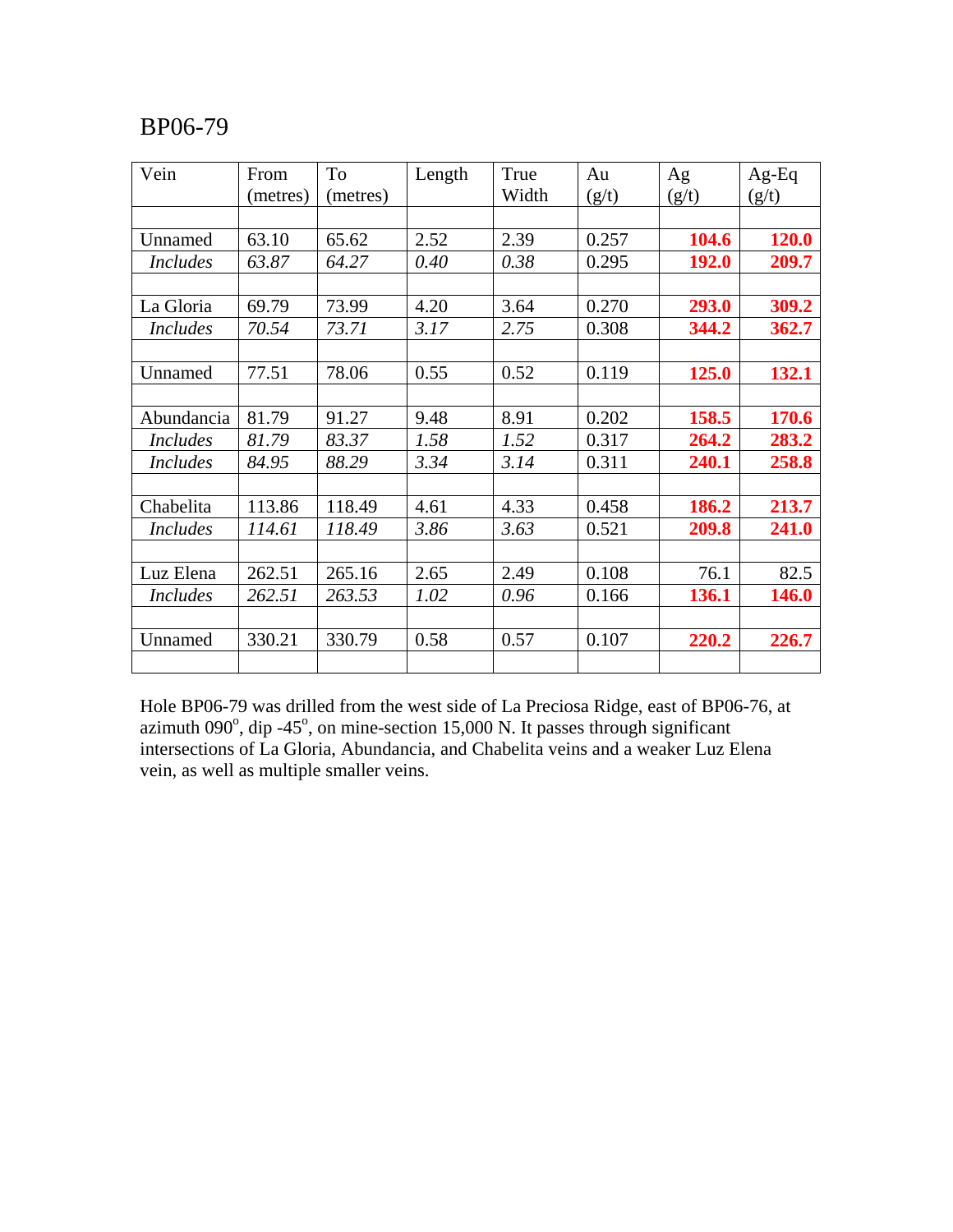# BP06-79

| Vein | From (metres) | To (metres) | Length | True Width | Au (g/t) | Ag (g/t) | Ag-Eq (g/t) |
|---|---|---|---|---|---|---|---|
| | | | | | | | |
| Unnamed | 63.10 | 65.62 | 2.52 | 2.39 | 0.257 | **104.6** | **120.0** |
| *Includes* | *63.87* | *64.27* | *0.40* | *0.38* | 0.295 | **192.0** | **209.7** |
| | | | | | | | |
| La Gloria | 69.79 | 73.99 | 4.20 | 3.64 | 0.270 | **293.0** | **309.2** |
| *Includes* | *70.54* | *73.71* | *3.17* | *2.75* | 0.308 | **344.2** | **362.7** |
| | | | | | | | |
| Unnamed | 77.51 | 78.06 | 0.55 | 0.52 | 0.119 | **125.0** | **132.1** |
| | | | | | | | |
| Abundancia | 81.79 | 91.27 | 9.48 | 8.91 | 0.202 | **158.5** | **170.6** |
| *Includes* | *81.79* | *83.37* | *1.58* | *1.52* | 0.317 | **264.2** | **283.2** |
| *Includes* | *84.95* | *88.29* | *3.34* | *3.14* | 0.311 | **240.1** | **258.8** |
| | | | | | | | |
| Chabelita | 113.86 | 118.49 | 4.61 | 4.33 | 0.458 | **186.2** | **213.7** |
| *Includes* | *114.61* | *118.49* | *3.86* | *3.63* | 0.521 | **209.8** | **241.0** |
| | | | | | | | |
| Luz Elena | 262.51 | 265.16 | 2.65 | 2.49 | 0.108 | 76.1 | 82.5 |
| *Includes* | *262.51* | *263.53* | *1.02* | *0.96* | 0.166 | **136.1** | **146.0** |
| | | | | | | | |
| Unnamed | 330.21 | 330.79 | 0.58 | 0.57 | 0.107 | **220.2** | **226.7** |
| | | | | | | | |

Hole BP06-79 was drilled from the west side of La Preciosa Ridge, east of BP06-76, at azimuth 090°, dip -45°, on mine-section 15,000 N. It passes through significant intersections of La Gloria, Abundancia, and Chabelita veins and a weaker Luz Elena vein, as well as multiple smaller veins.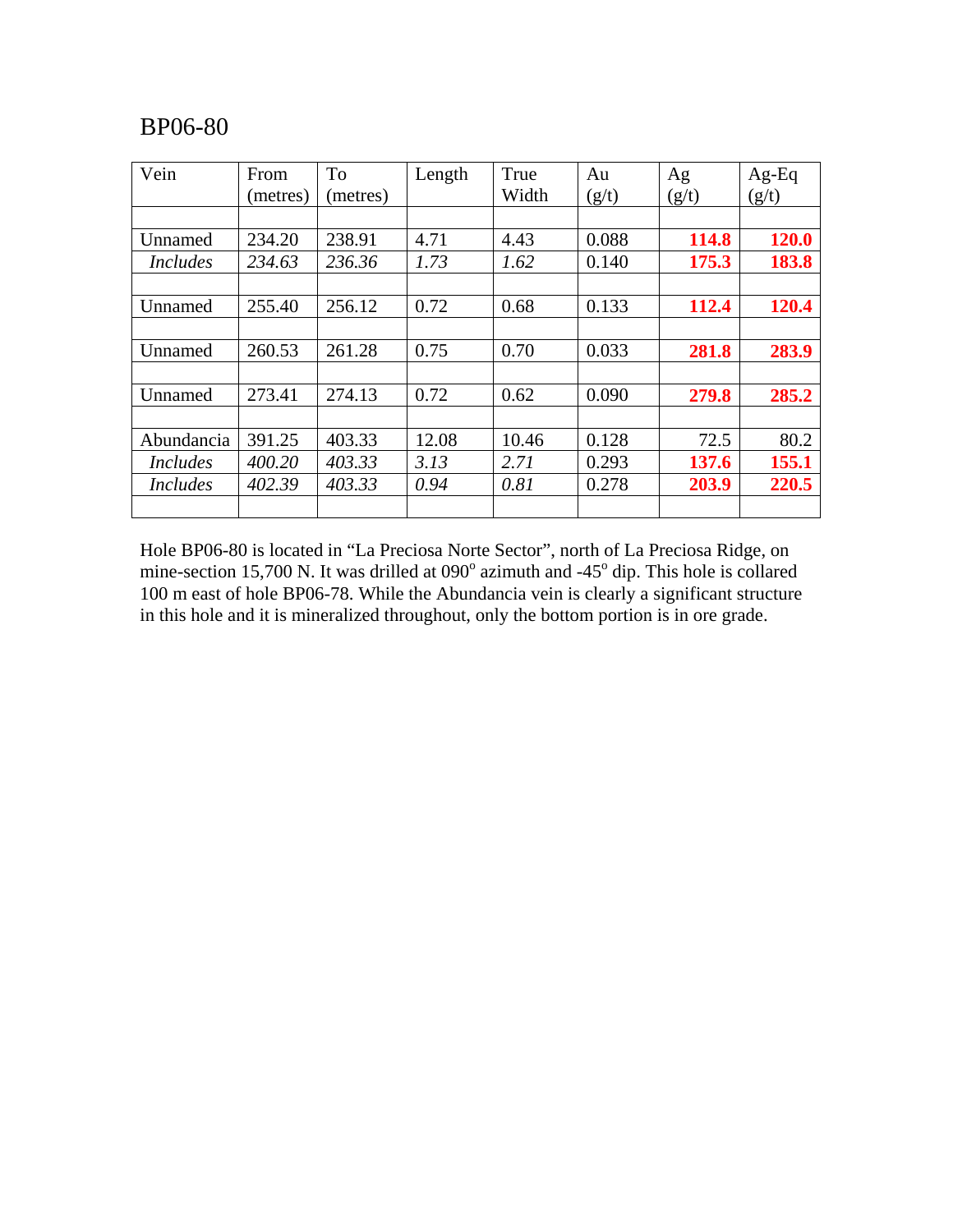# BP06-80

| Vein | From (metres) | To (metres) | Length | True Width | Au (g/t) | Ag (g/t) | Ag-Eq (g/t) |
|---|---|---|---|---|---|---|---|
| | | | | | | | |
| Unnamed | 234.20 | 238.91 | 4.71 | 4.43 | 0.088 | **114.8** | **120.0** |
| *Includes* | *234.63* | *236.36* | *1.73* | *1.62* | 0.140 | **175.3** | **183.8** |
| | | | | | | | |
| Unnamed | 255.40 | 256.12 | 0.72 | 0.68 | 0.133 | **112.4** | **120.4** |
| | | | | | | | |
| Unnamed | 260.53 | 261.28 | 0.75 | 0.70 | 0.033 | **281.8** | **283.9** |
| | | | | | | | |
| Unnamed | 273.41 | 274.13 | 0.72 | 0.62 | 0.090 | **279.8** | **285.2** |
| | | | | | | | |
| Abundancia | 391.25 | 403.33 | 12.08 | 10.46 | 0.128 | 72.5 | 80.2 |
| *Includes* | *400.20* | *403.33* | *3.13* | *2.71* | 0.293 | **137.6** | **155.1** |
| *Includes* | *402.39* | *403.33* | *0.94* | *0.81* | 0.278 | **203.9** | **220.5** |
| | | | | | | | |

Hole BP06-80 is located in “La Preciosa Norte Sector”, north of La Preciosa Ridge, on mine-section 15,700 N. It was drilled at 090$^{o}$ azimuth and -45$^{o}$ dip. This hole is collared 100 m east of hole BP06-78. While the Abundancia vein is clearly a significant structure in this hole and it is mineralized throughout, only the bottom portion is in ore grade.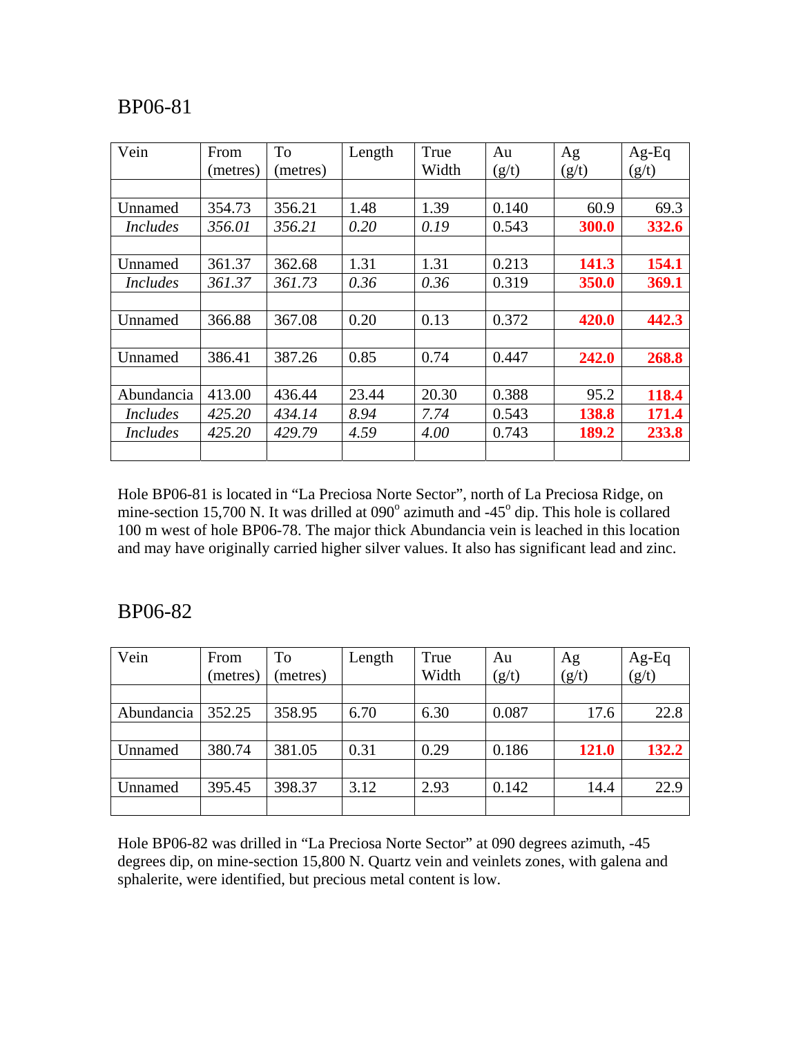## BP06-81

| Vein | From (metres) | To (metres) | Length | True Width | Au (g/t) | Ag (g/t) | Ag-Eq (g/t) |
|---|---|---|---|---|---|---|---|
| | | | | | | | |
| Unnamed | 354.73 | 356.21 | 1.48 | 1.39 | 0.140 | 60.9 | 69.3 |
| *Includes* | *356.01* | *356.21* | *0.20* | *0.19* | 0.543 | **300.0** | **332.6** |
| | | | | | | | |
| Unnamed | 361.37 | 362.68 | 1.31 | 1.31 | 0.213 | **141.3** | **154.1** |
| *Includes* | *361.37* | *361.73* | *0.36* | *0.36* | 0.319 | **350.0** | **369.1** |
| | | | | | | | |
| Unnamed | 366.88 | 367.08 | 0.20 | 0.13 | 0.372 | **420.0** | **442.3** |
| | | | | | | | |
| Unnamed | 386.41 | 387.26 | 0.85 | 0.74 | 0.447 | **242.0** | **268.8** |
| | | | | | | | |
| Abundancia | 413.00 | 436.44 | 23.44 | 20.30 | 0.388 | 95.2 | **118.4** |
| *Includes* | *425.20* | *434.14* | *8.94* | *7.74* | 0.543 | **138.8** | **171.4** |
| *Includes* | *425.20* | *429.79* | *4.59* | *4.00* | 0.743 | **189.2** | **233.8** |
| | | | | | | | |

Hole BP06-81 is located in "La Preciosa Norte Sector", north of La Preciosa Ridge, on mine-section 15,700 N. It was drilled at 090° azimuth and -45° dip. This hole is collared 100 m west of hole BP06-78. The major thick Abundancia vein is leached in this location and may have originally carried higher silver values. It also has significant lead and zinc.

## BP06-82

| Vein | From (metres) | To (metres) | Length | True Width | Au (g/t) | Ag (g/t) | Ag-Eq (g/t) |
|---|---|---|---|---|---|---|---|
| | | | | | | | |
| Abundancia | 352.25 | 358.95 | 6.70 | 6.30 | 0.087 | 17.6 | 22.8 |
| | | | | | | | |
| Unnamed | 380.74 | 381.05 | 0.31 | 0.29 | 0.186 | **121.0** | **132.2** |
| | | | | | | | |
| Unnamed | 395.45 | 398.37 | 3.12 | 2.93 | 0.142 | 14.4 | 22.9 |
| | | | | | | | |

Hole BP06-82 was drilled in "La Preciosa Norte Sector" at 090 degrees azimuth, -45 degrees dip, on mine-section 15,800 N. Quartz vein and veinlets zones, with galena and sphalerite, were identified, but precious metal content is low.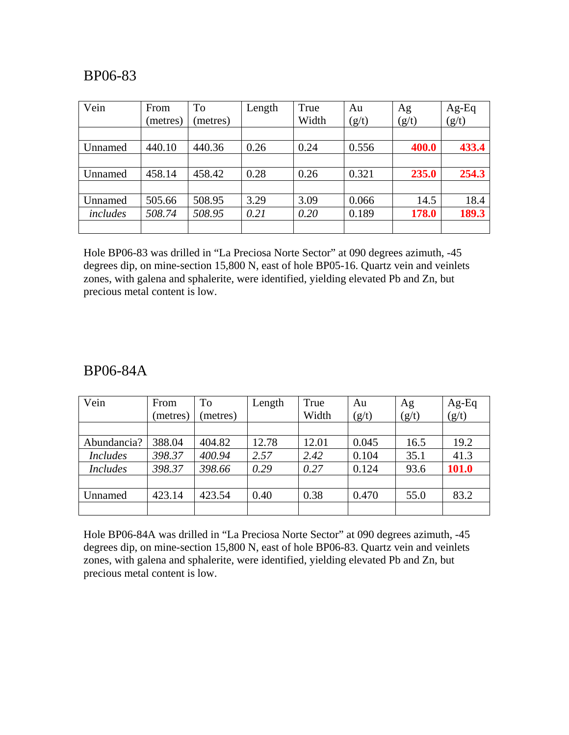## BP06-83

| Vein | From (metres) | To (metres) | Length | True Width | Au (g/t) | Ag (g/t) | Ag-Eq (g/t) |
|---|---|---|---|---|---|---|---|
| | | | | | | | |
| Unnamed | 440.10 | 440.36 | 0.26 | 0.24 | 0.556 | **400.0** | **433.4** |
| | | | | | | | |
| Unnamed | 458.14 | 458.42 | 0.28 | 0.26 | 0.321 | **235.0** | **254.3** |
| | | | | | | | |
| Unnamed | 505.66 | 508.95 | 3.29 | 3.09 | 0.066 | 14.5 | 18.4 |
| *includes* | *508.74* | *508.95* | *0.21* | *0.20* | 0.189 | **178.0** | **189.3** |
| | | | | | | | |

Hole BP06-83 was drilled in "La Preciosa Norte Sector" at 090 degrees azimuth, -45 degrees dip, on mine-section 15,800 N, east of hole BP05-16. Quartz vein and veinlets zones, with galena and sphalerite, were identified, yielding elevated Pb and Zn, but precious metal content is low.

## BP06-84A

| Vein | From (metres) | To (metres) | Length | True Width | Au (g/t) | Ag (g/t) | Ag-Eq (g/t) |
|---|---|---|---|---|---|---|---|
| | | | | | | | |
| Abundancia? | 388.04 | 404.82 | 12.78 | 12.01 | 0.045 | 16.5 | 19.2 |
| *Includes* | *398.37* | *400.94* | *2.57* | *2.42* | 0.104 | 35.1 | 41.3 |
| *Includes* | *398.37* | *398.66* | *0.29* | *0.27* | 0.124 | 93.6 | **101.0** |
| | | | | | | | |
| Unnamed | 423.14 | 423.54 | 0.40 | 0.38 | 0.470 | 55.0 | 83.2 |
| | | | | | | | |

Hole BP06-84A was drilled in "La Preciosa Norte Sector" at 090 degrees azimuth, -45 degrees dip, on mine-section 15,800 N, east of hole BP06-83. Quartz vein and veinlets zones, with galena and sphalerite, were identified, yielding elevated Pb and Zn, but precious metal content is low.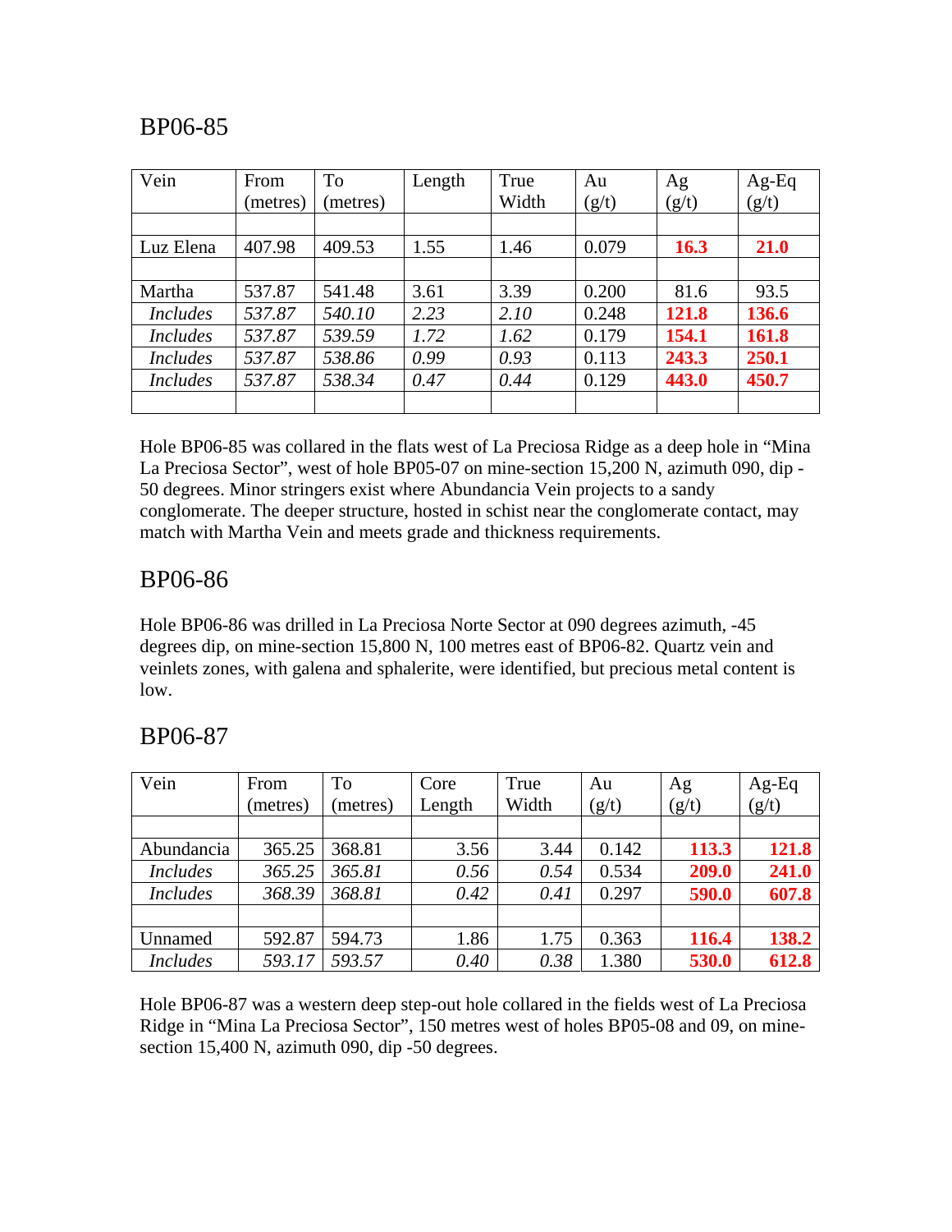## BP06-85

| Vein | From (metres) | To (metres) | Length | True Width | Au (g/t) | Ag (g/t) | Ag-Eq (g/t) |
|---|---|---|---|---|---|---|---|
| | | | | | | | |
| Luz Elena | 407.98 | 409.53 | 1.55 | 1.46 | 0.079 | **16.3** | **21.0** |
| | | | | | | | |
| Martha | 537.87 | 541.48 | 3.61 | 3.39 | 0.200 | 81.6 | 93.5 |
| *Includes* | *537.87* | *540.10* | *2.23* | *2.10* | 0.248 | **121.8** | **136.6** |
| *Includes* | *537.87* | *539.59* | *1.72* | *1.62* | 0.179 | **154.1** | **161.8** |
| *Includes* | *537.87* | *538.86* | *0.99* | *0.93* | 0.113 | **243.3** | **250.1** |
| *Includes* | *537.87* | *538.34* | *0.47* | *0.44* | 0.129 | **443.0** | **450.7** |
| | | | | | | | |

Hole BP06-85 was collared in the flats west of La Preciosa Ridge as a deep hole in "Mina La Preciosa Sector", west of hole BP05-07 on mine-section 15,200 N, azimuth 090, dip -50 degrees. Minor stringers exist where Abundancia Vein projects to a sandy conglomerate. The deeper structure, hosted in schist near the conglomerate contact, may match with Martha Vein and meets grade and thickness requirements.

## BP06-86

Hole BP06-86 was drilled in La Preciosa Norte Sector at 090 degrees azimuth, -45 degrees dip, on mine-section 15,800 N, 100 metres east of BP06-82. Quartz vein and veinlets zones, with galena and sphalerite, were identified, but precious metal content is low.

## BP06-87

| Vein | From (metres) | To (metres) | Core Length | True Width | Au (g/t) | Ag (g/t) | Ag-Eq (g/t) |
|---|---|---|---|---|---|---|---|
| | | | | | | | |
| Abundancia | 365.25 | 368.81 | 3.56 | 3.44 | 0.142 | **113.3** | **121.8** |
| *Includes* | *365.25* | *365.81* | *0.56* | *0.54* | 0.534 | **209.0** | **241.0** |
| *Includes* | *368.39* | *368.81* | *0.42* | *0.41* | 0.297 | **590.0** | **607.8** |
| | | | | | | | |
| Unnamed | 592.87 | 594.73 | 1.86 | 1.75 | 0.363 | **116.4** | **138.2** |
| *Includes* | *593.17* | *593.57* | *0.40* | *0.38* | 1.380 | **530.0** | **612.8** |

Hole BP06-87 was a western deep step-out hole collared in the fields west of La Preciosa Ridge in "Mina La Preciosa Sector", 150 metres west of holes BP05-08 and 09, on mine-section 15,400 N, azimuth 090, dip -50 degrees.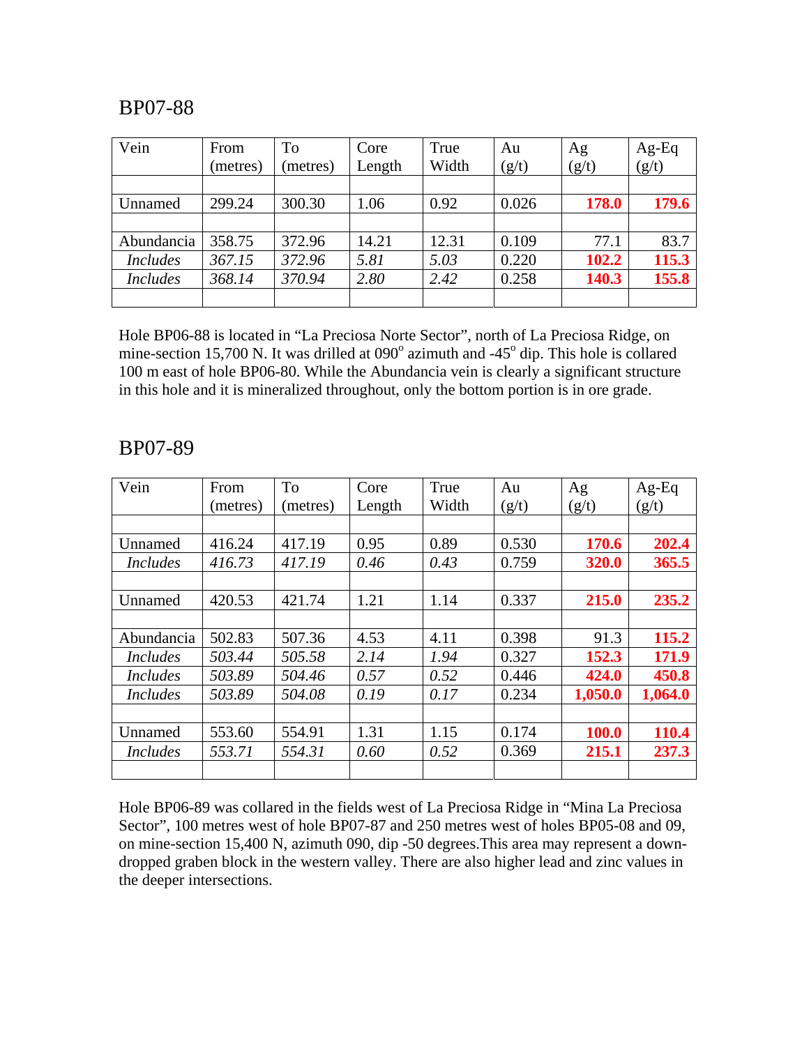## BP07-88

| Vein | From (metres) | To (metres) | Core Length | True Width | Au (g/t) | Ag (g/t) | Ag-Eq (g/t) |
|---|---|---|---|---|---|---|---|
| | | | | | | | |
| Unnamed | 299.24 | 300.30 | 1.06 | 0.92 | 0.026 | **178.0** | **179.6** |
| | | | | | | | |
| Abundancia | 358.75 | 372.96 | 14.21 | 12.31 | 0.109 | 77.1 | 83.7 |
| *Includes* | *367.15* | *372.96* | *5.81* | *5.03* | 0.220 | **102.2** | **115.3** |
| *Includes* | *368.14* | *370.94* | *2.80* | *2.42* | 0.258 | **140.3** | **155.8** |
| | | | | | | | |

Hole BP06-88 is located in "La Preciosa Norte Sector", north of La Preciosa Ridge, on mine-section 15,700 N. It was drilled at 090º azimuth and -45º dip. This hole is collared 100 m east of hole BP06-80. While the Abundancia vein is clearly a significant structure in this hole and it is mineralized throughout, only the bottom portion is in ore grade.

## BP07-89

| Vein | From (metres) | To (metres) | Core Length | True Width | Au (g/t) | Ag (g/t) | Ag-Eq (g/t) |
|---|---|---|---|---|---|---|---|
| | | | | | | | |
| Unnamed | 416.24 | 417.19 | 0.95 | 0.89 | 0.530 | **170.6** | **202.4** |
| *Includes* | *416.73* | *417.19* | *0.46* | *0.43* | 0.759 | **320.0** | **365.5** |
| | | | | | | | |
| Unnamed | 420.53 | 421.74 | 1.21 | 1.14 | 0.337 | **215.0** | **235.2** |
| | | | | | | | |
| Abundancia | 502.83 | 507.36 | 4.53 | 4.11 | 0.398 | 91.3 | **115.2** |
| *Includes* | *503.44* | *505.58* | *2.14* | *1.94* | 0.327 | **152.3** | **171.9** |
| *Includes* | *503.89* | *504.46* | *0.57* | *0.52* | 0.446 | **424.0** | **450.8** |
| *Includes* | *503.89* | *504.08* | *0.19* | *0.17* | 0.234 | **1,050.0** | **1,064.0** |
| | | | | | | | |
| Unnamed | 553.60 | 554.91 | 1.31 | 1.15 | 0.174 | **100.0** | **110.4** |
| *Includes* | *553.71* | *554.31* | *0.60* | *0.52* | 0.369 | **215.1** | **237.3** |
| | | | | | | | |

Hole BP06-89 was collared in the fields west of La Preciosa Ridge in "Mina La Preciosa Sector", 100 metres west of hole BP07-87 and 250 metres west of holes BP05-08 and 09, on mine-section 15,400 N, azimuth 090, dip -50 degrees.This area may represent a down-dropped graben block in the western valley. There are also higher lead and zinc values in the deeper intersections.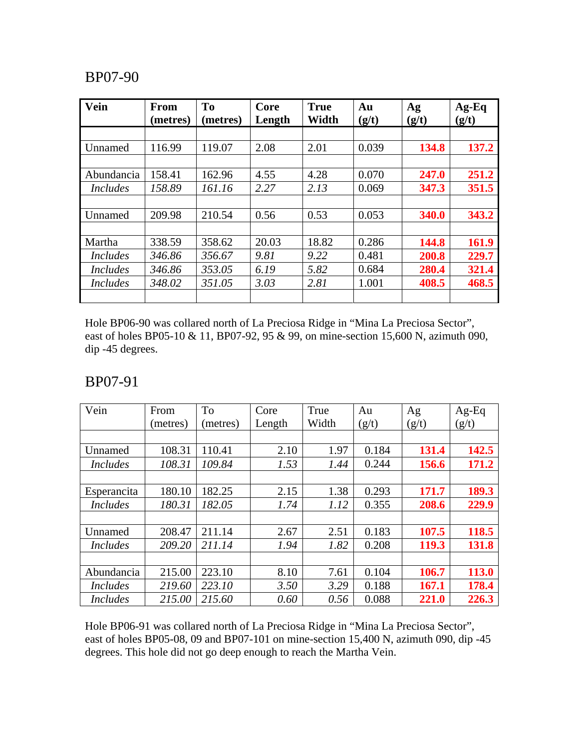## BP07-90

| Vein | From (metres) | To (metres) | Core Length | True Width | Au (g/t) | Ag (g/t) | Ag-Eq (g/t) |
|---|---|---|---|---|---|---|---|
| | | | | | | | |
| Unnamed | 116.99 | 119.07 | 2.08 | 2.01 | 0.039 | **134.8** | **137.2** |
| | | | | | | | |
| Abundancia | 158.41 | 162.96 | 4.55 | 4.28 | 0.070 | **247.0** | **251.2** |
| *Includes* | *158.89* | *161.16* | *2.27* | *2.13* | 0.069 | **347.3** | **351.5** |
| | | | | | | | |
| Unnamed | 209.98 | 210.54 | 0.56 | 0.53 | 0.053 | **340.0** | **343.2** |
| | | | | | | | |
| Martha | 338.59 | 358.62 | 20.03 | 18.82 | 0.286 | **144.8** | **161.9** |
| *Includes* | *346.86* | *356.67* | *9.81* | *9.22* | 0.481 | **200.8** | **229.7** |
| *Includes* | *346.86* | *353.05* | *6.19* | *5.82* | 0.684 | **280.4** | **321.4** |
| *Includes* | *348.02* | *351.05* | *3.03* | *2.81* | 1.001 | **408.5** | **468.5** |
| | | | | | | | |

Hole BP06-90 was collared north of La Preciosa Ridge in "Mina La Preciosa Sector", east of holes BP05-10 & 11, BP07-92, 95 & 99, on mine-section 15,600 N, azimuth 090, dip -45 degrees.

## BP07-91

| Vein | From (metres) | To (metres) | Core Length | True Width | Au (g/t) | Ag (g/t) | Ag-Eq (g/t) |
|---|---|---|---|---|---|---|---|
| | | | | | | | |
| Unnamed | 108.31 | 110.41 | 2.10 | 1.97 | 0.184 | **131.4** | **142.5** |
| *Includes* | *108.31* | *109.84* | *1.53* | *1.44* | 0.244 | **156.6** | **171.2** |
| | | | | | | | |
| Esperancita | 180.10 | 182.25 | 2.15 | 1.38 | 0.293 | **171.7** | **189.3** |
| *Includes* | *180.31* | *182.05* | *1.74* | *1.12* | 0.355 | **208.6** | **229.9** |
| | | | | | | | |
| Unnamed | 208.47 | 211.14 | 2.67 | 2.51 | 0.183 | **107.5** | **118.5** |
| *Includes* | *209.20* | *211.14* | *1.94* | *1.82* | 0.208 | **119.3** | **131.8** |
| | | | | | | | |
| Abundancia | 215.00 | 223.10 | 8.10 | 7.61 | 0.104 | **106.7** | **113.0** |
| *Includes* | *219.60* | *223.10* | *3.50* | *3.29* | 0.188 | **167.1** | **178.4** |
| *Includes* | *215.00* | *215.60* | *0.60* | *0.56* | 0.088 | **221.0** | **226.3** |

Hole BP06-91 was collared north of La Preciosa Ridge in "Mina La Preciosa Sector", east of holes BP05-08, 09 and BP07-101 on mine-section 15,400 N, azimuth 090, dip -45 degrees. This hole did not go deep enough to reach the Martha Vein.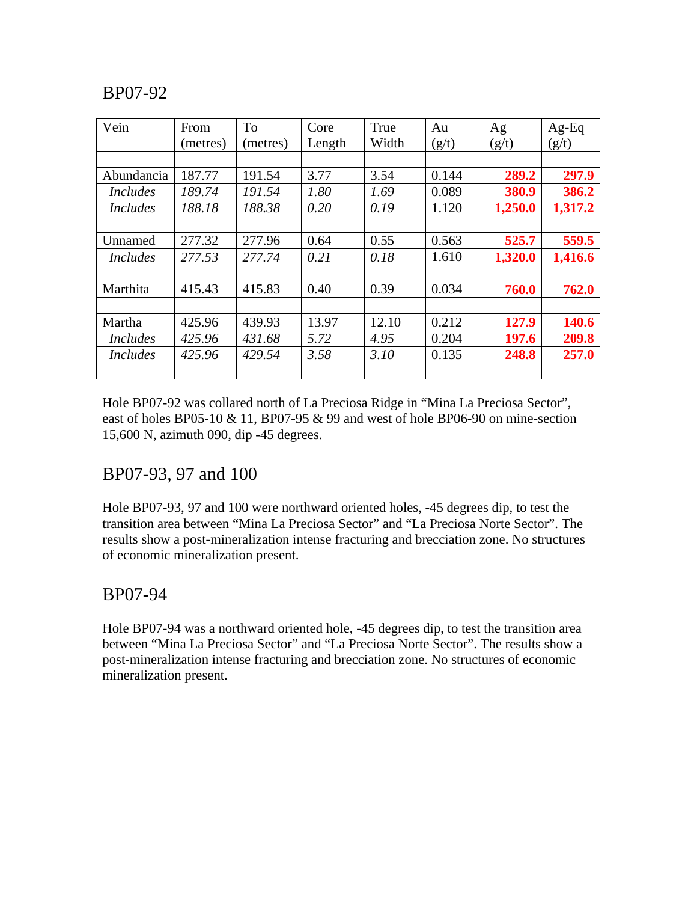## BP07-92

| Vein | From (metres) | To (metres) | Core Length | True Width | Au (g/t) | Ag (g/t) | Ag-Eq (g/t) |
|---|---|---|---|---|---|---|---|
| | | | | | | | |
| Abundancia | 187.77 | 191.54 | 3.77 | 3.54 | 0.144 | **289.2** | **297.9** |
| *Includes* | *189.74* | *191.54* | *1.80* | *1.69* | 0.089 | **380.9** | **386.2** |
| *Includes* | *188.18* | *188.38* | *0.20* | *0.19* | 1.120 | **1,250.0** | **1,317.2** |
| | | | | | | | |
| Unnamed | 277.32 | 277.96 | 0.64 | 0.55 | 0.563 | **525.7** | **559.5** |
| *Includes* | *277.53* | *277.74* | *0.21* | *0.18* | 1.610 | **1,320.0** | **1,416.6** |
| | | | | | | | |
| Marthita | 415.43 | 415.83 | 0.40 | 0.39 | 0.034 | **760.0** | **762.0** |
| | | | | | | | |
| Martha | 425.96 | 439.93 | 13.97 | 12.10 | 0.212 | **127.9** | **140.6** |
| *Includes* | *425.96* | *431.68* | *5.72* | *4.95* | 0.204 | **197.6** | **209.8** |
| *Includes* | *425.96* | *429.54* | *3.58* | *3.10* | 0.135 | **248.8** | **257.0** |
| | | | | | | | |

Hole BP07-92 was collared north of La Preciosa Ridge in "Mina La Preciosa Sector", east of holes BP05-10 & 11, BP07-95 & 99 and west of hole BP06-90 on mine-section 15,600 N, azimuth 090, dip -45 degrees.

## BP07-93, 97 and 100

Hole BP07-93, 97 and 100 were northward oriented holes, -45 degrees dip, to test the transition area between "Mina La Preciosa Sector" and "La Preciosa Norte Sector". The results show a post-mineralization intense fracturing and brecciation zone. No structures of economic mineralization present.

## BP07-94

Hole BP07-94 was a northward oriented hole, -45 degrees dip, to test the transition area between "Mina La Preciosa Sector" and "La Preciosa Norte Sector". The results show a post-mineralization intense fracturing and brecciation zone. No structures of economic mineralization present.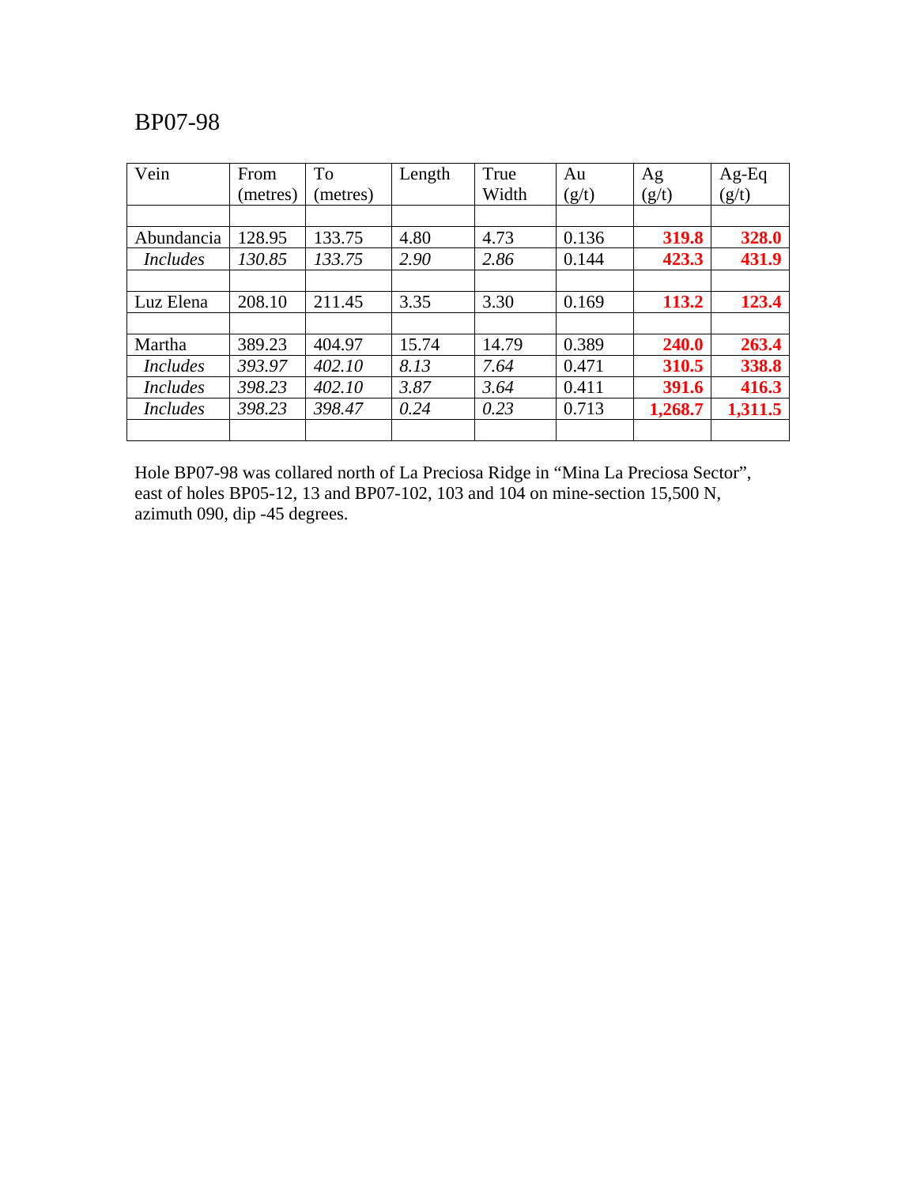BP07-98

| Vein | From (metres) | To (metres) | Length | True Width | Au (g/t) | Ag (g/t) | Ag-Eq (g/t) |
|---|---|---|---|---|---|---|---|
| | | | | | | | |
| Abundancia | 128.95 | 133.75 | 4.80 | 4.73 | 0.136 | **319.8** | **328.0** |
| *Includes* | *130.85* | *133.75* | *2.90* | *2.86* | 0.144 | **423.3** | **431.9** |
| | | | | | | | |
| Luz Elena | 208.10 | 211.45 | 3.35 | 3.30 | 0.169 | **113.2** | **123.4** |
| | | | | | | | |
| Martha | 389.23 | 404.97 | 15.74 | 14.79 | 0.389 | **240.0** | **263.4** |
| *Includes* | *393.97* | *402.10* | *8.13* | *7.64* | 0.471 | **310.5** | **338.8** |
| *Includes* | *398.23* | *402.10* | *3.87* | *3.64* | 0.411 | **391.6** | **416.3** |
| *Includes* | *398.23* | *398.47* | *0.24* | *0.23* | 0.713 | **1,268.7** | **1,311.5** |
| | | | | | | | |

Hole BP07-98 was collared north of La Preciosa Ridge in "Mina La Preciosa Sector", east of holes BP05-12, 13 and BP07-102, 103 and 104 on mine-section 15,500 N, azimuth 090, dip -45 degrees.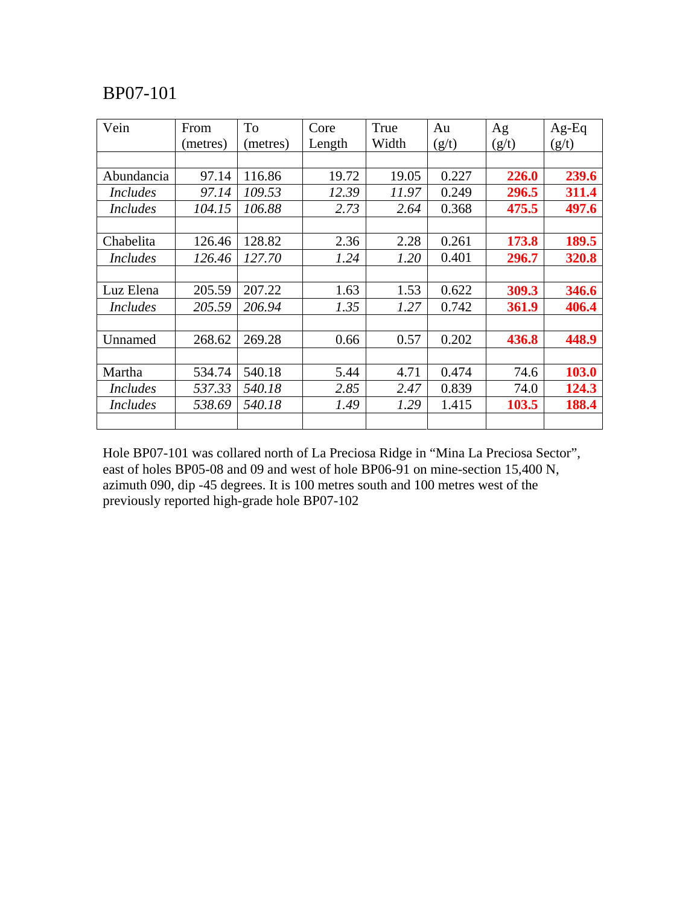BP07-101

| Vein | From (metres) | To (metres) | Core Length | True Width | Au (g/t) | Ag (g/t) | Ag-Eq (g/t) |
|---|---|---|---|---|---|---|---|
| | | | | | | | |
| Abundancia | 97.14 | 116.86 | 19.72 | 19.05 | 0.227 | **226.0** | **239.6** |
| *Includes* | *97.14* | *109.53* | *12.39* | *11.97* | 0.249 | **296.5** | **311.4** |
| *Includes* | *104.15* | *106.88* | *2.73* | *2.64* | 0.368 | **475.5** | **497.6** |
| | | | | | | | |
| Chabelita | 126.46 | 128.82 | 2.36 | 2.28 | 0.261 | **173.8** | **189.5** |
| *Includes* | *126.46* | *127.70* | *1.24* | *1.20* | 0.401 | **296.7** | **320.8** |
| | | | | | | | |
| Luz Elena | 205.59 | 207.22 | 1.63 | 1.53 | 0.622 | **309.3** | **346.6** |
| *Includes* | *205.59* | *206.94* | *1.35* | *1.27* | 0.742 | **361.9** | **406.4** |
| | | | | | | | |
| Unnamed | 268.62 | 269.28 | 0.66 | 0.57 | 0.202 | **436.8** | **448.9** |
| | | | | | | | |
| Martha | 534.74 | 540.18 | 5.44 | 4.71 | 0.474 | 74.6 | **103.0** |
| *Includes* | *537.33* | *540.18* | *2.85* | *2.47* | 0.839 | 74.0 | **124.3** |
| *Includes* | *538.69* | *540.18* | *1.49* | *1.29* | 1.415 | **103.5** | **188.4** |
| | | | | | | | |

Hole BP07-101 was collared north of La Preciosa Ridge in “Mina La Preciosa Sector”, east of holes BP05-08 and 09 and west of hole BP06-91 on mine-section 15,400 N, azimuth 090, dip -45 degrees. It is 100 metres south and 100 metres west of the previously reported high-grade hole BP07-102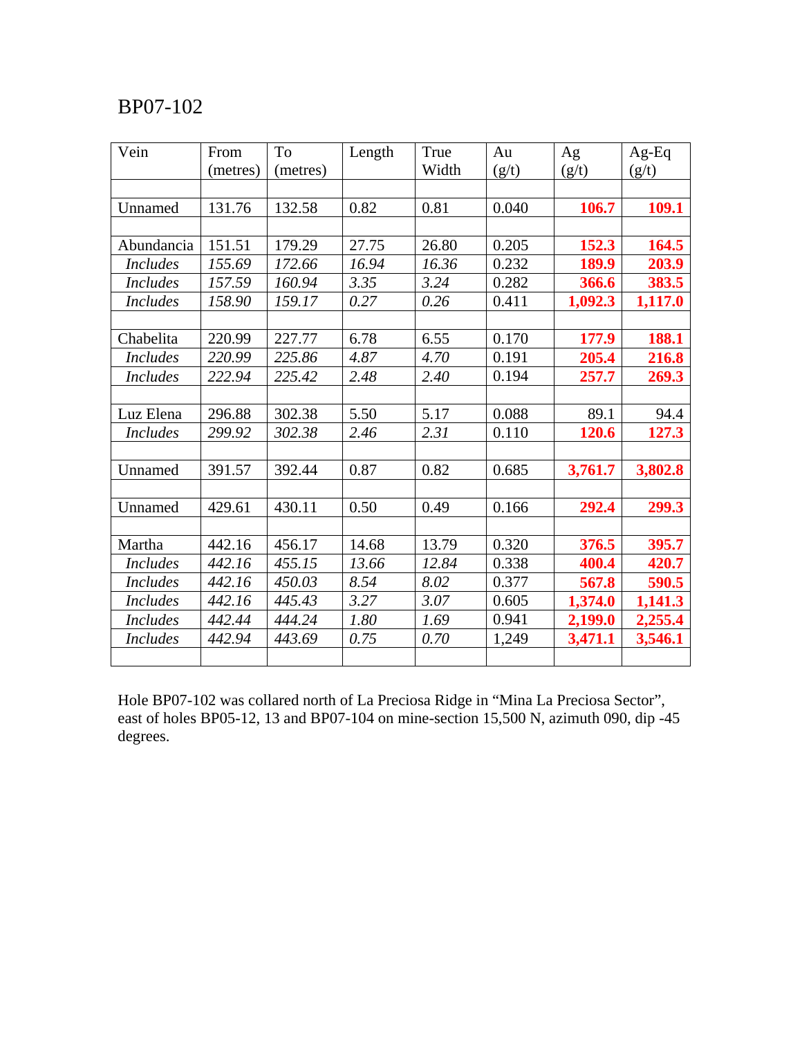# BP07-102

| Vein | From (metres) | To (metres) | Length | True Width | Au (g/t) | Ag (g/t) | Ag-Eq (g/t) |
|---|---|---|---|---|---|---|---|
| | | | | | | | |
| Unnamed | 131.76 | 132.58 | 0.82 | 0.81 | 0.040 | **106.7** | **109.1** |
| | | | | | | | |
| Abundancia | 151.51 | 179.29 | 27.75 | 26.80 | 0.205 | **152.3** | **164.5** |
| *Includes* | *155.69* | *172.66* | *16.94* | *16.36* | 0.232 | **189.9** | **203.9** |
| *Includes* | *157.59* | *160.94* | *3.35* | *3.24* | 0.282 | **366.6** | **383.5** |
| *Includes* | *158.90* | *159.17* | *0.27* | *0.26* | 0.411 | **1,092.3** | **1,117.0** |
| | | | | | | | |
| Chabelita | 220.99 | 227.77 | 6.78 | 6.55 | 0.170 | **177.9** | **188.1** |
| *Includes* | *220.99* | *225.86* | *4.87* | *4.70* | 0.191 | **205.4** | **216.8** |
| *Includes* | *222.94* | *225.42* | *2.48* | *2.40* | 0.194 | **257.7** | **269.3** |
| | | | | | | | |
| Luz Elena | 296.88 | 302.38 | 5.50 | 5.17 | 0.088 | 89.1 | 94.4 |
| *Includes* | *299.92* | *302.38* | *2.46* | *2.31* | 0.110 | **120.6** | **127.3** |
| | | | | | | | |
| Unnamed | 391.57 | 392.44 | 0.87 | 0.82 | 0.685 | **3,761.7** | **3,802.8** |
| | | | | | | | |
| Unnamed | 429.61 | 430.11 | 0.50 | 0.49 | 0.166 | **292.4** | **299.3** |
| | | | | | | | |
| Martha | 442.16 | 456.17 | 14.68 | 13.79 | 0.320 | **376.5** | **395.7** |
| *Includes* | *442.16* | *455.15* | *13.66* | *12.84* | 0.338 | **400.4** | **420.7** |
| *Includes* | *442.16* | *450.03* | *8.54* | *8.02* | 0.377 | **567.8** | **590.5** |
| *Includes* | *442.16* | *445.43* | *3.27* | *3.07* | 0.605 | **1,374.0** | **1,141.3** |
| *Includes* | *442.44* | *444.24* | *1.80* | *1.69* | 0.941 | **2,199.0** | **2,255.4** |
| *Includes* | *442.94* | *443.69* | *0.75* | *0.70* | 1,249 | **3,471.1** | **3,546.1** |
| | | | | | | | |

Hole BP07-102 was collared north of La Preciosa Ridge in "Mina La Preciosa Sector", east of holes BP05-12, 13 and BP07-104 on mine-section 15,500 N, azimuth 090, dip -45 degrees.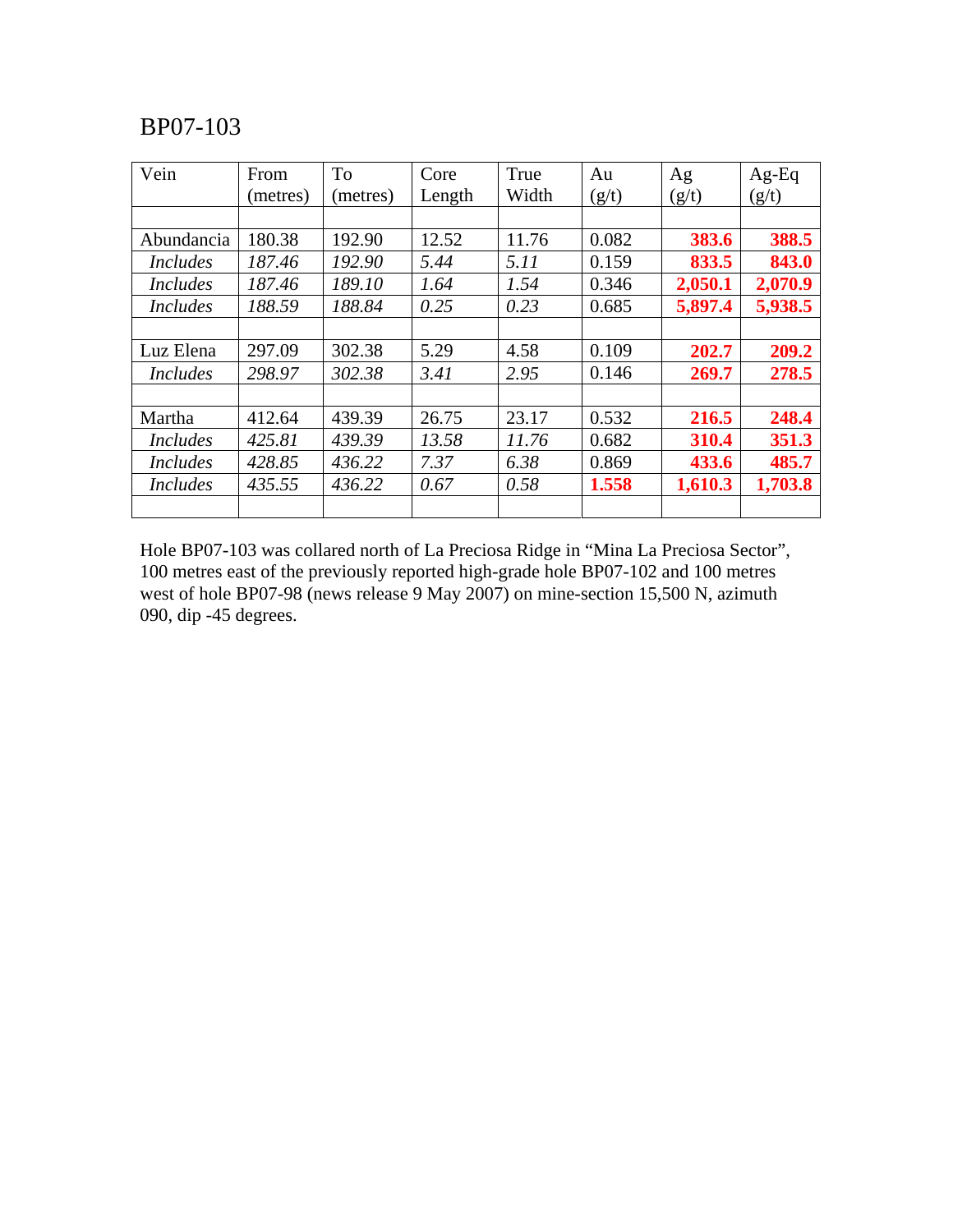BP07-103

| Vein | From (metres) | To (metres) | Core Length | True Width | Au (g/t) | Ag (g/t) | Ag-Eq (g/t) |
|---|---|---|---|---|---|---|---|
| | | | | | | | |
| Abundancia | 180.38 | 192.90 | 12.52 | 11.76 | 0.082 | **383.6** | **388.5** |
| *Includes* | *187.46* | *192.90* | *5.44* | *5.11* | 0.159 | **833.5** | **843.0** |
| *Includes* | *187.46* | *189.10* | *1.64* | *1.54* | 0.346 | **2,050.1** | **2,070.9** |
| *Includes* | *188.59* | *188.84* | *0.25* | *0.23* | 0.685 | **5,897.4** | **5,938.5** |
| | | | | | | | |
| Luz Elena | 297.09 | 302.38 | 5.29 | 4.58 | 0.109 | **202.7** | **209.2** |
| *Includes* | *298.97* | *302.38* | *3.41* | *2.95* | 0.146 | **269.7** | **278.5** |
| | | | | | | | |
| Martha | 412.64 | 439.39 | 26.75 | 23.17 | 0.532 | **216.5** | **248.4** |
| *Includes* | *425.81* | *439.39* | *13.58* | *11.76* | 0.682 | **310.4** | **351.3** |
| *Includes* | *428.85* | *436.22* | *7.37* | *6.38* | 0.869 | **433.6** | **485.7** |
| *Includes* | *435.55* | *436.22* | *0.67* | *0.58* | **1.558** | **1,610.3** | **1,703.8** |
| | | | | | | | |

Hole BP07-103 was collared north of La Preciosa Ridge in “Mina La Preciosa Sector”, 100 metres east of the previously reported high-grade hole BP07-102 and 100 metres west of hole BP07-98 (news release 9 May 2007) on mine-section 15,500 N, azimuth 090, dip -45 degrees.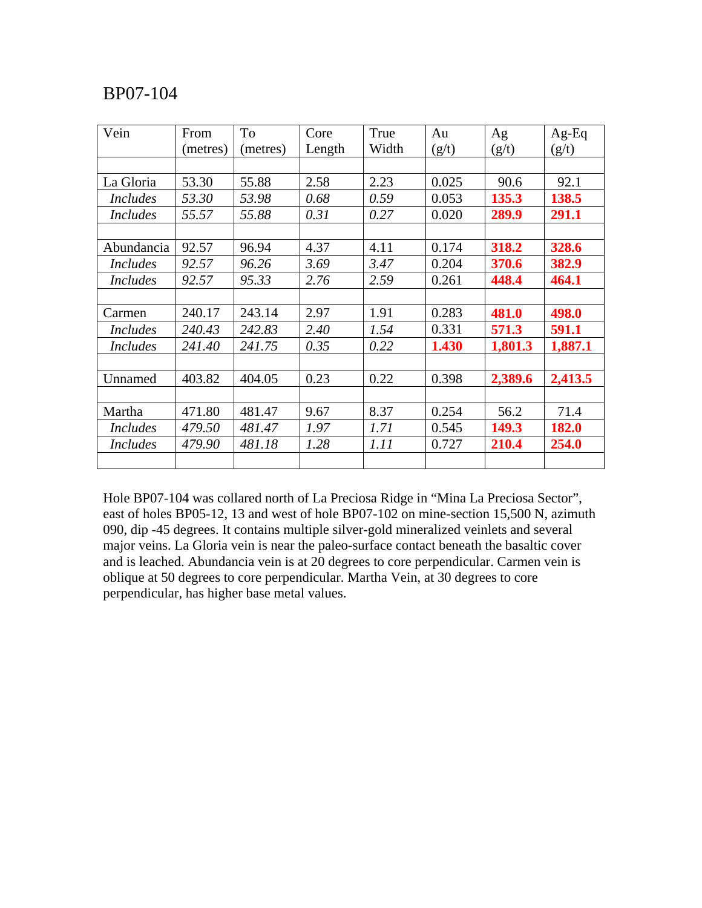BP07-104

| Vein | From (metres) | To (metres) | Core Length | True Width | Au (g/t) | Ag (g/t) | Ag-Eq (g/t) |
|---|---|---|---|---|---|---|---|
| | | | | | | | |
| La Gloria | 53.30 | 55.88 | 2.58 | 2.23 | 0.025 | 90.6 | 92.1 |
| *Includes* | *53.30* | *53.98* | *0.68* | *0.59* | 0.053 | **135.3** | **138.5** |
| *Includes* | *55.57* | *55.88* | *0.31* | *0.27* | 0.020 | **289.9** | **291.1** |
| | | | | | | | |
| Abundancia | 92.57 | 96.94 | 4.37 | 4.11 | 0.174 | **318.2** | **328.6** |
| *Includes* | *92.57* | *96.26* | *3.69* | *3.47* | 0.204 | **370.6** | **382.9** |
| *Includes* | *92.57* | *95.33* | *2.76* | *2.59* | 0.261 | **448.4** | **464.1** |
| | | | | | | | |
| Carmen | 240.17 | 243.14 | 2.97 | 1.91 | 0.283 | **481.0** | **498.0** |
| *Includes* | *240.43* | *242.83* | *2.40* | *1.54* | 0.331 | **571.3** | **591.1** |
| *Includes* | *241.40* | *241.75* | *0.35* | *0.22* | **1.430** | **1,801.3** | **1,887.1** |
| | | | | | | | |
| Unnamed | 403.82 | 404.05 | 0.23 | 0.22 | 0.398 | **2,389.6** | **2,413.5** |
| | | | | | | | |
| Martha | 471.80 | 481.47 | 9.67 | 8.37 | 0.254 | 56.2 | 71.4 |
| *Includes* | *479.50* | *481.47* | *1.97* | *1.71* | 0.545 | **149.3** | **182.0** |
| *Includes* | *479.90* | *481.18* | *1.28* | *1.11* | 0.727 | **210.4** | **254.0** |
| | | | | | | | |

Hole BP07-104 was collared north of La Preciosa Ridge in "Mina La Preciosa Sector", east of holes BP05-12, 13 and west of hole BP07-102 on mine-section 15,500 N, azimuth 090, dip -45 degrees. It contains multiple silver-gold mineralized veinlets and several major veins. La Gloria vein is near the paleo-surface contact beneath the basaltic cover and is leached. Abundancia vein is at 20 degrees to core perpendicular. Carmen vein is oblique at 50 degrees to core perpendicular. Martha Vein, at 30 degrees to core perpendicular, has higher base metal values.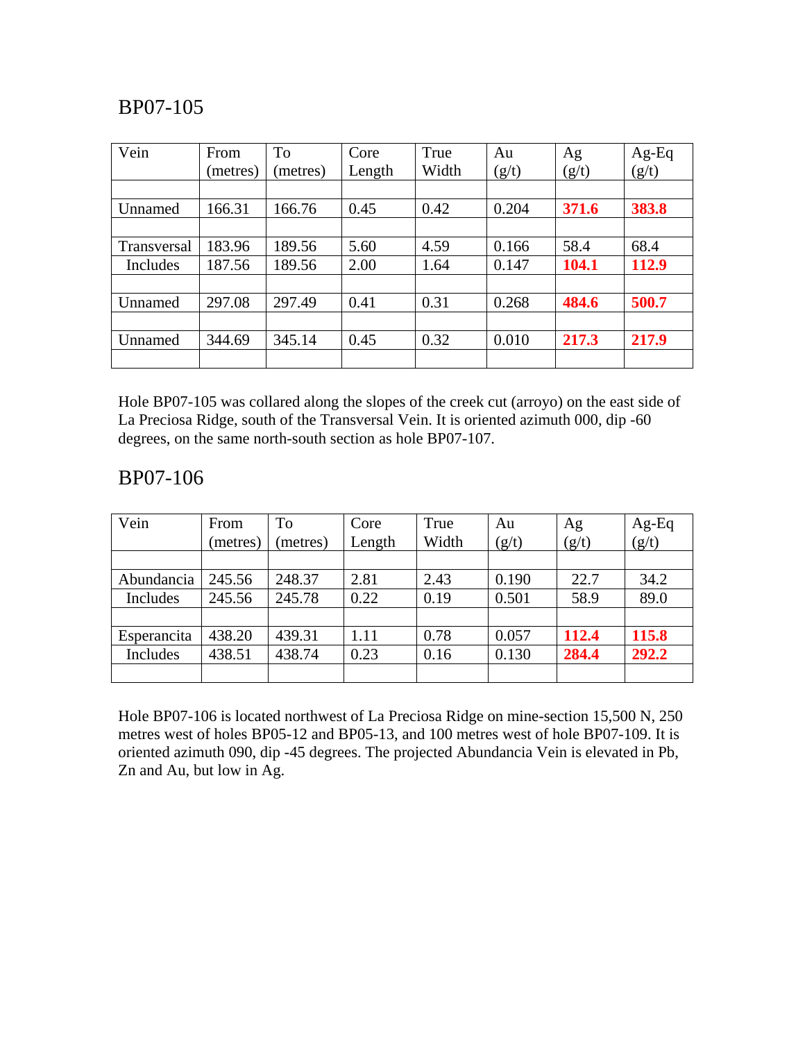## BP07-105

| Vein | From (metres) | To (metres) | Core Length | True Width | Au (g/t) | Ag (g/t) | Ag-Eq (g/t) |
|---|---|---|---|---|---|---|---|
| | | | | | | | |
| Unnamed | 166.31 | 166.76 | 0.45 | 0.42 | 0.204 | **371.6** | **383.8** |
| | | | | | | | |
| Transversal | 183.96 | 189.56 | 5.60 | 4.59 | 0.166 | 58.4 | 68.4 |
| Includes | 187.56 | 189.56 | 2.00 | 1.64 | 0.147 | **104.1** | **112.9** |
| | | | | | | | |
| Unnamed | 297.08 | 297.49 | 0.41 | 0.31 | 0.268 | **484.6** | **500.7** |
| | | | | | | | |
| Unnamed | 344.69 | 345.14 | 0.45 | 0.32 | 0.010 | **217.3** | **217.9** |
| | | | | | | | |

Hole BP07-105 was collared along the slopes of the creek cut (arroyo) on the east side of La Preciosa Ridge, south of the Transversal Vein. It is oriented azimuth 000, dip -60 degrees, on the same north-south section as hole BP07-107.

## BP07-106

| Vein | From (metres) | To (metres) | Core Length | True Width | Au (g/t) | Ag (g/t) | Ag-Eq (g/t) |
|---|---|---|---|---|---|---|---|
| | | | | | | | |
| Abundancia | 245.56 | 248.37 | 2.81 | 2.43 | 0.190 | 22.7 | 34.2 |
| Includes | 245.56 | 245.78 | 0.22 | 0.19 | 0.501 | 58.9 | 89.0 |
| | | | | | | | |
| Esperancita | 438.20 | 439.31 | 1.11 | 0.78 | 0.057 | **112.4** | **115.8** |
| Includes | 438.51 | 438.74 | 0.23 | 0.16 | 0.130 | **284.4** | **292.2** |
| | | | | | | | |

Hole BP07-106 is located northwest of La Preciosa Ridge on mine-section 15,500 N, 250 metres west of holes BP05-12 and BP05-13, and 100 metres west of hole BP07-109. It is oriented azimuth 090, dip -45 degrees. The projected Abundancia Vein is elevated in Pb, Zn and Au, but low in Ag.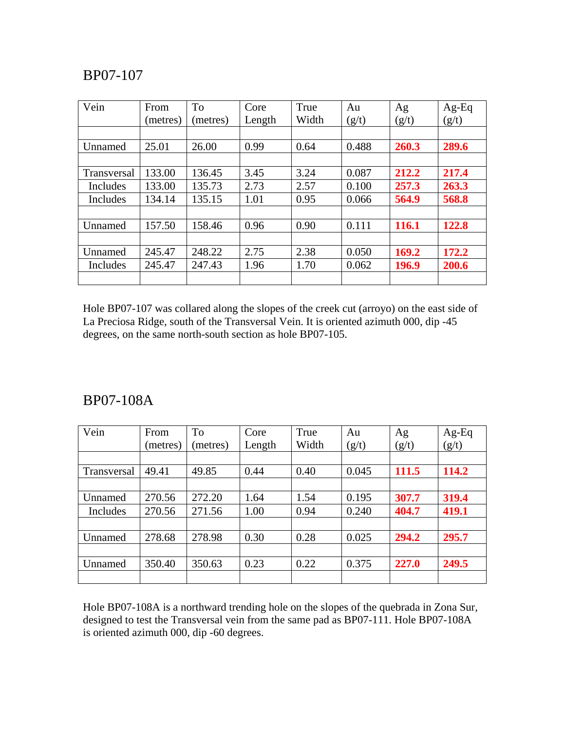## BP07-107

| Vein | From (metres) | To (metres) | Core Length | True Width | Au (g/t) | Ag (g/t) | Ag-Eq (g/t) |
|---|---|---|---|---|---|---|---|
| | | | | | | | |
| Unnamed | 25.01 | 26.00 | 0.99 | 0.64 | 0.488 | **260.3** | **289.6** |
| | | | | | | | |
| Transversal | 133.00 | 136.45 | 3.45 | 3.24 | 0.087 | **212.2** | **217.4** |
| Includes | 133.00 | 135.73 | 2.73 | 2.57 | 0.100 | **257.3** | **263.3** |
| Includes | 134.14 | 135.15 | 1.01 | 0.95 | 0.066 | **564.9** | **568.8** |
| | | | | | | | |
| Unnamed | 157.50 | 158.46 | 0.96 | 0.90 | 0.111 | **116.1** | **122.8** |
| | | | | | | | |
| Unnamed | 245.47 | 248.22 | 2.75 | 2.38 | 0.050 | **169.2** | **172.2** |
| Includes | 245.47 | 247.43 | 1.96 | 1.70 | 0.062 | **196.9** | **200.6** |
| | | | | | | | |

Hole BP07-107 was collared along the slopes of the creek cut (arroyo) on the east side of La Preciosa Ridge, south of the Transversal Vein. It is oriented azimuth 000, dip -45 degrees, on the same north-south section as hole BP07-105.

## BP07-108A

| Vein | From (metres) | To (metres) | Core Length | True Width | Au (g/t) | Ag (g/t) | Ag-Eq (g/t) |
|---|---|---|---|---|---|---|---|
| | | | | | | | |
| Transversal | 49.41 | 49.85 | 0.44 | 0.40 | 0.045 | **111.5** | **114.2** |
| | | | | | | | |
| Unnamed | 270.56 | 272.20 | 1.64 | 1.54 | 0.195 | **307.7** | **319.4** |
| Includes | 270.56 | 271.56 | 1.00 | 0.94 | 0.240 | **404.7** | **419.1** |
| | | | | | | | |
| Unnamed | 278.68 | 278.98 | 0.30 | 0.28 | 0.025 | **294.2** | **295.7** |
| | | | | | | | |
| Unnamed | 350.40 | 350.63 | 0.23 | 0.22 | 0.375 | **227.0** | **249.5** |
| | | | | | | | |

Hole BP07-108A is a northward trending hole on the slopes of the quebrada in Zona Sur, designed to test the Transversal vein from the same pad as BP07-111. Hole BP07-108A is oriented azimuth 000, dip -60 degrees.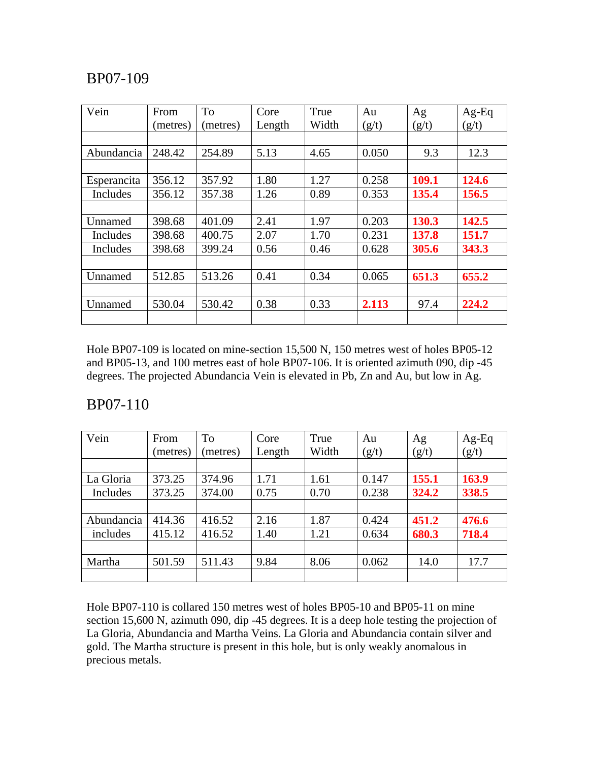## BP07-109

| Vein | From (metres) | To (metres) | Core Length | True Width | Au (g/t) | Ag (g/t) | Ag-Eq (g/t) |
|---|---|---|---|---|---|---|---|
| | | | | | | | |
| Abundancia | 248.42 | 254.89 | 5.13 | 4.65 | 0.050 | 9.3 | 12.3 |
| | | | | | | | |
| Esperancita | 356.12 | 357.92 | 1.80 | 1.27 | 0.258 | **109.1** | **124.6** |
| Includes | 356.12 | 357.38 | 1.26 | 0.89 | 0.353 | **135.4** | **156.5** |
| | | | | | | | |
| Unnamed | 398.68 | 401.09 | 2.41 | 1.97 | 0.203 | **130.3** | **142.5** |
| Includes | 398.68 | 400.75 | 2.07 | 1.70 | 0.231 | **137.8** | **151.7** |
| Includes | 398.68 | 399.24 | 0.56 | 0.46 | 0.628 | **305.6** | **343.3** |
| | | | | | | | |
| Unnamed | 512.85 | 513.26 | 0.41 | 0.34 | 0.065 | **651.3** | **655.2** |
| | | | | | | | |
| Unnamed | 530.04 | 530.42 | 0.38 | 0.33 | **2.113** | 97.4 | **224.2** |
| | | | | | | | |

Hole BP07-109 is located on mine-section 15,500 N, 150 metres west of holes BP05-12 and BP05-13, and 100 metres east of hole BP07-106. It is oriented azimuth 090, dip -45 degrees. The projected Abundancia Vein is elevated in Pb, Zn and Au, but low in Ag.

## BP07-110

| Vein | From (metres) | To (metres) | Core Length | True Width | Au (g/t) | Ag (g/t) | Ag-Eq (g/t) |
|---|---|---|---|---|---|---|---|
| | | | | | | | |
| La Gloria | 373.25 | 374.96 | 1.71 | 1.61 | 0.147 | **155.1** | **163.9** |
| Includes | 373.25 | 374.00 | 0.75 | 0.70 | 0.238 | **324.2** | **338.5** |
| | | | | | | | |
| Abundancia | 414.36 | 416.52 | 2.16 | 1.87 | 0.424 | **451.2** | **476.6** |
| includes | 415.12 | 416.52 | 1.40 | 1.21 | 0.634 | **680.3** | **718.4** |
| | | | | | | | |
| Martha | 501.59 | 511.43 | 9.84 | 8.06 | 0.062 | 14.0 | 17.7 |
| | | | | | | | |

Hole BP07-110 is collared 150 metres west of holes BP05-10 and BP05-11 on mine section 15,600 N, azimuth 090, dip -45 degrees. It is a deep hole testing the projection of La Gloria, Abundancia and Martha Veins. La Gloria and Abundancia contain silver and gold. The Martha structure is present in this hole, but is only weakly anomalous in precious metals.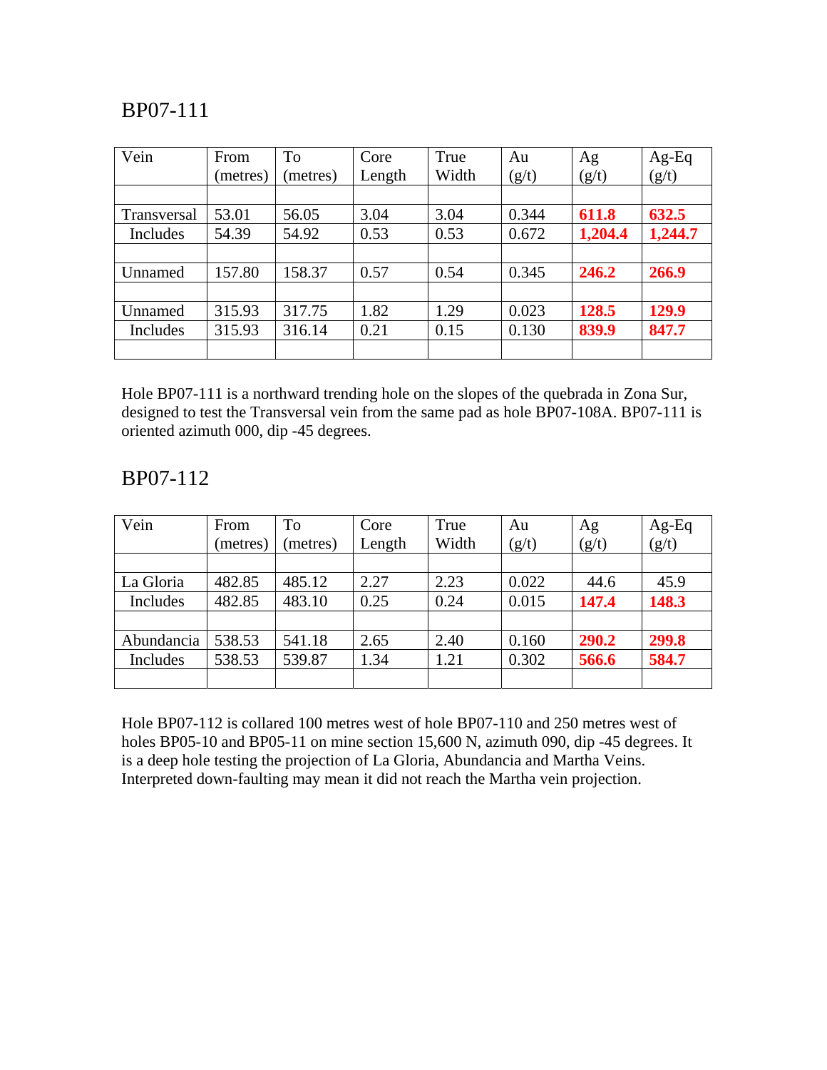## BP07-111

| Vein | From (metres) | To (metres) | Core Length | True Width | Au (g/t) | Ag (g/t) | Ag-Eq (g/t) |
|---|---|---|---|---|---|---|---|
| | | | | | | | |
| Transversal | 53.01 | 56.05 | 3.04 | 3.04 | 0.344 | **611.8** | **632.5** |
| Includes | 54.39 | 54.92 | 0.53 | 0.53 | 0.672 | **1,204.4** | **1,244.7** |
| | | | | | | | |
| Unnamed | 157.80 | 158.37 | 0.57 | 0.54 | 0.345 | **246.2** | **266.9** |
| | | | | | | | |
| Unnamed | 315.93 | 317.75 | 1.82 | 1.29 | 0.023 | **128.5** | **129.9** |
| Includes | 315.93 | 316.14 | 0.21 | 0.15 | 0.130 | **839.9** | **847.7** |
| | | | | | | | |

Hole BP07-111 is a northward trending hole on the slopes of the quebrada in Zona Sur, designed to test the Transversal vein from the same pad as hole BP07-108A. BP07-111 is oriented azimuth 000, dip -45 degrees.

## BP07-112

| Vein | From (metres) | To (metres) | Core Length | True Width | Au (g/t) | Ag (g/t) | Ag-Eq (g/t) |
|---|---|---|---|---|---|---|---|
| | | | | | | | |
| La Gloria | 482.85 | 485.12 | 2.27 | 2.23 | 0.022 | 44.6 | 45.9 |
| Includes | 482.85 | 483.10 | 0.25 | 0.24 | 0.015 | **147.4** | **148.3** |
| | | | | | | | |
| Abundancia | 538.53 | 541.18 | 2.65 | 2.40 | 0.160 | **290.2** | **299.8** |
| Includes | 538.53 | 539.87 | 1.34 | 1.21 | 0.302 | **566.6** | **584.7** |
| | | | | | | | |

Hole BP07-112 is collared 100 metres west of hole BP07-110 and 250 metres west of holes BP05-10 and BP05-11 on mine section 15,600 N, azimuth 090, dip -45 degrees. It is a deep hole testing the projection of La Gloria, Abundancia and Martha Veins. Interpreted down-faulting may mean it did not reach the Martha vein projection.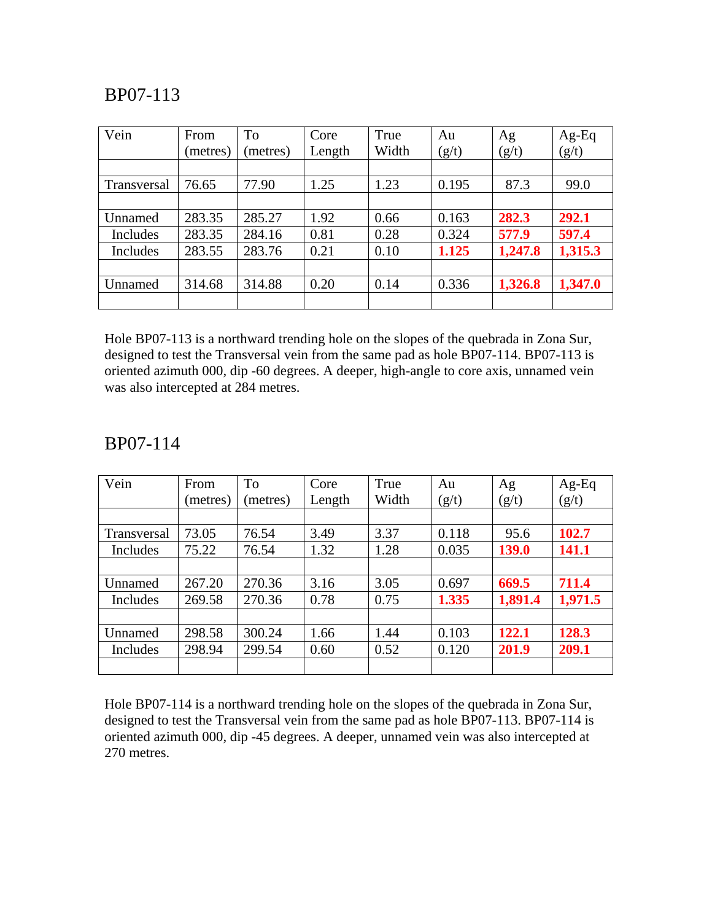## BP07-113

| Vein | From (metres) | To (metres) | Core Length | True Width | Au (g/t) | Ag (g/t) | Ag-Eq (g/t) |
|---|---|---|---|---|---|---|---|
| | | | | | | | |
| Transversal | 76.65 | 77.90 | 1.25 | 1.23 | 0.195 | 87.3 | 99.0 |
| | | | | | | | |
| Unnamed | 283.35 | 285.27 | 1.92 | 0.66 | 0.163 | **282.3** | **292.1** |
| Includes | 283.35 | 284.16 | 0.81 | 0.28 | 0.324 | **577.9** | **597.4** |
| Includes | 283.55 | 283.76 | 0.21 | 0.10 | **1.125** | **1,247.8** | **1,315.3** |
| | | | | | | | |
| Unnamed | 314.68 | 314.88 | 0.20 | 0.14 | 0.336 | **1,326.8** | **1,347.0** |
| | | | | | | | |

Hole BP07-113 is a northward trending hole on the slopes of the quebrada in Zona Sur, designed to test the Transversal vein from the same pad as hole BP07-114. BP07-113 is oriented azimuth 000, dip -60 degrees. A deeper, high-angle to core axis, unnamed vein was also intercepted at 284 metres.

## BP07-114

| Vein | From (metres) | To (metres) | Core Length | True Width | Au (g/t) | Ag (g/t) | Ag-Eq (g/t) |
|---|---|---|---|---|---|---|---|
| | | | | | | | |
| Transversal | 73.05 | 76.54 | 3.49 | 3.37 | 0.118 | 95.6 | **102.7** |
| Includes | 75.22 | 76.54 | 1.32 | 1.28 | 0.035 | **139.0** | **141.1** |
| | | | | | | | |
| Unnamed | 267.20 | 270.36 | 3.16 | 3.05 | 0.697 | **669.5** | **711.4** |
| Includes | 269.58 | 270.36 | 0.78 | 0.75 | **1.335** | **1,891.4** | **1,971.5** |
| | | | | | | | |
| Unnamed | 298.58 | 300.24 | 1.66 | 1.44 | 0.103 | **122.1** | **128.3** |
| Includes | 298.94 | 299.54 | 0.60 | 0.52 | 0.120 | **201.9** | **209.1** |
| | | | | | | | |

Hole BP07-114 is a northward trending hole on the slopes of the quebrada in Zona Sur, designed to test the Transversal vein from the same pad as hole BP07-113. BP07-114 is oriented azimuth 000, dip -45 degrees. A deeper, unnamed vein was also intercepted at 270 metres.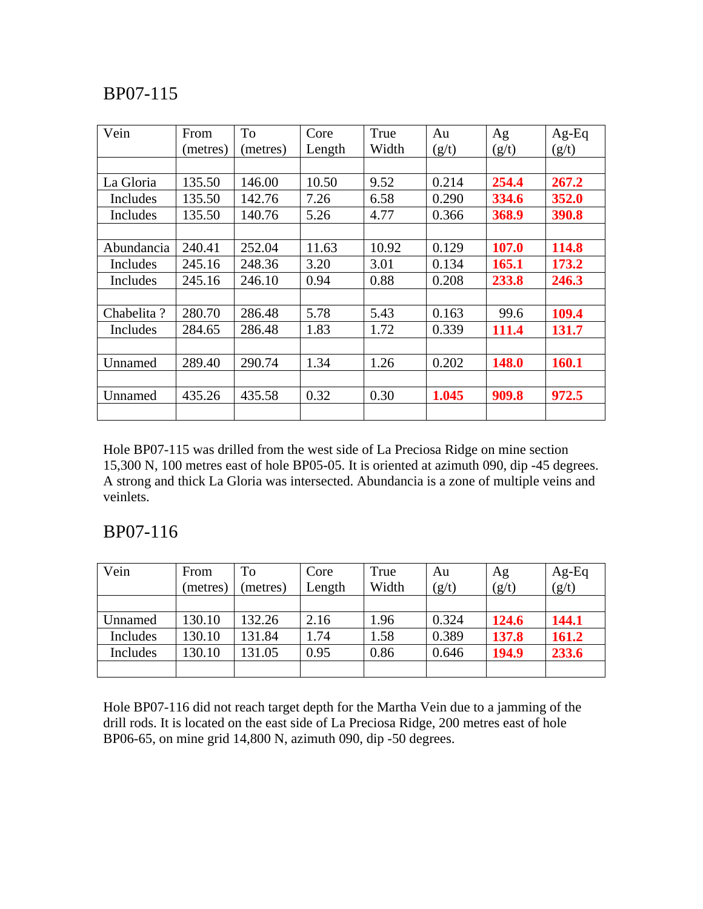## BP07-115

| Vein | From (metres) | To (metres) | Core Length | True Width | Au (g/t) | Ag (g/t) | Ag-Eq (g/t) |
|---|---|---|---|---|---|---|---|
| | | | | | | | |
| La Gloria | 135.50 | 146.00 | 10.50 | 9.52 | 0.214 | **254.4** | **267.2** |
| Includes | 135.50 | 142.76 | 7.26 | 6.58 | 0.290 | **334.6** | **352.0** |
| Includes | 135.50 | 140.76 | 5.26 | 4.77 | 0.366 | **368.9** | **390.8** |
| | | | | | | | |
| Abundancia | 240.41 | 252.04 | 11.63 | 10.92 | 0.129 | **107.0** | **114.8** |
| Includes | 245.16 | 248.36 | 3.20 | 3.01 | 0.134 | **165.1** | **173.2** |
| Includes | 245.16 | 246.10 | 0.94 | 0.88 | 0.208 | **233.8** | **246.3** |
| | | | | | | | |
| Chabelita ? | 280.70 | 286.48 | 5.78 | 5.43 | 0.163 | 99.6 | **109.4** |
| Includes | 284.65 | 286.48 | 1.83 | 1.72 | 0.339 | **111.4** | **131.7** |
| | | | | | | | |
| Unnamed | 289.40 | 290.74 | 1.34 | 1.26 | 0.202 | **148.0** | **160.1** |
| | | | | | | | |
| Unnamed | 435.26 | 435.58 | 0.32 | 0.30 | **1.045** | **909.8** | **972.5** |
| | | | | | | | |

Hole BP07-115 was drilled from the west side of La Preciosa Ridge on mine section 15,300 N, 100 metres east of hole BP05-05. It is oriented at azimuth 090, dip -45 degrees. A strong and thick La Gloria was intersected. Abundancia is a zone of multiple veins and veinlets.

## BP07-116

| Vein | From (metres) | To (metres) | Core Length | True Width | Au (g/t) | Ag (g/t) | Ag-Eq (g/t) |
|---|---|---|---|---|---|---|---|
| | | | | | | | |
| Unnamed | 130.10 | 132.26 | 2.16 | 1.96 | 0.324 | **124.6** | **144.1** |
| Includes | 130.10 | 131.84 | 1.74 | 1.58 | 0.389 | **137.8** | **161.2** |
| Includes | 130.10 | 131.05 | 0.95 | 0.86 | 0.646 | **194.9** | **233.6** |
| | | | | | | | |

Hole BP07-116 did not reach target depth for the Martha Vein due to a jamming of the drill rods. It is located on the east side of La Preciosa Ridge, 200 metres east of hole BP06-65, on mine grid 14,800 N, azimuth 090, dip -50 degrees.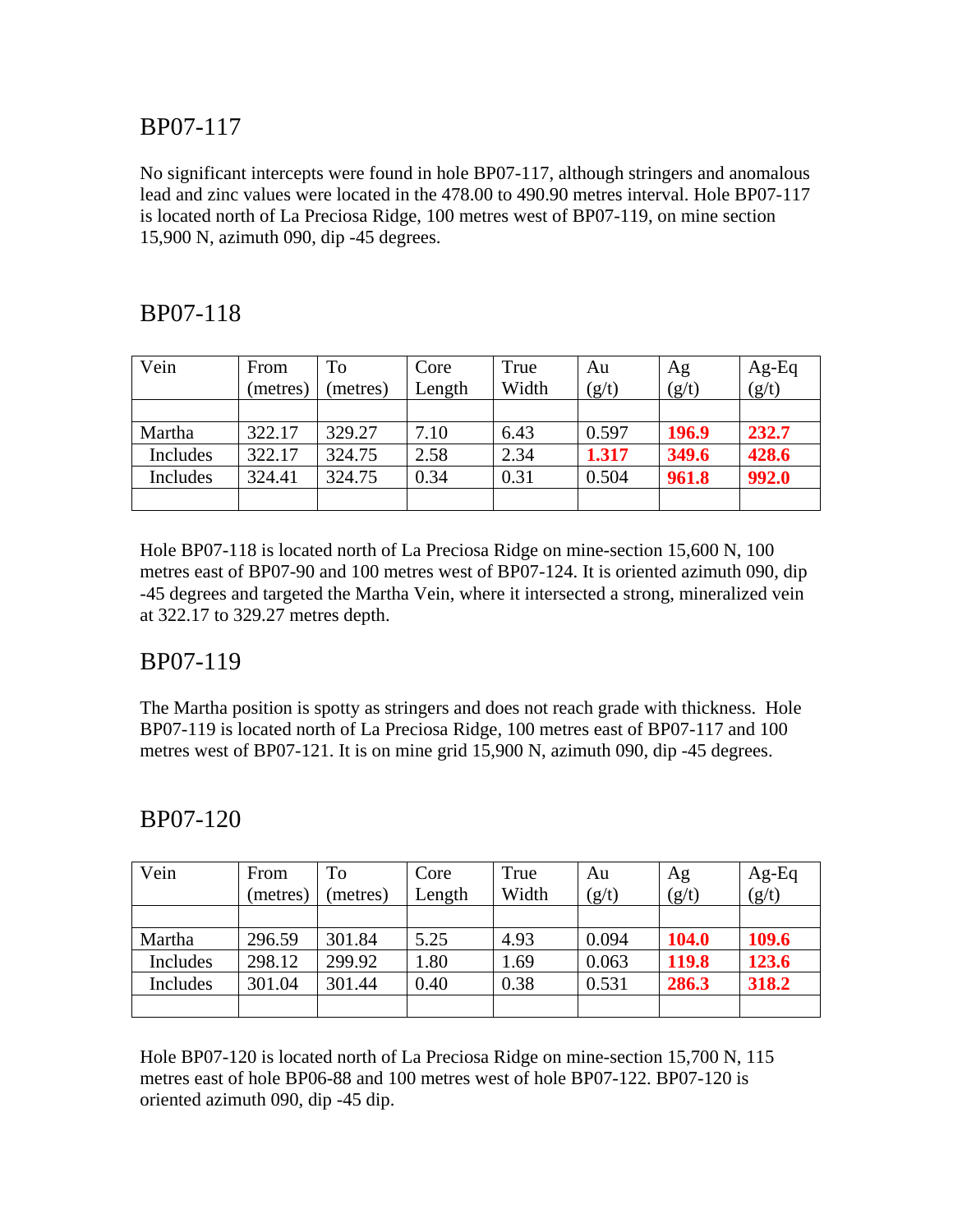## BP07-117

No significant intercepts were found in hole BP07-117, although stringers and anomalous lead and zinc values were located in the 478.00 to 490.90 metres interval. Hole BP07-117 is located north of La Preciosa Ridge, 100 metres west of BP07-119, on mine section 15,900 N, azimuth 090, dip -45 degrees.

## BP07-118

| Vein | From (metres) | To (metres) | Core Length | True Width | Au (g/t) | Ag (g/t) | Ag-Eq (g/t) |
|---|---|---|---|---|---|---|---|
| | | | | | | | |
| Martha | 322.17 | 329.27 | 7.10 | 6.43 | 0.597 | **196.9** | **232.7** |
| Includes | 322.17 | 324.75 | 2.58 | 2.34 | **1.317** | **349.6** | **428.6** |
| Includes | 324.41 | 324.75 | 0.34 | 0.31 | 0.504 | **961.8** | **992.0** |
| | | | | | | | |

Hole BP07-118 is located north of La Preciosa Ridge on mine-section 15,600 N, 100 metres east of BP07-90 and 100 metres west of BP07-124. It is oriented azimuth 090, dip -45 degrees and targeted the Martha Vein, where it intersected a strong, mineralized vein at 322.17 to 329.27 metres depth.

## BP07-119

The Martha position is spotty as stringers and does not reach grade with thickness. Hole BP07-119 is located north of La Preciosa Ridge, 100 metres east of BP07-117 and 100 metres west of BP07-121. It is on mine grid 15,900 N, azimuth 090, dip -45 degrees.

## BP07-120

| Vein | From (metres) | To (metres) | Core Length | True Width | Au (g/t) | Ag (g/t) | Ag-Eq (g/t) |
|---|---|---|---|---|---|---|---|
| | | | | | | | |
| Martha | 296.59 | 301.84 | 5.25 | 4.93 | 0.094 | **104.0** | **109.6** |
| Includes | 298.12 | 299.92 | 1.80 | 1.69 | 0.063 | **119.8** | **123.6** |
| Includes | 301.04 | 301.44 | 0.40 | 0.38 | 0.531 | **286.3** | **318.2** |
| | | | | | | | |

Hole BP07-120 is located north of La Preciosa Ridge on mine-section 15,700 N, 115 metres east of hole BP06-88 and 100 metres west of hole BP07-122. BP07-120 is oriented azimuth 090, dip -45 dip.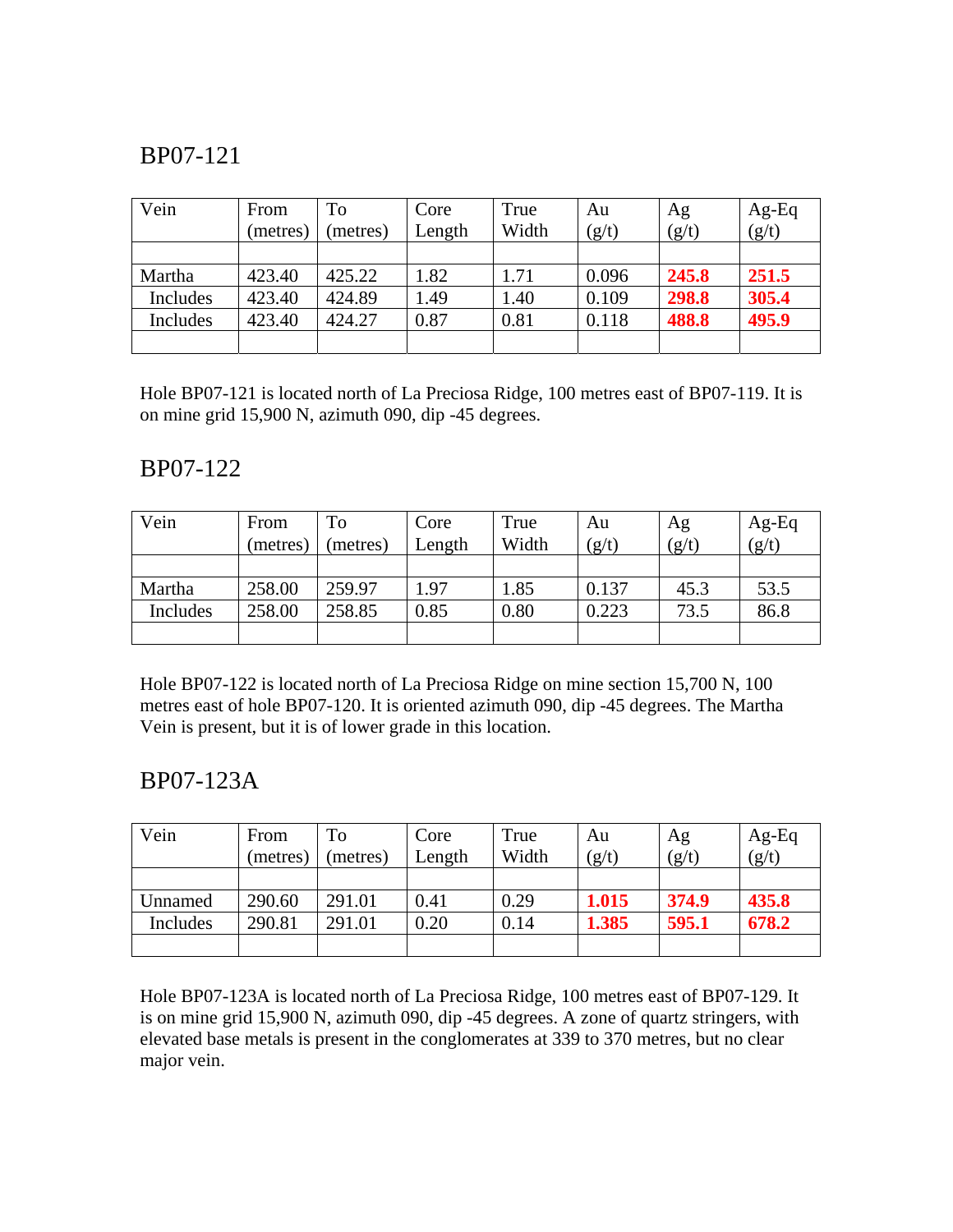## BP07-121

| Vein | From (metres) | To (metres) | Core Length | True Width | Au (g/t) | Ag (g/t) | Ag-Eq (g/t) |
|---|---|---|---|---|---|---|---|
| | | | | | | | |
| Martha | 423.40 | 425.22 | 1.82 | 1.71 | 0.096 | **245.8** | **251.5** |
| Includes | 423.40 | 424.89 | 1.49 | 1.40 | 0.109 | **298.8** | **305.4** |
| Includes | 423.40 | 424.27 | 0.87 | 0.81 | 0.118 | **488.8** | **495.9** |
| | | | | | | | |

Hole BP07-121 is located north of La Preciosa Ridge, 100 metres east of BP07-119. It is on mine grid 15,900 N, azimuth 090, dip -45 degrees.

## BP07-122

| Vein | From (metres) | To (metres) | Core Length | True Width | Au (g/t) | Ag (g/t) | Ag-Eq (g/t) |
|---|---|---|---|---|---|---|---|
| | | | | | | | |
| Martha | 258.00 | 259.97 | 1.97 | 1.85 | 0.137 | 45.3 | 53.5 |
| Includes | 258.00 | 258.85 | 0.85 | 0.80 | 0.223 | 73.5 | 86.8 |
| | | | | | | | |

Hole BP07-122 is located north of La Preciosa Ridge on mine section 15,700 N, 100 metres east of hole BP07-120. It is oriented azimuth 090, dip -45 degrees. The Martha Vein is present, but it is of lower grade in this location.

## BP07-123A

| Vein | From (metres) | To (metres) | Core Length | True Width | Au (g/t) | Ag (g/t) | Ag-Eq (g/t) |
|---|---|---|---|---|---|---|---|
| | | | | | | | |
| Unnamed | 290.60 | 291.01 | 0.41 | 0.29 | **1.015** | **374.9** | **435.8** |
| Includes | 290.81 | 291.01 | 0.20 | 0.14 | **1.385** | **595.1** | **678.2** |
| | | | | | | | |

Hole BP07-123A is located north of La Preciosa Ridge, 100 metres east of BP07-129. It is on mine grid 15,900 N, azimuth 090, dip -45 degrees. A zone of quartz stringers, with elevated base metals is present in the conglomerates at 339 to 370 metres, but no clear major vein.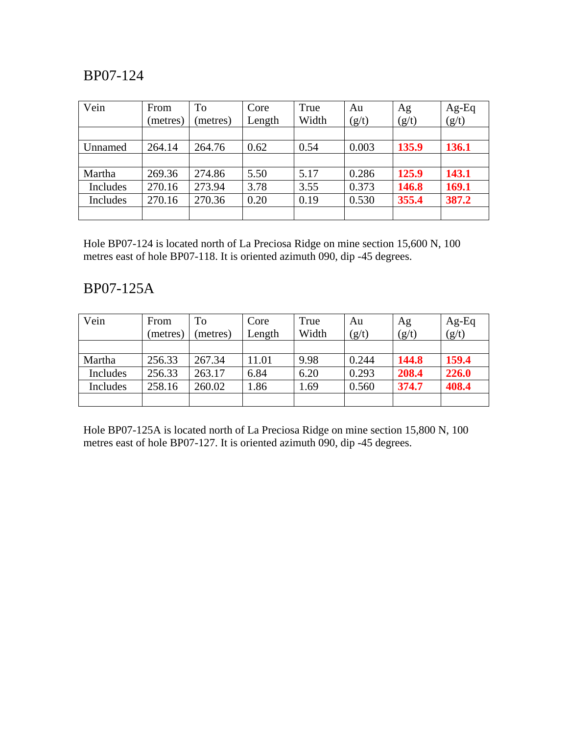## BP07-124

| Vein | From (metres) | To (metres) | Core Length | True Width | Au (g/t) | Ag (g/t) | Ag-Eq (g/t) |
|---|---|---|---|---|---|---|---|
| | | | | | | | |
| Unnamed | 264.14 | 264.76 | 0.62 | 0.54 | 0.003 | **135.9** | **136.1** |
| | | | | | | | |
| Martha | 269.36 | 274.86 | 5.50 | 5.17 | 0.286 | **125.9** | **143.1** |
| Includes | 270.16 | 273.94 | 3.78 | 3.55 | 0.373 | **146.8** | **169.1** |
| Includes | 270.16 | 270.36 | 0.20 | 0.19 | 0.530 | **355.4** | **387.2** |
| | | | | | | | |

Hole BP07-124 is located north of La Preciosa Ridge on mine section 15,600 N, 100 metres east of hole BP07-118. It is oriented azimuth 090, dip -45 degrees.

## BP07-125A

| Vein | From (metres) | To (metres) | Core Length | True Width | Au (g/t) | Ag (g/t) | Ag-Eq (g/t) |
|---|---|---|---|---|---|---|---|
| | | | | | | | |
| Martha | 256.33 | 267.34 | 11.01 | 9.98 | 0.244 | **144.8** | **159.4** |
| Includes | 256.33 | 263.17 | 6.84 | 6.20 | 0.293 | **208.4** | **226.0** |
| Includes | 258.16 | 260.02 | 1.86 | 1.69 | 0.560 | **374.7** | **408.4** |
| | | | | | | | |

Hole BP07-125A is located north of La Preciosa Ridge on mine section 15,800 N, 100 metres east of hole BP07-127. It is oriented azimuth 090, dip -45 degrees.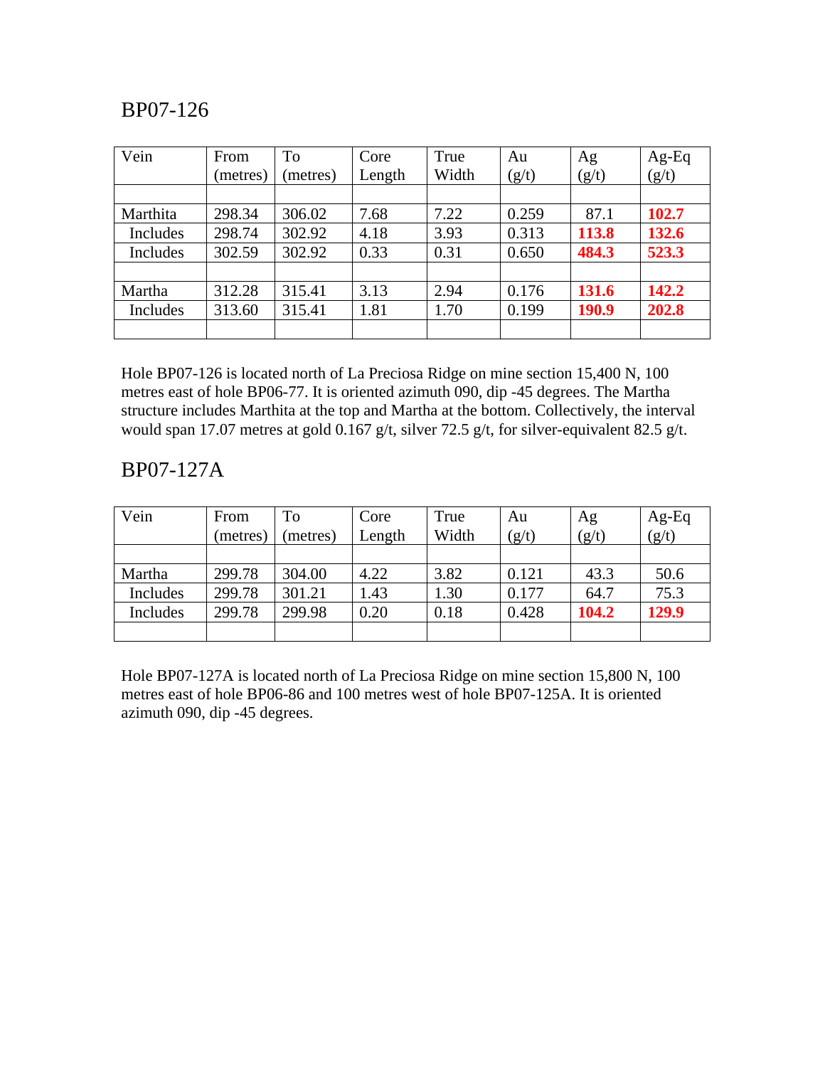## BP07-126

| Vein | From (metres) | To (metres) | Core Length | True Width | Au (g/t) | Ag (g/t) | Ag-Eq (g/t) |
|---|---|---|---|---|---|---|---|
| | | | | | | | |
| Marthita | 298.34 | 306.02 | 7.68 | 7.22 | 0.259 | 87.1 | **102.7** |
| Includes | 298.74 | 302.92 | 4.18 | 3.93 | 0.313 | **113.8** | **132.6** |
| Includes | 302.59 | 302.92 | 0.33 | 0.31 | 0.650 | **484.3** | **523.3** |
| | | | | | | | |
| Martha | 312.28 | 315.41 | 3.13 | 2.94 | 0.176 | **131.6** | **142.2** |
| Includes | 313.60 | 315.41 | 1.81 | 1.70 | 0.199 | **190.9** | **202.8** |
| | | | | | | | |

Hole BP07-126 is located north of La Preciosa Ridge on mine section 15,400 N, 100 metres east of hole BP06-77. It is oriented azimuth 090, dip -45 degrees. The Martha structure includes Marthita at the top and Martha at the bottom. Collectively, the interval would span 17.07 metres at gold 0.167 g/t, silver 72.5 g/t, for silver-equivalent 82.5 g/t.

## BP07-127A

| Vein | From (metres) | To (metres) | Core Length | True Width | Au (g/t) | Ag (g/t) | Ag-Eq (g/t) |
|---|---|---|---|---|---|---|---|
| | | | | | | | |
| Martha | 299.78 | 304.00 | 4.22 | 3.82 | 0.121 | 43.3 | 50.6 |
| Includes | 299.78 | 301.21 | 1.43 | 1.30 | 0.177 | 64.7 | 75.3 |
| Includes | 299.78 | 299.98 | 0.20 | 0.18 | 0.428 | **104.2** | **129.9** |
| | | | | | | | |

Hole BP07-127A is located north of La Preciosa Ridge on mine section 15,800 N, 100 metres east of hole BP06-86 and 100 metres west of hole BP07-125A. It is oriented azimuth 090, dip -45 degrees.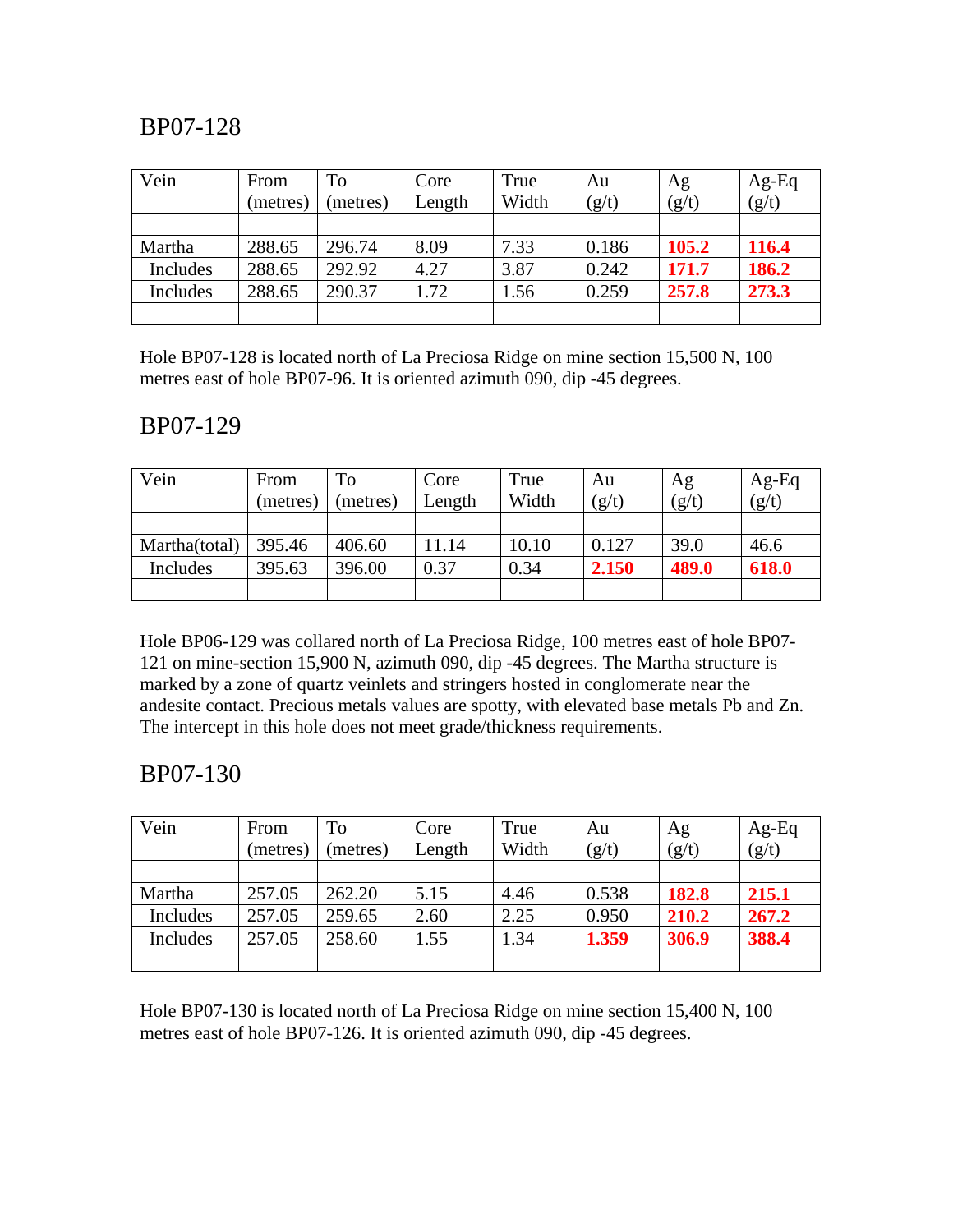## BP07-128

| Vein | From (metres) | To (metres) | Core Length | True Width | Au (g/t) | Ag (g/t) | Ag-Eq (g/t) |
|---|---|---|---|---|---|---|---|
| | | | | | | | |
| Martha | 288.65 | 296.74 | 8.09 | 7.33 | 0.186 | **105.2** | **116.4** |
| Includes | 288.65 | 292.92 | 4.27 | 3.87 | 0.242 | **171.7** | **186.2** |
| Includes | 288.65 | 290.37 | 1.72 | 1.56 | 0.259 | **257.8** | **273.3** |
| | | | | | | | |

Hole BP07-128 is located north of La Preciosa Ridge on mine section 15,500 N, 100 metres east of hole BP07-96. It is oriented azimuth 090, dip -45 degrees.

## BP07-129

| Vein | From (metres) | To (metres) | Core Length | True Width | Au (g/t) | Ag (g/t) | Ag-Eq (g/t) |
|---|---|---|---|---|---|---|---|
| | | | | | | | |
| Martha(total) | 395.46 | 406.60 | 11.14 | 10.10 | 0.127 | 39.0 | 46.6 |
| Includes | 395.63 | 396.00 | 0.37 | 0.34 | **2.150** | **489.0** | **618.0** |
| | | | | | | | |

Hole BP06-129 was collared north of La Preciosa Ridge, 100 metres east of hole BP07-121 on mine-section 15,900 N, azimuth 090, dip -45 degrees. The Martha structure is marked by a zone of quartz veinlets and stringers hosted in conglomerate near the andesite contact. Precious metals values are spotty, with elevated base metals Pb and Zn. The intercept in this hole does not meet grade/thickness requirements.

## BP07-130

| Vein | From (metres) | To (metres) | Core Length | True Width | Au (g/t) | Ag (g/t) | Ag-Eq (g/t) |
|---|---|---|---|---|---|---|---|
| | | | | | | | |
| Martha | 257.05 | 262.20 | 5.15 | 4.46 | 0.538 | **182.8** | **215.1** |
| Includes | 257.05 | 259.65 | 2.60 | 2.25 | 0.950 | **210.2** | **267.2** |
| Includes | 257.05 | 258.60 | 1.55 | 1.34 | **1.359** | **306.9** | **388.4** |
| | | | | | | | |

Hole BP07-130 is located north of La Preciosa Ridge on mine section 15,400 N, 100 metres east of hole BP07-126. It is oriented azimuth 090, dip -45 degrees.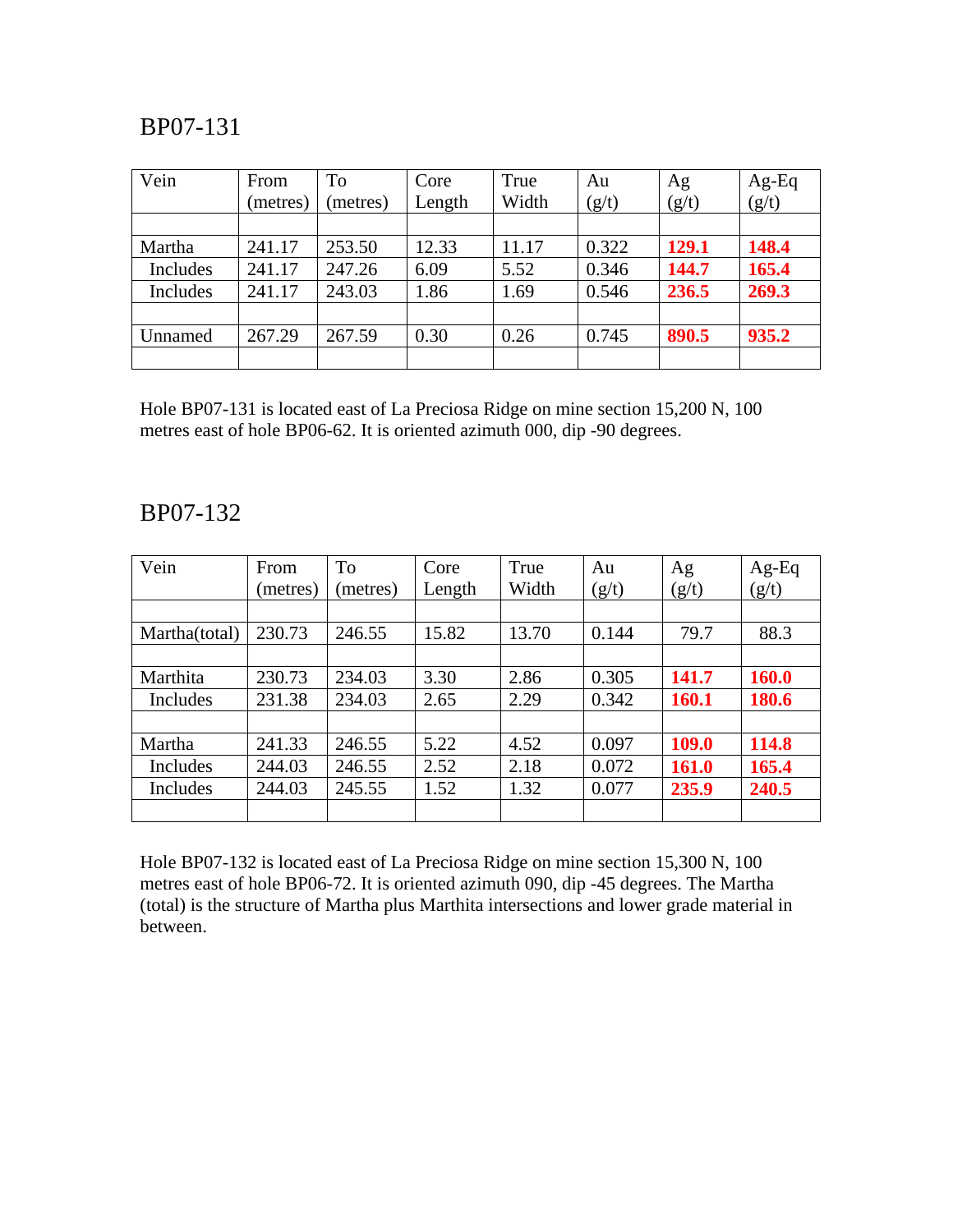## BP07-131

| Vein | From (metres) | To (metres) | Core Length | True Width | Au (g/t) | Ag (g/t) | Ag-Eq (g/t) |
|---|---|---|---|---|---|---|---|
| | | | | | | | |
| Martha | 241.17 | 253.50 | 12.33 | 11.17 | 0.322 | **129.1** | **148.4** |
| Includes | 241.17 | 247.26 | 6.09 | 5.52 | 0.346 | **144.7** | **165.4** |
| Includes | 241.17 | 243.03 | 1.86 | 1.69 | 0.546 | **236.5** | **269.3** |
| | | | | | | | |
| Unnamed | 267.29 | 267.59 | 0.30 | 0.26 | 0.745 | **890.5** | **935.2** |
| | | | | | | | |

Hole BP07-131 is located east of La Preciosa Ridge on mine section 15,200 N, 100 metres east of hole BP06-62. It is oriented azimuth 000, dip -90 degrees.

## BP07-132

| Vein | From (metres) | To (metres) | Core Length | True Width | Au (g/t) | Ag (g/t) | Ag-Eq (g/t) |
|---|---|---|---|---|---|---|---|
| | | | | | | | |
| Martha(total) | 230.73 | 246.55 | 15.82 | 13.70 | 0.144 | 79.7 | 88.3 |
| | | | | | | | |
| Marthita | 230.73 | 234.03 | 3.30 | 2.86 | 0.305 | **141.7** | **160.0** |
| Includes | 231.38 | 234.03 | 2.65 | 2.29 | 0.342 | **160.1** | **180.6** |
| | | | | | | | |
| Martha | 241.33 | 246.55 | 5.22 | 4.52 | 0.097 | **109.0** | **114.8** |
| Includes | 244.03 | 246.55 | 2.52 | 2.18 | 0.072 | **161.0** | **165.4** |
| Includes | 244.03 | 245.55 | 1.52 | 1.32 | 0.077 | **235.9** | **240.5** |
| | | | | | | | |

Hole BP07-132 is located east of La Preciosa Ridge on mine section 15,300 N, 100 metres east of hole BP06-72. It is oriented azimuth 090, dip -45 degrees. The Martha (total) is the structure of Martha plus Marthita intersections and lower grade material in between.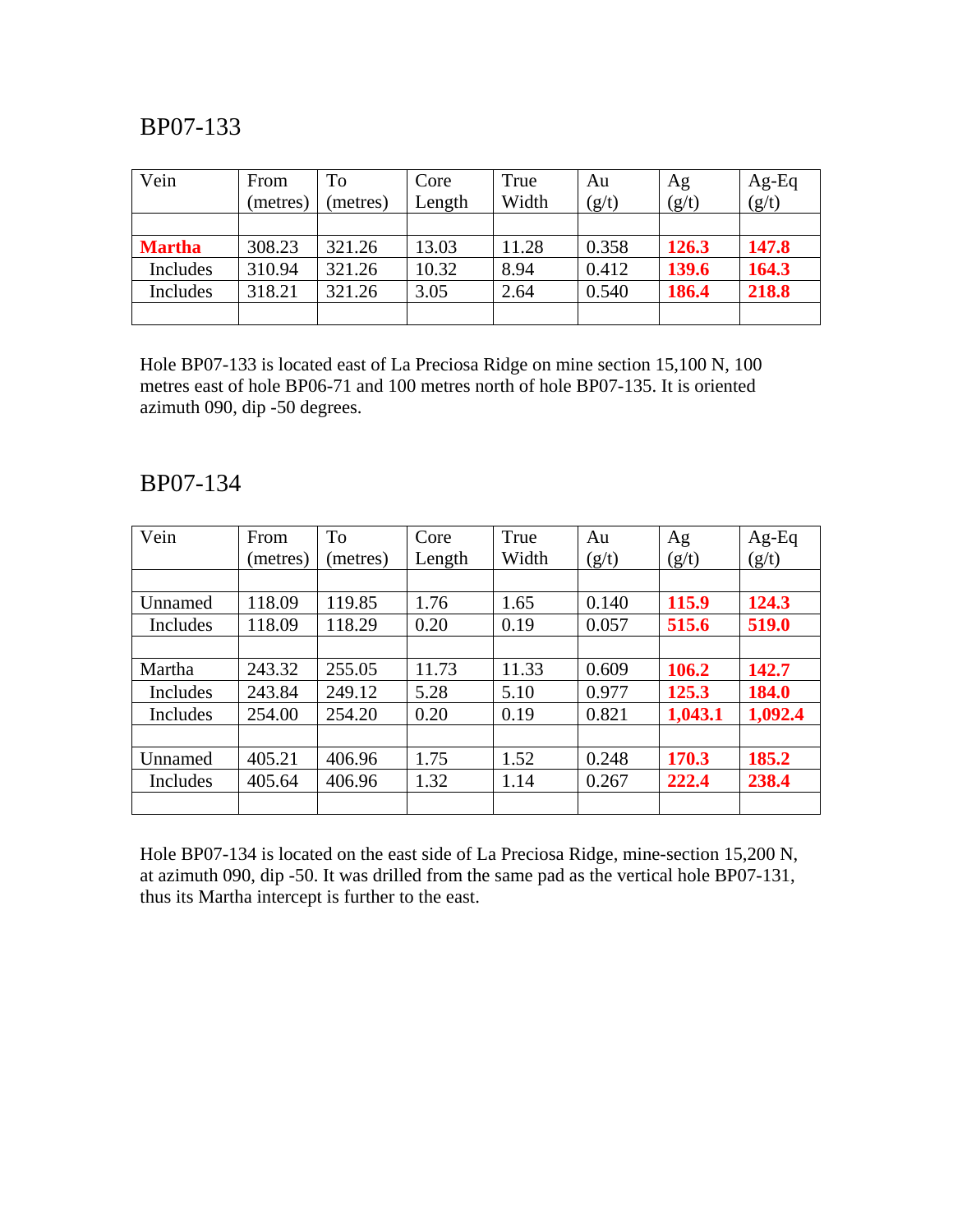## BP07-133

| Vein | From (metres) | To (metres) | Core Length | True Width | Au (g/t) | Ag (g/t) | Ag-Eq (g/t) |
|---|---|---|---|---|---|---|---|
| | | | | | | | |
| **Martha** | 308.23 | 321.26 | 13.03 | 11.28 | 0.358 | **126.3** | **147.8** |
| Includes | 310.94 | 321.26 | 10.32 | 8.94 | 0.412 | **139.6** | **164.3** |
| Includes | 318.21 | 321.26 | 3.05 | 2.64 | 0.540 | **186.4** | **218.8** |
| | | | | | | | |

Hole BP07-133 is located east of La Preciosa Ridge on mine section 15,100 N, 100 metres east of hole BP06-71 and 100 metres north of hole BP07-135. It is oriented azimuth 090, dip -50 degrees.

## BP07-134

| Vein | From (metres) | To (metres) | Core Length | True Width | Au (g/t) | Ag (g/t) | Ag-Eq (g/t) |
|---|---|---|---|---|---|---|---|
| | | | | | | | |
| Unnamed | 118.09 | 119.85 | 1.76 | 1.65 | 0.140 | **115.9** | **124.3** |
| Includes | 118.09 | 118.29 | 0.20 | 0.19 | 0.057 | **515.6** | **519.0** |
| | | | | | | | |
| Martha | 243.32 | 255.05 | 11.73 | 11.33 | 0.609 | **106.2** | **142.7** |
| Includes | 243.84 | 249.12 | 5.28 | 5.10 | 0.977 | **125.3** | **184.0** |
| Includes | 254.00 | 254.20 | 0.20 | 0.19 | 0.821 | **1,043.1** | **1,092.4** |
| | | | | | | | |
| Unnamed | 405.21 | 406.96 | 1.75 | 1.52 | 0.248 | **170.3** | **185.2** |
| Includes | 405.64 | 406.96 | 1.32 | 1.14 | 0.267 | **222.4** | **238.4** |
| | | | | | | | |

Hole BP07-134 is located on the east side of La Preciosa Ridge, mine-section 15,200 N, at azimuth 090, dip -50. It was drilled from the same pad as the vertical hole BP07-131, thus its Martha intercept is further to the east.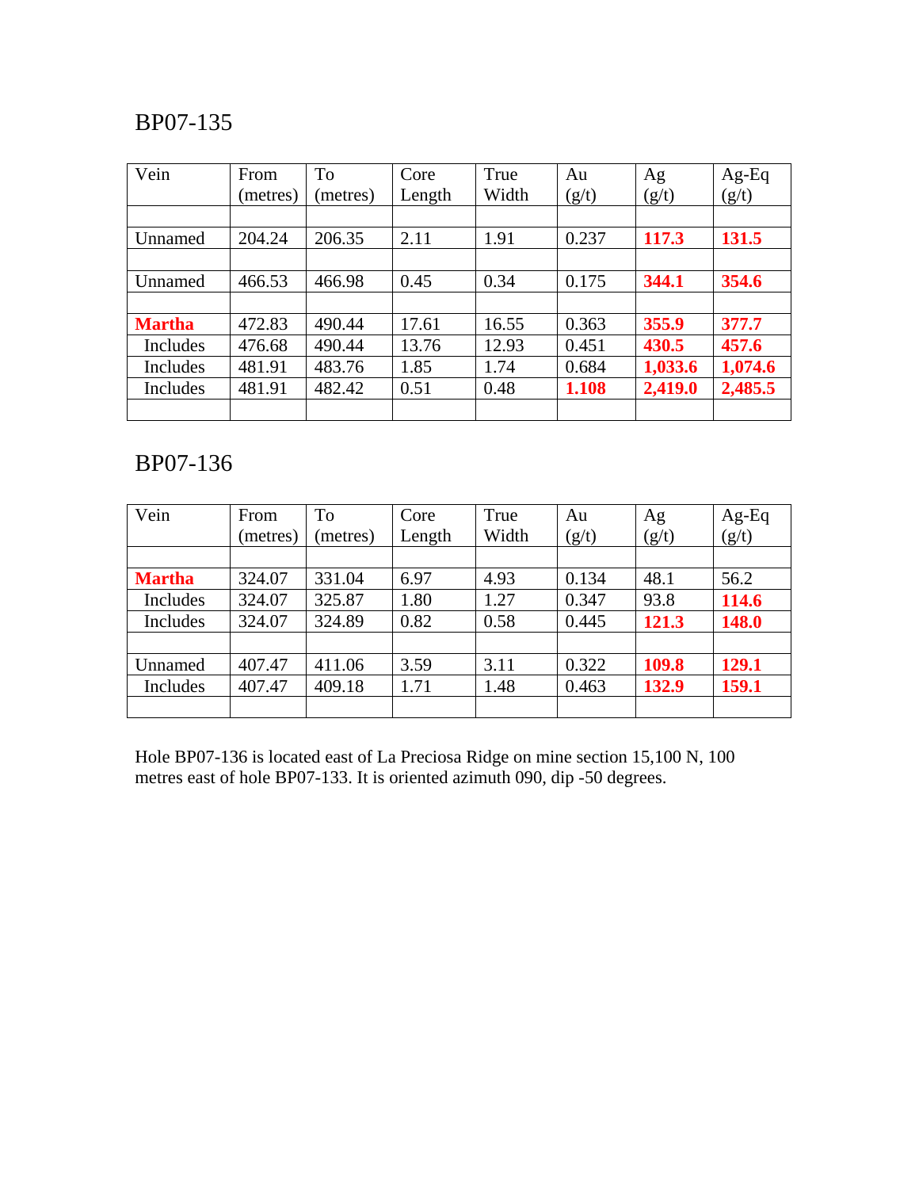## BP07-135

| Vein | From (metres) | To (metres) | Core Length | True Width | Au (g/t) | Ag (g/t) | Ag-Eq (g/t) |
|---|---|---|---|---|---|---|---|
| | | | | | | | |
| Unnamed | 204.24 | 206.35 | 2.11 | 1.91 | 0.237 | **117.3** | **131.5** |
| | | | | | | | |
| Unnamed | 466.53 | 466.98 | 0.45 | 0.34 | 0.175 | **344.1** | **354.6** |
| | | | | | | | |
| **Martha** | 472.83 | 490.44 | 17.61 | 16.55 | 0.363 | **355.9** | **377.7** |
| Includes | 476.68 | 490.44 | 13.76 | 12.93 | 0.451 | **430.5** | **457.6** |
| Includes | 481.91 | 483.76 | 1.85 | 1.74 | 0.684 | **1,033.6** | **1,074.6** |
| Includes | 481.91 | 482.42 | 0.51 | 0.48 | **1.108** | **2,419.0** | **2,485.5** |
| | | | | | | | |

## BP07-136

| Vein | From (metres) | To (metres) | Core Length | True Width | Au (g/t) | Ag (g/t) | Ag-Eq (g/t) |
|---|---|---|---|---|---|---|---|
| | | | | | | | |
| **Martha** | 324.07 | 331.04 | 6.97 | 4.93 | 0.134 | 48.1 | 56.2 |
| Includes | 324.07 | 325.87 | 1.80 | 1.27 | 0.347 | 93.8 | **114.6** |
| Includes | 324.07 | 324.89 | 0.82 | 0.58 | 0.445 | **121.3** | **148.0** |
| | | | | | | | |
| Unnamed | 407.47 | 411.06 | 3.59 | 3.11 | 0.322 | **109.8** | **129.1** |
| Includes | 407.47 | 409.18 | 1.71 | 1.48 | 0.463 | **132.9** | **159.1** |
| | | | | | | | |

Hole BP07-136 is located east of La Preciosa Ridge on mine section 15,100 N, 100 metres east of hole BP07-133. It is oriented azimuth 090, dip -50 degrees.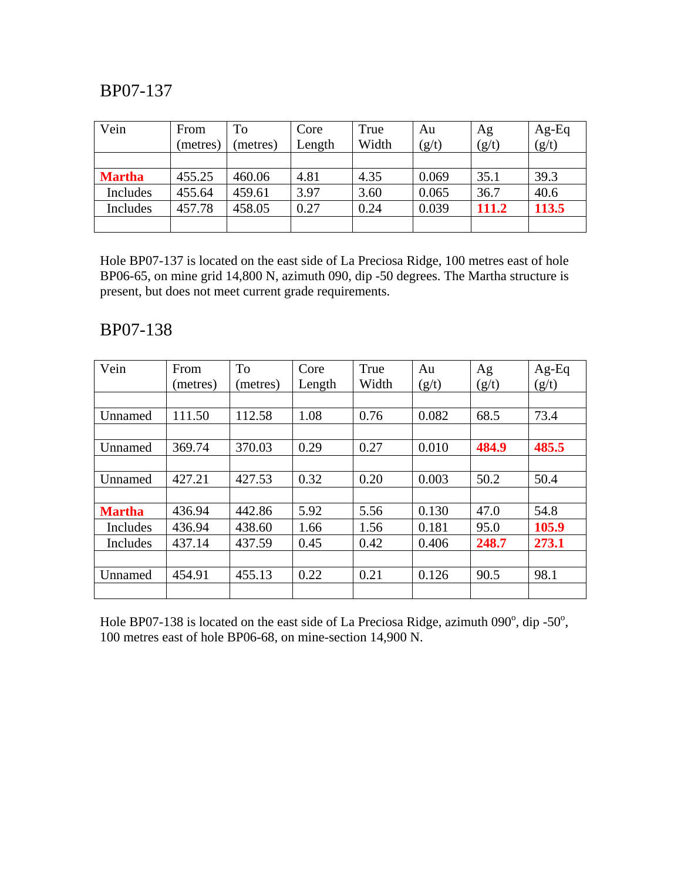## BP07-137

| Vein | From (metres) | To (metres) | Core Length | True Width | Au (g/t) | Ag (g/t) | Ag-Eq (g/t) |
|---|---|---|---|---|---|---|---|
| | | | | | | | |
| **Martha** | 455.25 | 460.06 | 4.81 | 4.35 | 0.069 | 35.1 | 39.3 |
| Includes | 455.64 | 459.61 | 3.97 | 3.60 | 0.065 | 36.7 | 40.6 |
| Includes | 457.78 | 458.05 | 0.27 | 0.24 | 0.039 | **111.2** | **113.5** |
| | | | | | | | |

Hole BP07-137 is located on the east side of La Preciosa Ridge, 100 metres east of hole BP06-65, on mine grid 14,800 N, azimuth 090, dip -50 degrees. The Martha structure is present, but does not meet current grade requirements.

## BP07-138

| Vein | From (metres) | To (metres) | Core Length | True Width | Au (g/t) | Ag (g/t) | Ag-Eq (g/t) |
|---|---|---|---|---|---|---|---|
| | | | | | | | |
| Unnamed | 111.50 | 112.58 | 1.08 | 0.76 | 0.082 | 68.5 | 73.4 |
| | | | | | | | |
| Unnamed | 369.74 | 370.03 | 0.29 | 0.27 | 0.010 | **484.9** | **485.5** |
| | | | | | | | |
| Unnamed | 427.21 | 427.53 | 0.32 | 0.20 | 0.003 | 50.2 | 50.4 |
| | | | | | | | |
| **Martha** | 436.94 | 442.86 | 5.92 | 5.56 | 0.130 | 47.0 | 54.8 |
| Includes | 436.94 | 438.60 | 1.66 | 1.56 | 0.181 | 95.0 | **105.9** |
| Includes | 437.14 | 437.59 | 0.45 | 0.42 | 0.406 | **248.7** | **273.1** |
| | | | | | | | |
| Unnamed | 454.91 | 455.13 | 0.22 | 0.21 | 0.126 | 90.5 | 98.1 |
| | | | | | | | |

Hole BP07-138 is located on the east side of La Preciosa Ridge, azimuth 090°, dip -50°, 100 metres east of hole BP06-68, on mine-section 14,900 N.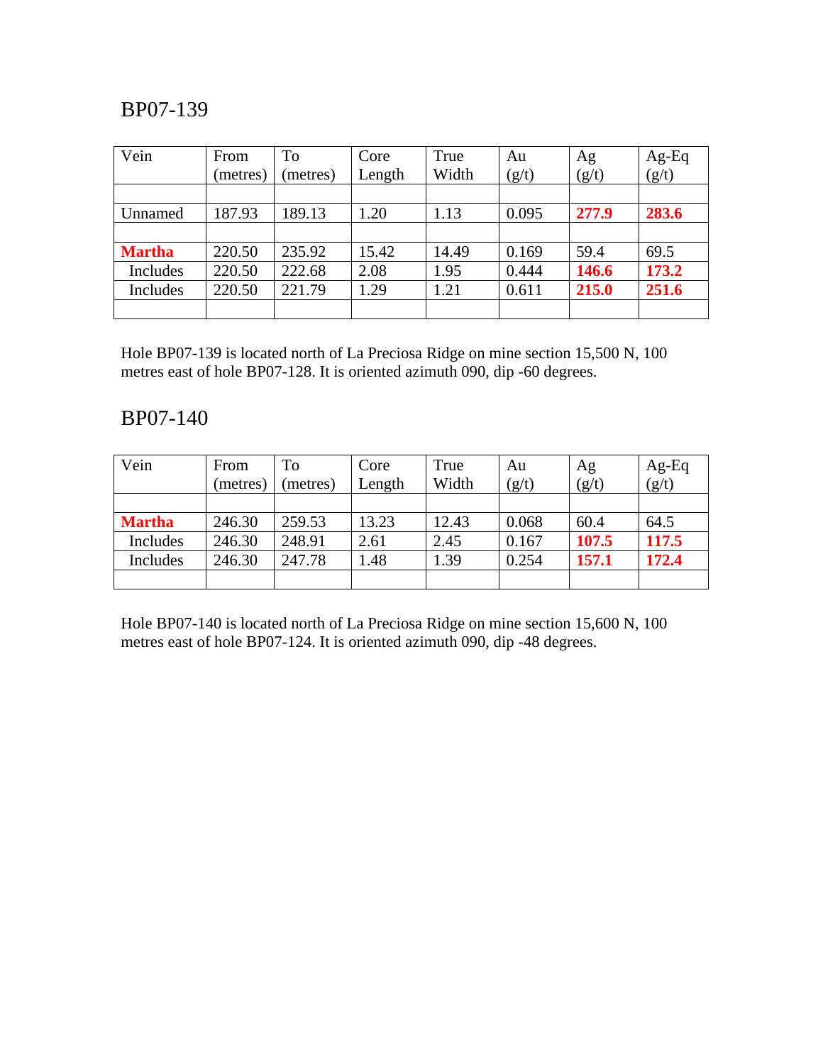## BP07-139

| Vein | From (metres) | To (metres) | Core Length | True Width | Au (g/t) | Ag (g/t) | Ag-Eq (g/t) |
|---|---|---|---|---|---|---|---|
| | | | | | | | |
| Unnamed | 187.93 | 189.13 | 1.20 | 1.13 | 0.095 | **277.9** | **283.6** |
| | | | | | | | |
| **Martha** | 220.50 | 235.92 | 15.42 | 14.49 | 0.169 | 59.4 | 69.5 |
| Includes | 220.50 | 222.68 | 2.08 | 1.95 | 0.444 | **146.6** | **173.2** |
| Includes | 220.50 | 221.79 | 1.29 | 1.21 | 0.611 | **215.0** | **251.6** |
| | | | | | | | |

Hole BP07-139 is located north of La Preciosa Ridge on mine section 15,500 N, 100 metres east of hole BP07-128. It is oriented azimuth 090, dip -60 degrees.

## BP07-140

| Vein | From (metres) | To (metres) | Core Length | True Width | Au (g/t) | Ag (g/t) | Ag-Eq (g/t) |
|---|---|---|---|---|---|---|---|
| | | | | | | | |
| **Martha** | 246.30 | 259.53 | 13.23 | 12.43 | 0.068 | 60.4 | 64.5 |
| Includes | 246.30 | 248.91 | 2.61 | 2.45 | 0.167 | **107.5** | **117.5** |
| Includes | 246.30 | 247.78 | 1.48 | 1.39 | 0.254 | **157.1** | **172.4** |
| | | | | | | | |

Hole BP07-140 is located north of La Preciosa Ridge on mine section 15,600 N, 100 metres east of hole BP07-124. It is oriented azimuth 090, dip -48 degrees.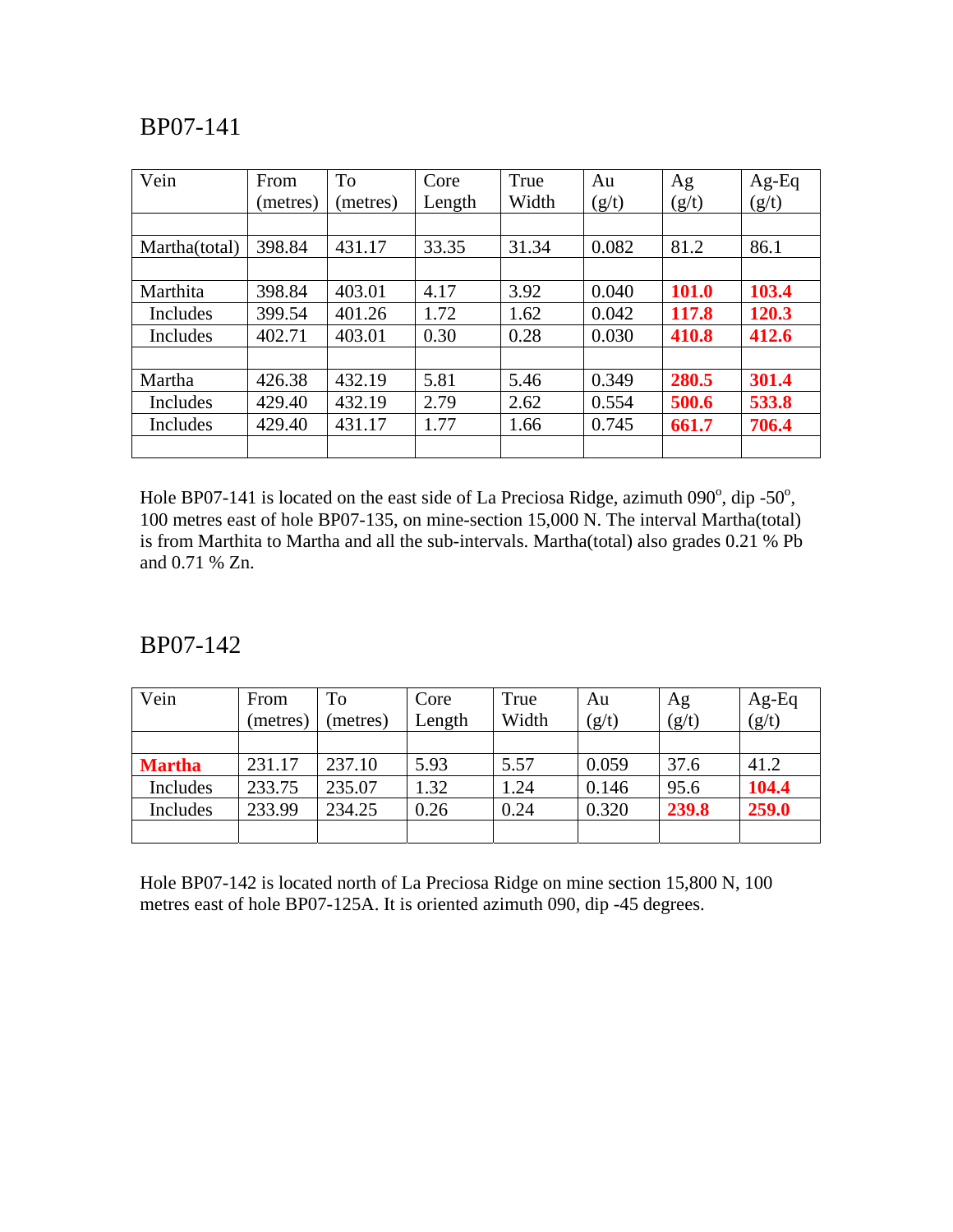## BP07-141

| Vein | From (metres) | To (metres) | Core Length | True Width | Au (g/t) | Ag (g/t) | Ag-Eq (g/t) |
|---|---|---|---|---|---|---|---|
| | | | | | | | |
| Martha(total) | 398.84 | 431.17 | 33.35 | 31.34 | 0.082 | 81.2 | 86.1 |
| | | | | | | | |
| Marthita | 398.84 | 403.01 | 4.17 | 3.92 | 0.040 | **101.0** | **103.4** |
| Includes | 399.54 | 401.26 | 1.72 | 1.62 | 0.042 | **117.8** | **120.3** |
| Includes | 402.71 | 403.01 | 0.30 | 0.28 | 0.030 | **410.8** | **412.6** |
| | | | | | | | |
| Martha | 426.38 | 432.19 | 5.81 | 5.46 | 0.349 | **280.5** | **301.4** |
| Includes | 429.40 | 432.19 | 2.79 | 2.62 | 0.554 | **500.6** | **533.8** |
| Includes | 429.40 | 431.17 | 1.77 | 1.66 | 0.745 | **661.7** | **706.4** |
| | | | | | | | |

Hole BP07-141 is located on the east side of La Preciosa Ridge, azimuth 090$^o$, dip -50$^o$, 100 metres east of hole BP07-135, on mine-section 15,000 N. The interval Martha(total) is from Marthita to Martha and all the sub-intervals. Martha(total) also grades 0.21 % Pb and 0.71 % Zn.

## BP07-142

| Vein | From (metres) | To (metres) | Core Length | True Width | Au (g/t) | Ag (g/t) | Ag-Eq (g/t) |
|---|---|---|---|---|---|---|---|
| | | | | | | | |
| **Martha** | 231.17 | 237.10 | 5.93 | 5.57 | 0.059 | 37.6 | 41.2 |
| Includes | 233.75 | 235.07 | 1.32 | 1.24 | 0.146 | 95.6 | **104.4** |
| Includes | 233.99 | 234.25 | 0.26 | 0.24 | 0.320 | **239.8** | **259.0** |
| | | | | | | | |

Hole BP07-142 is located north of La Preciosa Ridge on mine section 15,800 N, 100 metres east of hole BP07-125A. It is oriented azimuth 090, dip -45 degrees.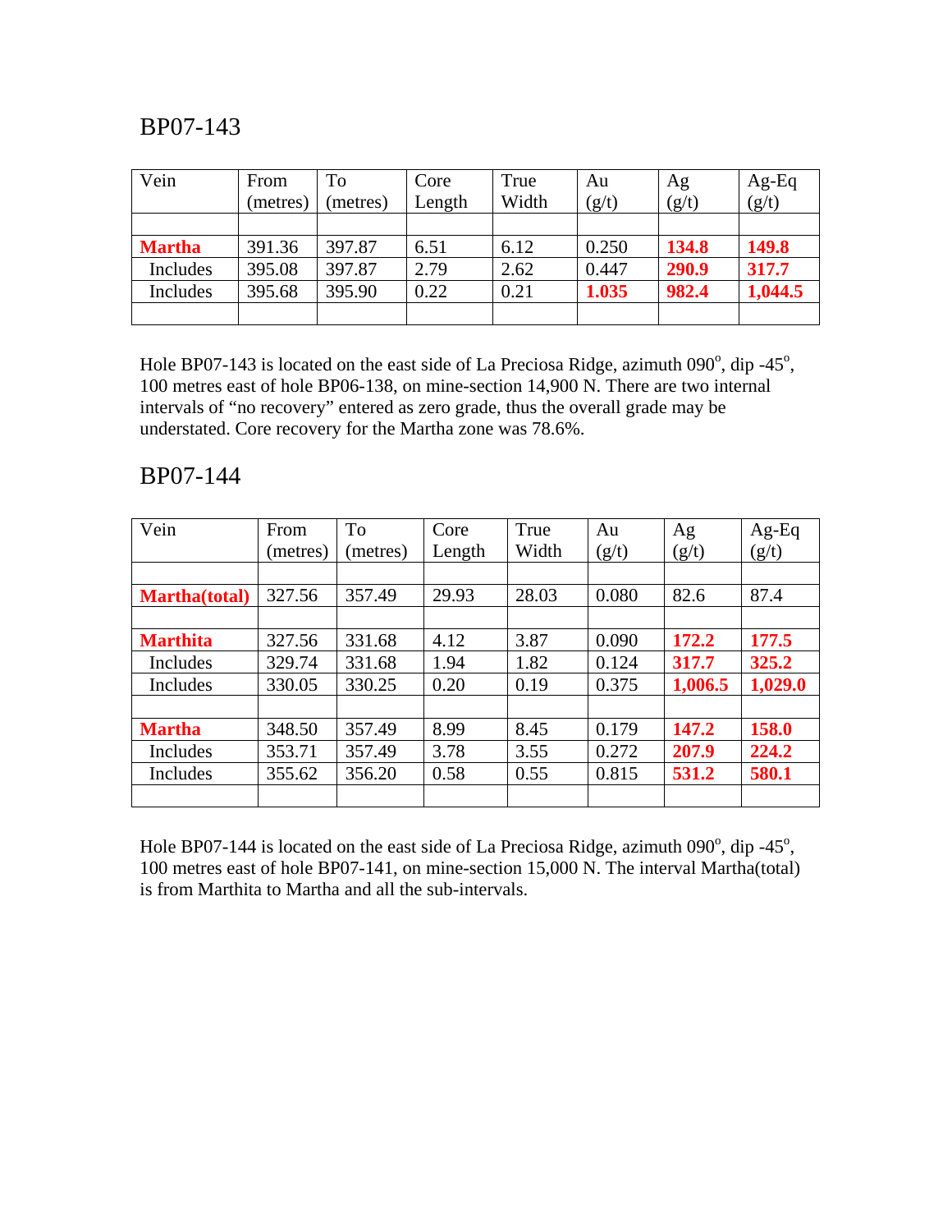## BP07-143

| Vein | From (metres) | To (metres) | Core Length | True Width | Au (g/t) | Ag (g/t) | Ag-Eq (g/t) |
|---|---|---|---|---|---|---|---|
| | | | | | | | |
| **Martha** | 391.36 | 397.87 | 6.51 | 6.12 | 0.250 | **134.8** | **149.8** |
| Includes | 395.08 | 397.87 | 2.79 | 2.62 | 0.447 | **290.9** | **317.7** |
| Includes | 395.68 | 395.90 | 0.22 | 0.21 | **1.035** | **982.4** | **1,044.5** |
| | | | | | | | |

Hole BP07-143 is located on the east side of La Preciosa Ridge, azimuth 090°, dip -45°, 100 metres east of hole BP06-138, on mine-section 14,900 N. There are two internal intervals of "no recovery" entered as zero grade, thus the overall grade may be understated. Core recovery for the Martha zone was 78.6%.

## BP07-144

| Vein | From (metres) | To (metres) | Core Length | True Width | Au (g/t) | Ag (g/t) | Ag-Eq (g/t) |
|---|---|---|---|---|---|---|---|
| | | | | | | | |
| **Martha(total)** | 327.56 | 357.49 | 29.93 | 28.03 | 0.080 | 82.6 | 87.4 |
| | | | | | | | |
| **Marthita** | 327.56 | 331.68 | 4.12 | 3.87 | 0.090 | **172.2** | **177.5** |
| Includes | 329.74 | 331.68 | 1.94 | 1.82 | 0.124 | **317.7** | **325.2** |
| Includes | 330.05 | 330.25 | 0.20 | 0.19 | 0.375 | **1,006.5** | **1,029.0** |
| | | | | | | | |
| **Martha** | 348.50 | 357.49 | 8.99 | 8.45 | 0.179 | **147.2** | **158.0** |
| Includes | 353.71 | 357.49 | 3.78 | 3.55 | 0.272 | **207.9** | **224.2** |
| Includes | 355.62 | 356.20 | 0.58 | 0.55 | 0.815 | **531.2** | **580.1** |
| | | | | | | | |

Hole BP07-144 is located on the east side of La Preciosa Ridge, azimuth 090°, dip -45°, 100 metres east of hole BP07-141, on mine-section 15,000 N. The interval Martha(total) is from Marthita to Martha and all the sub-intervals.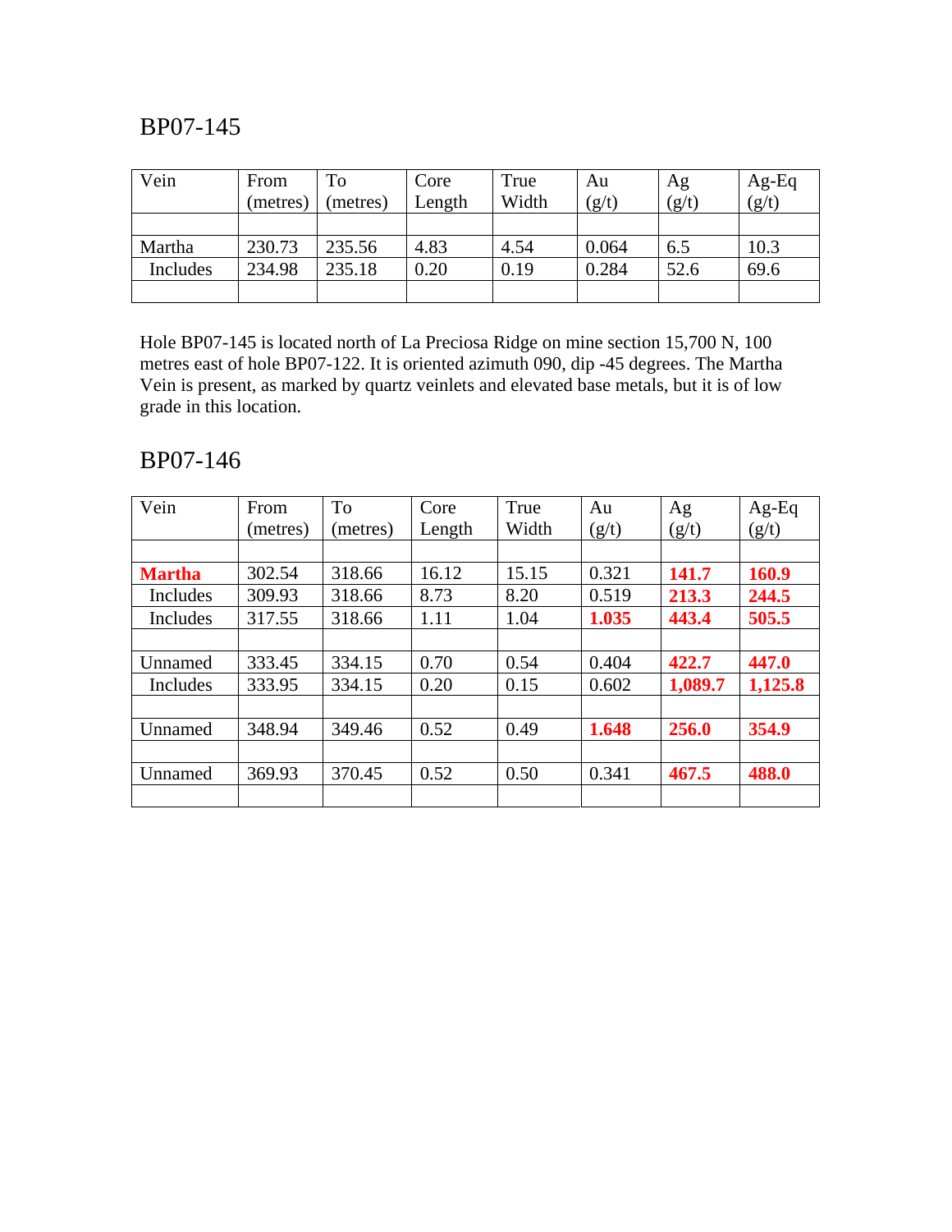## BP07-145

| Vein | From (metres) | To (metres) | Core Length | True Width | Au (g/t) | Ag (g/t) | Ag-Eq (g/t) |
|---|---|---|---|---|---|---|---|
| | | | | | | | |
| Martha | 230.73 | 235.56 | 4.83 | 4.54 | 0.064 | 6.5 | 10.3 |
| Includes | 234.98 | 235.18 | 0.20 | 0.19 | 0.284 | 52.6 | 69.6 |
| | | | | | | | |

Hole BP07-145 is located north of La Preciosa Ridge on mine section 15,700 N, 100 metres east of hole BP07-122. It is oriented azimuth 090, dip -45 degrees. The Martha Vein is present, as marked by quartz veinlets and elevated base metals, but it is of low grade in this location.

## BP07-146

| Vein | From (metres) | To (metres) | Core Length | True Width | Au (g/t) | Ag (g/t) | Ag-Eq (g/t) |
|---|---|---|---|---|---|---|---|
| | | | | | | | |
| **Martha** | 302.54 | 318.66 | 16.12 | 15.15 | 0.321 | **141.7** | **160.9** |
| Includes | 309.93 | 318.66 | 8.73 | 8.20 | 0.519 | **213.3** | **244.5** |
| Includes | 317.55 | 318.66 | 1.11 | 1.04 | **1.035** | **443.4** | **505.5** |
| | | | | | | | |
| Unnamed | 333.45 | 334.15 | 0.70 | 0.54 | 0.404 | **422.7** | **447.0** |
| Includes | 333.95 | 334.15 | 0.20 | 0.15 | 0.602 | **1,089.7** | **1,125.8** |
| | | | | | | | |
| Unnamed | 348.94 | 349.46 | 0.52 | 0.49 | **1.648** | **256.0** | **354.9** |
| | | | | | | | |
| Unnamed | 369.93 | 370.45 | 0.52 | 0.50 | 0.341 | **467.5** | **488.0** |
| | | | | | | | |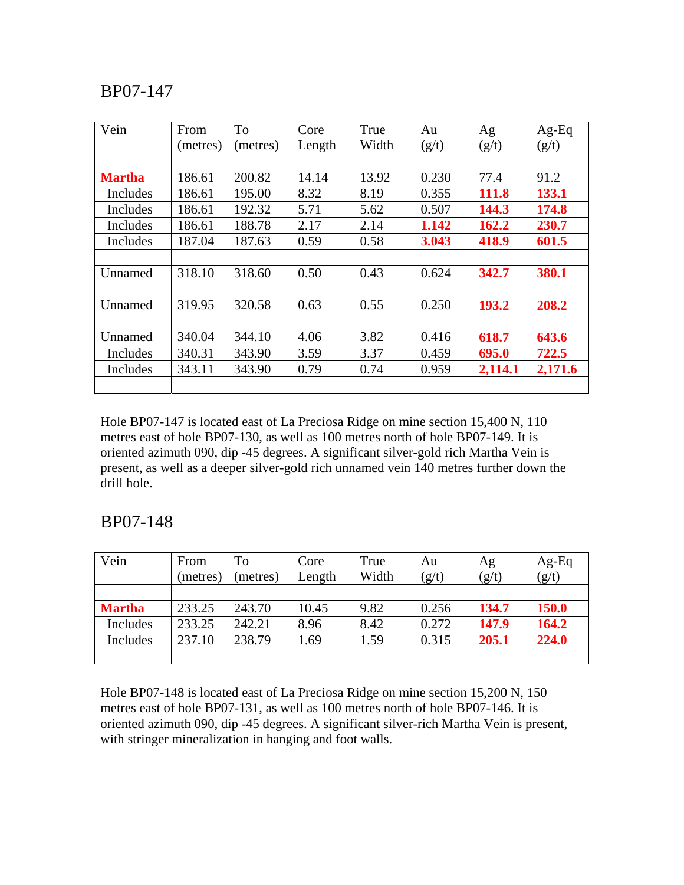## BP07-147

| Vein | From (metres) | To (metres) | Core Length | True Width | Au (g/t) | Ag (g/t) | Ag-Eq (g/t) |
|---|---|---|---|---|---|---|---|
| | | | | | | | |
| **Martha** | 186.61 | 200.82 | 14.14 | 13.92 | 0.230 | 77.4 | 91.2 |
| Includes | 186.61 | 195.00 | 8.32 | 8.19 | 0.355 | **111.8** | **133.1** |
| Includes | 186.61 | 192.32 | 5.71 | 5.62 | 0.507 | **144.3** | **174.8** |
| Includes | 186.61 | 188.78 | 2.17 | 2.14 | **1.142** | **162.2** | **230.7** |
| Includes | 187.04 | 187.63 | 0.59 | 0.58 | **3.043** | **418.9** | **601.5** |
| | | | | | | | |
| Unnamed | 318.10 | 318.60 | 0.50 | 0.43 | 0.624 | **342.7** | **380.1** |
| | | | | | | | |
| Unnamed | 319.95 | 320.58 | 0.63 | 0.55 | 0.250 | **193.2** | **208.2** |
| | | | | | | | |
| Unnamed | 340.04 | 344.10 | 4.06 | 3.82 | 0.416 | **618.7** | **643.6** |
| Includes | 340.31 | 343.90 | 3.59 | 3.37 | 0.459 | **695.0** | **722.5** |
| Includes | 343.11 | 343.90 | 0.79 | 0.74 | 0.959 | **2,114.1** | **2,171.6** |
| | | | | | | | |

Hole BP07-147 is located east of La Preciosa Ridge on mine section 15,400 N, 110 metres east of hole BP07-130, as well as 100 metres north of hole BP07-149. It is oriented azimuth 090, dip -45 degrees. A significant silver-gold rich Martha Vein is present, as well as a deeper silver-gold rich unnamed vein 140 metres further down the drill hole.

## BP07-148

| Vein | From (metres) | To (metres) | Core Length | True Width | Au (g/t) | Ag (g/t) | Ag-Eq (g/t) |
|---|---|---|---|---|---|---|---|
| | | | | | | | |
| **Martha** | 233.25 | 243.70 | 10.45 | 9.82 | 0.256 | **134.7** | **150.0** |
| Includes | 233.25 | 242.21 | 8.96 | 8.42 | 0.272 | **147.9** | **164.2** |
| Includes | 237.10 | 238.79 | 1.69 | 1.59 | 0.315 | **205.1** | **224.0** |
| | | | | | | | |

Hole BP07-148 is located east of La Preciosa Ridge on mine section 15,200 N, 150 metres east of hole BP07-131, as well as 100 metres north of hole BP07-146. It is oriented azimuth 090, dip -45 degrees. A significant silver-rich Martha Vein is present, with stringer mineralization in hanging and foot walls.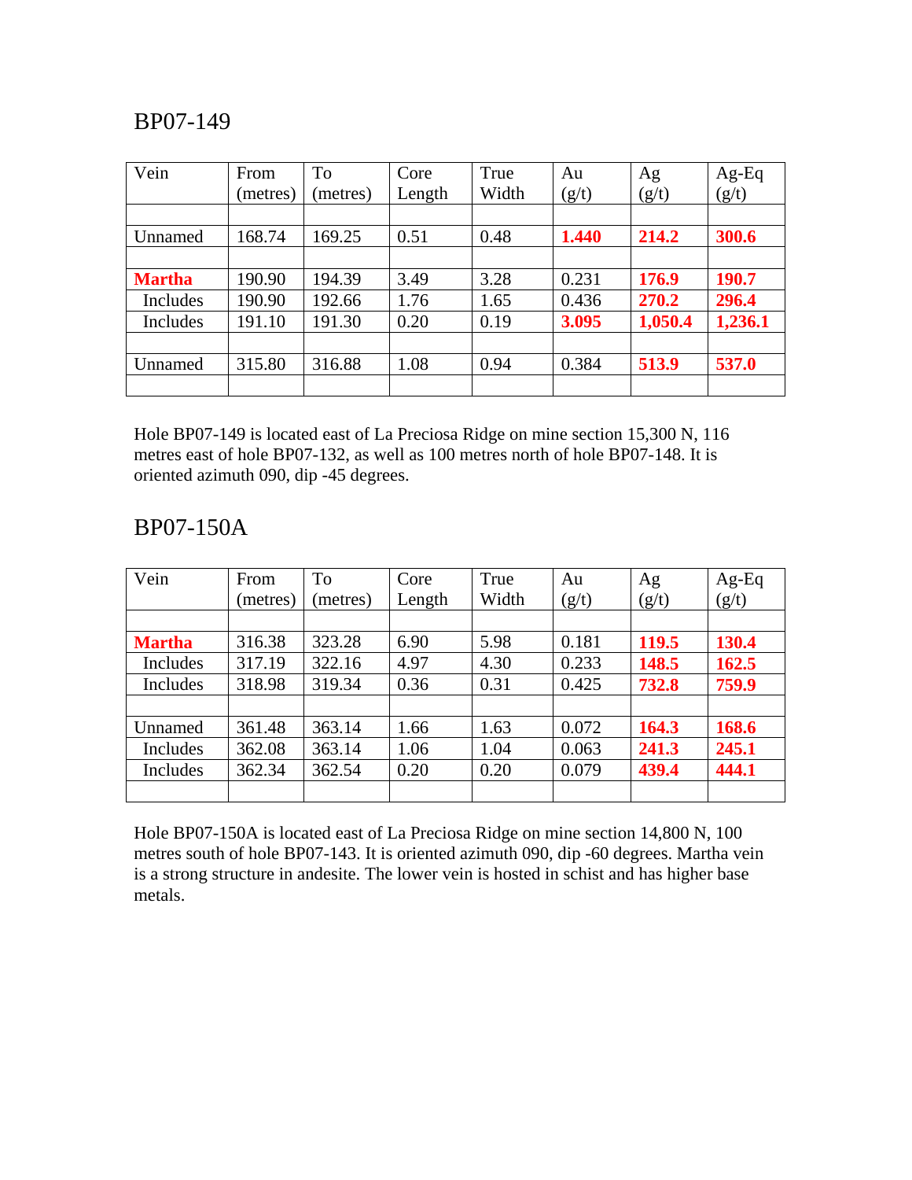## BP07-149

| Vein | From (metres) | To (metres) | Core Length | True Width | Au (g/t) | Ag (g/t) | Ag-Eq (g/t) |
|---|---|---|---|---|---|---|---|
| | | | | | | | |
| Unnamed | 168.74 | 169.25 | 0.51 | 0.48 | **1.440** | **214.2** | **300.6** |
| | | | | | | | |
| **Martha** | 190.90 | 194.39 | 3.49 | 3.28 | 0.231 | **176.9** | **190.7** |
| Includes | 190.90 | 192.66 | 1.76 | 1.65 | 0.436 | **270.2** | **296.4** |
| Includes | 191.10 | 191.30 | 0.20 | 0.19 | **3.095** | **1,050.4** | **1,236.1** |
| | | | | | | | |
| Unnamed | 315.80 | 316.88 | 1.08 | 0.94 | 0.384 | **513.9** | **537.0** |
| | | | | | | | |

Hole BP07-149 is located east of La Preciosa Ridge on mine section 15,300 N, 116 metres east of hole BP07-132, as well as 100 metres north of hole BP07-148. It is oriented azimuth 090, dip -45 degrees.

## BP07-150A

| Vein | From (metres) | To (metres) | Core Length | True Width | Au (g/t) | Ag (g/t) | Ag-Eq (g/t) |
|---|---|---|---|---|---|---|---|
| | | | | | | | |
| **Martha** | 316.38 | 323.28 | 6.90 | 5.98 | 0.181 | **119.5** | **130.4** |
| Includes | 317.19 | 322.16 | 4.97 | 4.30 | 0.233 | **148.5** | **162.5** |
| Includes | 318.98 | 319.34 | 0.36 | 0.31 | 0.425 | **732.8** | **759.9** |
| | | | | | | | |
| Unnamed | 361.48 | 363.14 | 1.66 | 1.63 | 0.072 | **164.3** | **168.6** |
| Includes | 362.08 | 363.14 | 1.06 | 1.04 | 0.063 | **241.3** | **245.1** |
| Includes | 362.34 | 362.54 | 0.20 | 0.20 | 0.079 | **439.4** | **444.1** |
| | | | | | | | |

Hole BP07-150A is located east of La Preciosa Ridge on mine section 14,800 N, 100 metres south of hole BP07-143. It is oriented azimuth 090, dip -60 degrees. Martha vein is a strong structure in andesite. The lower vein is hosted in schist and has higher base metals.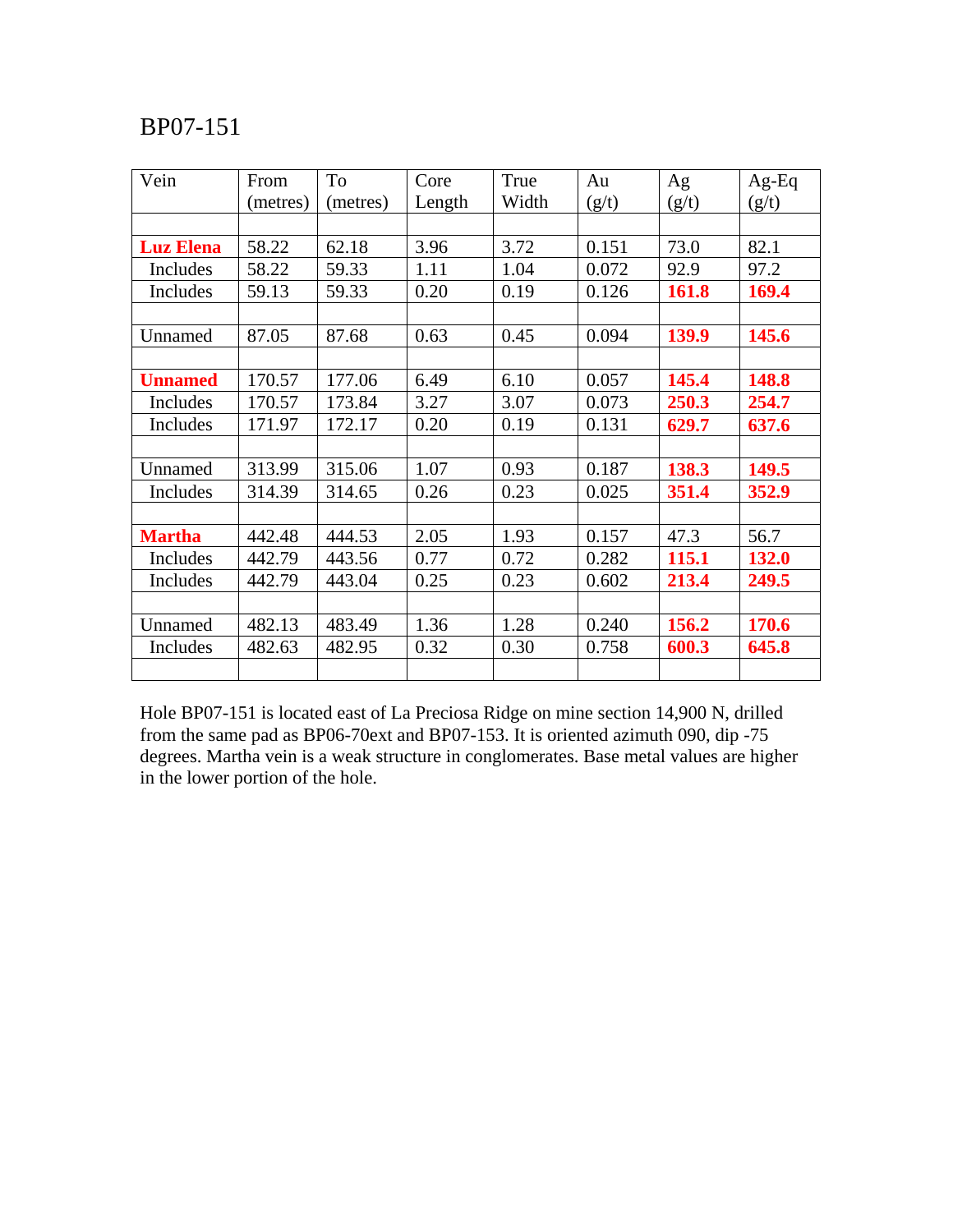# BP07-151

| Vein | From (metres) | To (metres) | Core Length | True Width | Au (g/t) | Ag (g/t) | Ag-Eq (g/t) |
|---|---|---|---|---|---|---|---|
| | | | | | | | |
| **Luz Elena** | 58.22 | 62.18 | 3.96 | 3.72 | 0.151 | 73.0 | 82.1 |
| Includes | 58.22 | 59.33 | 1.11 | 1.04 | 0.072 | 92.9 | 97.2 |
| Includes | 59.13 | 59.33 | 0.20 | 0.19 | 0.126 | **161.8** | **169.4** |
| | | | | | | | |
| Unnamed | 87.05 | 87.68 | 0.63 | 0.45 | 0.094 | **139.9** | **145.6** |
| | | | | | | | |
| **Unnamed** | 170.57 | 177.06 | 6.49 | 6.10 | 0.057 | **145.4** | **148.8** |
| Includes | 170.57 | 173.84 | 3.27 | 3.07 | 0.073 | **250.3** | **254.7** |
| Includes | 171.97 | 172.17 | 0.20 | 0.19 | 0.131 | **629.7** | **637.6** |
| | | | | | | | |
| Unnamed | 313.99 | 315.06 | 1.07 | 0.93 | 0.187 | **138.3** | **149.5** |
| Includes | 314.39 | 314.65 | 0.26 | 0.23 | 0.025 | **351.4** | **352.9** |
| | | | | | | | |
| **Martha** | 442.48 | 444.53 | 2.05 | 1.93 | 0.157 | 47.3 | 56.7 |
| Includes | 442.79 | 443.56 | 0.77 | 0.72 | 0.282 | **115.1** | **132.0** |
| Includes | 442.79 | 443.04 | 0.25 | 0.23 | 0.602 | **213.4** | **249.5** |
| | | | | | | | |
| Unnamed | 482.13 | 483.49 | 1.36 | 1.28 | 0.240 | **156.2** | **170.6** |
| Includes | 482.63 | 482.95 | 0.32 | 0.30 | 0.758 | **600.3** | **645.8** |
| | | | | | | | |

Hole BP07-151 is located east of La Preciosa Ridge on mine section 14,900 N, drilled from the same pad as BP06-70ext and BP07-153. It is oriented azimuth 090, dip -75 degrees. Martha vein is a weak structure in conglomerates. Base metal values are higher in the lower portion of the hole.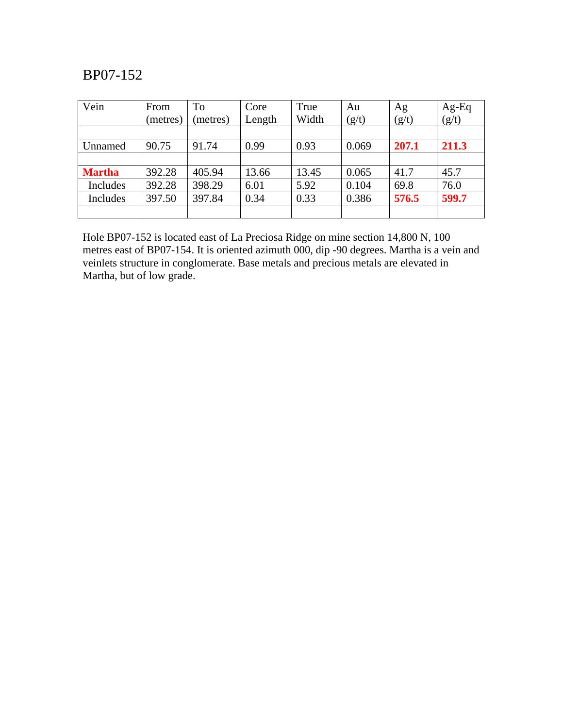BP07-152

| Vein | From (metres) | To (metres) | Core Length | True Width | Au (g/t) | Ag (g/t) | Ag-Eq (g/t) |
|---|---|---|---|---|---|---|---|
| | | | | | | | |
| Unnamed | 90.75 | 91.74 | 0.99 | 0.93 | 0.069 | **207.1** | **211.3** |
| | | | | | | | |
| **Martha** | 392.28 | 405.94 | 13.66 | 13.45 | 0.065 | 41.7 | 45.7 |
| Includes | 392.28 | 398.29 | 6.01 | 5.92 | 0.104 | 69.8 | 76.0 |
| Includes | 397.50 | 397.84 | 0.34 | 0.33 | 0.386 | **576.5** | **599.7** |
| | | | | | | | |

Hole BP07-152 is located east of La Preciosa Ridge on mine section 14,800 N, 100 metres east of BP07-154. It is oriented azimuth 000, dip -90 degrees. Martha is a vein and veinlets structure in conglomerate. Base metals and precious metals are elevated in Martha, but of low grade.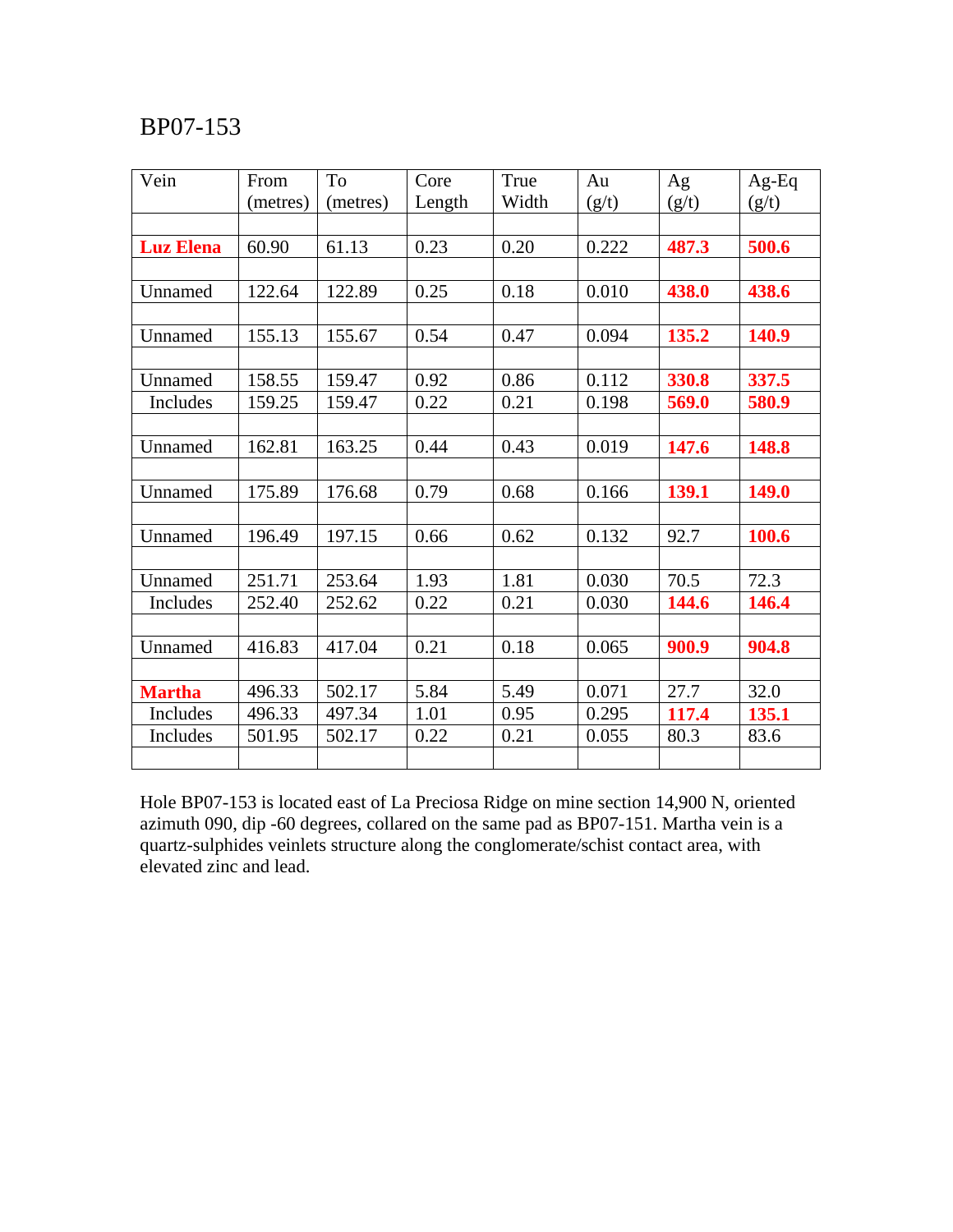BP07-153

| Vein | From (metres) | To (metres) | Core Length | True Width | Au (g/t) | Ag (g/t) | Ag-Eq (g/t) |
|---|---|---|---|---|---|---|---|
| | | | | | | | |
| **Luz Elena** | 60.90 | 61.13 | 0.23 | 0.20 | 0.222 | **487.3** | **500.6** |
| | | | | | | | |
| Unnamed | 122.64 | 122.89 | 0.25 | 0.18 | 0.010 | **438.0** | **438.6** |
| | | | | | | | |
| Unnamed | 155.13 | 155.67 | 0.54 | 0.47 | 0.094 | **135.2** | **140.9** |
| | | | | | | | |
| Unnamed | 158.55 | 159.47 | 0.92 | 0.86 | 0.112 | **330.8** | **337.5** |
| Includes | 159.25 | 159.47 | 0.22 | 0.21 | 0.198 | **569.0** | **580.9** |
| | | | | | | | |
| Unnamed | 162.81 | 163.25 | 0.44 | 0.43 | 0.019 | **147.6** | **148.8** |
| | | | | | | | |
| Unnamed | 175.89 | 176.68 | 0.79 | 0.68 | 0.166 | **139.1** | **149.0** |
| | | | | | | | |
| Unnamed | 196.49 | 197.15 | 0.66 | 0.62 | 0.132 | 92.7 | **100.6** |
| | | | | | | | |
| Unnamed | 251.71 | 253.64 | 1.93 | 1.81 | 0.030 | 70.5 | 72.3 |
| Includes | 252.40 | 252.62 | 0.22 | 0.21 | 0.030 | **144.6** | **146.4** |
| | | | | | | | |
| Unnamed | 416.83 | 417.04 | 0.21 | 0.18 | 0.065 | **900.9** | **904.8** |
| | | | | | | | |
| **Martha** | 496.33 | 502.17 | 5.84 | 5.49 | 0.071 | 27.7 | 32.0 |
| Includes | 496.33 | 497.34 | 1.01 | 0.95 | 0.295 | **117.4** | **135.1** |
| Includes | 501.95 | 502.17 | 0.22 | 0.21 | 0.055 | 80.3 | 83.6 |
| | | | | | | | |

Hole BP07-153 is located east of La Preciosa Ridge on mine section 14,900 N, oriented azimuth 090, dip -60 degrees, collared on the same pad as BP07-151. Martha vein is a quartz-sulphides veinlets structure along the conglomerate/schist contact area, with elevated zinc and lead.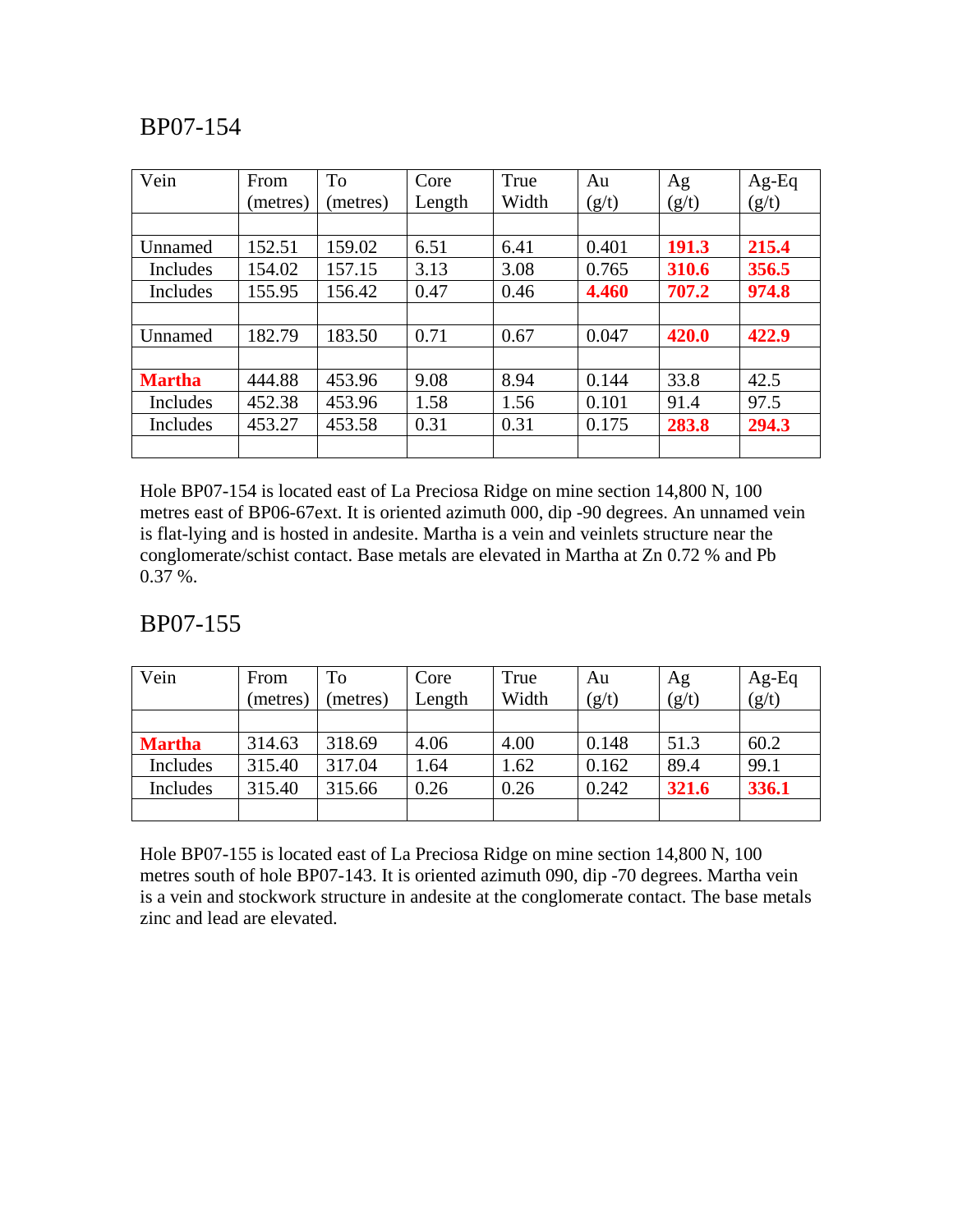## BP07-154

| Vein | From (metres) | To (metres) | Core Length | True Width | Au (g/t) | Ag (g/t) | Ag-Eq (g/t) |
|---|---|---|---|---|---|---|---|
| | | | | | | | |
| Unnamed | 152.51 | 159.02 | 6.51 | 6.41 | 0.401 | **191.3** | **215.4** |
| Includes | 154.02 | 157.15 | 3.13 | 3.08 | 0.765 | **310.6** | **356.5** |
| Includes | 155.95 | 156.42 | 0.47 | 0.46 | **4.460** | **707.2** | **974.8** |
| | | | | | | | |
| Unnamed | 182.79 | 183.50 | 0.71 | 0.67 | 0.047 | **420.0** | **422.9** |
| | | | | | | | |
| **Martha** | 444.88 | 453.96 | 9.08 | 8.94 | 0.144 | 33.8 | 42.5 |
| Includes | 452.38 | 453.96 | 1.58 | 1.56 | 0.101 | 91.4 | 97.5 |
| Includes | 453.27 | 453.58 | 0.31 | 0.31 | 0.175 | **283.8** | **294.3** |
| | | | | | | | |

Hole BP07-154 is located east of La Preciosa Ridge on mine section 14,800 N, 100 metres east of BP06-67ext. It is oriented azimuth 000, dip -90 degrees. An unnamed vein is flat-lying and is hosted in andesite. Martha is a vein and veinlets structure near the conglomerate/schist contact. Base metals are elevated in Martha at Zn 0.72 % and Pb 0.37 %.

## BP07-155

| Vein | From (metres) | To (metres) | Core Length | True Width | Au (g/t) | Ag (g/t) | Ag-Eq (g/t) |
|---|---|---|---|---|---|---|---|
| | | | | | | | |
| **Martha** | 314.63 | 318.69 | 4.06 | 4.00 | 0.148 | 51.3 | 60.2 |
| Includes | 315.40 | 317.04 | 1.64 | 1.62 | 0.162 | 89.4 | 99.1 |
| Includes | 315.40 | 315.66 | 0.26 | 0.26 | 0.242 | **321.6** | **336.1** |
| | | | | | | | |

Hole BP07-155 is located east of La Preciosa Ridge on mine section 14,800 N, 100 metres south of hole BP07-143. It is oriented azimuth 090, dip -70 degrees. Martha vein is a vein and stockwork structure in andesite at the conglomerate contact. The base metals zinc and lead are elevated.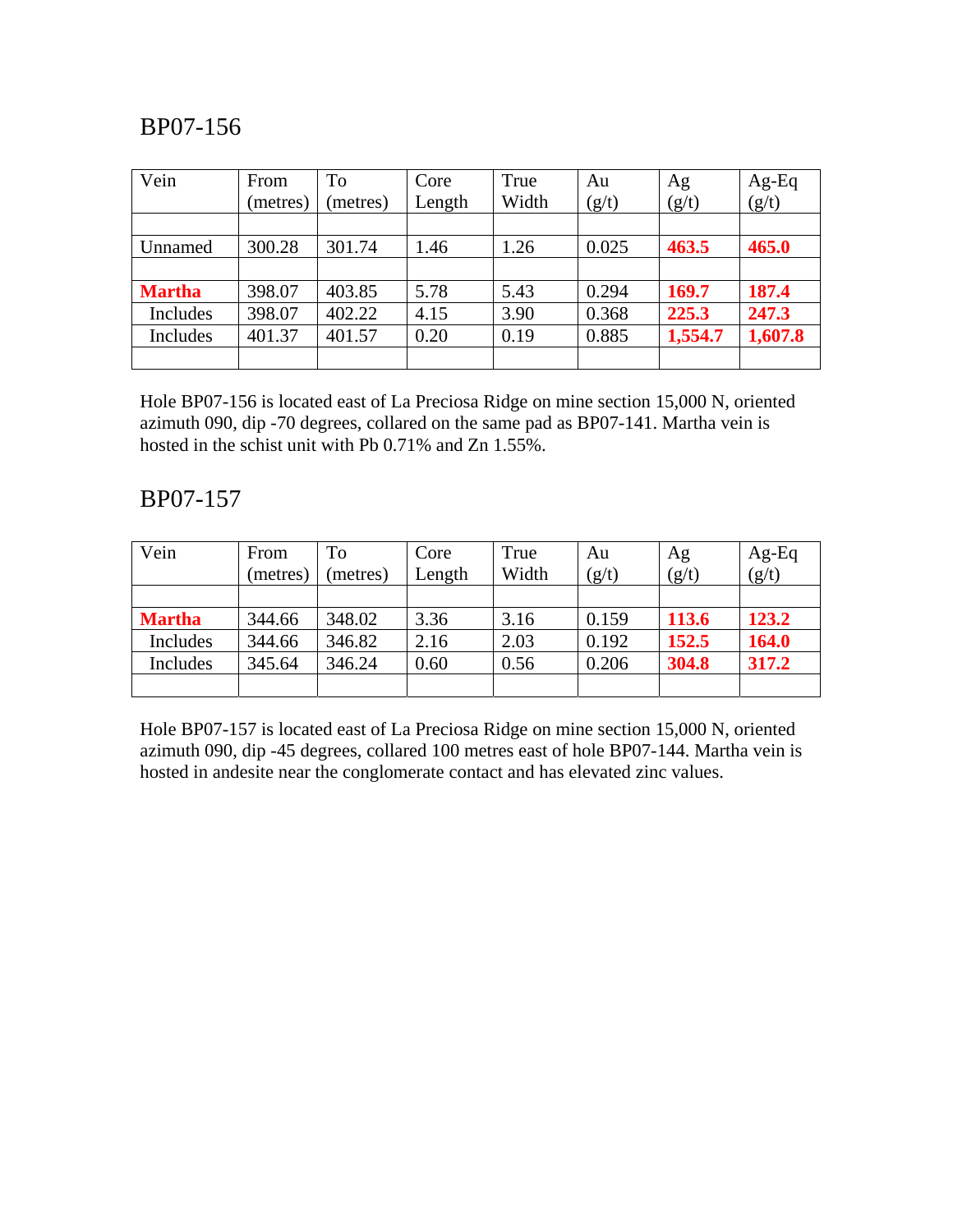## BP07-156

| Vein | From (metres) | To (metres) | Core Length | True Width | Au (g/t) | Ag (g/t) | Ag-Eq (g/t) |
|---|---|---|---|---|---|---|---|
| | | | | | | | |
| Unnamed | 300.28 | 301.74 | 1.46 | 1.26 | 0.025 | **463.5** | **465.0** |
| | | | | | | | |
| **Martha** | 398.07 | 403.85 | 5.78 | 5.43 | 0.294 | **169.7** | **187.4** |
| Includes | 398.07 | 402.22 | 4.15 | 3.90 | 0.368 | **225.3** | **247.3** |
| Includes | 401.37 | 401.57 | 0.20 | 0.19 | 0.885 | **1,554.7** | **1,607.8** |
| | | | | | | | |

Hole BP07-156 is located east of La Preciosa Ridge on mine section 15,000 N, oriented azimuth 090, dip -70 degrees, collared on the same pad as BP07-141. Martha vein is hosted in the schist unit with Pb 0.71% and Zn 1.55%.

## BP07-157

| Vein | From (metres) | To (metres) | Core Length | True Width | Au (g/t) | Ag (g/t) | Ag-Eq (g/t) |
|---|---|---|---|---|---|---|---|
| | | | | | | | |
| **Martha** | 344.66 | 348.02 | 3.36 | 3.16 | 0.159 | **113.6** | **123.2** |
| Includes | 344.66 | 346.82 | 2.16 | 2.03 | 0.192 | **152.5** | **164.0** |
| Includes | 345.64 | 346.24 | 0.60 | 0.56 | 0.206 | **304.8** | **317.2** |
| | | | | | | | |

Hole BP07-157 is located east of La Preciosa Ridge on mine section 15,000 N, oriented azimuth 090, dip -45 degrees, collared 100 metres east of hole BP07-144. Martha vein is hosted in andesite near the conglomerate contact and has elevated zinc values.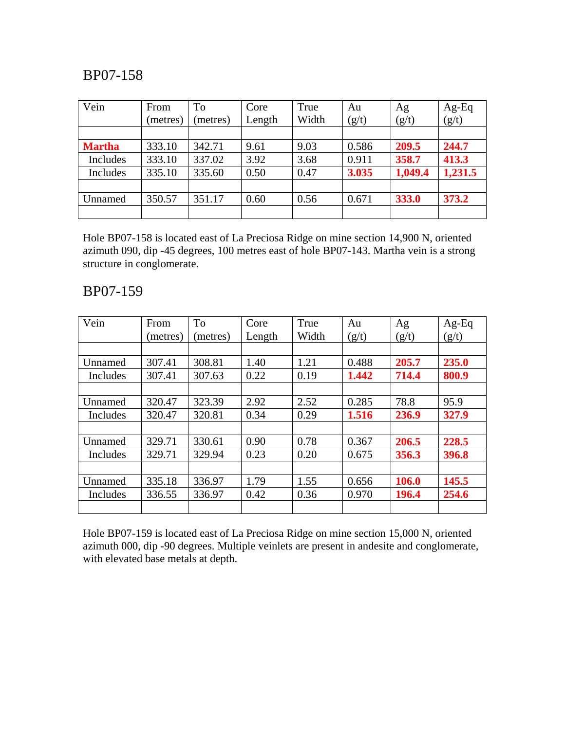## BP07-158

| Vein | From (metres) | To (metres) | Core Length | True Width | Au (g/t) | Ag (g/t) | Ag-Eq (g/t) |
|---|---|---|---|---|---|---|---|
| | | | | | | | |
| **Martha** | 333.10 | 342.71 | 9.61 | 9.03 | 0.586 | **209.5** | **244.7** |
| Includes | 333.10 | 337.02 | 3.92 | 3.68 | 0.911 | **358.7** | **413.3** |
| Includes | 335.10 | 335.60 | 0.50 | 0.47 | **3.035** | **1,049.4** | **1,231.5** |
| | | | | | | | |
| Unnamed | 350.57 | 351.17 | 0.60 | 0.56 | 0.671 | **333.0** | **373.2** |
| | | | | | | | |

Hole BP07-158 is located east of La Preciosa Ridge on mine section 14,900 N, oriented azimuth 090, dip -45 degrees, 100 metres east of hole BP07-143. Martha vein is a strong structure in conglomerate.

## BP07-159

| Vein | From (metres) | To (metres) | Core Length | True Width | Au (g/t) | Ag (g/t) | Ag-Eq (g/t) |
|---|---|---|---|---|---|---|---|
| | | | | | | | |
| Unnamed | 307.41 | 308.81 | 1.40 | 1.21 | 0.488 | **205.7** | **235.0** |
| Includes | 307.41 | 307.63 | 0.22 | 0.19 | **1.442** | **714.4** | **800.9** |
| | | | | | | | |
| Unnamed | 320.47 | 323.39 | 2.92 | 2.52 | 0.285 | 78.8 | 95.9 |
| Includes | 320.47 | 320.81 | 0.34 | 0.29 | **1.516** | **236.9** | **327.9** |
| | | | | | | | |
| Unnamed | 329.71 | 330.61 | 0.90 | 0.78 | 0.367 | **206.5** | **228.5** |
| Includes | 329.71 | 329.94 | 0.23 | 0.20 | 0.675 | **356.3** | **396.8** |
| | | | | | | | |
| Unnamed | 335.18 | 336.97 | 1.79 | 1.55 | 0.656 | **106.0** | **145.5** |
| Includes | 336.55 | 336.97 | 0.42 | 0.36 | 0.970 | **196.4** | **254.6** |
| | | | | | | | |

Hole BP07-159 is located east of La Preciosa Ridge on mine section 15,000 N, oriented azimuth 000, dip -90 degrees. Multiple veinlets are present in andesite and conglomerate, with elevated base metals at depth.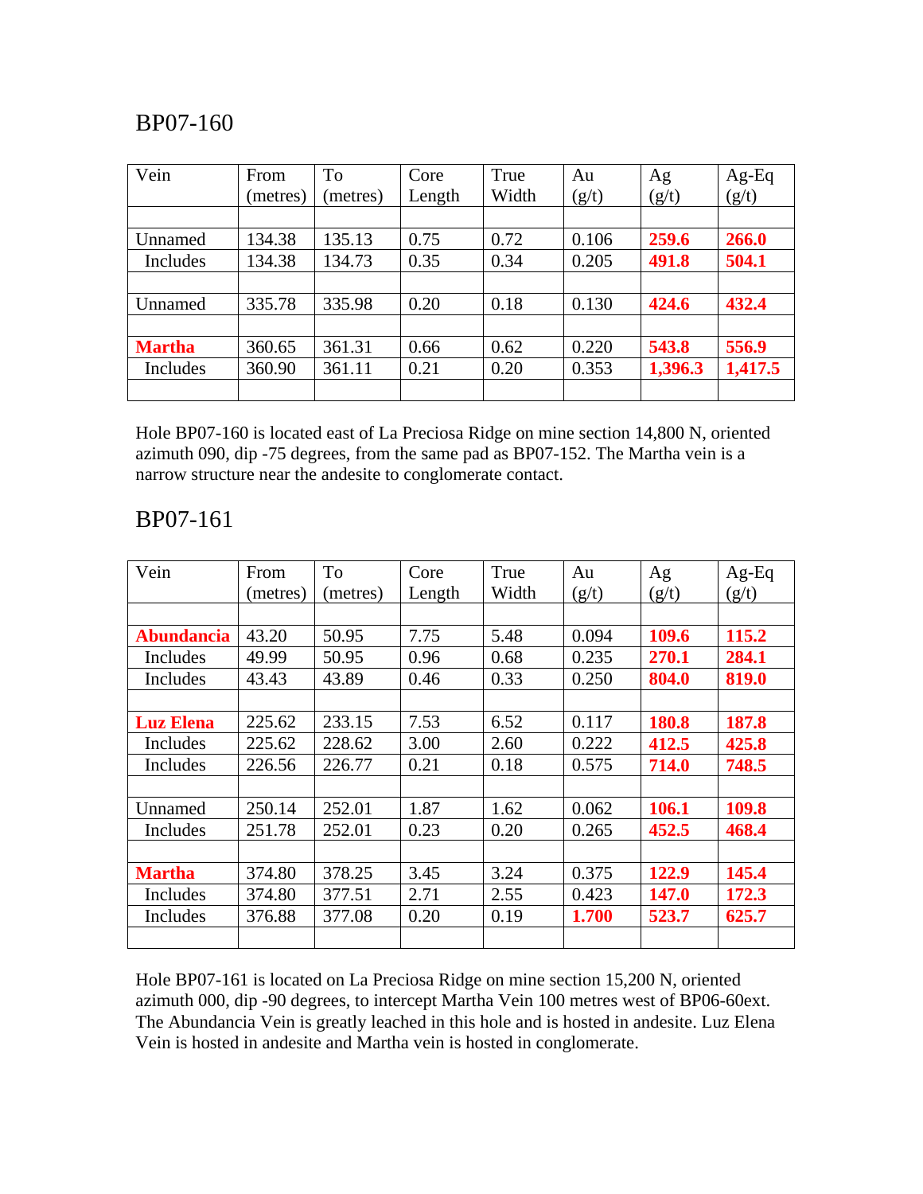## BP07-160

| Vein | From (metres) | To (metres) | Core Length | True Width | Au (g/t) | Ag (g/t) | Ag-Eq (g/t) |
|---|---|---|---|---|---|---|---|
| | | | | | | | |
| Unnamed | 134.38 | 135.13 | 0.75 | 0.72 | 0.106 | **259.6** | **266.0** |
| Includes | 134.38 | 134.73 | 0.35 | 0.34 | 0.205 | **491.8** | **504.1** |
| | | | | | | | |
| Unnamed | 335.78 | 335.98 | 0.20 | 0.18 | 0.130 | **424.6** | **432.4** |
| | | | | | | | |
| **Martha** | 360.65 | 361.31 | 0.66 | 0.62 | 0.220 | **543.8** | **556.9** |
| Includes | 360.90 | 361.11 | 0.21 | 0.20 | 0.353 | **1,396.3** | **1,417.5** |
| | | | | | | | |

Hole BP07-160 is located east of La Preciosa Ridge on mine section 14,800 N, oriented azimuth 090, dip -75 degrees, from the same pad as BP07-152. The Martha vein is a narrow structure near the andesite to conglomerate contact.

## BP07-161

| Vein | From (metres) | To (metres) | Core Length | True Width | Au (g/t) | Ag (g/t) | Ag-Eq (g/t) |
|---|---|---|---|---|---|---|---|
| | | | | | | | |
| **Abundancia** | 43.20 | 50.95 | 7.75 | 5.48 | 0.094 | **109.6** | **115.2** |
| Includes | 49.99 | 50.95 | 0.96 | 0.68 | 0.235 | **270.1** | **284.1** |
| Includes | 43.43 | 43.89 | 0.46 | 0.33 | 0.250 | **804.0** | **819.0** |
| | | | | | | | |
| **Luz Elena** | 225.62 | 233.15 | 7.53 | 6.52 | 0.117 | **180.8** | **187.8** |
| Includes | 225.62 | 228.62 | 3.00 | 2.60 | 0.222 | **412.5** | **425.8** |
| Includes | 226.56 | 226.77 | 0.21 | 0.18 | 0.575 | **714.0** | **748.5** |
| | | | | | | | |
| Unnamed | 250.14 | 252.01 | 1.87 | 1.62 | 0.062 | **106.1** | **109.8** |
| Includes | 251.78 | 252.01 | 0.23 | 0.20 | 0.265 | **452.5** | **468.4** |
| | | | | | | | |
| **Martha** | 374.80 | 378.25 | 3.45 | 3.24 | 0.375 | **122.9** | **145.4** |
| Includes | 374.80 | 377.51 | 2.71 | 2.55 | 0.423 | **147.0** | **172.3** |
| Includes | 376.88 | 377.08 | 0.20 | 0.19 | **1.700** | **523.7** | **625.7** |
| | | | | | | | |

Hole BP07-161 is located on La Preciosa Ridge on mine section 15,200 N, oriented azimuth 000, dip -90 degrees, to intercept Martha Vein 100 metres west of BP06-60ext. The Abundancia Vein is greatly leached in this hole and is hosted in andesite. Luz Elena Vein is hosted in andesite and Martha vein is hosted in conglomerate.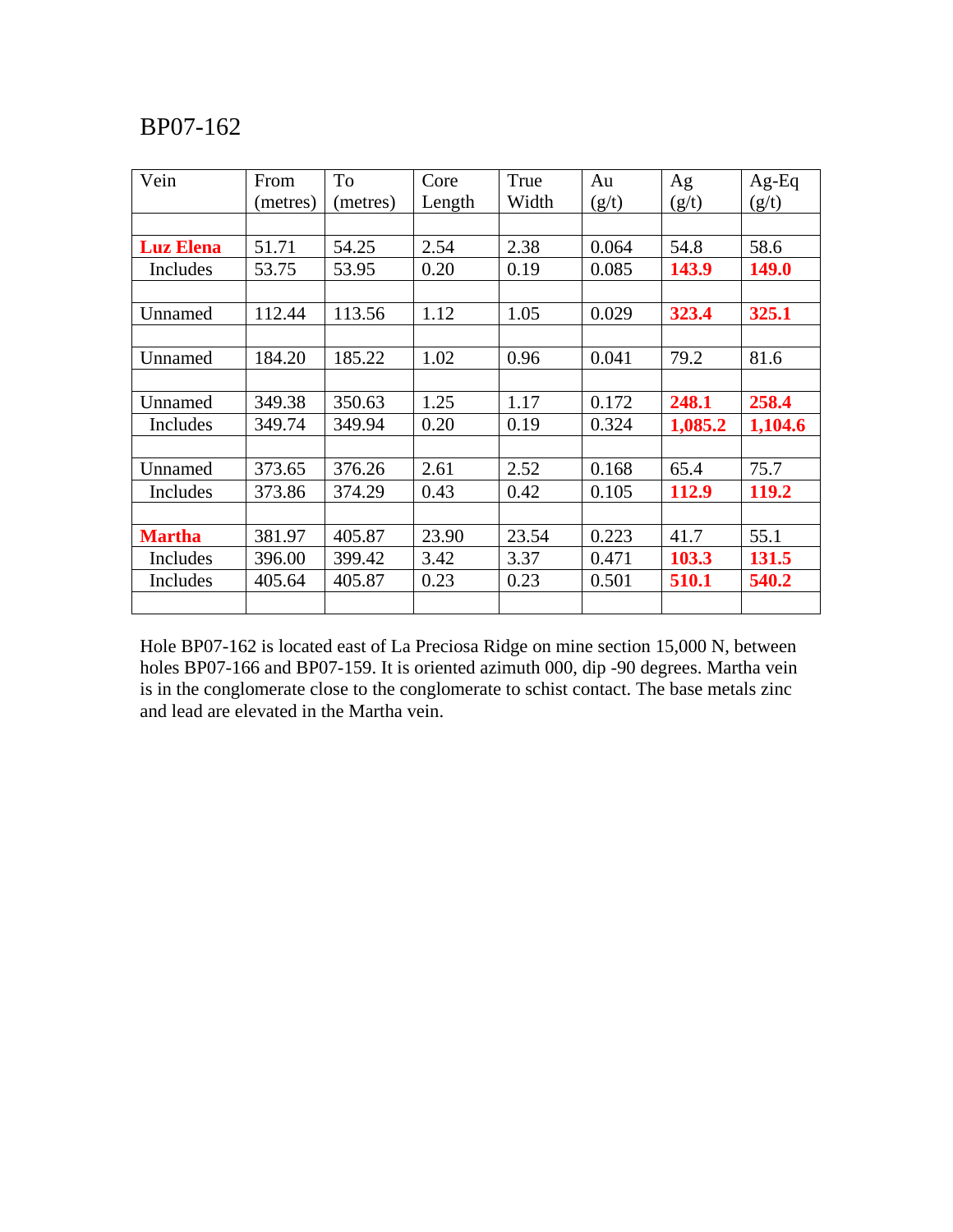# BP07-162

| Vein | From (metres) | To (metres) | Core Length | True Width | Au (g/t) | Ag (g/t) | Ag-Eq (g/t) |
|---|---|---|---|---|---|---|---|
| | | | | | | | |
| **Luz Elena** | 51.71 | 54.25 | 2.54 | 2.38 | 0.064 | 54.8 | 58.6 |
| Includes | 53.75 | 53.95 | 0.20 | 0.19 | 0.085 | **143.9** | **149.0** |
| | | | | | | | |
| Unnamed | 112.44 | 113.56 | 1.12 | 1.05 | 0.029 | **323.4** | **325.1** |
| | | | | | | | |
| Unnamed | 184.20 | 185.22 | 1.02 | 0.96 | 0.041 | 79.2 | 81.6 |
| | | | | | | | |
| Unnamed | 349.38 | 350.63 | 1.25 | 1.17 | 0.172 | **248.1** | **258.4** |
| Includes | 349.74 | 349.94 | 0.20 | 0.19 | 0.324 | **1,085.2** | **1,104.6** |
| | | | | | | | |
| Unnamed | 373.65 | 376.26 | 2.61 | 2.52 | 0.168 | 65.4 | 75.7 |
| Includes | 373.86 | 374.29 | 0.43 | 0.42 | 0.105 | **112.9** | **119.2** |
| | | | | | | | |
| **Martha** | 381.97 | 405.87 | 23.90 | 23.54 | 0.223 | 41.7 | 55.1 |
| Includes | 396.00 | 399.42 | 3.42 | 3.37 | 0.471 | **103.3** | **131.5** |
| Includes | 405.64 | 405.87 | 0.23 | 0.23 | 0.501 | **510.1** | **540.2** |
| | | | | | | | |

Hole BP07-162 is located east of La Preciosa Ridge on mine section 15,000 N, between holes BP07-166 and BP07-159. It is oriented azimuth 000, dip -90 degrees. Martha vein is in the conglomerate close to the conglomerate to schist contact. The base metals zinc and lead are elevated in the Martha vein.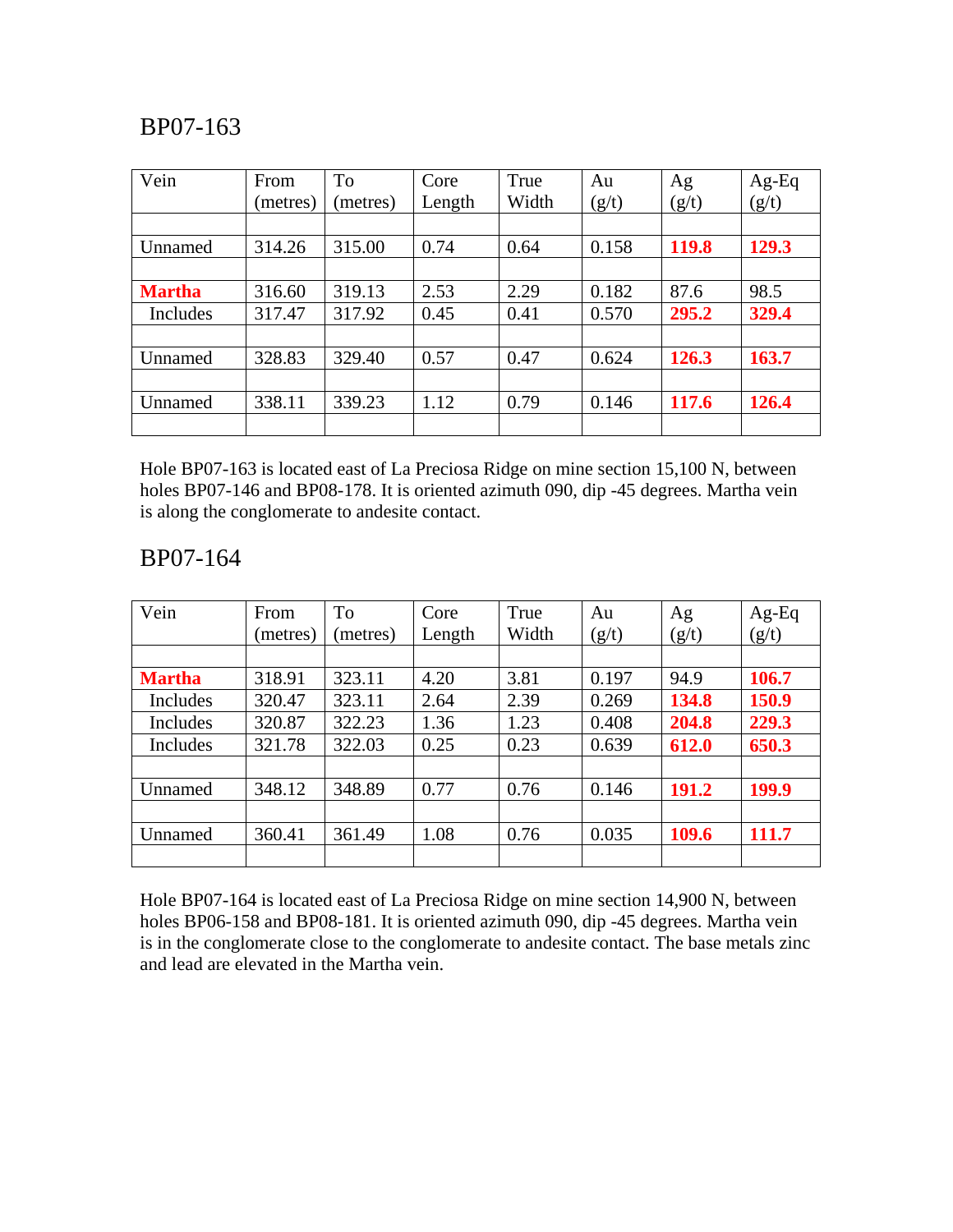## BP07-163

| Vein | From (metres) | To (metres) | Core Length | True Width | Au (g/t) | Ag (g/t) | Ag-Eq (g/t) |
|---|---|---|---|---|---|---|---|
| | | | | | | | |
| Unnamed | 314.26 | 315.00 | 0.74 | 0.64 | 0.158 | **119.8** | **129.3** |
| | | | | | | | |
| **Martha** | 316.60 | 319.13 | 2.53 | 2.29 | 0.182 | 87.6 | 98.5 |
| Includes | 317.47 | 317.92 | 0.45 | 0.41 | 0.570 | **295.2** | **329.4** |
| | | | | | | | |
| Unnamed | 328.83 | 329.40 | 0.57 | 0.47 | 0.624 | **126.3** | **163.7** |
| | | | | | | | |
| Unnamed | 338.11 | 339.23 | 1.12 | 0.79 | 0.146 | **117.6** | **126.4** |
| | | | | | | | |

Hole BP07-163 is located east of La Preciosa Ridge on mine section 15,100 N, between holes BP07-146 and BP08-178. It is oriented azimuth 090, dip -45 degrees. Martha vein is along the conglomerate to andesite contact.

## BP07-164

| Vein | From (metres) | To (metres) | Core Length | True Width | Au (g/t) | Ag (g/t) | Ag-Eq (g/t) |
|---|---|---|---|---|---|---|---|
| | | | | | | | |
| **Martha** | 318.91 | 323.11 | 4.20 | 3.81 | 0.197 | 94.9 | **106.7** |
| Includes | 320.47 | 323.11 | 2.64 | 2.39 | 0.269 | **134.8** | **150.9** |
| Includes | 320.87 | 322.23 | 1.36 | 1.23 | 0.408 | **204.8** | **229.3** |
| Includes | 321.78 | 322.03 | 0.25 | 0.23 | 0.639 | **612.0** | **650.3** |
| | | | | | | | |
| Unnamed | 348.12 | 348.89 | 0.77 | 0.76 | 0.146 | **191.2** | **199.9** |
| | | | | | | | |
| Unnamed | 360.41 | 361.49 | 1.08 | 0.76 | 0.035 | **109.6** | **111.7** |
| | | | | | | | |

Hole BP07-164 is located east of La Preciosa Ridge on mine section 14,900 N, between holes BP06-158 and BP08-181. It is oriented azimuth 090, dip -45 degrees. Martha vein is in the conglomerate close to the conglomerate to andesite contact. The base metals zinc and lead are elevated in the Martha vein.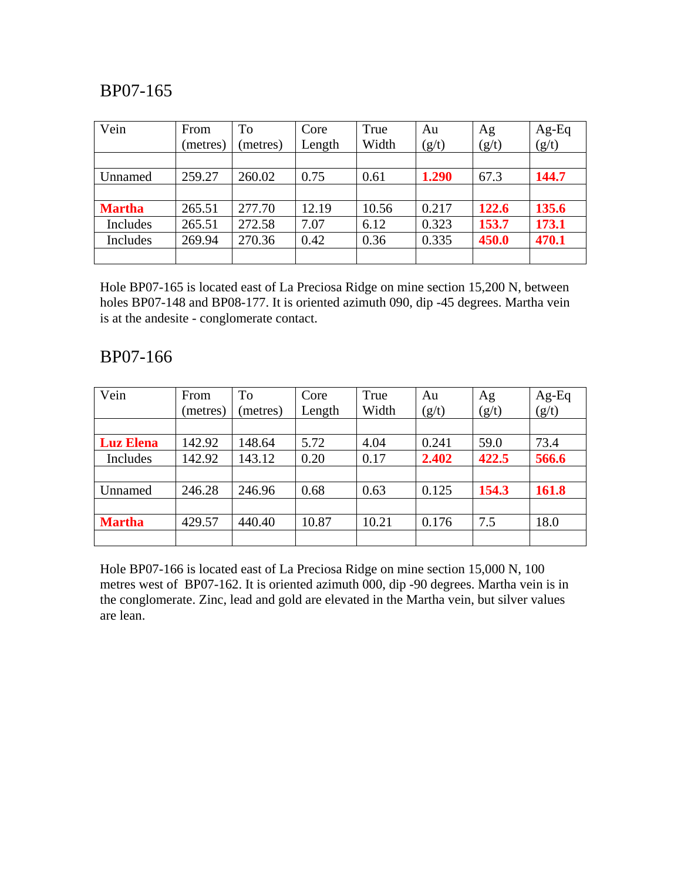## BP07-165

| Vein | From (metres) | To (metres) | Core Length | True Width | Au (g/t) | Ag (g/t) | Ag-Eq (g/t) |
|---|---|---|---|---|---|---|---|
| | | | | | | | |
| Unnamed | 259.27 | 260.02 | 0.75 | 0.61 | **1.290** | 67.3 | **144.7** |
| | | | | | | | |
| **Martha** | 265.51 | 277.70 | 12.19 | 10.56 | 0.217 | **122.6** | **135.6** |
| Includes | 265.51 | 272.58 | 7.07 | 6.12 | 0.323 | **153.7** | **173.1** |
| Includes | 269.94 | 270.36 | 0.42 | 0.36 | 0.335 | **450.0** | **470.1** |
| | | | | | | | |

Hole BP07-165 is located east of La Preciosa Ridge on mine section 15,200 N, between holes BP07-148 and BP08-177. It is oriented azimuth 090, dip -45 degrees. Martha vein is at the andesite - conglomerate contact.

## BP07-166

| Vein | From (metres) | To (metres) | Core Length | True Width | Au (g/t) | Ag (g/t) | Ag-Eq (g/t) |
|---|---|---|---|---|---|---|---|
| | | | | | | | |
| **Luz Elena** | 142.92 | 148.64 | 5.72 | 4.04 | 0.241 | 59.0 | 73.4 |
| Includes | 142.92 | 143.12 | 0.20 | 0.17 | **2.402** | **422.5** | **566.6** |
| | | | | | | | |
| Unnamed | 246.28 | 246.96 | 0.68 | 0.63 | 0.125 | **154.3** | **161.8** |
| | | | | | | | |
| **Martha** | 429.57 | 440.40 | 10.87 | 10.21 | 0.176 | 7.5 | 18.0 |
| | | | | | | | |

Hole BP07-166 is located east of La Preciosa Ridge on mine section 15,000 N, 100 metres west of BP07-162. It is oriented azimuth 000, dip -90 degrees. Martha vein is in the conglomerate. Zinc, lead and gold are elevated in the Martha vein, but silver values are lean.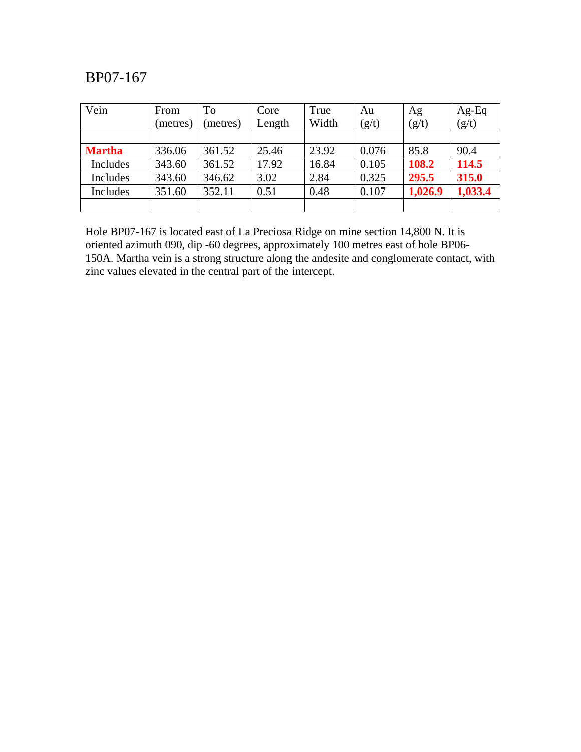BP07-167

| Vein | From (metres) | To (metres) | Core Length | True Width | Au (g/t) | Ag (g/t) | Ag-Eq (g/t) |
|---|---|---|---|---|---|---|---|
| | | | | | | | |
| **Martha** | 336.06 | 361.52 | 25.46 | 23.92 | 0.076 | 85.8 | 90.4 |
| Includes | 343.60 | 361.52 | 17.92 | 16.84 | 0.105 | **108.2** | **114.5** |
| Includes | 343.60 | 346.62 | 3.02 | 2.84 | 0.325 | **295.5** | **315.0** |
| Includes | 351.60 | 352.11 | 0.51 | 0.48 | 0.107 | **1,026.9** | **1,033.4** |
| | | | | | | | |

Hole BP07-167 is located east of La Preciosa Ridge on mine section 14,800 N. It is oriented azimuth 090, dip -60 degrees, approximately 100 metres east of hole BP06-150A. Martha vein is a strong structure along the andesite and conglomerate contact, with zinc values elevated in the central part of the intercept.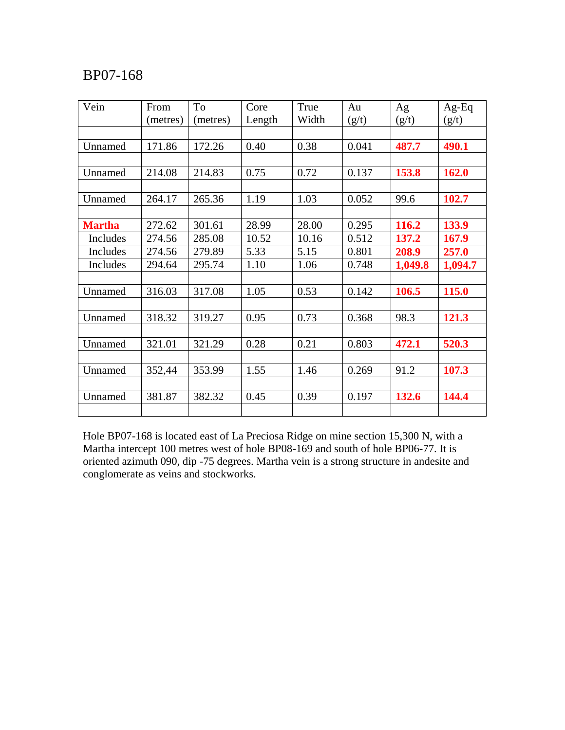BP07-168

| Vein | From (metres) | To (metres) | Core Length | True Width | Au (g/t) | Ag (g/t) | Ag-Eq (g/t) |
|---|---|---|---|---|---|---|---|
| | | | | | | | |
| Unnamed | 171.86 | 172.26 | 0.40 | 0.38 | 0.041 | **487.7** | **490.1** |
| | | | | | | | |
| Unnamed | 214.08 | 214.83 | 0.75 | 0.72 | 0.137 | **153.8** | **162.0** |
| | | | | | | | |
| Unnamed | 264.17 | 265.36 | 1.19 | 1.03 | 0.052 | 99.6 | **102.7** |
| | | | | | | | |
| **Martha** | 272.62 | 301.61 | 28.99 | 28.00 | 0.295 | **116.2** | **133.9** |
| Includes | 274.56 | 285.08 | 10.52 | 10.16 | 0.512 | **137.2** | **167.9** |
| Includes | 274.56 | 279.89 | 5.33 | 5.15 | 0.801 | **208.9** | **257.0** |
| Includes | 294.64 | 295.74 | 1.10 | 1.06 | 0.748 | **1,049.8** | **1,094.7** |
| | | | | | | | |
| Unnamed | 316.03 | 317.08 | 1.05 | 0.53 | 0.142 | **106.5** | **115.0** |
| | | | | | | | |
| Unnamed | 318.32 | 319.27 | 0.95 | 0.73 | 0.368 | 98.3 | **121.3** |
| | | | | | | | |
| Unnamed | 321.01 | 321.29 | 0.28 | 0.21 | 0.803 | **472.1** | **520.3** |
| | | | | | | | |
| Unnamed | 352,44 | 353.99 | 1.55 | 1.46 | 0.269 | 91.2 | **107.3** |
| | | | | | | | |
| Unnamed | 381.87 | 382.32 | 0.45 | 0.39 | 0.197 | **132.6** | **144.4** |
| | | | | | | | |

Hole BP07-168 is located east of La Preciosa Ridge on mine section 15,300 N, with a Martha intercept 100 metres west of hole BP08-169 and south of hole BP06-77. It is oriented azimuth 090, dip -75 degrees. Martha vein is a strong structure in andesite and conglomerate as veins and stockworks.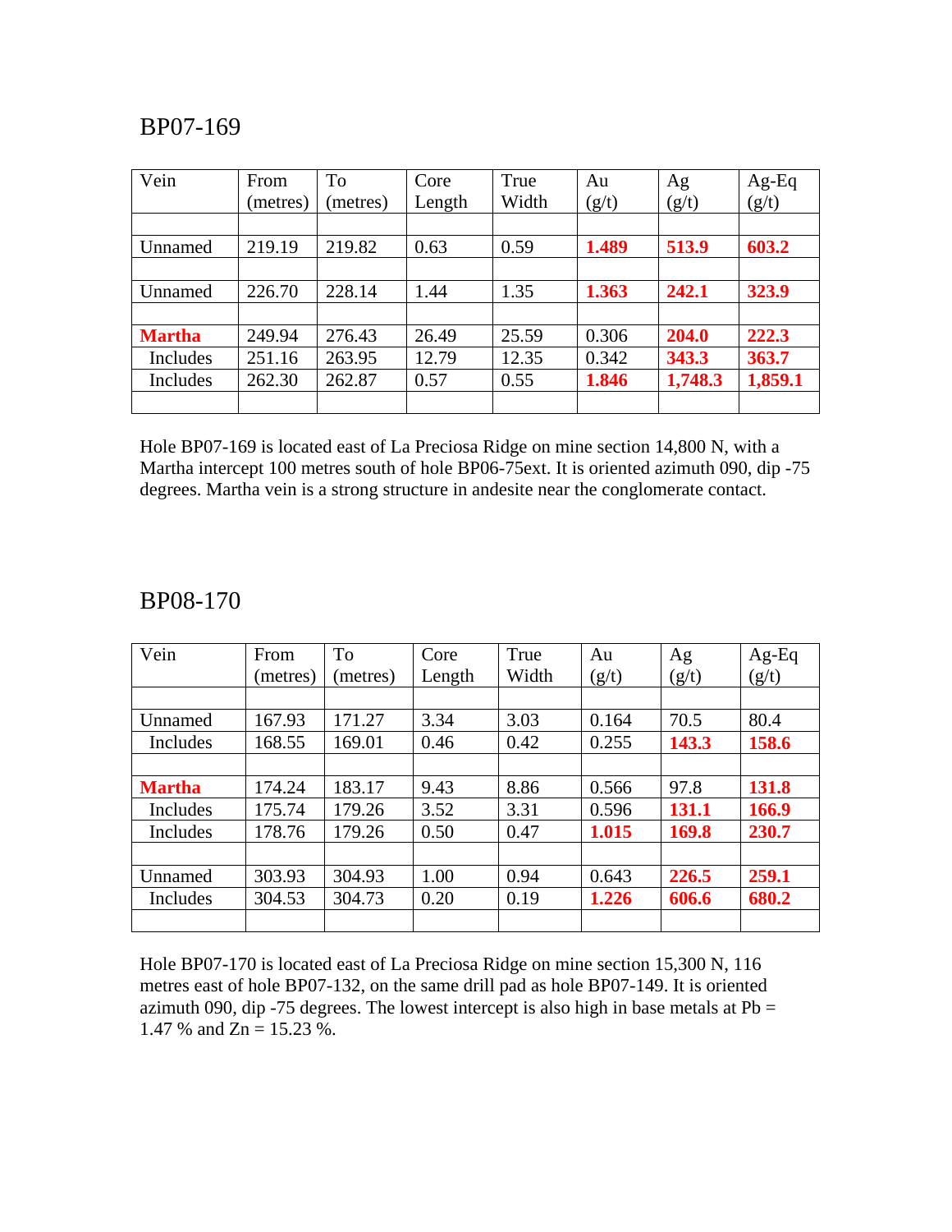## BP07-169

| Vein | From (metres) | To (metres) | Core Length | True Width | Au (g/t) | Ag (g/t) | Ag-Eq (g/t) |
|---|---|---|---|---|---|---|---|
| | | | | | | | |
| Unnamed | 219.19 | 219.82 | 0.63 | 0.59 | **1.489** | **513.9** | **603.2** |
| | | | | | | | |
| Unnamed | 226.70 | 228.14 | 1.44 | 1.35 | **1.363** | **242.1** | **323.9** |
| | | | | | | | |
| **Martha** | 249.94 | 276.43 | 26.49 | 25.59 | 0.306 | **204.0** | **222.3** |
| Includes | 251.16 | 263.95 | 12.79 | 12.35 | 0.342 | **343.3** | **363.7** |
| Includes | 262.30 | 262.87 | 0.57 | 0.55 | **1.846** | **1,748.3** | **1,859.1** |
| | | | | | | | |

Hole BP07-169 is located east of La Preciosa Ridge on mine section 14,800 N, with a Martha intercept 100 metres south of hole BP06-75ext. It is oriented azimuth 090, dip -75 degrees. Martha vein is a strong structure in andesite near the conglomerate contact.

## BP08-170

| Vein | From (metres) | To (metres) | Core Length | True Width | Au (g/t) | Ag (g/t) | Ag-Eq (g/t) |
|---|---|---|---|---|---|---|---|
| | | | | | | | |
| Unnamed | 167.93 | 171.27 | 3.34 | 3.03 | 0.164 | 70.5 | 80.4 |
| Includes | 168.55 | 169.01 | 0.46 | 0.42 | 0.255 | **143.3** | **158.6** |
| | | | | | | | |
| **Martha** | 174.24 | 183.17 | 9.43 | 8.86 | 0.566 | 97.8 | **131.8** |
| Includes | 175.74 | 179.26 | 3.52 | 3.31 | 0.596 | **131.1** | **166.9** |
| Includes | 178.76 | 179.26 | 0.50 | 0.47 | **1.015** | **169.8** | **230.7** |
| | | | | | | | |
| Unnamed | 303.93 | 304.93 | 1.00 | 0.94 | 0.643 | **226.5** | **259.1** |
| Includes | 304.53 | 304.73 | 0.20 | 0.19 | **1.226** | **606.6** | **680.2** |
| | | | | | | | |

Hole BP07-170 is located east of La Preciosa Ridge on mine section 15,300 N, 116 metres east of hole BP07-132, on the same drill pad as hole BP07-149. It is oriented azimuth 090, dip -75 degrees. The lowest intercept is also high in base metals at Pb = 1.47 % and Zn = 15.23 %.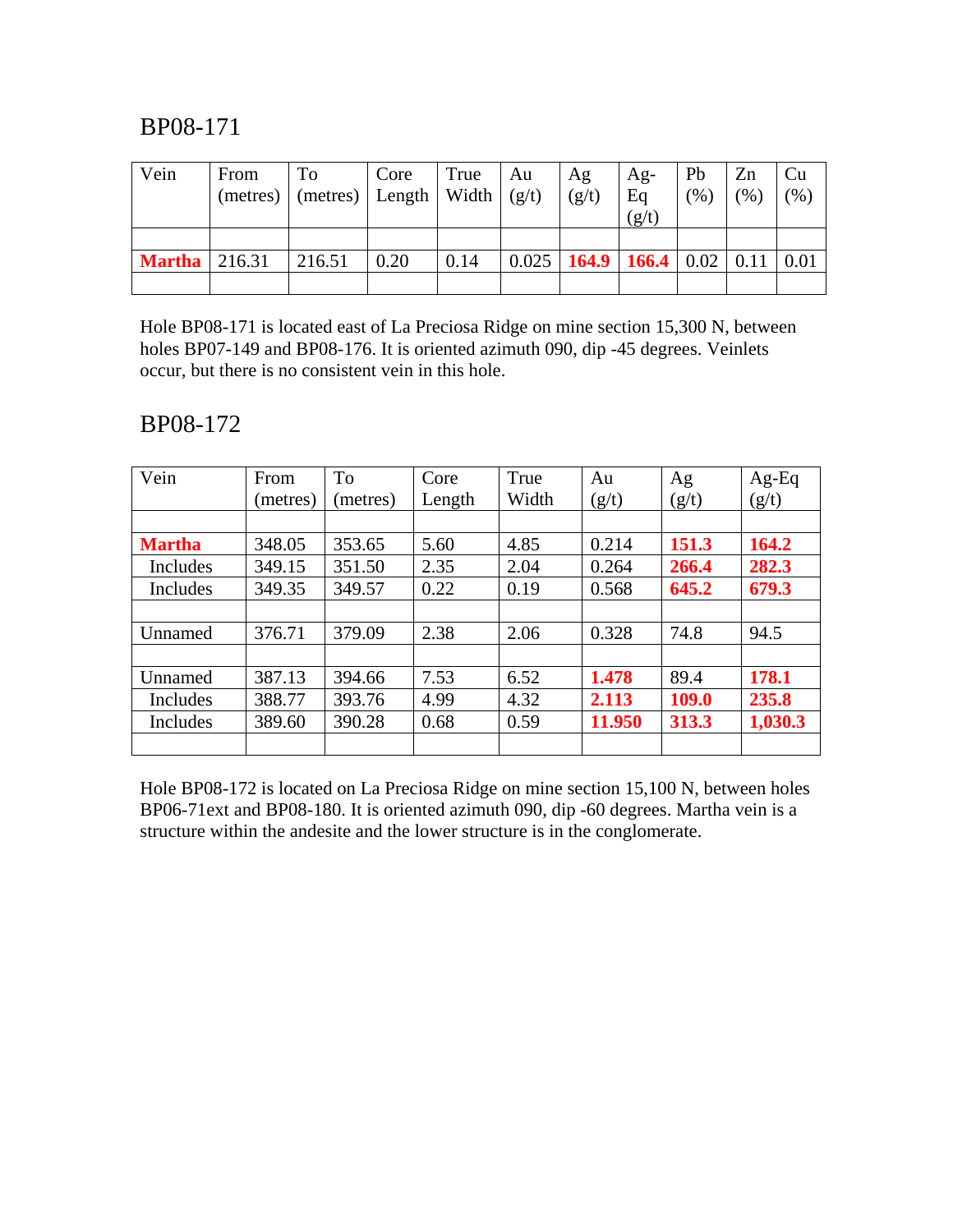## BP08-171

| Vein | From (metres) | To (metres) | Core Length | True Width | Au (g/t) | Ag (g/t) | Ag-Eq (g/t) | Pb (%) | Zn (%) | Cu (%) |
|---|---|---|---|---|---|---|---|---|---|---|
| | | | | | | | | | | |
| **Martha** | 216.31 | 216.51 | 0.20 | 0.14 | 0.025 | **164.9** | **166.4** | 0.02 | 0.11 | 0.01 |
| | | | | | | | | | | |

Hole BP08-171 is located east of La Preciosa Ridge on mine section 15,300 N, between holes BP07-149 and BP08-176. It is oriented azimuth 090, dip -45 degrees. Veinlets occur, but there is no consistent vein in this hole.

## BP08-172

| Vein | From (metres) | To (metres) | Core Length | True Width | Au (g/t) | Ag (g/t) | Ag-Eq (g/t) |
|---|---|---|---|---|---|---|---|
| | | | | | | | |
| **Martha** | 348.05 | 353.65 | 5.60 | 4.85 | 0.214 | **151.3** | **164.2** |
| Includes | 349.15 | 351.50 | 2.35 | 2.04 | 0.264 | **266.4** | **282.3** |
| Includes | 349.35 | 349.57 | 0.22 | 0.19 | 0.568 | **645.2** | **679.3** |
| | | | | | | | |
| Unnamed | 376.71 | 379.09 | 2.38 | 2.06 | 0.328 | 74.8 | 94.5 |
| | | | | | | | |
| Unnamed | 387.13 | 394.66 | 7.53 | 6.52 | **1.478** | 89.4 | **178.1** |
| Includes | 388.77 | 393.76 | 4.99 | 4.32 | **2.113** | **109.0** | **235.8** |
| Includes | 389.60 | 390.28 | 0.68 | 0.59 | **11.950** | **313.3** | **1,030.3** |
| | | | | | | | |

Hole BP08-172 is located on La Preciosa Ridge on mine section 15,100 N, between holes BP06-71ext and BP08-180. It is oriented azimuth 090, dip -60 degrees. Martha vein is a structure within the andesite and the lower structure is in the conglomerate.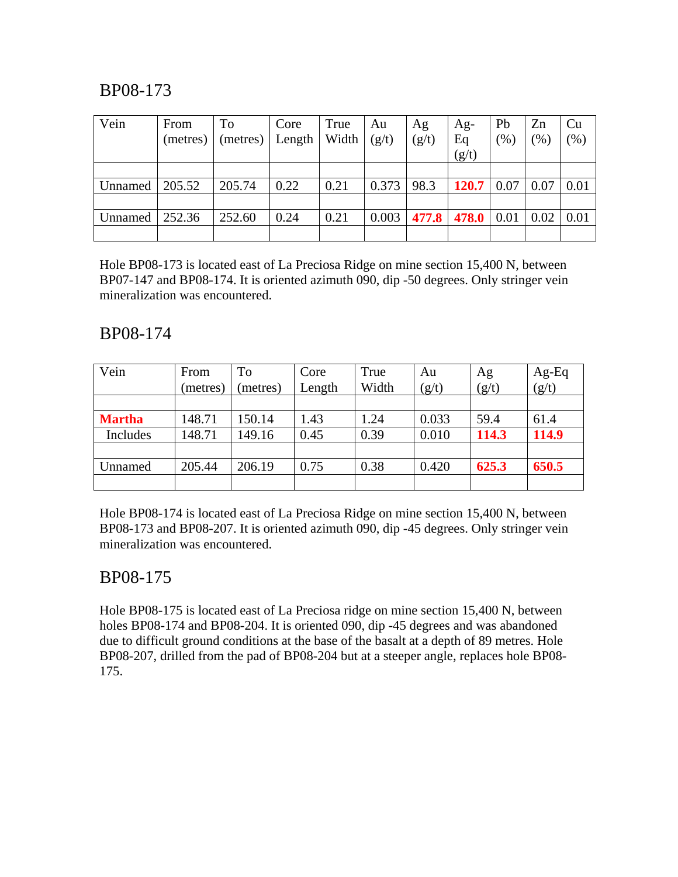## BP08-173

| Vein | From (metres) | To (metres) | Core Length | True Width | Au (g/t) | Ag (g/t) | Ag-Eq (g/t) | Pb (%) | Zn (%) | Cu (%) |
|---|---|---|---|---|---|---|---|---|---|---|
| | | | | | | | | | | |
| Unnamed | 205.52 | 205.74 | 0.22 | 0.21 | 0.373 | 98.3 | **120.7** | 0.07 | 0.07 | 0.01 |
| | | | | | | | | | | |
| Unnamed | 252.36 | 252.60 | 0.24 | 0.21 | 0.003 | **477.8** | **478.0** | 0.01 | 0.02 | 0.01 |
| | | | | | | | | | | |

Hole BP08-173 is located east of La Preciosa Ridge on mine section 15,400 N, between BP07-147 and BP08-174. It is oriented azimuth 090, dip -50 degrees. Only stringer vein mineralization was encountered.

## BP08-174

| Vein | From (metres) | To (metres) | Core Length | True Width | Au (g/t) | Ag (g/t) | Ag-Eq (g/t) |
|---|---|---|---|---|---|---|---|
| | | | | | | | |
| **Martha** | 148.71 | 150.14 | 1.43 | 1.24 | 0.033 | 59.4 | 61.4 |
| Includes | 148.71 | 149.16 | 0.45 | 0.39 | 0.010 | **114.3** | **114.9** |
| | | | | | | | |
| Unnamed | 205.44 | 206.19 | 0.75 | 0.38 | 0.420 | **625.3** | **650.5** |
| | | | | | | | |

Hole BP08-174 is located east of La Preciosa Ridge on mine section 15,400 N, between BP08-173 and BP08-207. It is oriented azimuth 090, dip -45 degrees. Only stringer vein mineralization was encountered.

## BP08-175

Hole BP08-175 is located east of La Preciosa ridge on mine section 15,400 N, between holes BP08-174 and BP08-204. It is oriented 090, dip -45 degrees and was abandoned due to difficult ground conditions at the base of the basalt at a depth of 89 metres. Hole BP08-207, drilled from the pad of BP08-204 but at a steeper angle, replaces hole BP08-175.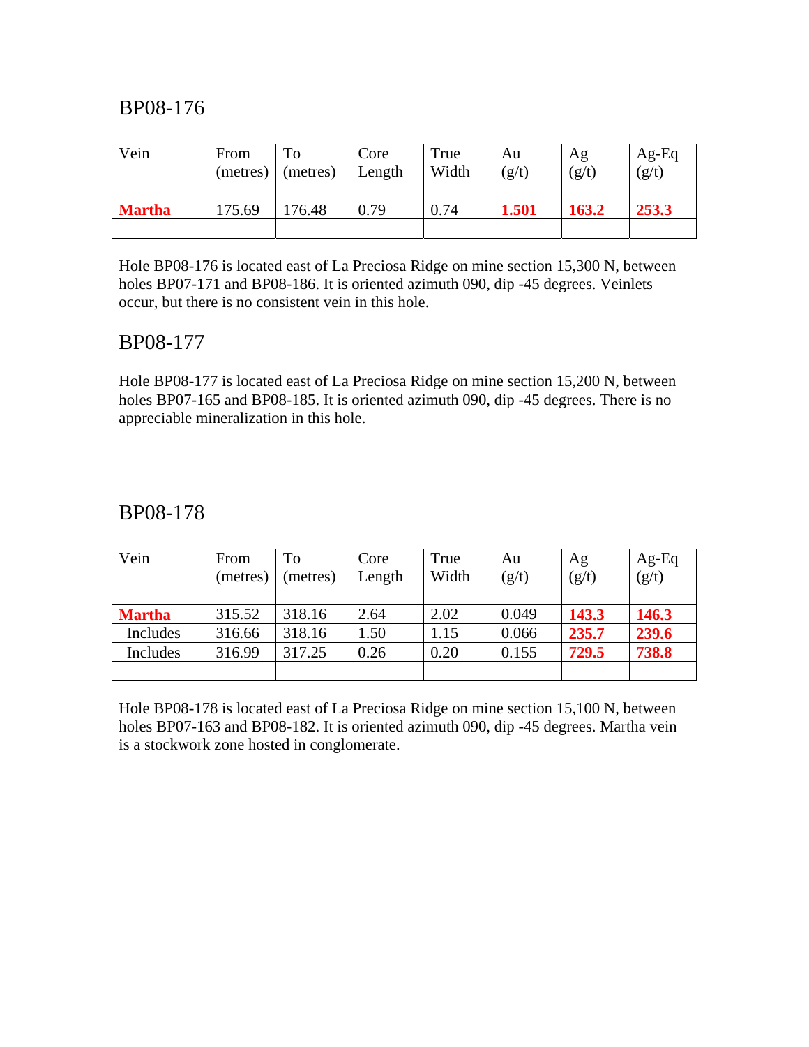## BP08-176

| Vein | From (metres) | To (metres) | Core Length | True Width | Au (g/t) | Ag (g/t) | Ag-Eq (g/t) |
|---|---|---|---|---|---|---|---|
| | | | | | | | |
| **Martha** | 175.69 | 176.48 | 0.79 | 0.74 | **1.501** | **163.2** | **253.3** |
| | | | | | | | |

Hole BP08-176 is located east of La Preciosa Ridge on mine section 15,300 N, between holes BP07-171 and BP08-186. It is oriented azimuth 090, dip -45 degrees. Veinlets occur, but there is no consistent vein in this hole.

## BP08-177

Hole BP08-177 is located east of La Preciosa Ridge on mine section 15,200 N, between holes BP07-165 and BP08-185. It is oriented azimuth 090, dip -45 degrees. There is no appreciable mineralization in this hole.

## BP08-178

| Vein | From (metres) | To (metres) | Core Length | True Width | Au (g/t) | Ag (g/t) | Ag-Eq (g/t) |
|---|---|---|---|---|---|---|---|
| | | | | | | | |
| **Martha** | 315.52 | 318.16 | 2.64 | 2.02 | 0.049 | **143.3** | **146.3** |
| Includes | 316.66 | 318.16 | 1.50 | 1.15 | 0.066 | **235.7** | **239.6** |
| Includes | 316.99 | 317.25 | 0.26 | 0.20 | 0.155 | **729.5** | **738.8** |
| | | | | | | | |

Hole BP08-178 is located east of La Preciosa Ridge on mine section 15,100 N, between holes BP07-163 and BP08-182. It is oriented azimuth 090, dip -45 degrees. Martha vein is a stockwork zone hosted in conglomerate.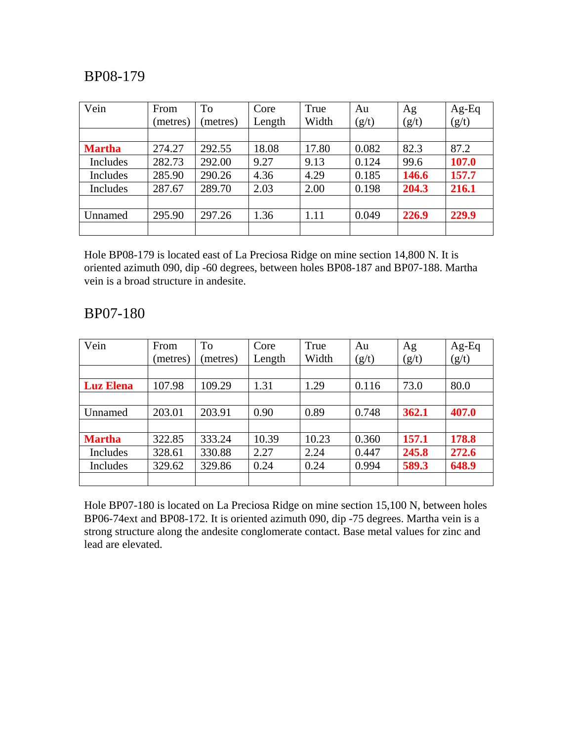## BP08-179

| Vein | From (metres) | To (metres) | Core Length | True Width | Au (g/t) | Ag (g/t) | Ag-Eq (g/t) |
|---|---|---|---|---|---|---|---|
| | | | | | | | |
| **Martha** | 274.27 | 292.55 | 18.08 | 17.80 | 0.082 | 82.3 | 87.2 |
| Includes | 282.73 | 292.00 | 9.27 | 9.13 | 0.124 | 99.6 | **107.0** |
| Includes | 285.90 | 290.26 | 4.36 | 4.29 | 0.185 | **146.6** | **157.7** |
| Includes | 287.67 | 289.70 | 2.03 | 2.00 | 0.198 | **204.3** | **216.1** |
| | | | | | | | |
| Unnamed | 295.90 | 297.26 | 1.36 | 1.11 | 0.049 | **226.9** | **229.9** |
| | | | | | | | |

Hole BP08-179 is located east of La Preciosa Ridge on mine section 14,800 N. It is oriented azimuth 090, dip -60 degrees, between holes BP08-187 and BP07-188. Martha vein is a broad structure in andesite.

## BP07-180

| Vein | From (metres) | To (metres) | Core Length | True Width | Au (g/t) | Ag (g/t) | Ag-Eq (g/t) |
|---|---|---|---|---|---|---|---|
| | | | | | | | |
| **Luz Elena** | 107.98 | 109.29 | 1.31 | 1.29 | 0.116 | 73.0 | 80.0 |
| | | | | | | | |
| Unnamed | 203.01 | 203.91 | 0.90 | 0.89 | 0.748 | **362.1** | **407.0** |
| | | | | | | | |
| **Martha** | 322.85 | 333.24 | 10.39 | 10.23 | 0.360 | **157.1** | **178.8** |
| Includes | 328.61 | 330.88 | 2.27 | 2.24 | 0.447 | **245.8** | **272.6** |
| Includes | 329.62 | 329.86 | 0.24 | 0.24 | 0.994 | **589.3** | **648.9** |
| | | | | | | | |

Hole BP07-180 is located on La Preciosa Ridge on mine section 15,100 N, between holes BP06-74ext and BP08-172. It is oriented azimuth 090, dip -75 degrees. Martha vein is a strong structure along the andesite conglomerate contact. Base metal values for zinc and lead are elevated.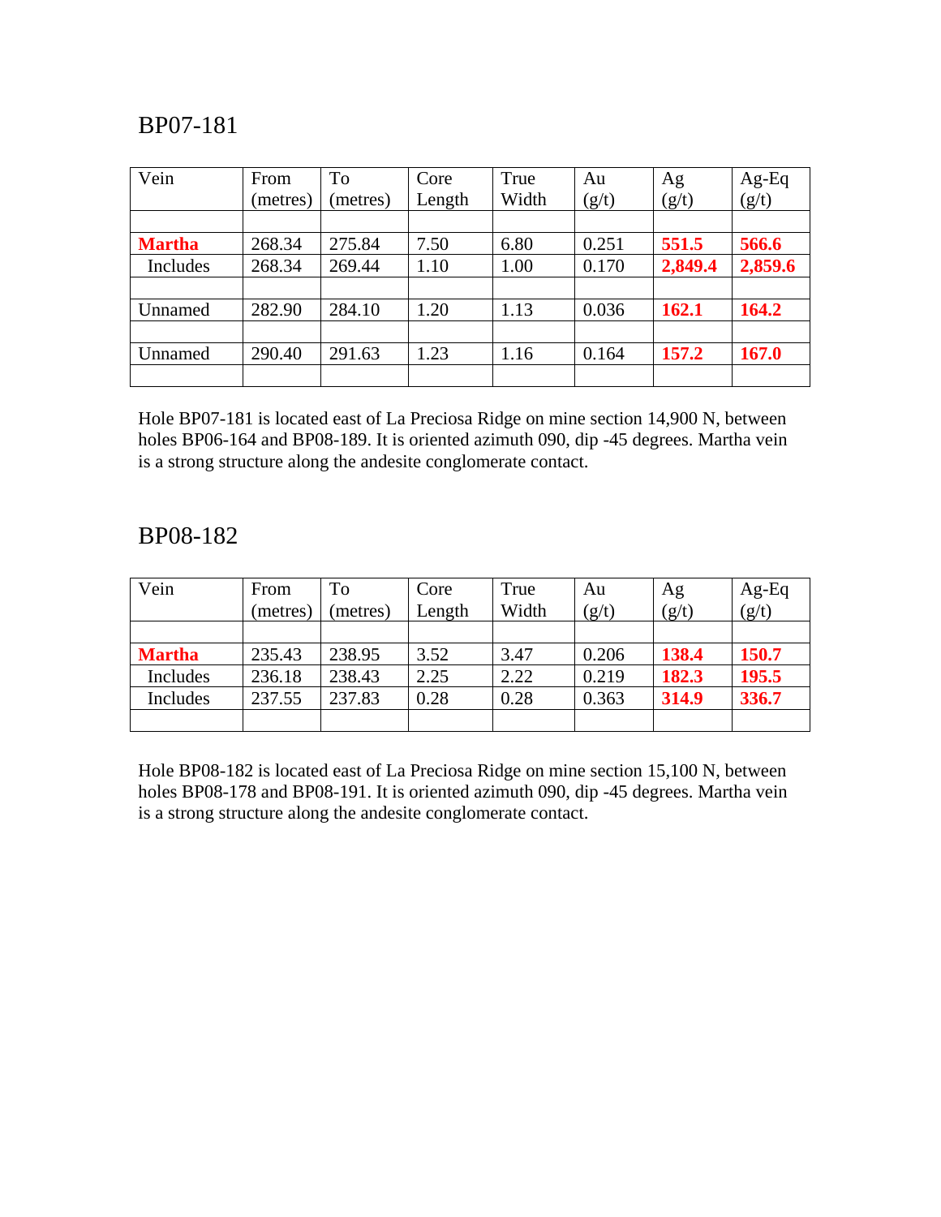## BP07-181

| Vein | From (metres) | To (metres) | Core Length | True Width | Au (g/t) | Ag (g/t) | Ag-Eq (g/t) |
|---|---|---|---|---|---|---|---|
| | | | | | | | |
| **Martha** | 268.34 | 275.84 | 7.50 | 6.80 | 0.251 | **551.5** | **566.6** |
| Includes | 268.34 | 269.44 | 1.10 | 1.00 | 0.170 | **2,849.4** | **2,859.6** |
| | | | | | | | |
| Unnamed | 282.90 | 284.10 | 1.20 | 1.13 | 0.036 | **162.1** | **164.2** |
| | | | | | | | |
| Unnamed | 290.40 | 291.63 | 1.23 | 1.16 | 0.164 | **157.2** | **167.0** |
| | | | | | | | |

Hole BP07-181 is located east of La Preciosa Ridge on mine section 14,900 N, between holes BP06-164 and BP08-189. It is oriented azimuth 090, dip -45 degrees. Martha vein is a strong structure along the andesite conglomerate contact.

## BP08-182

| Vein | From (metres) | To (metres) | Core Length | True Width | Au (g/t) | Ag (g/t) | Ag-Eq (g/t) |
|---|---|---|---|---|---|---|---|
| | | | | | | | |
| **Martha** | 235.43 | 238.95 | 3.52 | 3.47 | 0.206 | **138.4** | **150.7** |
| Includes | 236.18 | 238.43 | 2.25 | 2.22 | 0.219 | **182.3** | **195.5** |
| Includes | 237.55 | 237.83 | 0.28 | 0.28 | 0.363 | **314.9** | **336.7** |
| | | | | | | | |

Hole BP08-182 is located east of La Preciosa Ridge on mine section 15,100 N, between holes BP08-178 and BP08-191. It is oriented azimuth 090, dip -45 degrees. Martha vein is a strong structure along the andesite conglomerate contact.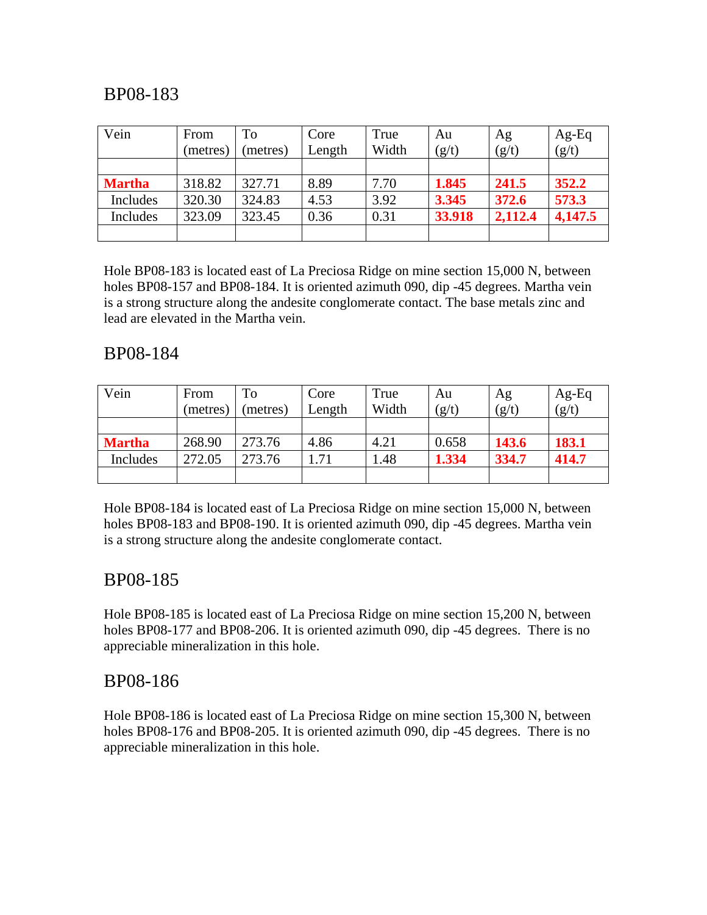## BP08-183

| Vein | From (metres) | To (metres) | Core Length | True Width | Au (g/t) | Ag (g/t) | Ag-Eq (g/t) |
|---|---|---|---|---|---|---|---|
| | | | | | | | |
| **Martha** | 318.82 | 327.71 | 8.89 | 7.70 | **1.845** | **241.5** | **352.2** |
| Includes | 320.30 | 324.83 | 4.53 | 3.92 | **3.345** | **372.6** | **573.3** |
| Includes | 323.09 | 323.45 | 0.36 | 0.31 | **33.918** | **2,112.4** | **4,147.5** |
| | | | | | | | |

Hole BP08-183 is located east of La Preciosa Ridge on mine section 15,000 N, between holes BP08-157 and BP08-184. It is oriented azimuth 090, dip -45 degrees. Martha vein is a strong structure along the andesite conglomerate contact. The base metals zinc and lead are elevated in the Martha vein.

## BP08-184

| Vein | From (metres) | To (metres) | Core Length | True Width | Au (g/t) | Ag (g/t) | Ag-Eq (g/t) |
|---|---|---|---|---|---|---|---|
| | | | | | | | |
| **Martha** | 268.90 | 273.76 | 4.86 | 4.21 | 0.658 | **143.6** | **183.1** |
| Includes | 272.05 | 273.76 | 1.71 | 1.48 | **1.334** | **334.7** | **414.7** |
| | | | | | | | |

Hole BP08-184 is located east of La Preciosa Ridge on mine section 15,000 N, between holes BP08-183 and BP08-190. It is oriented azimuth 090, dip -45 degrees. Martha vein is a strong structure along the andesite conglomerate contact.

## BP08-185

Hole BP08-185 is located east of La Preciosa Ridge on mine section 15,200 N, between holes BP08-177 and BP08-206. It is oriented azimuth 090, dip -45 degrees. There is no appreciable mineralization in this hole.

## BP08-186

Hole BP08-186 is located east of La Preciosa Ridge on mine section 15,300 N, between holes BP08-176 and BP08-205. It is oriented azimuth 090, dip -45 degrees. There is no appreciable mineralization in this hole.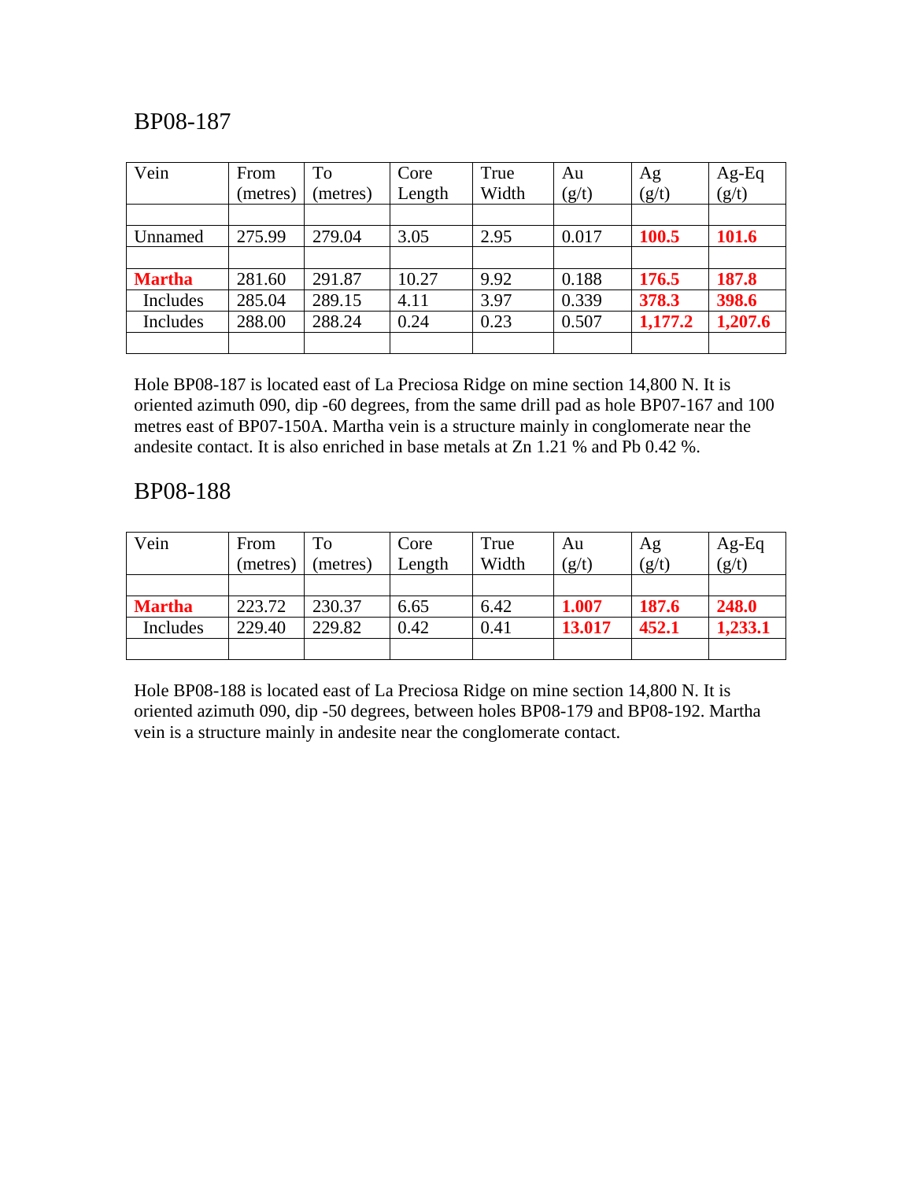## BP08-187

| Vein | From (metres) | To (metres) | Core Length | True Width | Au (g/t) | Ag (g/t) | Ag-Eq (g/t) |
|---|---|---|---|---|---|---|---|
| | | | | | | | |
| Unnamed | 275.99 | 279.04 | 3.05 | 2.95 | 0.017 | **100.5** | **101.6** |
| | | | | | | | |
| **Martha** | 281.60 | 291.87 | 10.27 | 9.92 | 0.188 | **176.5** | **187.8** |
| Includes | 285.04 | 289.15 | 4.11 | 3.97 | 0.339 | **378.3** | **398.6** |
| Includes | 288.00 | 288.24 | 0.24 | 0.23 | 0.507 | **1,177.2** | **1,207.6** |
| | | | | | | | |

Hole BP08-187 is located east of La Preciosa Ridge on mine section 14,800 N. It is oriented azimuth 090, dip -60 degrees, from the same drill pad as hole BP07-167 and 100 metres east of BP07-150A. Martha vein is a structure mainly in conglomerate near the andesite contact. It is also enriched in base metals at Zn 1.21 % and Pb 0.42 %.

## BP08-188

| Vein | From (metres) | To (metres) | Core Length | True Width | Au (g/t) | Ag (g/t) | Ag-Eq (g/t) |
|---|---|---|---|---|---|---|---|
| | | | | | | | |
| **Martha** | 223.72 | 230.37 | 6.65 | 6.42 | **1.007** | **187.6** | **248.0** |
| Includes | 229.40 | 229.82 | 0.42 | 0.41 | **13.017** | **452.1** | **1,233.1** |
| | | | | | | | |

Hole BP08-188 is located east of La Preciosa Ridge on mine section 14,800 N. It is oriented azimuth 090, dip -50 degrees, between holes BP08-179 and BP08-192. Martha vein is a structure mainly in andesite near the conglomerate contact.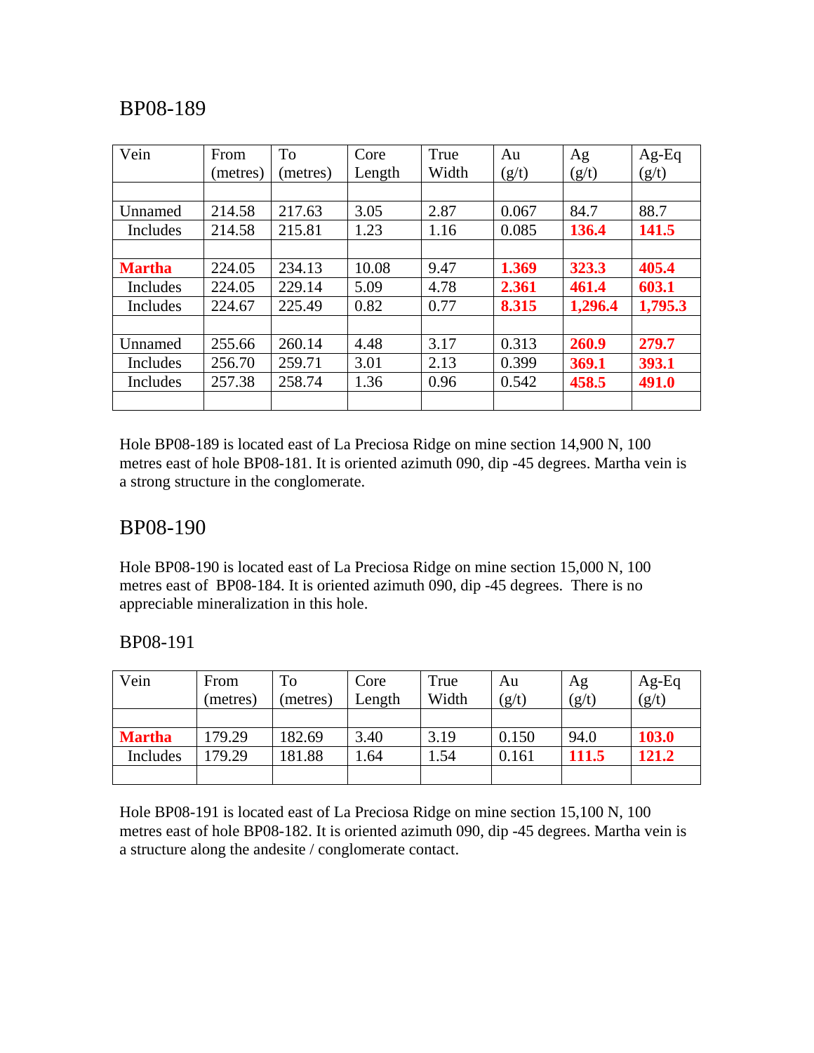## BP08-189

| Vein | From (metres) | To (metres) | Core Length | True Width | Au (g/t) | Ag (g/t) | Ag-Eq (g/t) |
|---|---|---|---|---|---|---|---|
| | | | | | | | |
| Unnamed | 214.58 | 217.63 | 3.05 | 2.87 | 0.067 | 84.7 | 88.7 |
| Includes | 214.58 | 215.81 | 1.23 | 1.16 | 0.085 | **136.4** | **141.5** |
| | | | | | | | |
| **Martha** | 224.05 | 234.13 | 10.08 | 9.47 | **1.369** | **323.3** | **405.4** |
| Includes | 224.05 | 229.14 | 5.09 | 4.78 | **2.361** | **461.4** | **603.1** |
| Includes | 224.67 | 225.49 | 0.82 | 0.77 | **8.315** | **1,296.4** | **1,795.3** |
| | | | | | | | |
| Unnamed | 255.66 | 260.14 | 4.48 | 3.17 | 0.313 | **260.9** | **279.7** |
| Includes | 256.70 | 259.71 | 3.01 | 2.13 | 0.399 | **369.1** | **393.1** |
| Includes | 257.38 | 258.74 | 1.36 | 0.96 | 0.542 | **458.5** | **491.0** |
| | | | | | | | |

Hole BP08-189 is located east of La Preciosa Ridge on mine section 14,900 N, 100 metres east of hole BP08-181. It is oriented azimuth 090, dip -45 degrees. Martha vein is a strong structure in the conglomerate.

## BP08-190

Hole BP08-190 is located east of La Preciosa Ridge on mine section 15,000 N, 100 metres east of BP08-184. It is oriented azimuth 090, dip -45 degrees. There is no appreciable mineralization in this hole.

## BP08-191

| Vein | From (metres) | To (metres) | Core Length | True Width | Au (g/t) | Ag (g/t) | Ag-Eq (g/t) |
|---|---|---|---|---|---|---|---|
| | | | | | | | |
| **Martha** | 179.29 | 182.69 | 3.40 | 3.19 | 0.150 | 94.0 | **103.0** |
| Includes | 179.29 | 181.88 | 1.64 | 1.54 | 0.161 | **111.5** | **121.2** |
| | | | | | | | |

Hole BP08-191 is located east of La Preciosa Ridge on mine section 15,100 N, 100 metres east of hole BP08-182. It is oriented azimuth 090, dip -45 degrees. Martha vein is a structure along the andesite / conglomerate contact.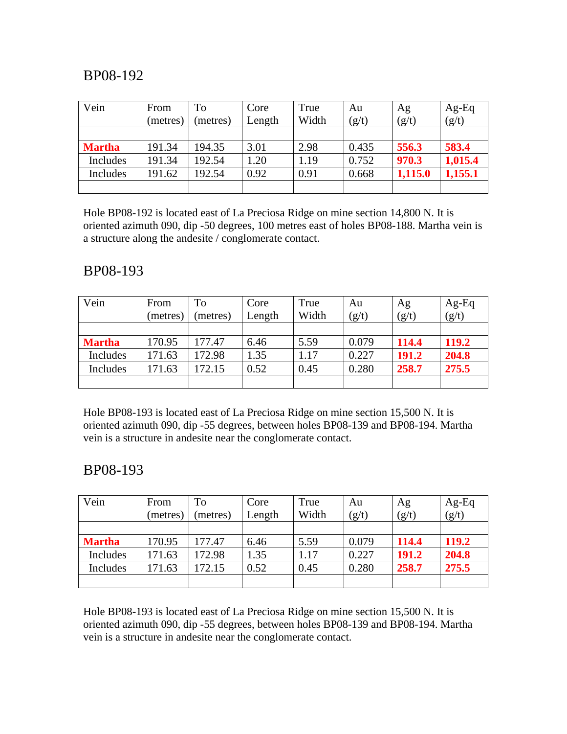## BP08-192

| Vein | From (metres) | To (metres) | Core Length | True Width | Au (g/t) | Ag (g/t) | Ag-Eq (g/t) |
|---|---|---|---|---|---|---|---|
| | | | | | | | |
| **Martha** | 191.34 | 194.35 | 3.01 | 2.98 | 0.435 | **556.3** | **583.4** |
| Includes | 191.34 | 192.54 | 1.20 | 1.19 | 0.752 | **970.3** | **1,015.4** |
| Includes | 191.62 | 192.54 | 0.92 | 0.91 | 0.668 | **1,115.0** | **1,155.1** |
| | | | | | | | |

Hole BP08-192 is located east of La Preciosa Ridge on mine section 14,800 N. It is oriented azimuth 090, dip -50 degrees, 100 metres east of holes BP08-188. Martha vein is a structure along the andesite / conglomerate contact.

## BP08-193

| Vein | From (metres) | To (metres) | Core Length | True Width | Au (g/t) | Ag (g/t) | Ag-Eq (g/t) |
|---|---|---|---|---|---|---|---|
| | | | | | | | |
| **Martha** | 170.95 | 177.47 | 6.46 | 5.59 | 0.079 | **114.4** | **119.2** |
| Includes | 171.63 | 172.98 | 1.35 | 1.17 | 0.227 | **191.2** | **204.8** |
| Includes | 171.63 | 172.15 | 0.52 | 0.45 | 0.280 | **258.7** | **275.5** |
| | | | | | | | |

Hole BP08-193 is located east of La Preciosa Ridge on mine section 15,500 N. It is oriented azimuth 090, dip -55 degrees, between holes BP08-139 and BP08-194. Martha vein is a structure in andesite near the conglomerate contact.

## BP08-193

| Vein | From (metres) | To (metres) | Core Length | True Width | Au (g/t) | Ag (g/t) | Ag-Eq (g/t) |
|---|---|---|---|---|---|---|---|
| | | | | | | | |
| **Martha** | 170.95 | 177.47 | 6.46 | 5.59 | 0.079 | **114.4** | **119.2** |
| Includes | 171.63 | 172.98 | 1.35 | 1.17 | 0.227 | **191.2** | **204.8** |
| Includes | 171.63 | 172.15 | 0.52 | 0.45 | 0.280 | **258.7** | **275.5** |
| | | | | | | | |

Hole BP08-193 is located east of La Preciosa Ridge on mine section 15,500 N. It is oriented azimuth 090, dip -55 degrees, between holes BP08-139 and BP08-194. Martha vein is a structure in andesite near the conglomerate contact.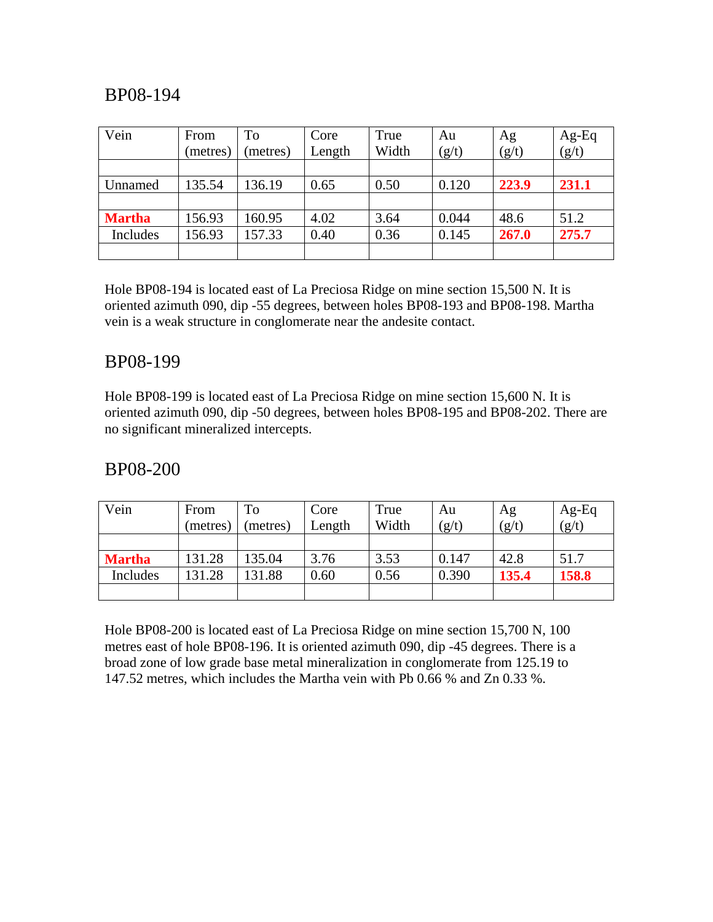## BP08-194

| Vein | From (metres) | To (metres) | Core Length | True Width | Au (g/t) | Ag (g/t) | Ag-Eq (g/t) |
|---|---|---|---|---|---|---|---|
| | | | | | | | |
| Unnamed | 135.54 | 136.19 | 0.65 | 0.50 | 0.120 | **223.9** | **231.1** |
| | | | | | | | |
| **Martha** | 156.93 | 160.95 | 4.02 | 3.64 | 0.044 | 48.6 | 51.2 |
| Includes | 156.93 | 157.33 | 0.40 | 0.36 | 0.145 | **267.0** | **275.7** |
| | | | | | | | |

Hole BP08-194 is located east of La Preciosa Ridge on mine section 15,500 N. It is oriented azimuth 090, dip -55 degrees, between holes BP08-193 and BP08-198. Martha vein is a weak structure in conglomerate near the andesite contact.

## BP08-199

Hole BP08-199 is located east of La Preciosa Ridge on mine section 15,600 N. It is oriented azimuth 090, dip -50 degrees, between holes BP08-195 and BP08-202. There are no significant mineralized intercepts.

## BP08-200

| Vein | From (metres) | To (metres) | Core Length | True Width | Au (g/t) | Ag (g/t) | Ag-Eq (g/t) |
|---|---|---|---|---|---|---|---|
| | | | | | | | |
| **Martha** | 131.28 | 135.04 | 3.76 | 3.53 | 0.147 | 42.8 | 51.7 |
| Includes | 131.28 | 131.88 | 0.60 | 0.56 | 0.390 | **135.4** | **158.8** |
| | | | | | | | |

Hole BP08-200 is located east of La Preciosa Ridge on mine section 15,700 N, 100 metres east of hole BP08-196. It is oriented azimuth 090, dip -45 degrees. There is a broad zone of low grade base metal mineralization in conglomerate from 125.19 to 147.52 metres, which includes the Martha vein with Pb 0.66 % and Zn 0.33 %.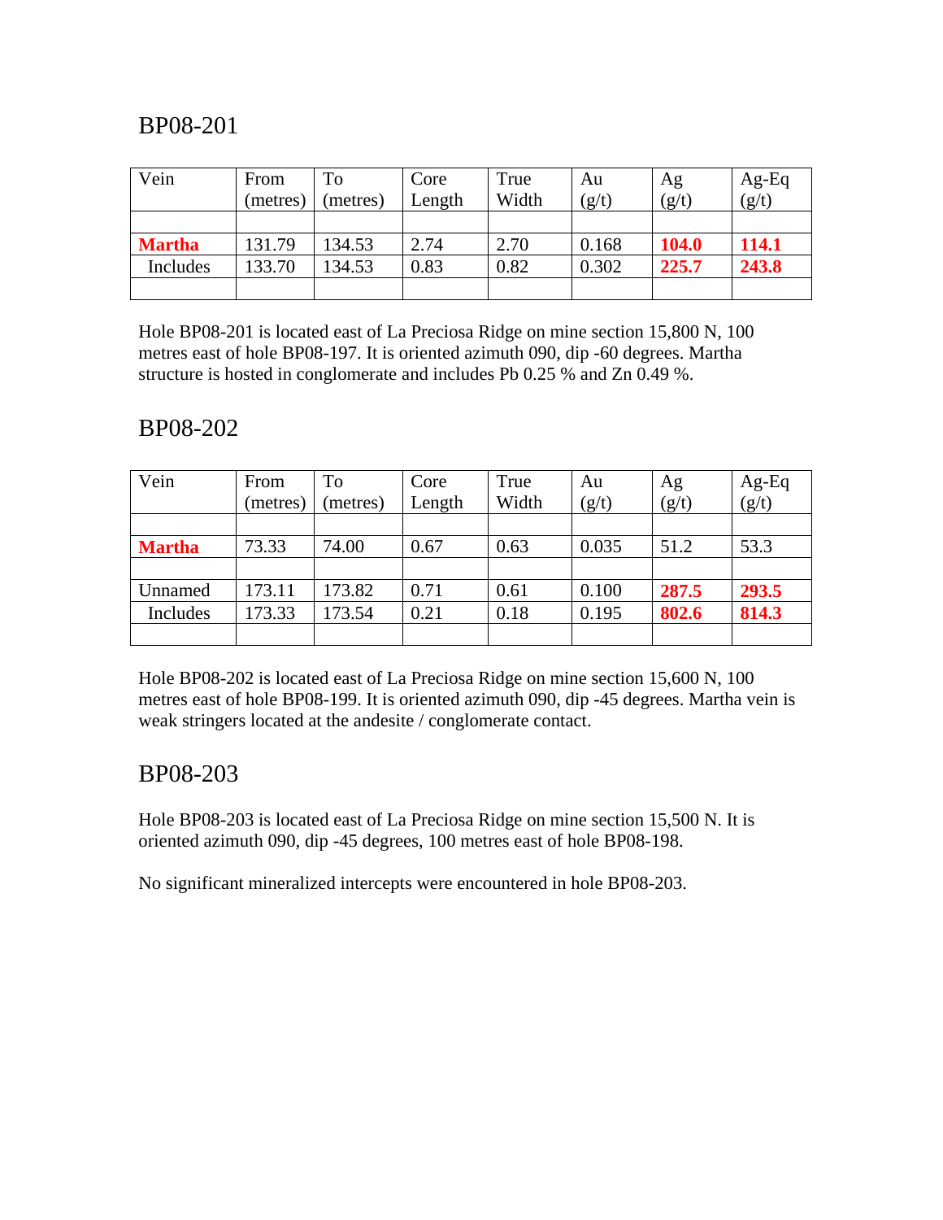## BP08-201

| Vein | From (metres) | To (metres) | Core Length | True Width | Au (g/t) | Ag (g/t) | Ag-Eq (g/t) |
|---|---|---|---|---|---|---|---|
| | | | | | | | |
| **Martha** | 131.79 | 134.53 | 2.74 | 2.70 | 0.168 | **104.0** | **114.1** |
| Includes | 133.70 | 134.53 | 0.83 | 0.82 | 0.302 | **225.7** | **243.8** |
| | | | | | | | |

Hole BP08-201 is located east of La Preciosa Ridge on mine section 15,800 N, 100 metres east of hole BP08-197. It is oriented azimuth 090, dip -60 degrees. Martha structure is hosted in conglomerate and includes Pb 0.25 % and Zn 0.49 %.

## BP08-202

| Vein | From (metres) | To (metres) | Core Length | True Width | Au (g/t) | Ag (g/t) | Ag-Eq (g/t) |
|---|---|---|---|---|---|---|---|
| | | | | | | | |
| **Martha** | 73.33 | 74.00 | 0.67 | 0.63 | 0.035 | 51.2 | 53.3 |
| | | | | | | | |
| Unnamed | 173.11 | 173.82 | 0.71 | 0.61 | 0.100 | **287.5** | **293.5** |
| Includes | 173.33 | 173.54 | 0.21 | 0.18 | 0.195 | **802.6** | **814.3** |
| | | | | | | | |

Hole BP08-202 is located east of La Preciosa Ridge on mine section 15,600 N, 100 metres east of hole BP08-199. It is oriented azimuth 090, dip -45 degrees. Martha vein is weak stringers located at the andesite / conglomerate contact.

## BP08-203

Hole BP08-203 is located east of La Preciosa Ridge on mine section 15,500 N. It is oriented azimuth 090, dip -45 degrees, 100 metres east of hole BP08-198.

No significant mineralized intercepts were encountered in hole BP08-203.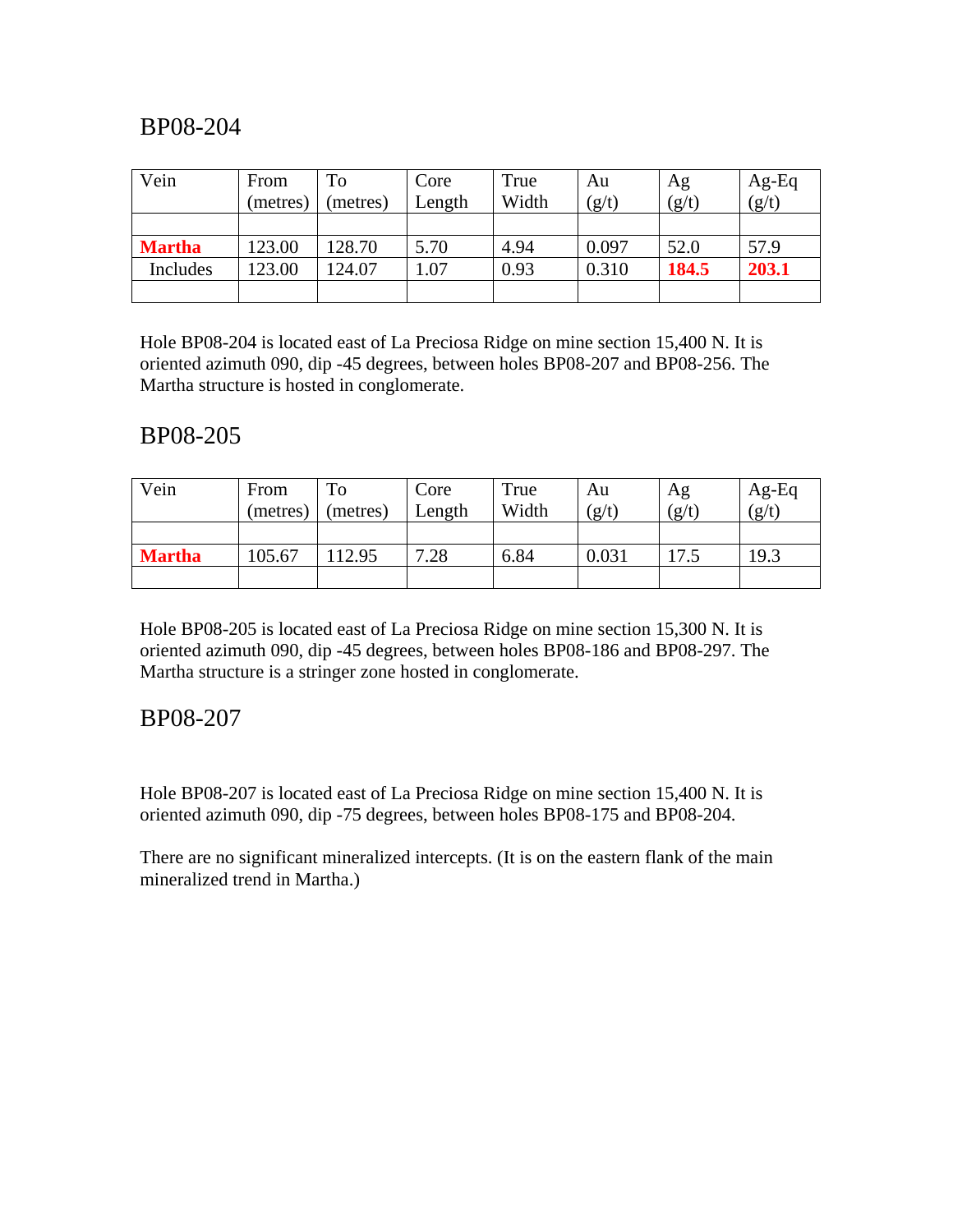## BP08-204

| Vein | From (metres) | To (metres) | Core Length | True Width | Au (g/t) | Ag (g/t) | Ag-Eq (g/t) |
|---|---|---|---|---|---|---|---|
| | | | | | | | |
| **Martha** | 123.00 | 128.70 | 5.70 | 4.94 | 0.097 | 52.0 | 57.9 |
| Includes | 123.00 | 124.07 | 1.07 | 0.93 | 0.310 | **184.5** | **203.1** |
| | | | | | | | |

Hole BP08-204 is located east of La Preciosa Ridge on mine section 15,400 N. It is oriented azimuth 090, dip -45 degrees, between holes BP08-207 and BP08-256. The Martha structure is hosted in conglomerate.

## BP08-205

| Vein | From (metres) | To (metres) | Core Length | True Width | Au (g/t) | Ag (g/t) | Ag-Eq (g/t) |
|---|---|---|---|---|---|---|---|
| | | | | | | | |
| **Martha** | 105.67 | 112.95 | 7.28 | 6.84 | 0.031 | 17.5 | 19.3 |
| | | | | | | | |

Hole BP08-205 is located east of La Preciosa Ridge on mine section 15,300 N. It is oriented azimuth 090, dip -45 degrees, between holes BP08-186 and BP08-297. The Martha structure is a stringer zone hosted in conglomerate.

## BP08-207

Hole BP08-207 is located east of La Preciosa Ridge on mine section 15,400 N. It is oriented azimuth 090, dip -75 degrees, between holes BP08-175 and BP08-204.

There are no significant mineralized intercepts. (It is on the eastern flank of the main mineralized trend in Martha.)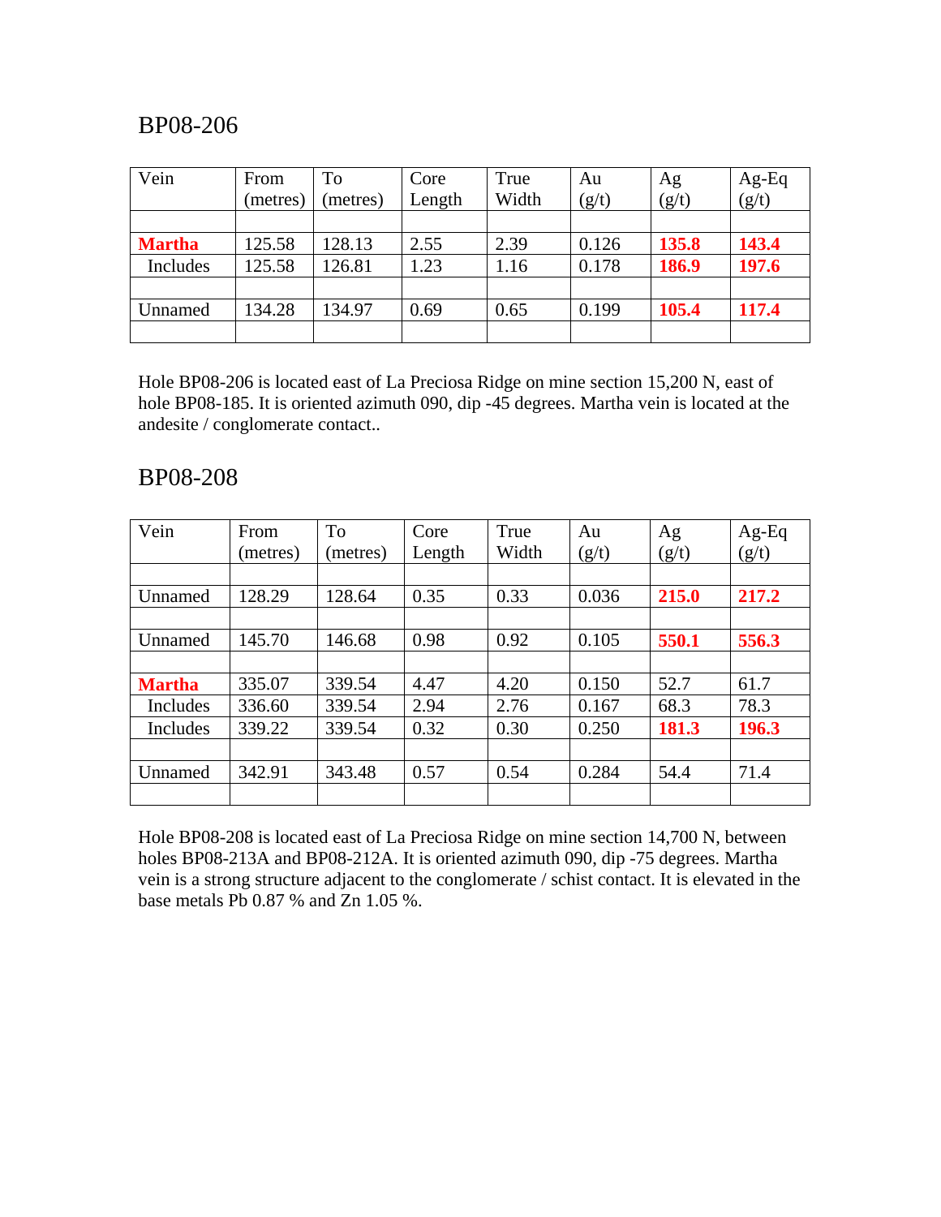## BP08-206

| Vein | From (metres) | To (metres) | Core Length | True Width | Au (g/t) | Ag (g/t) | Ag-Eq (g/t) |
|---|---|---|---|---|---|---|---|
| | | | | | | | |
| **Martha** | 125.58 | 128.13 | 2.55 | 2.39 | 0.126 | **135.8** | **143.4** |
| Includes | 125.58 | 126.81 | 1.23 | 1.16 | 0.178 | **186.9** | **197.6** |
| | | | | | | | |
| Unnamed | 134.28 | 134.97 | 0.69 | 0.65 | 0.199 | **105.4** | **117.4** |
| | | | | | | | |

Hole BP08-206 is located east of La Preciosa Ridge on mine section 15,200 N, east of hole BP08-185. It is oriented azimuth 090, dip -45 degrees. Martha vein is located at the andesite / conglomerate contact..

## BP08-208

| Vein | From (metres) | To (metres) | Core Length | True Width | Au (g/t) | Ag (g/t) | Ag-Eq (g/t) |
|---|---|---|---|---|---|---|---|
| | | | | | | | |
| Unnamed | 128.29 | 128.64 | 0.35 | 0.33 | 0.036 | **215.0** | **217.2** |
| | | | | | | | |
| Unnamed | 145.70 | 146.68 | 0.98 | 0.92 | 0.105 | **550.1** | **556.3** |
| | | | | | | | |
| **Martha** | 335.07 | 339.54 | 4.47 | 4.20 | 0.150 | 52.7 | 61.7 |
| Includes | 336.60 | 339.54 | 2.94 | 2.76 | 0.167 | 68.3 | 78.3 |
| Includes | 339.22 | 339.54 | 0.32 | 0.30 | 0.250 | **181.3** | **196.3** |
| | | | | | | | |
| Unnamed | 342.91 | 343.48 | 0.57 | 0.54 | 0.284 | 54.4 | 71.4 |
| | | | | | | | |

Hole BP08-208 is located east of La Preciosa Ridge on mine section 14,700 N, between holes BP08-213A and BP08-212A. It is oriented azimuth 090, dip -75 degrees. Martha vein is a strong structure adjacent to the conglomerate / schist contact. It is elevated in the base metals Pb 0.87 % and Zn 1.05 %.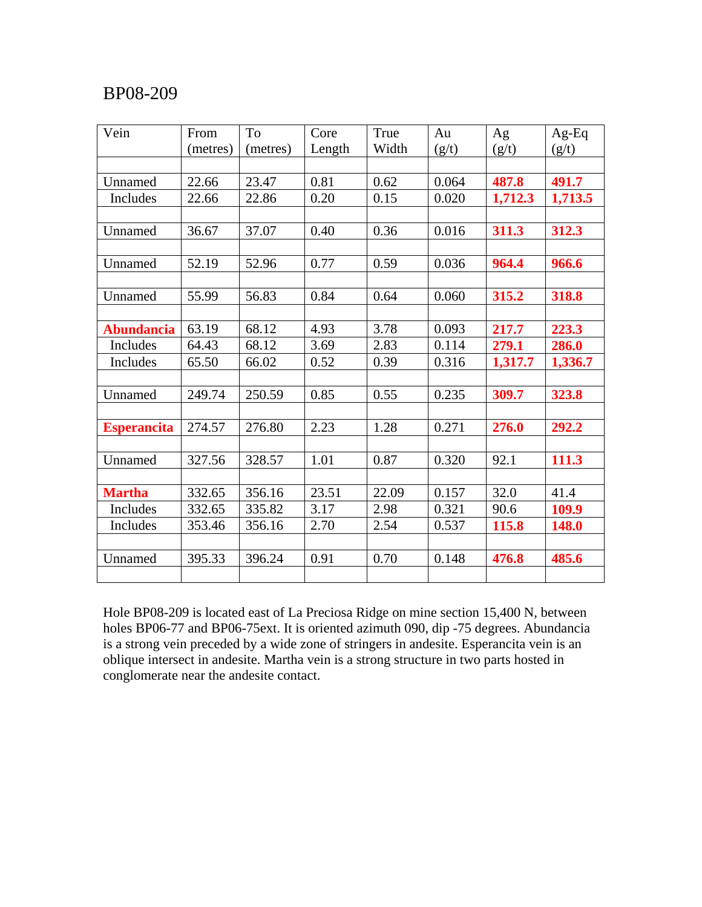BP08-209

| Vein | From (metres) | To (metres) | Core Length | True Width | Au (g/t) | Ag (g/t) | Ag-Eq (g/t) |
|---|---|---|---|---|---|---|---|
| | | | | | | | |
| Unnamed | 22.66 | 23.47 | 0.81 | 0.62 | 0.064 | **487.8** | **491.7** |
| Includes | 22.66 | 22.86 | 0.20 | 0.15 | 0.020 | **1,712.3** | **1,713.5** |
| | | | | | | | |
| Unnamed | 36.67 | 37.07 | 0.40 | 0.36 | 0.016 | **311.3** | **312.3** |
| | | | | | | | |
| Unnamed | 52.19 | 52.96 | 0.77 | 0.59 | 0.036 | **964.4** | **966.6** |
| | | | | | | | |
| Unnamed | 55.99 | 56.83 | 0.84 | 0.64 | 0.060 | **315.2** | **318.8** |
| | | | | | | | |
| **Abundancia** | 63.19 | 68.12 | 4.93 | 3.78 | 0.093 | **217.7** | **223.3** |
| Includes | 64.43 | 68.12 | 3.69 | 2.83 | 0.114 | **279.1** | **286.0** |
| Includes | 65.50 | 66.02 | 0.52 | 0.39 | 0.316 | **1,317.7** | **1,336.7** |
| | | | | | | | |
| Unnamed | 249.74 | 250.59 | 0.85 | 0.55 | 0.235 | **309.7** | **323.8** |
| | | | | | | | |
| **Esperancita** | 274.57 | 276.80 | 2.23 | 1.28 | 0.271 | **276.0** | **292.2** |
| | | | | | | | |
| Unnamed | 327.56 | 328.57 | 1.01 | 0.87 | 0.320 | 92.1 | **111.3** |
| | | | | | | | |
| **Martha** | 332.65 | 356.16 | 23.51 | 22.09 | 0.157 | 32.0 | 41.4 |
| Includes | 332.65 | 335.82 | 3.17 | 2.98 | 0.321 | 90.6 | **109.9** |
| Includes | 353.46 | 356.16 | 2.70 | 2.54 | 0.537 | **115.8** | **148.0** |
| | | | | | | | |
| Unnamed | 395.33 | 396.24 | 0.91 | 0.70 | 0.148 | **476.8** | **485.6** |
| | | | | | | | |

Hole BP08-209 is located east of La Preciosa Ridge on mine section 15,400 N, between holes BP06-77 and BP06-75ext. It is oriented azimuth 090, dip -75 degrees. Abundancia is a strong vein preceded by a wide zone of stringers in andesite. Esperancita vein is an oblique intersect in andesite. Martha vein is a strong structure in two parts hosted in conglomerate near the andesite contact.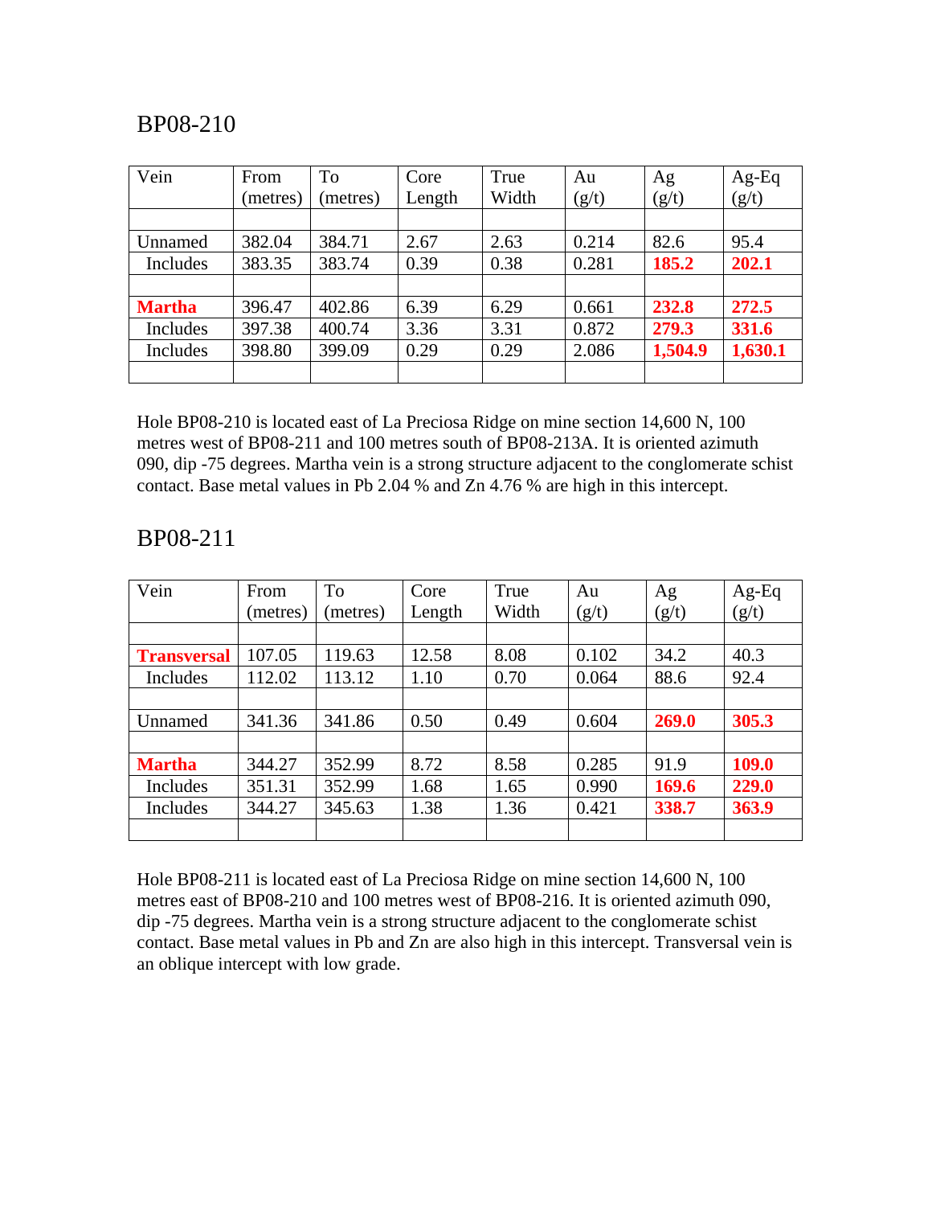## BP08-210

| Vein | From (metres) | To (metres) | Core Length | True Width | Au (g/t) | Ag (g/t) | Ag-Eq (g/t) |
|---|---|---|---|---|---|---|---|
| | | | | | | | |
| Unnamed | 382.04 | 384.71 | 2.67 | 2.63 | 0.214 | 82.6 | 95.4 |
| Includes | 383.35 | 383.74 | 0.39 | 0.38 | 0.281 | **185.2** | **202.1** |
| | | | | | | | |
| **Martha** | 396.47 | 402.86 | 6.39 | 6.29 | 0.661 | **232.8** | **272.5** |
| Includes | 397.38 | 400.74 | 3.36 | 3.31 | 0.872 | **279.3** | **331.6** |
| Includes | 398.80 | 399.09 | 0.29 | 0.29 | 2.086 | **1,504.9** | **1,630.1** |
| | | | | | | | |

Hole BP08-210 is located east of La Preciosa Ridge on mine section 14,600 N, 100 metres west of BP08-211 and 100 metres south of BP08-213A. It is oriented azimuth 090, dip -75 degrees. Martha vein is a strong structure adjacent to the conglomerate schist contact. Base metal values in Pb 2.04 % and Zn 4.76 % are high in this intercept.

## BP08-211

| Vein | From (metres) | To (metres) | Core Length | True Width | Au (g/t) | Ag (g/t) | Ag-Eq (g/t) |
|---|---|---|---|---|---|---|---|
| | | | | | | | |
| **Transversal** | 107.05 | 119.63 | 12.58 | 8.08 | 0.102 | 34.2 | 40.3 |
| Includes | 112.02 | 113.12 | 1.10 | 0.70 | 0.064 | 88.6 | 92.4 |
| | | | | | | | |
| Unnamed | 341.36 | 341.86 | 0.50 | 0.49 | 0.604 | **269.0** | **305.3** |
| | | | | | | | |
| **Martha** | 344.27 | 352.99 | 8.72 | 8.58 | 0.285 | 91.9 | **109.0** |
| Includes | 351.31 | 352.99 | 1.68 | 1.65 | 0.990 | **169.6** | **229.0** |
| Includes | 344.27 | 345.63 | 1.38 | 1.36 | 0.421 | **338.7** | **363.9** |
| | | | | | | | |

Hole BP08-211 is located east of La Preciosa Ridge on mine section 14,600 N, 100 metres east of BP08-210 and 100 metres west of BP08-216. It is oriented azimuth 090, dip -75 degrees. Martha vein is a strong structure adjacent to the conglomerate schist contact. Base metal values in Pb and Zn are also high in this intercept. Transversal vein is an oblique intercept with low grade.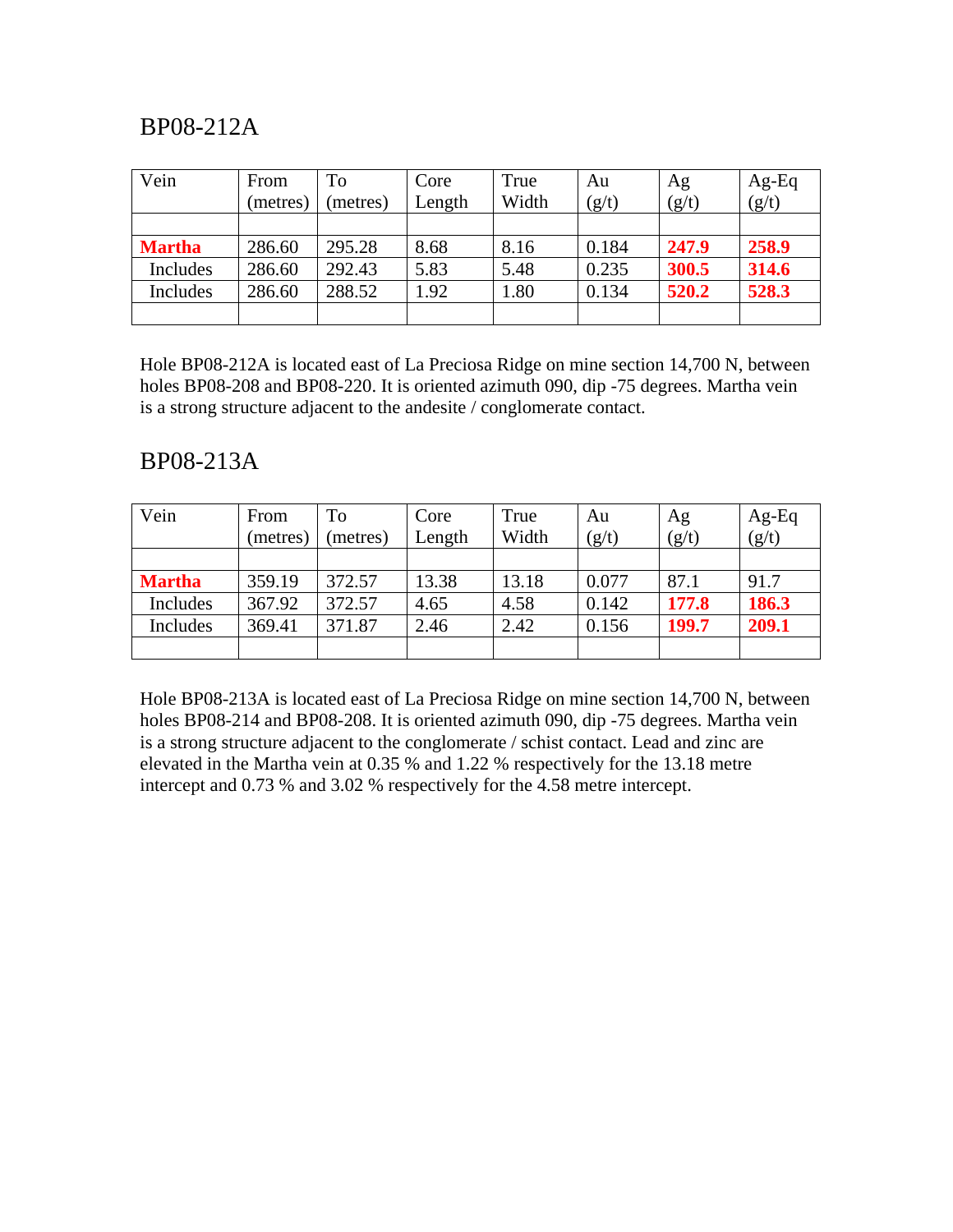## BP08-212A

| Vein | From (metres) | To (metres) | Core Length | True Width | Au (g/t) | Ag (g/t) | Ag-Eq (g/t) |
|---|---|---|---|---|---|---|---|
| | | | | | | | |
| **Martha** | 286.60 | 295.28 | 8.68 | 8.16 | 0.184 | **247.9** | **258.9** |
| Includes | 286.60 | 292.43 | 5.83 | 5.48 | 0.235 | **300.5** | **314.6** |
| Includes | 286.60 | 288.52 | 1.92 | 1.80 | 0.134 | **520.2** | **528.3** |
| | | | | | | | |

Hole BP08-212A is located east of La Preciosa Ridge on mine section 14,700 N, between holes BP08-208 and BP08-220. It is oriented azimuth 090, dip -75 degrees. Martha vein is a strong structure adjacent to the andesite / conglomerate contact.

## BP08-213A

| Vein | From (metres) | To (metres) | Core Length | True Width | Au (g/t) | Ag (g/t) | Ag-Eq (g/t) |
|---|---|---|---|---|---|---|---|
| | | | | | | | |
| **Martha** | 359.19 | 372.57 | 13.38 | 13.18 | 0.077 | 87.1 | 91.7 |
| Includes | 367.92 | 372.57 | 4.65 | 4.58 | 0.142 | **177.8** | **186.3** |
| Includes | 369.41 | 371.87 | 2.46 | 2.42 | 0.156 | **199.7** | **209.1** |
| | | | | | | | |

Hole BP08-213A is located east of La Preciosa Ridge on mine section 14,700 N, between holes BP08-214 and BP08-208. It is oriented azimuth 090, dip -75 degrees. Martha vein is a strong structure adjacent to the conglomerate / schist contact. Lead and zinc are elevated in the Martha vein at 0.35 % and 1.22 % respectively for the 13.18 metre intercept and 0.73 % and 3.02 % respectively for the 4.58 metre intercept.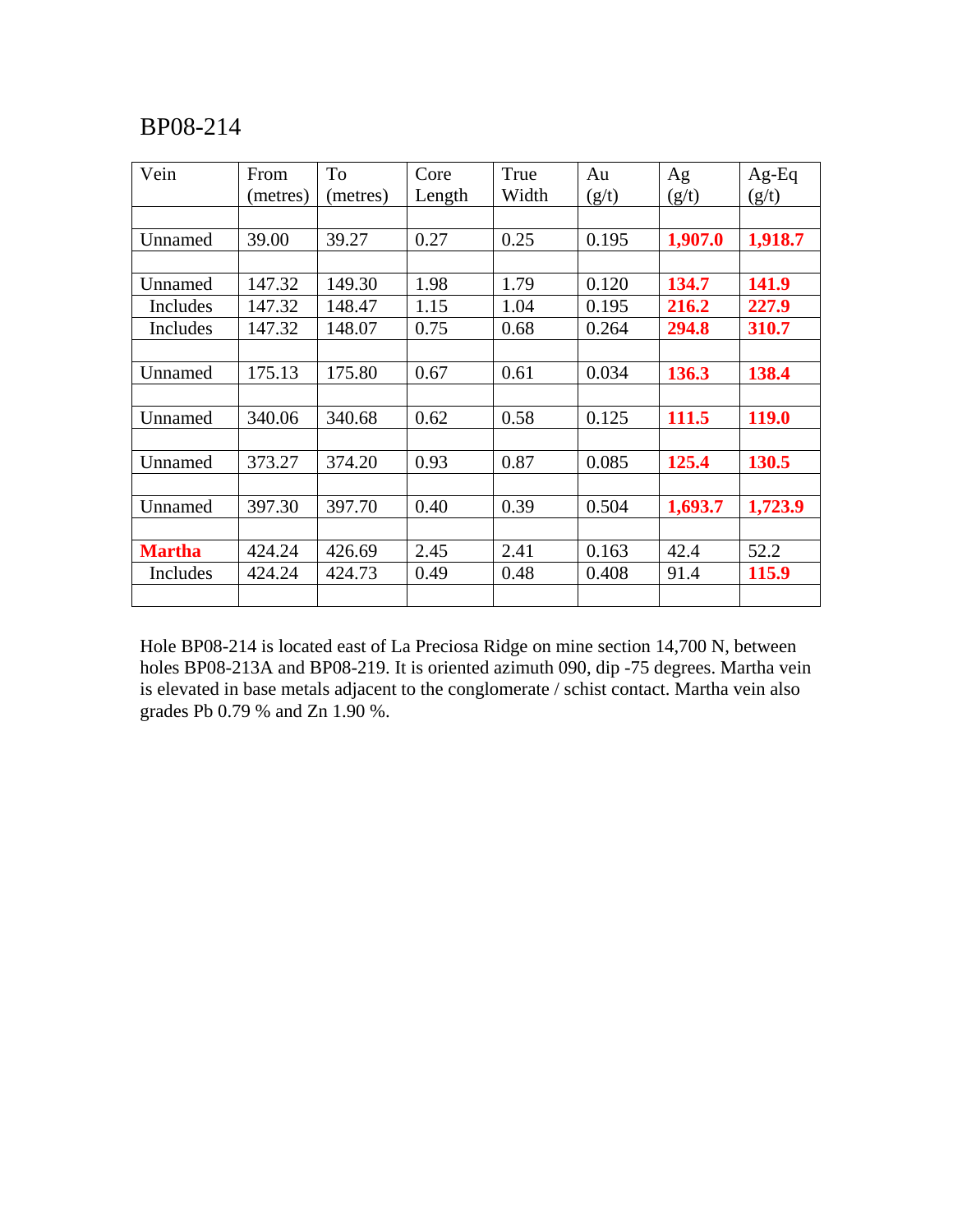BP08-214

| Vein | From (metres) | To (metres) | Core Length | True Width | Au (g/t) | Ag (g/t) | Ag-Eq (g/t) |
|---|---|---|---|---|---|---|---|
| | | | | | | | |
| Unnamed | 39.00 | 39.27 | 0.27 | 0.25 | 0.195 | **1,907.0** | **1,918.7** |
| | | | | | | | |
| Unnamed | 147.32 | 149.30 | 1.98 | 1.79 | 0.120 | **134.7** | **141.9** |
| Includes | 147.32 | 148.47 | 1.15 | 1.04 | 0.195 | **216.2** | **227.9** |
| Includes | 147.32 | 148.07 | 0.75 | 0.68 | 0.264 | **294.8** | **310.7** |
| | | | | | | | |
| Unnamed | 175.13 | 175.80 | 0.67 | 0.61 | 0.034 | **136.3** | **138.4** |
| | | | | | | | |
| Unnamed | 340.06 | 340.68 | 0.62 | 0.58 | 0.125 | **111.5** | **119.0** |
| | | | | | | | |
| Unnamed | 373.27 | 374.20 | 0.93 | 0.87 | 0.085 | **125.4** | **130.5** |
| | | | | | | | |
| Unnamed | 397.30 | 397.70 | 0.40 | 0.39 | 0.504 | **1,693.7** | **1,723.9** |
| | | | | | | | |
| **Martha** | 424.24 | 426.69 | 2.45 | 2.41 | 0.163 | 42.4 | 52.2 |
| Includes | 424.24 | 424.73 | 0.49 | 0.48 | 0.408 | 91.4 | **115.9** |
| | | | | | | | |

Hole BP08-214 is located east of La Preciosa Ridge on mine section 14,700 N, between holes BP08-213A and BP08-219. It is oriented azimuth 090, dip -75 degrees. Martha vein is elevated in base metals adjacent to the conglomerate / schist contact. Martha vein also grades Pb 0.79 % and Zn 1.90 %.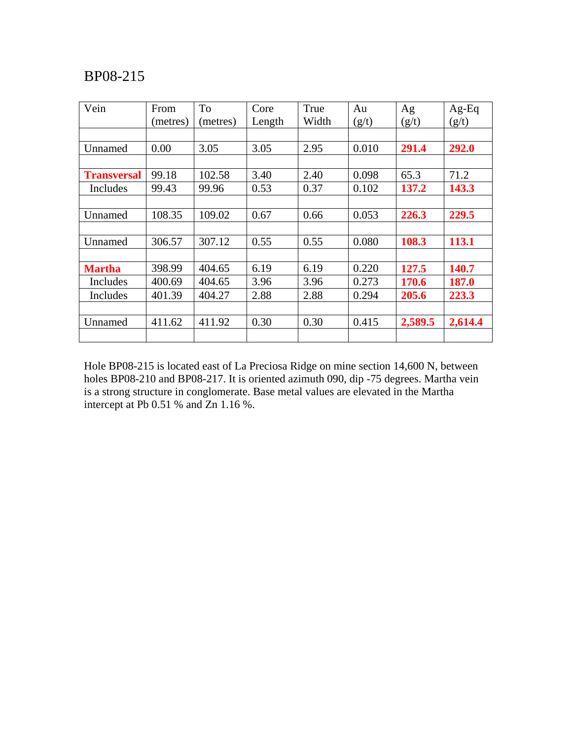# BP08-215

| Vein | From (metres) | To (metres) | Core Length | True Width | Au (g/t) | Ag (g/t) | Ag-Eq (g/t) |
|---|---|---|---|---|---|---|---|
| | | | | | | | |
| Unnamed | 0.00 | 3.05 | 3.05 | 2.95 | 0.010 | **291.4** | **292.0** |
| | | | | | | | |
| **Transversal** | 99.18 | 102.58 | 3.40 | 2.40 | 0.098 | 65.3 | 71.2 |
| Includes | 99.43 | 99.96 | 0.53 | 0.37 | 0.102 | **137.2** | **143.3** |
| | | | | | | | |
| Unnamed | 108.35 | 109.02 | 0.67 | 0.66 | 0.053 | **226.3** | **229.5** |
| | | | | | | | |
| Unnamed | 306.57 | 307.12 | 0.55 | 0.55 | 0.080 | **108.3** | **113.1** |
| | | | | | | | |
| **Martha** | 398.99 | 404.65 | 6.19 | 6.19 | 0.220 | **127.5** | **140.7** |
| Includes | 400.69 | 404.65 | 3.96 | 3.96 | 0.273 | **170.6** | **187.0** |
| Includes | 401.39 | 404.27 | 2.88 | 2.88 | 0.294 | **205.6** | **223.3** |
| | | | | | | | |
| Unnamed | 411.62 | 411.92 | 0.30 | 0.30 | 0.415 | **2,589.5** | **2,614.4** |
| | | | | | | | |

Hole BP08-215 is located east of La Preciosa Ridge on mine section 14,600 N, between holes BP08-210 and BP08-217. It is oriented azimuth 090, dip -75 degrees. Martha vein is a strong structure in conglomerate. Base metal values are elevated in the Martha intercept at Pb 0.51 % and Zn 1.16 %.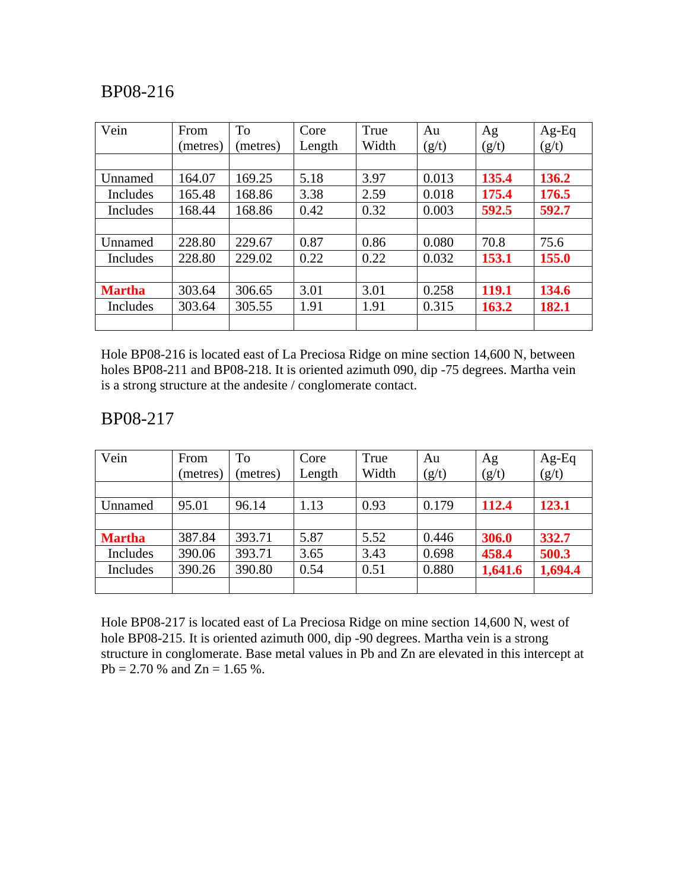## BP08-216

| Vein | From (metres) | To (metres) | Core Length | True Width | Au (g/t) | Ag (g/t) | Ag-Eq (g/t) |
|---|---|---|---|---|---|---|---|
| | | | | | | | |
| Unnamed | 164.07 | 169.25 | 5.18 | 3.97 | 0.013 | **135.4** | **136.2** |
| Includes | 165.48 | 168.86 | 3.38 | 2.59 | 0.018 | **175.4** | **176.5** |
| Includes | 168.44 | 168.86 | 0.42 | 0.32 | 0.003 | **592.5** | **592.7** |
| | | | | | | | |
| Unnamed | 228.80 | 229.67 | 0.87 | 0.86 | 0.080 | 70.8 | 75.6 |
| Includes | 228.80 | 229.02 | 0.22 | 0.22 | 0.032 | **153.1** | **155.0** |
| | | | | | | | |
| **Martha** | 303.64 | 306.65 | 3.01 | 3.01 | 0.258 | **119.1** | **134.6** |
| Includes | 303.64 | 305.55 | 1.91 | 1.91 | 0.315 | **163.2** | **182.1** |
| | | | | | | | |

Hole BP08-216 is located east of La Preciosa Ridge on mine section 14,600 N, between holes BP08-211 and BP08-218. It is oriented azimuth 090, dip -75 degrees. Martha vein is a strong structure at the andesite / conglomerate contact.

## BP08-217

| Vein | From (metres) | To (metres) | Core Length | True Width | Au (g/t) | Ag (g/t) | Ag-Eq (g/t) |
|---|---|---|---|---|---|---|---|
| | | | | | | | |
| Unnamed | 95.01 | 96.14 | 1.13 | 0.93 | 0.179 | **112.4** | **123.1** |
| | | | | | | | |
| **Martha** | 387.84 | 393.71 | 5.87 | 5.52 | 0.446 | **306.0** | **332.7** |
| Includes | 390.06 | 393.71 | 3.65 | 3.43 | 0.698 | **458.4** | **500.3** |
| Includes | 390.26 | 390.80 | 0.54 | 0.51 | 0.880 | **1,641.6** | **1,694.4** |
| | | | | | | | |

Hole BP08-217 is located east of La Preciosa Ridge on mine section 14,600 N, west of hole BP08-215. It is oriented azimuth 000, dip -90 degrees. Martha vein is a strong structure in conglomerate. Base metal values in Pb and Zn are elevated in this intercept at Pb = 2.70 % and Zn = 1.65 %.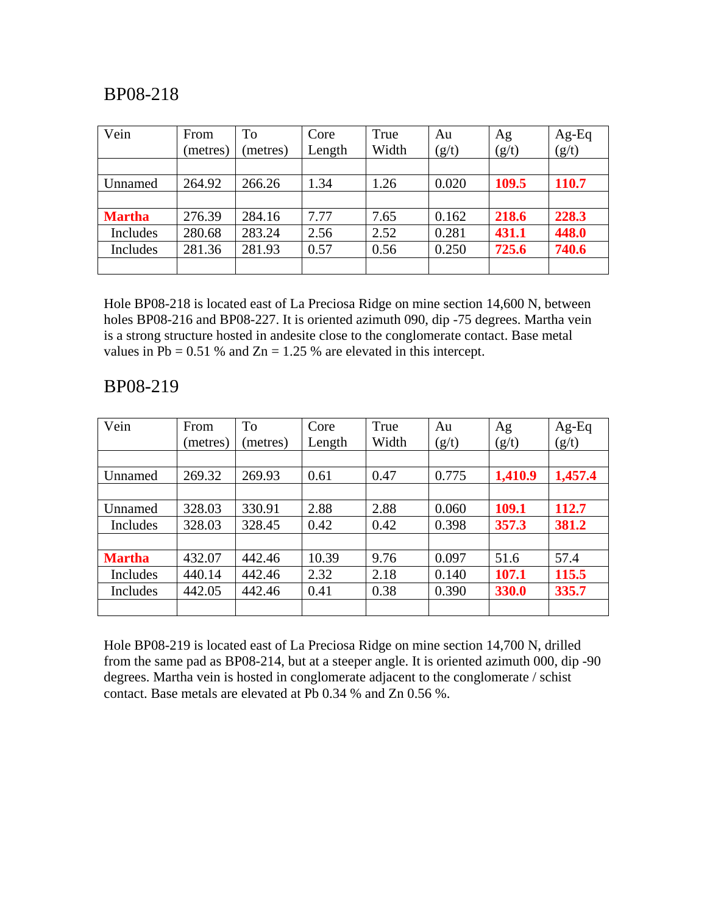## BP08-218

| Vein | From (metres) | To (metres) | Core Length | True Width | Au (g/t) | Ag (g/t) | Ag-Eq (g/t) |
|---|---|---|---|---|---|---|---|
| | | | | | | | |
| Unnamed | 264.92 | 266.26 | 1.34 | 1.26 | 0.020 | **109.5** | **110.7** |
| | | | | | | | |
| **Martha** | 276.39 | 284.16 | 7.77 | 7.65 | 0.162 | **218.6** | **228.3** |
| Includes | 280.68 | 283.24 | 2.56 | 2.52 | 0.281 | **431.1** | **448.0** |
| Includes | 281.36 | 281.93 | 0.57 | 0.56 | 0.250 | **725.6** | **740.6** |
| | | | | | | | |

Hole BP08-218 is located east of La Preciosa Ridge on mine section 14,600 N, between holes BP08-216 and BP08-227. It is oriented azimuth 090, dip -75 degrees. Martha vein is a strong structure hosted in andesite close to the conglomerate contact. Base metal values in Pb = 0.51 % and Zn = 1.25 % are elevated in this intercept.

## BP08-219

| Vein | From (metres) | To (metres) | Core Length | True Width | Au (g/t) | Ag (g/t) | Ag-Eq (g/t) |
|---|---|---|---|---|---|---|---|
| | | | | | | | |
| Unnamed | 269.32 | 269.93 | 0.61 | 0.47 | 0.775 | **1,410.9** | **1,457.4** |
| | | | | | | | |
| Unnamed | 328.03 | 330.91 | 2.88 | 2.88 | 0.060 | **109.1** | **112.7** |
| Includes | 328.03 | 328.45 | 0.42 | 0.42 | 0.398 | **357.3** | **381.2** |
| | | | | | | | |
| **Martha** | 432.07 | 442.46 | 10.39 | 9.76 | 0.097 | 51.6 | 57.4 |
| Includes | 440.14 | 442.46 | 2.32 | 2.18 | 0.140 | **107.1** | **115.5** |
| Includes | 442.05 | 442.46 | 0.41 | 0.38 | 0.390 | **330.0** | **335.7** |
| | | | | | | | |

Hole BP08-219 is located east of La Preciosa Ridge on mine section 14,700 N, drilled from the same pad as BP08-214, but at a steeper angle. It is oriented azimuth 000, dip -90 degrees. Martha vein is hosted in conglomerate adjacent to the conglomerate / schist contact. Base metals are elevated at Pb 0.34 % and Zn 0.56 %.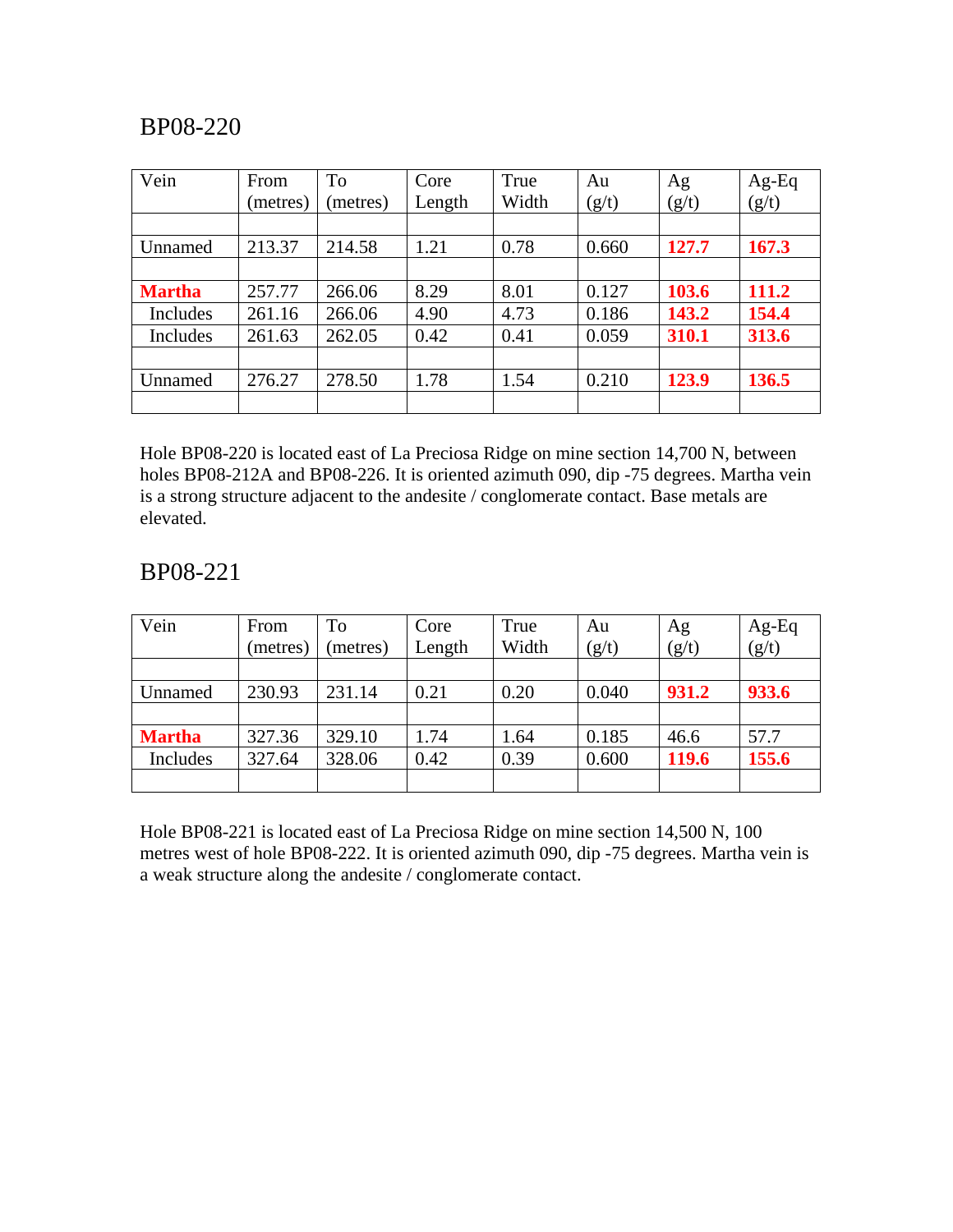## BP08-220

| Vein | From (metres) | To (metres) | Core Length | True Width | Au (g/t) | Ag (g/t) | Ag-Eq (g/t) |
|---|---|---|---|---|---|---|---|
| | | | | | | | |
| Unnamed | 213.37 | 214.58 | 1.21 | 0.78 | 0.660 | **127.7** | **167.3** |
| | | | | | | | |
| **Martha** | 257.77 | 266.06 | 8.29 | 8.01 | 0.127 | **103.6** | **111.2** |
| Includes | 261.16 | 266.06 | 4.90 | 4.73 | 0.186 | **143.2** | **154.4** |
| Includes | 261.63 | 262.05 | 0.42 | 0.41 | 0.059 | **310.1** | **313.6** |
| | | | | | | | |
| Unnamed | 276.27 | 278.50 | 1.78 | 1.54 | 0.210 | **123.9** | **136.5** |
| | | | | | | | |

Hole BP08-220 is located east of La Preciosa Ridge on mine section 14,700 N, between holes BP08-212A and BP08-226. It is oriented azimuth 090, dip -75 degrees. Martha vein is a strong structure adjacent to the andesite / conglomerate contact. Base metals are elevated.

## BP08-221

| Vein | From (metres) | To (metres) | Core Length | True Width | Au (g/t) | Ag (g/t) | Ag-Eq (g/t) |
|---|---|---|---|---|---|---|---|
| | | | | | | | |
| Unnamed | 230.93 | 231.14 | 0.21 | 0.20 | 0.040 | **931.2** | **933.6** |
| | | | | | | | |
| **Martha** | 327.36 | 329.10 | 1.74 | 1.64 | 0.185 | 46.6 | 57.7 |
| Includes | 327.64 | 328.06 | 0.42 | 0.39 | 0.600 | **119.6** | **155.6** |
| | | | | | | | |

Hole BP08-221 is located east of La Preciosa Ridge on mine section 14,500 N, 100 metres west of hole BP08-222. It is oriented azimuth 090, dip -75 degrees. Martha vein is a weak structure along the andesite / conglomerate contact.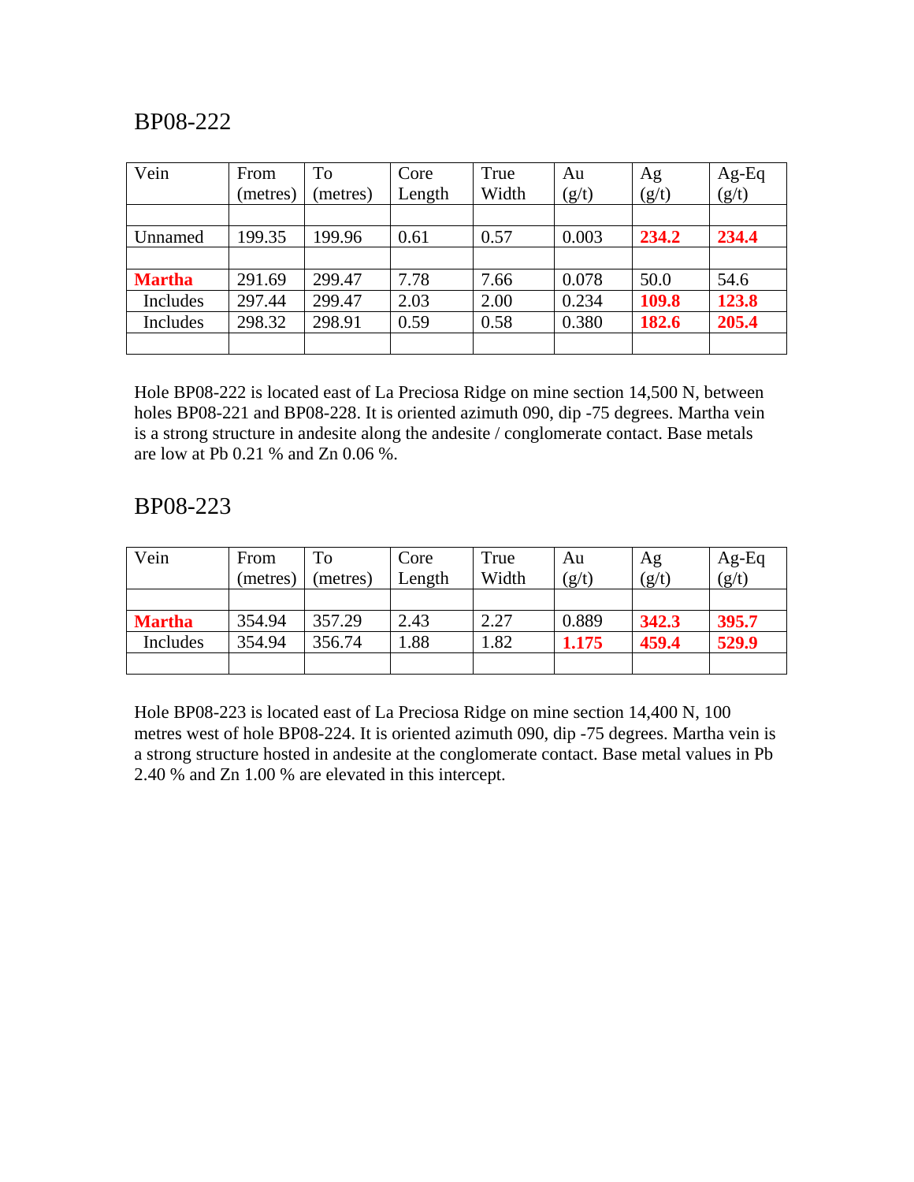## BP08-222

| Vein | From (metres) | To (metres) | Core Length | True Width | Au (g/t) | Ag (g/t) | Ag-Eq (g/t) |
|---|---|---|---|---|---|---|---|
| | | | | | | | |
| Unnamed | 199.35 | 199.96 | 0.61 | 0.57 | 0.003 | **234.2** | **234.4** |
| | | | | | | | |
| **Martha** | 291.69 | 299.47 | 7.78 | 7.66 | 0.078 | 50.0 | 54.6 |
| Includes | 297.44 | 299.47 | 2.03 | 2.00 | 0.234 | **109.8** | **123.8** |
| Includes | 298.32 | 298.91 | 0.59 | 0.58 | 0.380 | **182.6** | **205.4** |
| | | | | | | | |

Hole BP08-222 is located east of La Preciosa Ridge on mine section 14,500 N, between holes BP08-221 and BP08-228. It is oriented azimuth 090, dip -75 degrees. Martha vein is a strong structure in andesite along the andesite / conglomerate contact. Base metals are low at Pb 0.21 % and Zn 0.06 %.

## BP08-223

| Vein | From (metres) | To (metres) | Core Length | True Width | Au (g/t) | Ag (g/t) | Ag-Eq (g/t) |
|---|---|---|---|---|---|---|---|
| | | | | | | | |
| **Martha** | 354.94 | 357.29 | 2.43 | 2.27 | 0.889 | **342.3** | **395.7** |
| Includes | 354.94 | 356.74 | 1.88 | 1.82 | **1.175** | **459.4** | **529.9** |
| | | | | | | | |

Hole BP08-223 is located east of La Preciosa Ridge on mine section 14,400 N, 100 metres west of hole BP08-224. It is oriented azimuth 090, dip -75 degrees. Martha vein is a strong structure hosted in andesite at the conglomerate contact. Base metal values in Pb 2.40 % and Zn 1.00 % are elevated in this intercept.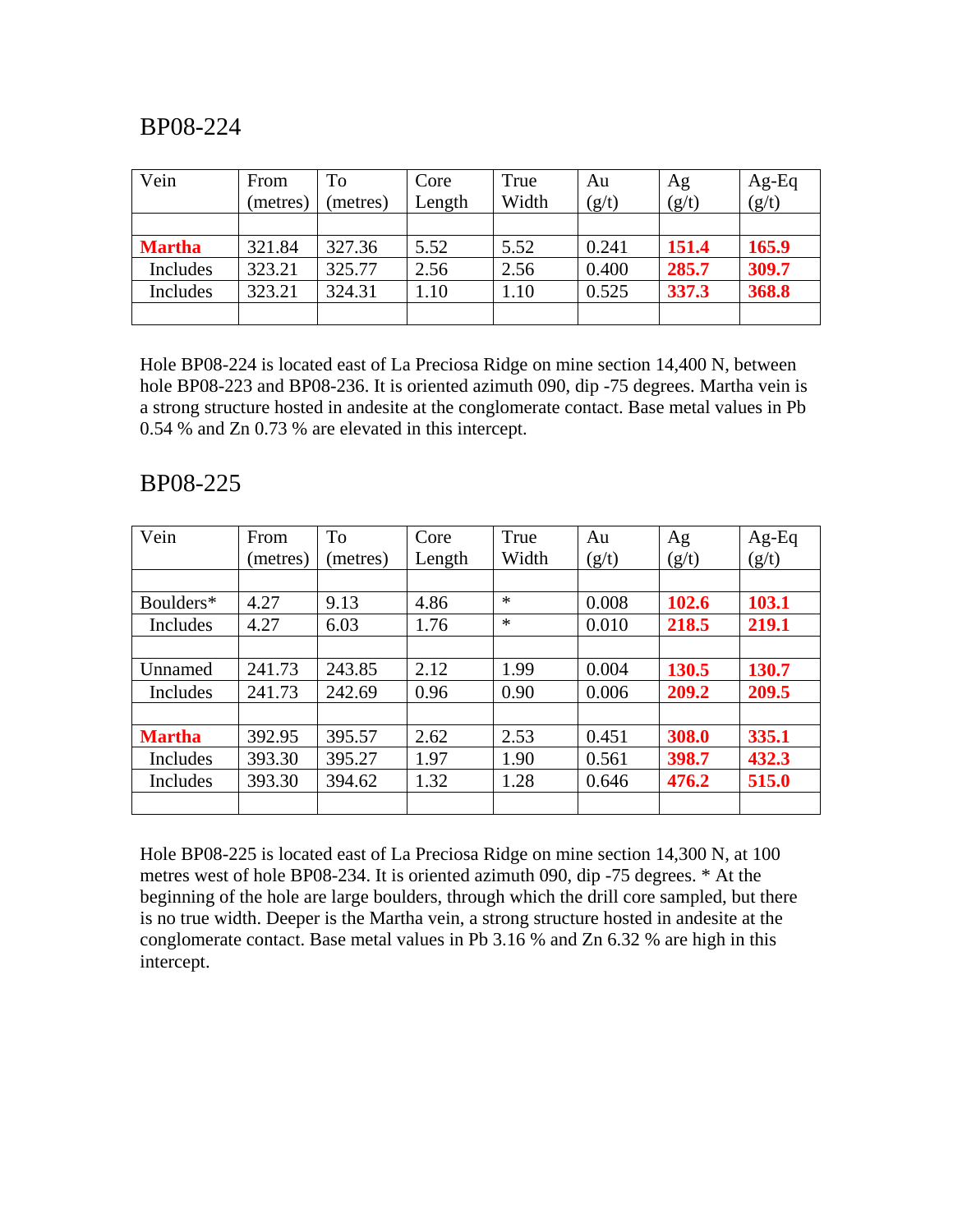## BP08-224

| Vein | From (metres) | To (metres) | Core Length | True Width | Au (g/t) | Ag (g/t) | Ag-Eq (g/t) |
|---|---|---|---|---|---|---|---|
| | | | | | | | |
| **Martha** | 321.84 | 327.36 | 5.52 | 5.52 | 0.241 | **151.4** | **165.9** |
| Includes | 323.21 | 325.77 | 2.56 | 2.56 | 0.400 | **285.7** | **309.7** |
| Includes | 323.21 | 324.31 | 1.10 | 1.10 | 0.525 | **337.3** | **368.8** |
| | | | | | | | |

Hole BP08-224 is located east of La Preciosa Ridge on mine section 14,400 N, between hole BP08-223 and BP08-236. It is oriented azimuth 090, dip -75 degrees. Martha vein is a strong structure hosted in andesite at the conglomerate contact. Base metal values in Pb 0.54 % and Zn 0.73 % are elevated in this intercept.

## BP08-225

| Vein | From (metres) | To (metres) | Core Length | True Width | Au (g/t) | Ag (g/t) | Ag-Eq (g/t) |
|---|---|---|---|---|---|---|---|
| | | | | | | | |
| Boulders* | 4.27 | 9.13 | 4.86 | * | 0.008 | **102.6** | **103.1** |
| Includes | 4.27 | 6.03 | 1.76 | * | 0.010 | **218.5** | **219.1** |
| | | | | | | | |
| Unnamed | 241.73 | 243.85 | 2.12 | 1.99 | 0.004 | **130.5** | **130.7** |
| Includes | 241.73 | 242.69 | 0.96 | 0.90 | 0.006 | **209.2** | **209.5** |
| | | | | | | | |
| **Martha** | 392.95 | 395.57 | 2.62 | 2.53 | 0.451 | **308.0** | **335.1** |
| Includes | 393.30 | 395.27 | 1.97 | 1.90 | 0.561 | **398.7** | **432.3** |
| Includes | 393.30 | 394.62 | 1.32 | 1.28 | 0.646 | **476.2** | **515.0** |
| | | | | | | | |

Hole BP08-225 is located east of La Preciosa Ridge on mine section 14,300 N, at 100 metres west of hole BP08-234. It is oriented azimuth 090, dip -75 degrees. * At the beginning of the hole are large boulders, through which the drill core sampled, but there is no true width. Deeper is the Martha vein, a strong structure hosted in andesite at the conglomerate contact. Base metal values in Pb 3.16 % and Zn 6.32 % are high in this intercept.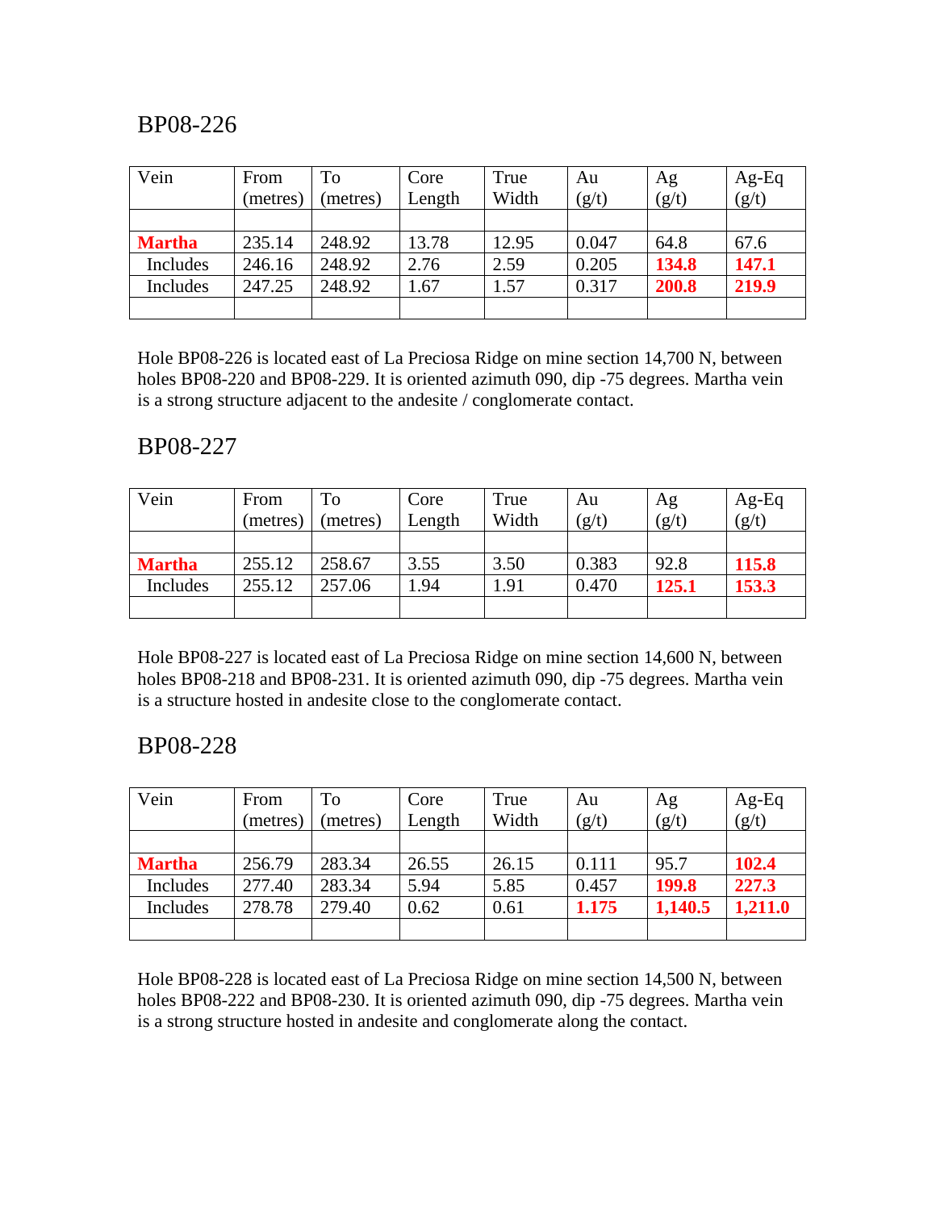## BP08-226

| Vein | From (metres) | To (metres) | Core Length | True Width | Au (g/t) | Ag (g/t) | Ag-Eq (g/t) |
|---|---|---|---|---|---|---|---|
| | | | | | | | |
| **Martha** | 235.14 | 248.92 | 13.78 | 12.95 | 0.047 | 64.8 | 67.6 |
| Includes | 246.16 | 248.92 | 2.76 | 2.59 | 0.205 | **134.8** | **147.1** |
| Includes | 247.25 | 248.92 | 1.67 | 1.57 | 0.317 | **200.8** | **219.9** |
| | | | | | | | |

Hole BP08-226 is located east of La Preciosa Ridge on mine section 14,700 N, between holes BP08-220 and BP08-229. It is oriented azimuth 090, dip -75 degrees. Martha vein is a strong structure adjacent to the andesite / conglomerate contact.

## BP08-227

| Vein | From (metres) | To (metres) | Core Length | True Width | Au (g/t) | Ag (g/t) | Ag-Eq (g/t) |
|---|---|---|---|---|---|---|---|
| | | | | | | | |
| **Martha** | 255.12 | 258.67 | 3.55 | 3.50 | 0.383 | 92.8 | **115.8** |
| Includes | 255.12 | 257.06 | 1.94 | 1.91 | 0.470 | **125.1** | **153.3** |
| | | | | | | | |

Hole BP08-227 is located east of La Preciosa Ridge on mine section 14,600 N, between holes BP08-218 and BP08-231. It is oriented azimuth 090, dip -75 degrees. Martha vein is a structure hosted in andesite close to the conglomerate contact.

## BP08-228

| Vein | From (metres) | To (metres) | Core Length | True Width | Au (g/t) | Ag (g/t) | Ag-Eq (g/t) |
|---|---|---|---|---|---|---|---|
| | | | | | | | |
| **Martha** | 256.79 | 283.34 | 26.55 | 26.15 | 0.111 | 95.7 | **102.4** |
| Includes | 277.40 | 283.34 | 5.94 | 5.85 | 0.457 | **199.8** | **227.3** |
| Includes | 278.78 | 279.40 | 0.62 | 0.61 | **1.175** | **1,140.5** | **1,211.0** |
| | | | | | | | |

Hole BP08-228 is located east of La Preciosa Ridge on mine section 14,500 N, between holes BP08-222 and BP08-230. It is oriented azimuth 090, dip -75 degrees. Martha vein is a strong structure hosted in andesite and conglomerate along the contact.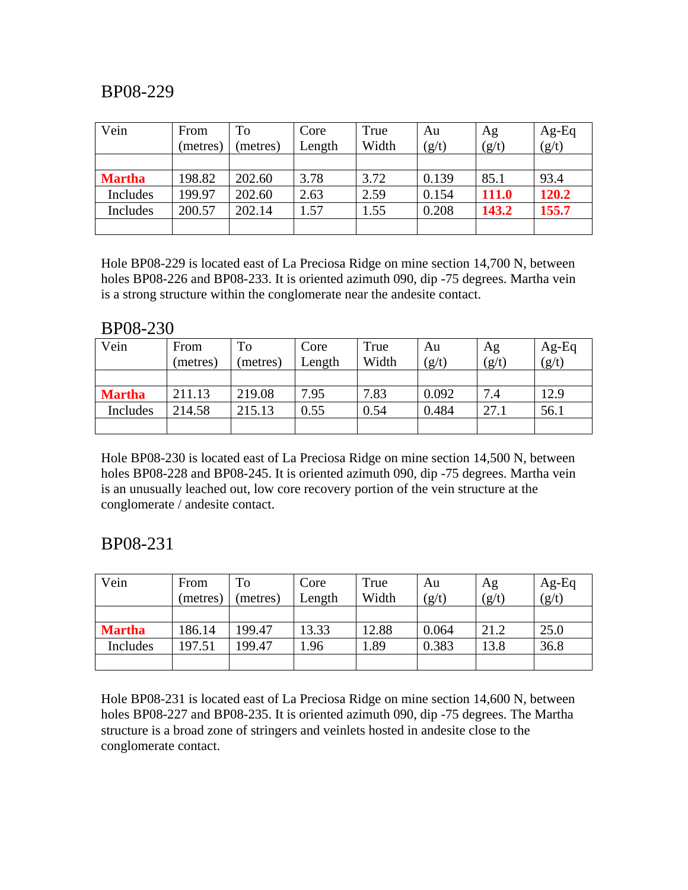## BP08-229

| Vein | From (metres) | To (metres) | Core Length | True Width | Au (g/t) | Ag (g/t) | Ag-Eq (g/t) |
|---|---|---|---|---|---|---|---|
| | | | | | | | |
| **Martha** | 198.82 | 202.60 | 3.78 | 3.72 | 0.139 | 85.1 | 93.4 |
| Includes | 199.97 | 202.60 | 2.63 | 2.59 | 0.154 | **111.0** | **120.2** |
| Includes | 200.57 | 202.14 | 1.57 | 1.55 | 0.208 | **143.2** | **155.7** |
| | | | | | | | |

Hole BP08-229 is located east of La Preciosa Ridge on mine section 14,700 N, between holes BP08-226 and BP08-233. It is oriented azimuth 090, dip -75 degrees. Martha vein is a strong structure within the conglomerate near the andesite contact.

## BP08-230

| Vein | From (metres) | To (metres) | Core Length | True Width | Au (g/t) | Ag (g/t) | Ag-Eq (g/t) |
|---|---|---|---|---|---|---|---|
| | | | | | | | |
| **Martha** | 211.13 | 219.08 | 7.95 | 7.83 | 0.092 | 7.4 | 12.9 |
| Includes | 214.58 | 215.13 | 0.55 | 0.54 | 0.484 | 27.1 | 56.1 |
| | | | | | | | |

Hole BP08-230 is located east of La Preciosa Ridge on mine section 14,500 N, between holes BP08-228 and BP08-245. It is oriented azimuth 090, dip -75 degrees. Martha vein is an unusually leached out, low core recovery portion of the vein structure at the conglomerate / andesite contact.

## BP08-231

| Vein | From (metres) | To (metres) | Core Length | True Width | Au (g/t) | Ag (g/t) | Ag-Eq (g/t) |
|---|---|---|---|---|---|---|---|
| | | | | | | | |
| **Martha** | 186.14 | 199.47 | 13.33 | 12.88 | 0.064 | 21.2 | 25.0 |
| Includes | 197.51 | 199.47 | 1.96 | 1.89 | 0.383 | 13.8 | 36.8 |
| | | | | | | | |

Hole BP08-231 is located east of La Preciosa Ridge on mine section 14,600 N, between holes BP08-227 and BP08-235. It is oriented azimuth 090, dip -75 degrees. The Martha structure is a broad zone of stringers and veinlets hosted in andesite close to the conglomerate contact.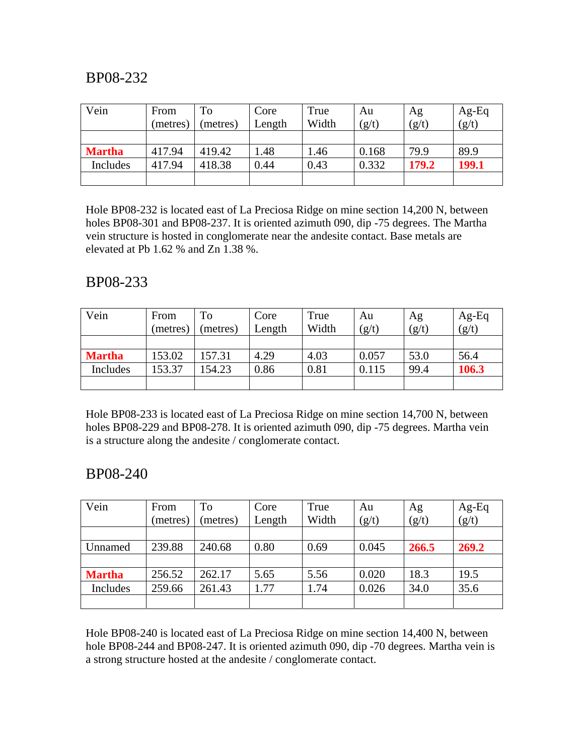## BP08-232

| Vein | From (metres) | To (metres) | Core Length | True Width | Au (g/t) | Ag (g/t) | Ag-Eq (g/t) |
|---|---|---|---|---|---|---|---|
| | | | | | | | |
| **Martha** | 417.94 | 419.42 | 1.48 | 1.46 | 0.168 | 79.9 | 89.9 |
| Includes | 417.94 | 418.38 | 0.44 | 0.43 | 0.332 | **179.2** | **199.1** |
| | | | | | | | |

Hole BP08-232 is located east of La Preciosa Ridge on mine section 14,200 N, between holes BP08-301 and BP08-237. It is oriented azimuth 090, dip -75 degrees. The Martha vein structure is hosted in conglomerate near the andesite contact. Base metals are elevated at Pb 1.62 % and Zn 1.38 %.

## BP08-233

| Vein | From (metres) | To (metres) | Core Length | True Width | Au (g/t) | Ag (g/t) | Ag-Eq (g/t) |
|---|---|---|---|---|---|---|---|
| | | | | | | | |
| **Martha** | 153.02 | 157.31 | 4.29 | 4.03 | 0.057 | 53.0 | 56.4 |
| Includes | 153.37 | 154.23 | 0.86 | 0.81 | 0.115 | 99.4 | **106.3** |
| | | | | | | | |

Hole BP08-233 is located east of La Preciosa Ridge on mine section 14,700 N, between holes BP08-229 and BP08-278. It is oriented azimuth 090, dip -75 degrees. Martha vein is a structure along the andesite / conglomerate contact.

## BP08-240

| Vein | From (metres) | To (metres) | Core Length | True Width | Au (g/t) | Ag (g/t) | Ag-Eq (g/t) |
|---|---|---|---|---|---|---|---|
| | | | | | | | |
| Unnamed | 239.88 | 240.68 | 0.80 | 0.69 | 0.045 | **266.5** | **269.2** |
| | | | | | | | |
| **Martha** | 256.52 | 262.17 | 5.65 | 5.56 | 0.020 | 18.3 | 19.5 |
| Includes | 259.66 | 261.43 | 1.77 | 1.74 | 0.026 | 34.0 | 35.6 |
| | | | | | | | |

Hole BP08-240 is located east of La Preciosa Ridge on mine section 14,400 N, between hole BP08-244 and BP08-247. It is oriented azimuth 090, dip -70 degrees. Martha vein is a strong structure hosted at the andesite / conglomerate contact.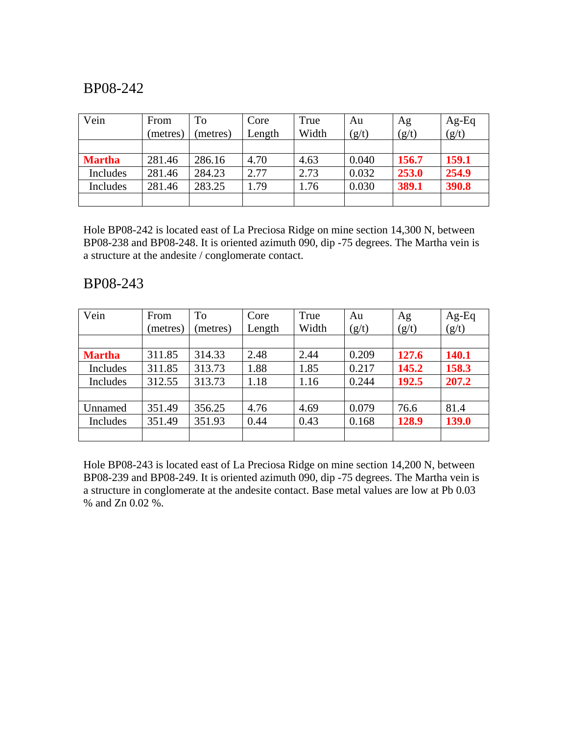## BP08-242

| Vein | From (metres) | To (metres) | Core Length | True Width | Au (g/t) | Ag (g/t) | Ag-Eq (g/t) |
|---|---|---|---|---|---|---|---|
| | | | | | | | |
| **Martha** | 281.46 | 286.16 | 4.70 | 4.63 | 0.040 | **156.7** | **159.1** |
| Includes | 281.46 | 284.23 | 2.77 | 2.73 | 0.032 | **253.0** | **254.9** |
| Includes | 281.46 | 283.25 | 1.79 | 1.76 | 0.030 | **389.1** | **390.8** |
| | | | | | | | |

Hole BP08-242 is located east of La Preciosa Ridge on mine section 14,300 N, between BP08-238 and BP08-248. It is oriented azimuth 090, dip -75 degrees. The Martha vein is a structure at the andesite / conglomerate contact.

## BP08-243

| Vein | From (metres) | To (metres) | Core Length | True Width | Au (g/t) | Ag (g/t) | Ag-Eq (g/t) |
|---|---|---|---|---|---|---|---|
| | | | | | | | |
| **Martha** | 311.85 | 314.33 | 2.48 | 2.44 | 0.209 | **127.6** | **140.1** |
| Includes | 311.85 | 313.73 | 1.88 | 1.85 | 0.217 | **145.2** | **158.3** |
| Includes | 312.55 | 313.73 | 1.18 | 1.16 | 0.244 | **192.5** | **207.2** |
| | | | | | | | |
| Unnamed | 351.49 | 356.25 | 4.76 | 4.69 | 0.079 | 76.6 | 81.4 |
| Includes | 351.49 | 351.93 | 0.44 | 0.43 | 0.168 | **128.9** | **139.0** |
| | | | | | | | |

Hole BP08-243 is located east of La Preciosa Ridge on mine section 14,200 N, between BP08-239 and BP08-249. It is oriented azimuth 090, dip -75 degrees. The Martha vein is a structure in conglomerate at the andesite contact. Base metal values are low at Pb 0.03 % and Zn 0.02 %.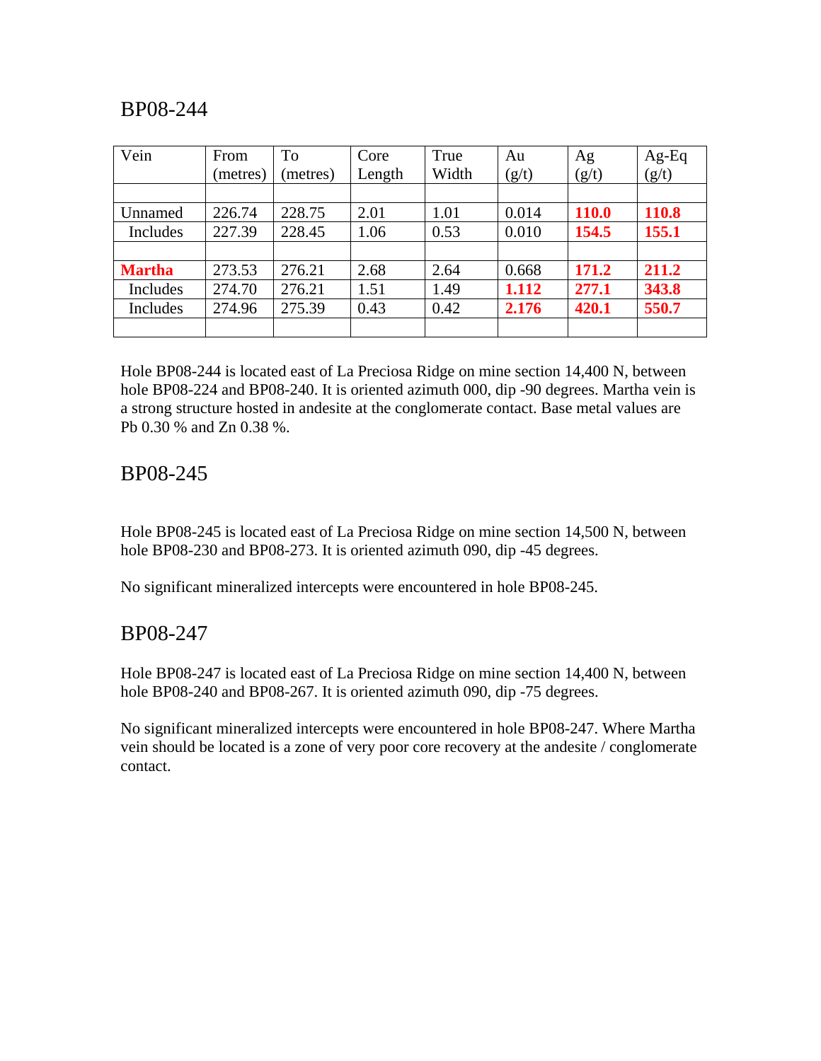## BP08-244

| Vein | From (metres) | To (metres) | Core Length | True Width | Au (g/t) | Ag (g/t) | Ag-Eq (g/t) |
|---|---|---|---|---|---|---|---|
| | | | | | | | |
| Unnamed | 226.74 | 228.75 | 2.01 | 1.01 | 0.014 | **110.0** | **110.8** |
| Includes | 227.39 | 228.45 | 1.06 | 0.53 | 0.010 | **154.5** | **155.1** |
| | | | | | | | |
| **Martha** | 273.53 | 276.21 | 2.68 | 2.64 | 0.668 | **171.2** | **211.2** |
| Includes | 274.70 | 276.21 | 1.51 | 1.49 | **1.112** | **277.1** | **343.8** |
| Includes | 274.96 | 275.39 | 0.43 | 0.42 | **2.176** | **420.1** | **550.7** |
| | | | | | | | |

Hole BP08-244 is located east of La Preciosa Ridge on mine section 14,400 N, between hole BP08-224 and BP08-240. It is oriented azimuth 000, dip -90 degrees. Martha vein is a strong structure hosted in andesite at the conglomerate contact. Base metal values are Pb 0.30 % and Zn 0.38 %.

## BP08-245

Hole BP08-245 is located east of La Preciosa Ridge on mine section 14,500 N, between hole BP08-230 and BP08-273. It is oriented azimuth 090, dip -45 degrees.

No significant mineralized intercepts were encountered in hole BP08-245.

## BP08-247

Hole BP08-247 is located east of La Preciosa Ridge on mine section 14,400 N, between hole BP08-240 and BP08-267. It is oriented azimuth 090, dip -75 degrees.

No significant mineralized intercepts were encountered in hole BP08-247. Where Martha vein should be located is a zone of very poor core recovery at the andesite / conglomerate contact.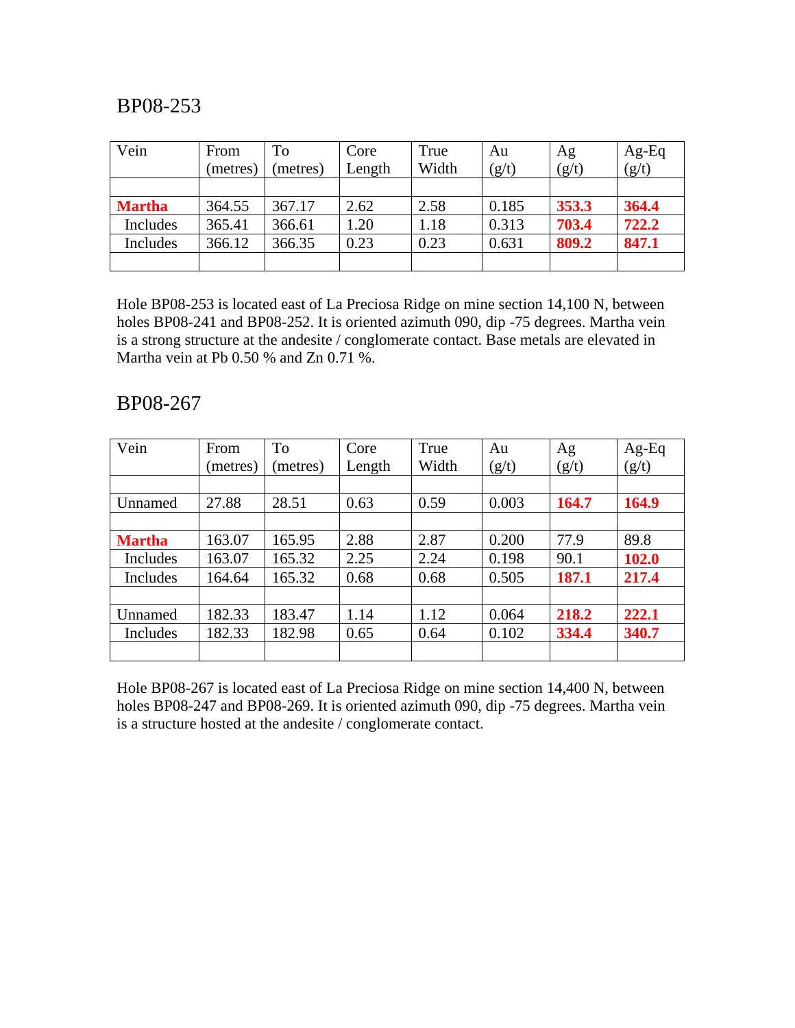## BP08-253

| Vein | From (metres) | To (metres) | Core Length | True Width | Au (g/t) | Ag (g/t) | Ag-Eq (g/t) |
|---|---|---|---|---|---|---|---|
| | | | | | | | |
| **Martha** | 364.55 | 367.17 | 2.62 | 2.58 | 0.185 | **353.3** | **364.4** |
| Includes | 365.41 | 366.61 | 1.20 | 1.18 | 0.313 | **703.4** | **722.2** |
| Includes | 366.12 | 366.35 | 0.23 | 0.23 | 0.631 | **809.2** | **847.1** |
| | | | | | | | |

Hole BP08-253 is located east of La Preciosa Ridge on mine section 14,100 N, between holes BP08-241 and BP08-252. It is oriented azimuth 090, dip -75 degrees. Martha vein is a strong structure at the andesite / conglomerate contact. Base metals are elevated in Martha vein at Pb 0.50 % and Zn 0.71 %.

## BP08-267

| Vein | From (metres) | To (metres) | Core Length | True Width | Au (g/t) | Ag (g/t) | Ag-Eq (g/t) |
|---|---|---|---|---|---|---|---|
| | | | | | | | |
| Unnamed | 27.88 | 28.51 | 0.63 | 0.59 | 0.003 | **164.7** | **164.9** |
| | | | | | | | |
| **Martha** | 163.07 | 165.95 | 2.88 | 2.87 | 0.200 | 77.9 | 89.8 |
| Includes | 163.07 | 165.32 | 2.25 | 2.24 | 0.198 | 90.1 | **102.0** |
| Includes | 164.64 | 165.32 | 0.68 | 0.68 | 0.505 | **187.1** | **217.4** |
| | | | | | | | |
| Unnamed | 182.33 | 183.47 | 1.14 | 1.12 | 0.064 | **218.2** | **222.1** |
| Includes | 182.33 | 182.98 | 0.65 | 0.64 | 0.102 | **334.4** | **340.7** |
| | | | | | | | |

Hole BP08-267 is located east of La Preciosa Ridge on mine section 14,400 N, between holes BP08-247 and BP08-269. It is oriented azimuth 090, dip -75 degrees. Martha vein is a structure hosted at the andesite / conglomerate contact.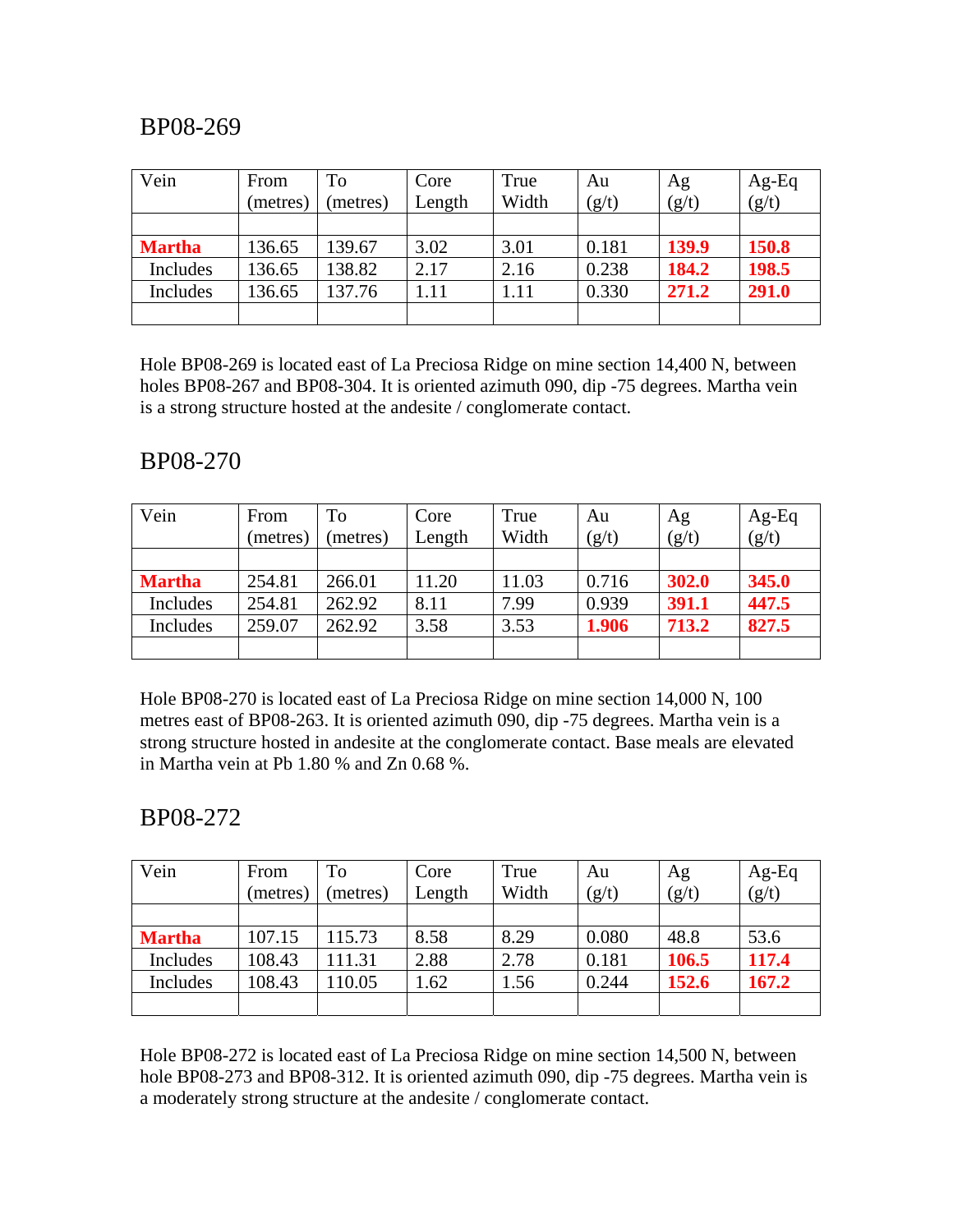## BP08-269

| Vein | From (metres) | To (metres) | Core Length | True Width | Au (g/t) | Ag (g/t) | Ag-Eq (g/t) |
|---|---|---|---|---|---|---|---|
| | | | | | | | |
| **Martha** | 136.65 | 139.67 | 3.02 | 3.01 | 0.181 | **139.9** | **150.8** |
| Includes | 136.65 | 138.82 | 2.17 | 2.16 | 0.238 | **184.2** | **198.5** |
| Includes | 136.65 | 137.76 | 1.11 | 1.11 | 0.330 | **271.2** | **291.0** |
| | | | | | | | |

Hole BP08-269 is located east of La Preciosa Ridge on mine section 14,400 N, between holes BP08-267 and BP08-304. It is oriented azimuth 090, dip -75 degrees. Martha vein is a strong structure hosted at the andesite / conglomerate contact.

## BP08-270

| Vein | From (metres) | To (metres) | Core Length | True Width | Au (g/t) | Ag (g/t) | Ag-Eq (g/t) |
|---|---|---|---|---|---|---|---|
| | | | | | | | |
| **Martha** | 254.81 | 266.01 | 11.20 | 11.03 | 0.716 | **302.0** | **345.0** |
| Includes | 254.81 | 262.92 | 8.11 | 7.99 | 0.939 | **391.1** | **447.5** |
| Includes | 259.07 | 262.92 | 3.58 | 3.53 | **1.906** | **713.2** | **827.5** |
| | | | | | | | |

Hole BP08-270 is located east of La Preciosa Ridge on mine section 14,000 N, 100 metres east of BP08-263. It is oriented azimuth 090, dip -75 degrees. Martha vein is a strong structure hosted in andesite at the conglomerate contact. Base meals are elevated in Martha vein at Pb 1.80 % and Zn 0.68 %.

## BP08-272

| Vein | From (metres) | To (metres) | Core Length | True Width | Au (g/t) | Ag (g/t) | Ag-Eq (g/t) |
|---|---|---|---|---|---|---|---|
| | | | | | | | |
| **Martha** | 107.15 | 115.73 | 8.58 | 8.29 | 0.080 | 48.8 | 53.6 |
| Includes | 108.43 | 111.31 | 2.88 | 2.78 | 0.181 | **106.5** | **117.4** |
| Includes | 108.43 | 110.05 | 1.62 | 1.56 | 0.244 | **152.6** | **167.2** |
| | | | | | | | |

Hole BP08-272 is located east of La Preciosa Ridge on mine section 14,500 N, between hole BP08-273 and BP08-312. It is oriented azimuth 090, dip -75 degrees. Martha vein is a moderately strong structure at the andesite / conglomerate contact.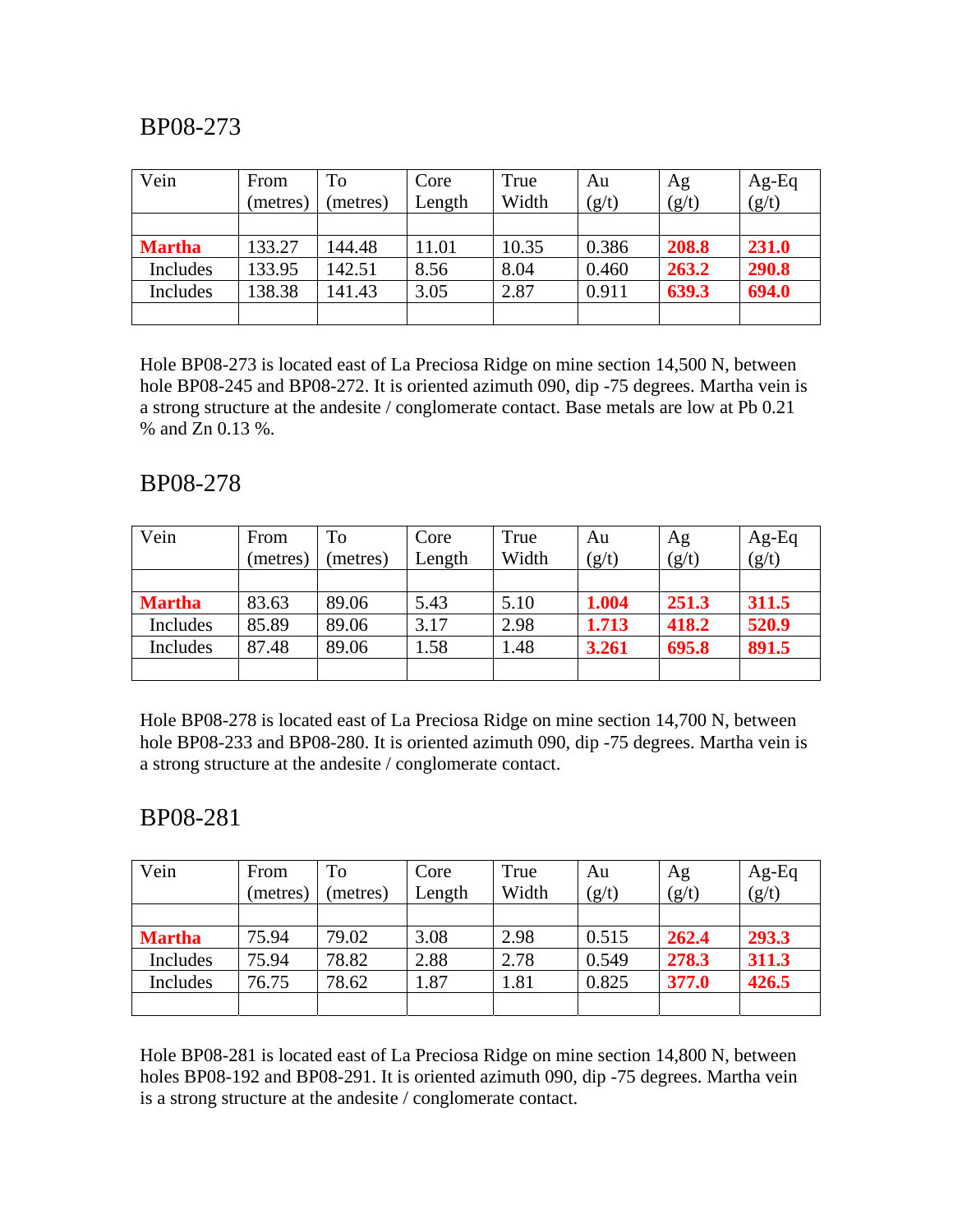## BP08-273

| Vein | From (metres) | To (metres) | Core Length | True Width | Au (g/t) | Ag (g/t) | Ag-Eq (g/t) |
|---|---|---|---|---|---|---|---|
| | | | | | | | |
| **Martha** | 133.27 | 144.48 | 11.01 | 10.35 | 0.386 | **208.8** | **231.0** |
| Includes | 133.95 | 142.51 | 8.56 | 8.04 | 0.460 | **263.2** | **290.8** |
| Includes | 138.38 | 141.43 | 3.05 | 2.87 | 0.911 | **639.3** | **694.0** |
| | | | | | | | |

Hole BP08-273 is located east of La Preciosa Ridge on mine section 14,500 N, between hole BP08-245 and BP08-272. It is oriented azimuth 090, dip -75 degrees. Martha vein is a strong structure at the andesite / conglomerate contact. Base metals are low at Pb 0.21 % and Zn 0.13 %.

## BP08-278

| Vein | From (metres) | To (metres) | Core Length | True Width | Au (g/t) | Ag (g/t) | Ag-Eq (g/t) |
|---|---|---|---|---|---|---|---|
| | | | | | | | |
| **Martha** | 83.63 | 89.06 | 5.43 | 5.10 | **1.004** | **251.3** | **311.5** |
| Includes | 85.89 | 89.06 | 3.17 | 2.98 | **1.713** | **418.2** | **520.9** |
| Includes | 87.48 | 89.06 | 1.58 | 1.48 | **3.261** | **695.8** | **891.5** |
| | | | | | | | |

Hole BP08-278 is located east of La Preciosa Ridge on mine section 14,700 N, between hole BP08-233 and BP08-280. It is oriented azimuth 090, dip -75 degrees. Martha vein is a strong structure at the andesite / conglomerate contact.

## BP08-281

| Vein | From (metres) | To (metres) | Core Length | True Width | Au (g/t) | Ag (g/t) | Ag-Eq (g/t) |
|---|---|---|---|---|---|---|---|
| | | | | | | | |
| **Martha** | 75.94 | 79.02 | 3.08 | 2.98 | 0.515 | **262.4** | **293.3** |
| Includes | 75.94 | 78.82 | 2.88 | 2.78 | 0.549 | **278.3** | **311.3** |
| Includes | 76.75 | 78.62 | 1.87 | 1.81 | 0.825 | **377.0** | **426.5** |
| | | | | | | | |

Hole BP08-281 is located east of La Preciosa Ridge on mine section 14,800 N, between holes BP08-192 and BP08-291. It is oriented azimuth 090, dip -75 degrees. Martha vein is a strong structure at the andesite / conglomerate contact.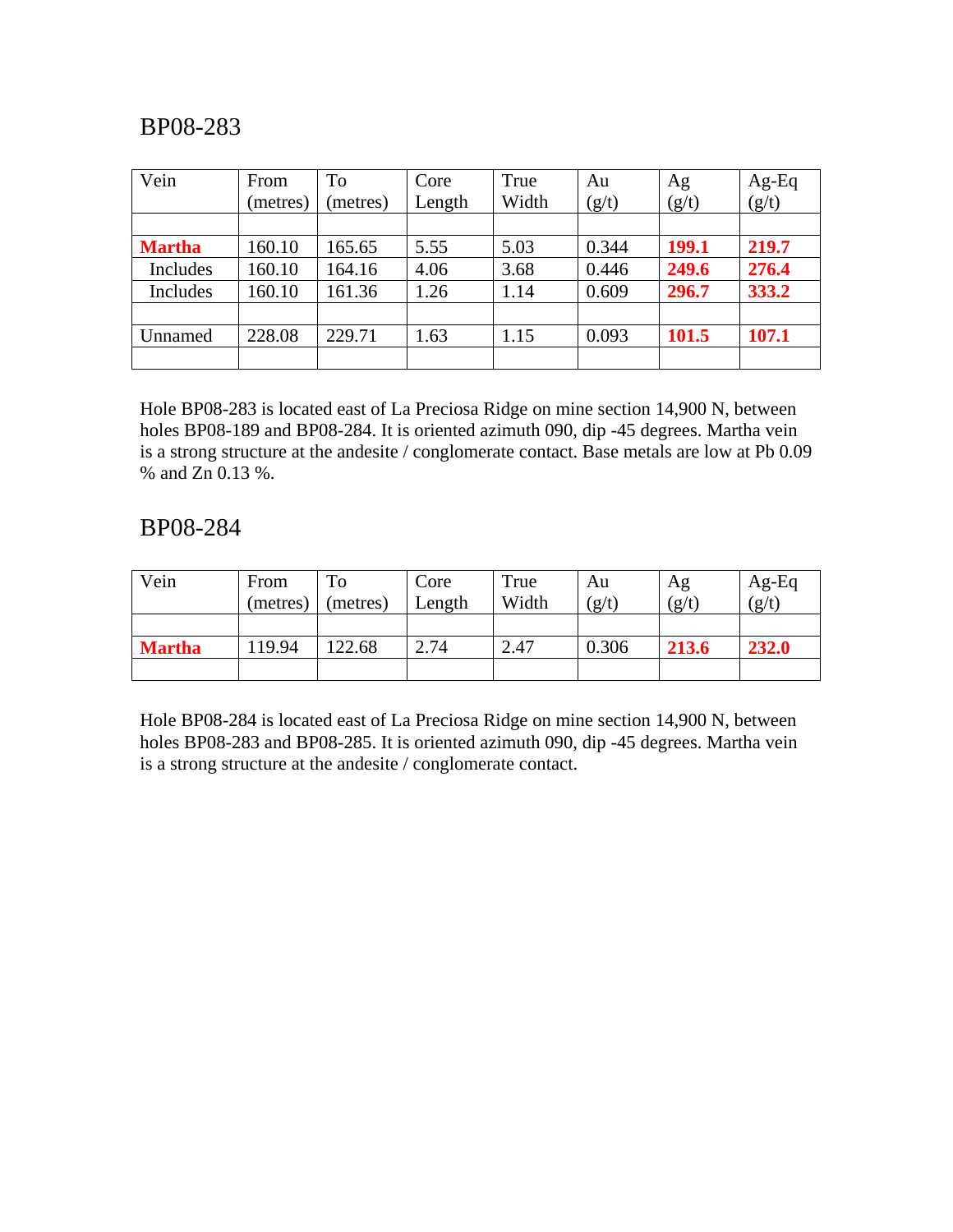## BP08-283

| Vein | From (metres) | To (metres) | Core Length | True Width | Au (g/t) | Ag (g/t) | Ag-Eq (g/t) |
|---|---|---|---|---|---|---|---|
| | | | | | | | |
| **Martha** | 160.10 | 165.65 | 5.55 | 5.03 | 0.344 | **199.1** | **219.7** |
| Includes | 160.10 | 164.16 | 4.06 | 3.68 | 0.446 | **249.6** | **276.4** |
| Includes | 160.10 | 161.36 | 1.26 | 1.14 | 0.609 | **296.7** | **333.2** |
| | | | | | | | |
| Unnamed | 228.08 | 229.71 | 1.63 | 1.15 | 0.093 | **101.5** | **107.1** |
| | | | | | | | |

Hole BP08-283 is located east of La Preciosa Ridge on mine section 14,900 N, between holes BP08-189 and BP08-284. It is oriented azimuth 090, dip -45 degrees. Martha vein is a strong structure at the andesite / conglomerate contact. Base metals are low at Pb 0.09 % and Zn 0.13 %.

## BP08-284

| Vein | From (metres) | To (metres) | Core Length | True Width | Au (g/t) | Ag (g/t) | Ag-Eq (g/t) |
|---|---|---|---|---|---|---|---|
| | | | | | | | |
| **Martha** | 119.94 | 122.68 | 2.74 | 2.47 | 0.306 | **213.6** | **232.0** |
| | | | | | | | |

Hole BP08-284 is located east of La Preciosa Ridge on mine section 14,900 N, between holes BP08-283 and BP08-285. It is oriented azimuth 090, dip -45 degrees. Martha vein is a strong structure at the andesite / conglomerate contact.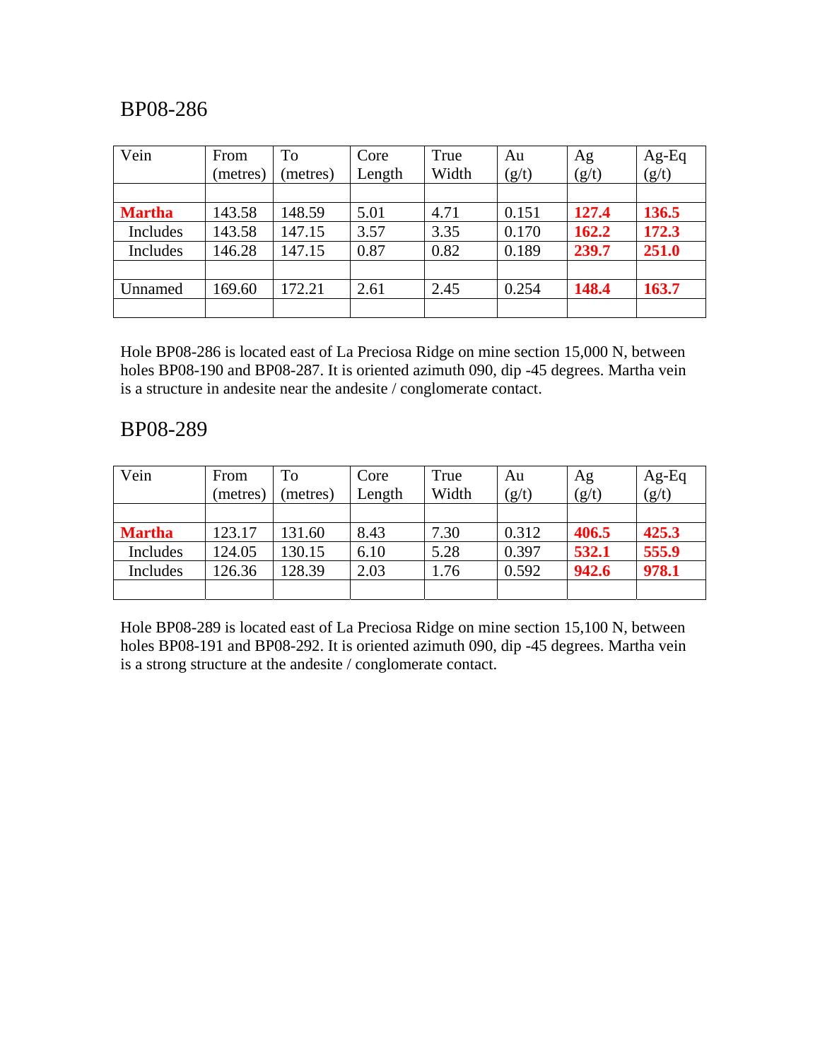## BP08-286

| Vein | From (metres) | To (metres) | Core Length | True Width | Au (g/t) | Ag (g/t) | Ag-Eq (g/t) |
|---|---|---|---|---|---|---|---|
| | | | | | | | |
| **Martha** | 143.58 | 148.59 | 5.01 | 4.71 | 0.151 | **127.4** | **136.5** |
| Includes | 143.58 | 147.15 | 3.57 | 3.35 | 0.170 | **162.2** | **172.3** |
| Includes | 146.28 | 147.15 | 0.87 | 0.82 | 0.189 | **239.7** | **251.0** |
| | | | | | | | |
| Unnamed | 169.60 | 172.21 | 2.61 | 2.45 | 0.254 | **148.4** | **163.7** |
| | | | | | | | |

Hole BP08-286 is located east of La Preciosa Ridge on mine section 15,000 N, between holes BP08-190 and BP08-287. It is oriented azimuth 090, dip -45 degrees. Martha vein is a structure in andesite near the andesite / conglomerate contact.

## BP08-289

| Vein | From (metres) | To (metres) | Core Length | True Width | Au (g/t) | Ag (g/t) | Ag-Eq (g/t) |
|---|---|---|---|---|---|---|---|
| | | | | | | | |
| **Martha** | 123.17 | 131.60 | 8.43 | 7.30 | 0.312 | **406.5** | **425.3** |
| Includes | 124.05 | 130.15 | 6.10 | 5.28 | 0.397 | **532.1** | **555.9** |
| Includes | 126.36 | 128.39 | 2.03 | 1.76 | 0.592 | **942.6** | **978.1** |
| | | | | | | | |

Hole BP08-289 is located east of La Preciosa Ridge on mine section 15,100 N, between holes BP08-191 and BP08-292. It is oriented azimuth 090, dip -45 degrees. Martha vein is a strong structure at the andesite / conglomerate contact.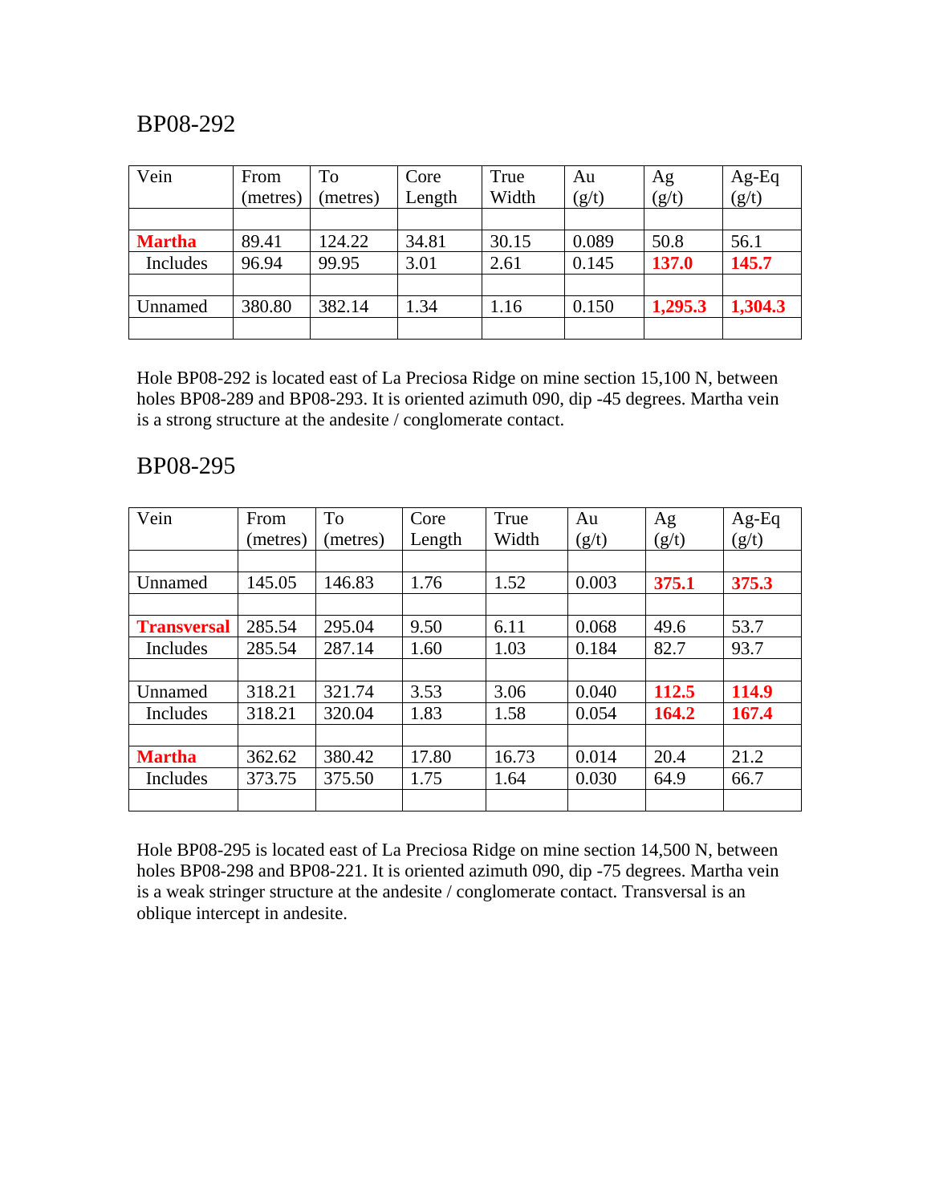## BP08-292

| Vein | From (metres) | To (metres) | Core Length | True Width | Au (g/t) | Ag (g/t) | Ag-Eq (g/t) |
|---|---|---|---|---|---|---|---|
| | | | | | | | |
| **Martha** | 89.41 | 124.22 | 34.81 | 30.15 | 0.089 | 50.8 | 56.1 |
| Includes | 96.94 | 99.95 | 3.01 | 2.61 | 0.145 | **137.0** | **145.7** |
| | | | | | | | |
| Unnamed | 380.80 | 382.14 | 1.34 | 1.16 | 0.150 | **1,295.3** | **1,304.3** |
| | | | | | | | |

Hole BP08-292 is located east of La Preciosa Ridge on mine section 15,100 N, between holes BP08-289 and BP08-293. It is oriented azimuth 090, dip -45 degrees. Martha vein is a strong structure at the andesite / conglomerate contact.

## BP08-295

| Vein | From (metres) | To (metres) | Core Length | True Width | Au (g/t) | Ag (g/t) | Ag-Eq (g/t) |
|---|---|---|---|---|---|---|---|
| | | | | | | | |
| Unnamed | 145.05 | 146.83 | 1.76 | 1.52 | 0.003 | **375.1** | **375.3** |
| | | | | | | | |
| **Transversal** | 285.54 | 295.04 | 9.50 | 6.11 | 0.068 | 49.6 | 53.7 |
| Includes | 285.54 | 287.14 | 1.60 | 1.03 | 0.184 | 82.7 | 93.7 |
| | | | | | | | |
| Unnamed | 318.21 | 321.74 | 3.53 | 3.06 | 0.040 | **112.5** | **114.9** |
| Includes | 318.21 | 320.04 | 1.83 | 1.58 | 0.054 | **164.2** | **167.4** |
| | | | | | | | |
| **Martha** | 362.62 | 380.42 | 17.80 | 16.73 | 0.014 | 20.4 | 21.2 |
| Includes | 373.75 | 375.50 | 1.75 | 1.64 | 0.030 | 64.9 | 66.7 |
| | | | | | | | |

Hole BP08-295 is located east of La Preciosa Ridge on mine section 14,500 N, between holes BP08-298 and BP08-221. It is oriented azimuth 090, dip -75 degrees. Martha vein is a weak stringer structure at the andesite / conglomerate contact. Transversal is an oblique intercept in andesite.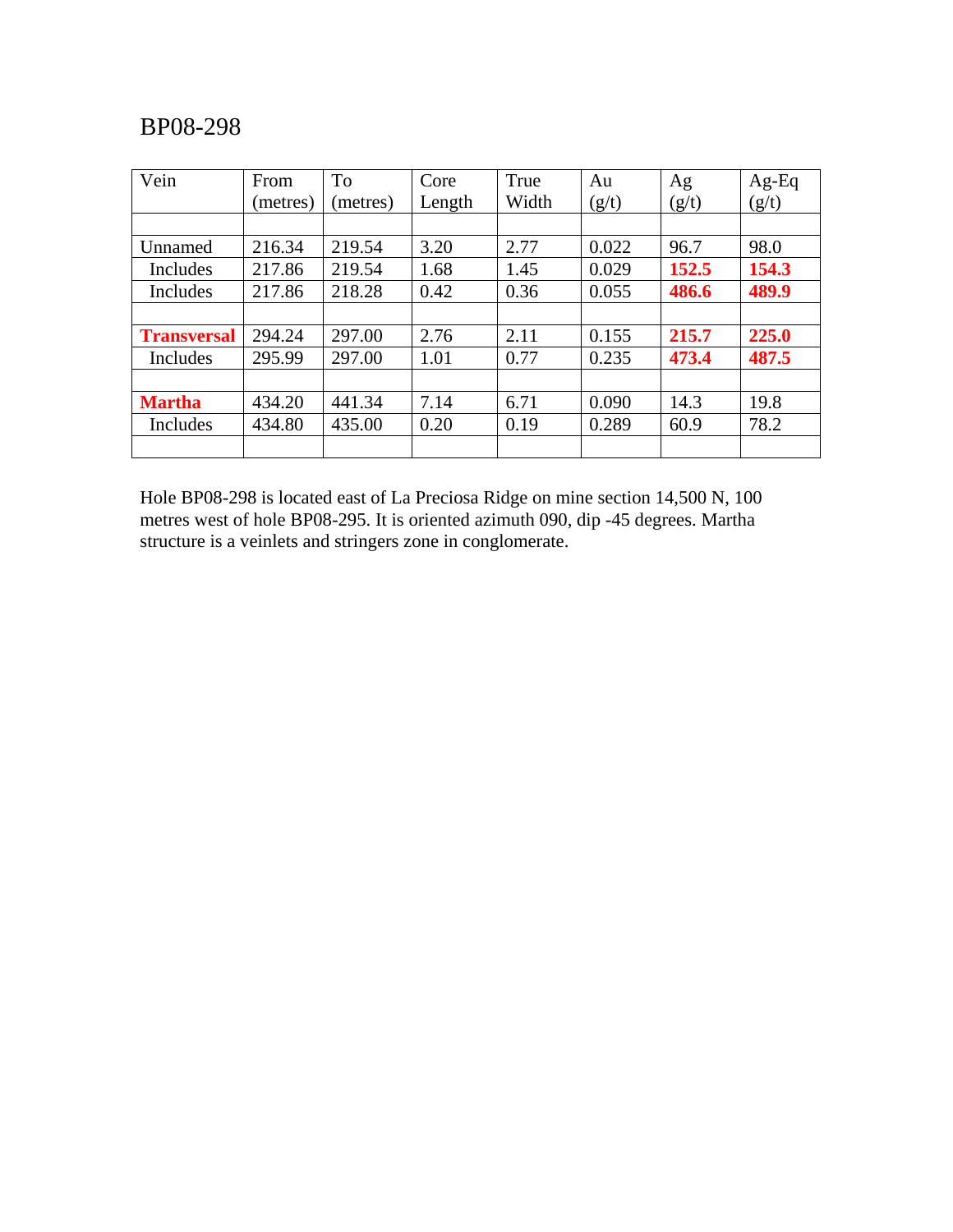BP08-298

| Vein | From (metres) | To (metres) | Core Length | True Width | Au (g/t) | Ag (g/t) | Ag-Eq (g/t) |
|---|---|---|---|---|---|---|---|
| | | | | | | | |
| Unnamed | 216.34 | 219.54 | 3.20 | 2.77 | 0.022 | 96.7 | 98.0 |
| Includes | 217.86 | 219.54 | 1.68 | 1.45 | 0.029 | **152.5** | **154.3** |
| Includes | 217.86 | 218.28 | 0.42 | 0.36 | 0.055 | **486.6** | **489.9** |
| | | | | | | | |
| **Transversal** | 294.24 | 297.00 | 2.76 | 2.11 | 0.155 | **215.7** | **225.0** |
| Includes | 295.99 | 297.00 | 1.01 | 0.77 | 0.235 | **473.4** | **487.5** |
| | | | | | | | |
| **Martha** | 434.20 | 441.34 | 7.14 | 6.71 | 0.090 | 14.3 | 19.8 |
| Includes | 434.80 | 435.00 | 0.20 | 0.19 | 0.289 | 60.9 | 78.2 |
| | | | | | | | |

Hole BP08-298 is located east of La Preciosa Ridge on mine section 14,500 N, 100 metres west of hole BP08-295. It is oriented azimuth 090, dip -45 degrees. Martha structure is a veinlets and stringers zone in conglomerate.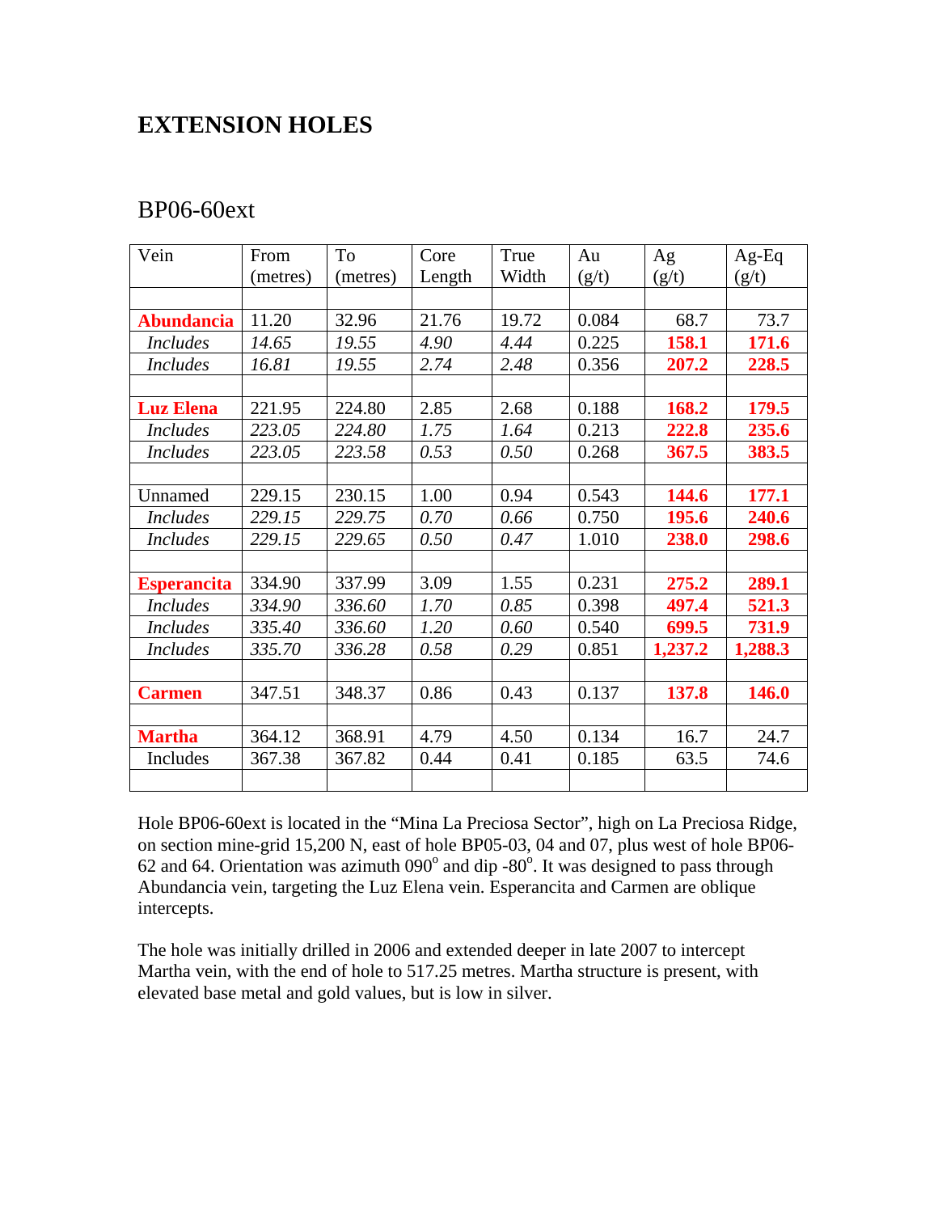# EXTENSION HOLES

## BP06-60ext

| Vein | From (metres) | To (metres) | Core Length | True Width | Au (g/t) | Ag (g/t) | Ag-Eq (g/t) |
|---|---|---|---|---|---|---|---|
| | | | | | | | |
| **Abundancia** | 11.20 | 32.96 | 21.76 | 19.72 | 0.084 | 68.7 | 73.7 |
| *Includes* | *14.65* | *19.55* | *4.90* | *4.44* | 0.225 | **158.1** | **171.6** |
| *Includes* | *16.81* | *19.55* | *2.74* | *2.48* | 0.356 | **207.2** | **228.5** |
| | | | | | | | |
| **Luz Elena** | 221.95 | 224.80 | 2.85 | 2.68 | 0.188 | **168.2** | **179.5** |
| *Includes* | *223.05* | *224.80* | *1.75* | *1.64* | 0.213 | **222.8** | **235.6** |
| *Includes* | *223.05* | *223.58* | *0.53* | *0.50* | 0.268 | **367.5** | **383.5** |
| | | | | | | | |
| Unnamed | 229.15 | 230.15 | 1.00 | 0.94 | 0.543 | **144.6** | **177.1** |
| *Includes* | *229.15* | *229.75* | *0.70* | *0.66* | 0.750 | **195.6** | **240.6** |
| *Includes* | *229.15* | *229.65* | *0.50* | *0.47* | 1.010 | **238.0** | **298.6** |
| | | | | | | | |
| **Esperancita** | 334.90 | 337.99 | 3.09 | 1.55 | 0.231 | **275.2** | **289.1** |
| *Includes* | *334.90* | *336.60* | *1.70* | *0.85* | 0.398 | **497.4** | **521.3** |
| *Includes* | *335.40* | *336.60* | *1.20* | *0.60* | 0.540 | **699.5** | **731.9** |
| *Includes* | *335.70* | *336.28* | *0.58* | *0.29* | 0.851 | **1,237.2** | **1,288.3** |
| | | | | | | | |
| **Carmen** | 347.51 | 348.37 | 0.86 | 0.43 | 0.137 | **137.8** | **146.0** |
| | | | | | | | |
| **Martha** | 364.12 | 368.91 | 4.79 | 4.50 | 0.134 | 16.7 | 24.7 |
| Includes | 367.38 | 367.82 | 0.44 | 0.41 | 0.185 | 63.5 | 74.6 |
| | | | | | | | |

Hole BP06-60ext is located in the "Mina La Preciosa Sector", high on La Preciosa Ridge, on section mine-grid 15,200 N, east of hole BP05-03, 04 and 07, plus west of hole BP06-62 and 64. Orientation was azimuth 090° and dip -80°. It was designed to pass through Abundancia vein, targeting the Luz Elena vein. Esperancita and Carmen are oblique intercepts.

The hole was initially drilled in 2006 and extended deeper in late 2007 to intercept Martha vein, with the end of hole to 517.25 metres. Martha structure is present, with elevated base metal and gold values, but is low in silver.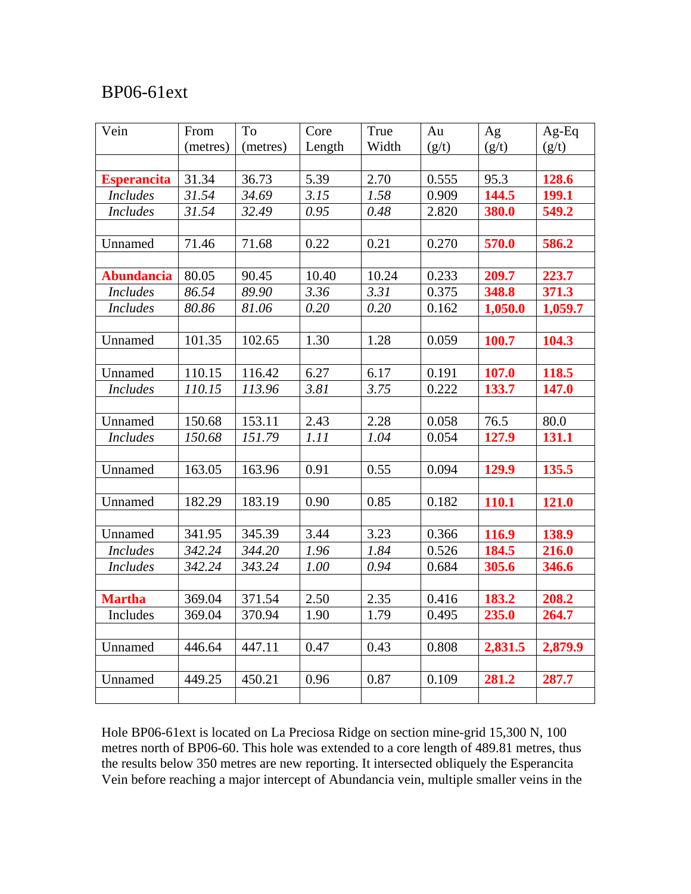BP06-61ext

| Vein | From (metres) | To (metres) | Core Length | True Width | Au (g/t) | Ag (g/t) | Ag-Eq (g/t) |
|---|---|---|---|---|---|---|---|
| | | | | | | | |
| **Esperancita** | 31.34 | 36.73 | 5.39 | 2.70 | 0.555 | 95.3 | **128.6** |
| *Includes* | *31.54* | *34.69* | *3.15* | *1.58* | 0.909 | **144.5** | **199.1** |
| *Includes* | *31.54* | *32.49* | *0.95* | *0.48* | 2.820 | **380.0** | **549.2** |
| | | | | | | | |
| Unnamed | 71.46 | 71.68 | 0.22 | 0.21 | 0.270 | **570.0** | **586.2** |
| | | | | | | | |
| **Abundancia** | 80.05 | 90.45 | 10.40 | 10.24 | 0.233 | **209.7** | **223.7** |
| *Includes* | *86.54* | *89.90* | *3.36* | *3.31* | 0.375 | **348.8** | **371.3** |
| *Includes* | *80.86* | *81.06* | *0.20* | *0.20* | 0.162 | **1,050.0** | **1,059.7** |
| | | | | | | | |
| Unnamed | 101.35 | 102.65 | 1.30 | 1.28 | 0.059 | **100.7** | **104.3** |
| | | | | | | | |
| Unnamed | 110.15 | 116.42 | 6.27 | 6.17 | 0.191 | **107.0** | **118.5** |
| *Includes* | *110.15* | *113.96* | *3.81* | *3.75* | 0.222 | **133.7** | **147.0** |
| | | | | | | | |
| Unnamed | 150.68 | 153.11 | 2.43 | 2.28 | 0.058 | 76.5 | 80.0 |
| *Includes* | *150.68* | *151.79* | *1.11* | *1.04* | 0.054 | **127.9** | **131.1** |
| | | | | | | | |
| Unnamed | 163.05 | 163.96 | 0.91 | 0.55 | 0.094 | **129.9** | **135.5** |
| | | | | | | | |
| Unnamed | 182.29 | 183.19 | 0.90 | 0.85 | 0.182 | **110.1** | **121.0** |
| | | | | | | | |
| Unnamed | 341.95 | 345.39 | 3.44 | 3.23 | 0.366 | **116.9** | **138.9** |
| *Includes* | *342.24* | *344.20* | *1.96* | *1.84* | 0.526 | **184.5** | **216.0** |
| *Includes* | *342.24* | *343.24* | *1.00* | *0.94* | 0.684 | **305.6** | **346.6** |
| | | | | | | | |
| **Martha** | 369.04 | 371.54 | 2.50 | 2.35 | 0.416 | **183.2** | **208.2** |
| Includes | 369.04 | 370.94 | 1.90 | 1.79 | 0.495 | **235.0** | **264.7** |
| | | | | | | | |
| Unnamed | 446.64 | 447.11 | 0.47 | 0.43 | 0.808 | **2,831.5** | **2,879.9** |
| | | | | | | | |
| Unnamed | 449.25 | 450.21 | 0.96 | 0.87 | 0.109 | **281.2** | **287.7** |
| | | | | | | | |

Hole BP06-61ext is located on La Preciosa Ridge on section mine-grid 15,300 N, 100 metres north of BP06-60. This hole was extended to a core length of 489.81 metres, thus the results below 350 metres are new reporting. It intersected obliquely the Esperancita Vein before reaching a major intercept of Abundancia vein, multiple smaller veins in the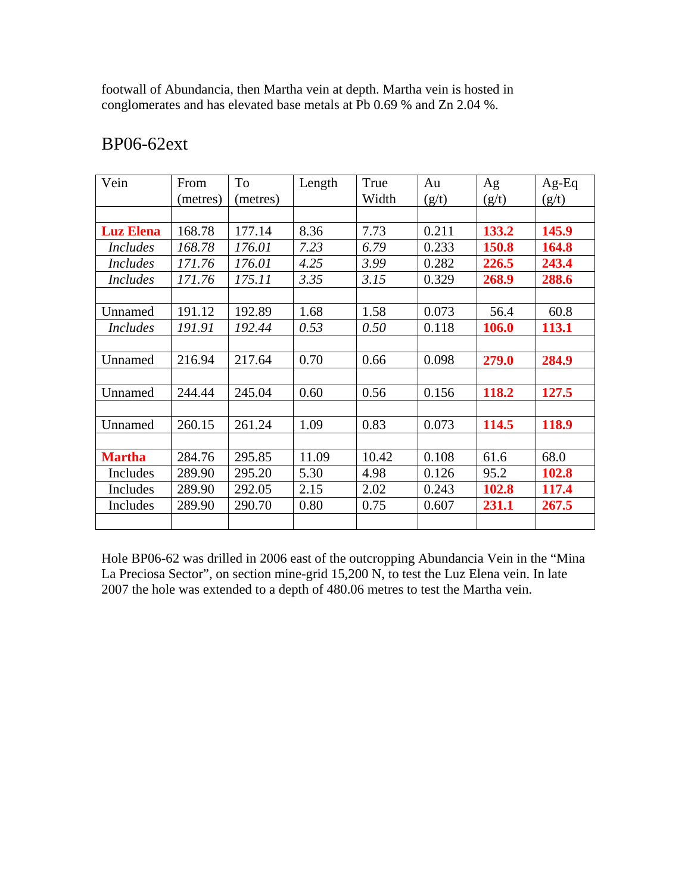footwall of Abundancia, then Martha vein at depth. Martha vein is hosted in conglomerates and has elevated base metals at Pb 0.69 % and Zn 2.04 %.

## BP06-62ext

| Vein | From (metres) | To (metres) | Length | True Width | Au (g/t) | Ag (g/t) | Ag-Eq (g/t) |
|---|---|---|---|---|---|---|---|
| | | | | | | | |
| **Luz Elena** | 168.78 | 177.14 | 8.36 | 7.73 | 0.211 | **133.2** | **145.9** |
| *Includes* | *168.78* | *176.01* | *7.23* | *6.79* | 0.233 | **150.8** | **164.8** |
| *Includes* | *171.76* | *176.01* | *4.25* | *3.99* | 0.282 | **226.5** | **243.4** |
| *Includes* | *171.76* | *175.11* | *3.35* | *3.15* | 0.329 | **268.9** | **288.6** |
| | | | | | | | |
| Unnamed | 191.12 | 192.89 | 1.68 | 1.58 | 0.073 | 56.4 | 60.8 |
| *Includes* | *191.91* | *192.44* | *0.53* | *0.50* | 0.118 | **106.0** | **113.1** |
| | | | | | | | |
| Unnamed | 216.94 | 217.64 | 0.70 | 0.66 | 0.098 | **279.0** | **284.9** |
| | | | | | | | |
| Unnamed | 244.44 | 245.04 | 0.60 | 0.56 | 0.156 | **118.2** | **127.5** |
| | | | | | | | |
| Unnamed | 260.15 | 261.24 | 1.09 | 0.83 | 0.073 | **114.5** | **118.9** |
| | | | | | | | |
| **Martha** | 284.76 | 295.85 | 11.09 | 10.42 | 0.108 | 61.6 | 68.0 |
| Includes | 289.90 | 295.20 | 5.30 | 4.98 | 0.126 | 95.2 | **102.8** |
| Includes | 289.90 | 292.05 | 2.15 | 2.02 | 0.243 | **102.8** | **117.4** |
| Includes | 289.90 | 290.70 | 0.80 | 0.75 | 0.607 | **231.1** | **267.5** |
| | | | | | | | |

Hole BP06-62 was drilled in 2006 east of the outcropping Abundancia Vein in the “Mina La Preciosa Sector”, on section mine-grid 15,200 N, to test the Luz Elena vein. In late 2007 the hole was extended to a depth of 480.06 metres to test the Martha vein.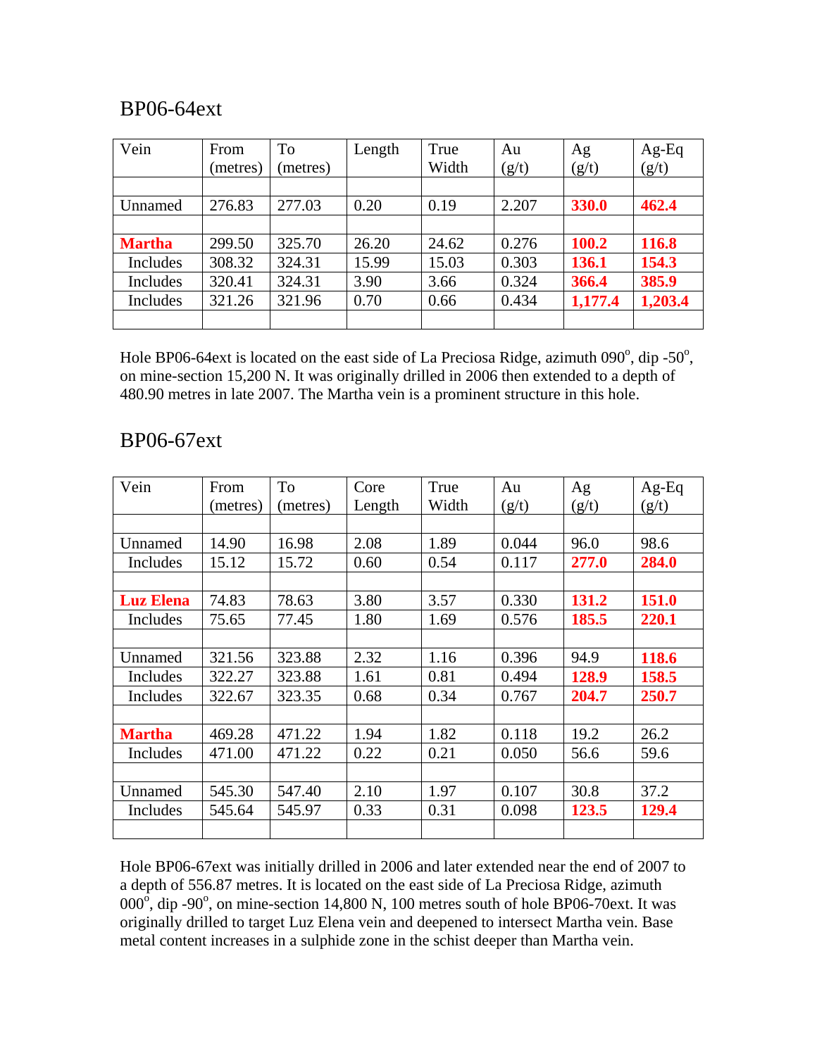## BP06-64ext

| Vein | From (metres) | To (metres) | Length | True Width | Au (g/t) | Ag (g/t) | Ag-Eq (g/t) |
|---|---|---|---|---|---|---|---|
| | | | | | | | |
| Unamed | 276.83 | 277.03 | 0.20 | 0.19 | 2.207 | **330.0** | **462.4** |
| | | | | | | | |
| **Martha** | 299.50 | 325.70 | 26.20 | 24.62 | 0.276 | **100.2** | **116.8** |
| Includes | 308.32 | 324.31 | 15.99 | 15.03 | 0.303 | **136.1** | **154.3** |
| Includes | 320.41 | 324.31 | 3.90 | 3.66 | 0.324 | **366.4** | **385.9** |
| Includes | 321.26 | 321.96 | 0.70 | 0.66 | 0.434 | **1,177.4** | **1,203.4** |
| | | | | | | | |

Hole BP06-64ext is located on the east side of La Preciosa Ridge, azimuth 090°, dip -50°, on mine-section 15,200 N. It was originally drilled in 2006 then extended to a depth of 480.90 metres in late 2007. The Martha vein is a prominent structure in this hole.

## BP06-67ext

| Vein | From (metres) | To (metres) | Core Length | True Width | Au (g/t) | Ag (g/t) | Ag-Eq (g/t) |
|---|---|---|---|---|---|---|---|
| | | | | | | | |
| Unamed | 14.90 | 16.98 | 2.08 | 1.89 | 0.044 | 96.0 | 98.6 |
| Includes | 15.12 | 15.72 | 0.60 | 0.54 | 0.117 | **277.0** | **284.0** |
| | | | | | | | |
| **Luz Elena** | 74.83 | 78.63 | 3.80 | 3.57 | 0.330 | **131.2** | **151.0** |
| Includes | 75.65 | 77.45 | 1.80 | 1.69 | 0.576 | **185.5** | **220.1** |
| | | | | | | | |
| Unamed | 321.56 | 323.88 | 2.32 | 1.16 | 0.396 | 94.9 | **118.6** |
| Includes | 322.27 | 323.88 | 1.61 | 0.81 | 0.494 | **128.9** | **158.5** |
| Includes | 322.67 | 323.35 | 0.68 | 0.34 | 0.767 | **204.7** | **250.7** |
| | | | | | | | |
| **Martha** | 469.28 | 471.22 | 1.94 | 1.82 | 0.118 | 19.2 | 26.2 |
| Includes | 471.00 | 471.22 | 0.22 | 0.21 | 0.050 | 56.6 | 59.6 |
| | | | | | | | |
| Unamed | 545.30 | 547.40 | 2.10 | 1.97 | 0.107 | 30.8 | 37.2 |
| Includes | 545.64 | 545.97 | 0.33 | 0.31 | 0.098 | **123.5** | **129.4** |
| | | | | | | | |

Hole BP06-67ext was initially drilled in 2006 and later extended near the end of 2007 to a depth of 556.87 metres. It is located on the east side of La Preciosa Ridge, azimuth 000°, dip -90°, on mine-section 14,800 N, 100 metres south of hole BP06-70ext. It was originally drilled to target Luz Elena vein and deepened to intersect Martha vein. Base metal content increases in a sulphide zone in the schist deeper than Martha vein.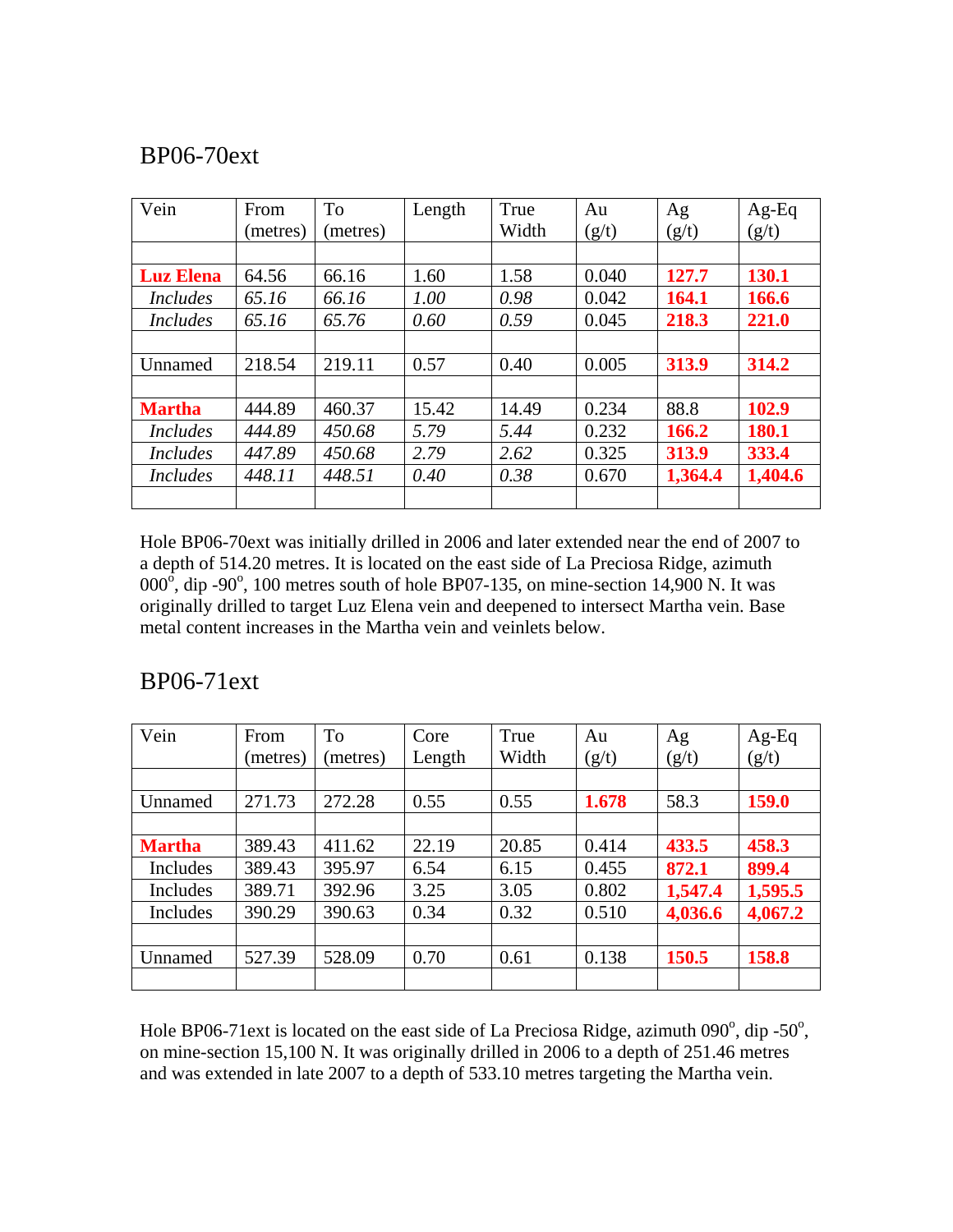## BP06-70ext

| Vein | From (metres) | To (metres) | Length | True Width | Au (g/t) | Ag (g/t) | Ag-Eq (g/t) |
|---|---|---|---|---|---|---|---|
| | | | | | | | |
| **Luz Elena** | 64.56 | 66.16 | 1.60 | 1.58 | 0.040 | **127.7** | **130.1** |
| *Includes* | *65.16* | *66.16* | *1.00* | *0.98* | 0.042 | **164.1** | **166.6** |
| *Includes* | *65.16* | *65.76* | *0.60* | *0.59* | 0.045 | **218.3** | **221.0** |
| | | | | | | | |
| Unnamed | 218.54 | 219.11 | 0.57 | 0.40 | 0.005 | **313.9** | **314.2** |
| | | | | | | | |
| **Martha** | 444.89 | 460.37 | 15.42 | 14.49 | 0.234 | 88.8 | **102.9** |
| *Includes* | *444.89* | *450.68* | *5.79* | *5.44* | 0.232 | **166.2** | **180.1** |
| *Includes* | *447.89* | *450.68* | *2.79* | *2.62* | 0.325 | **313.9** | **333.4** |
| *Includes* | *448.11* | *448.51* | *0.40* | *0.38* | 0.670 | **1,364.4** | **1,404.6** |
| | | | | | | | |

Hole BP06-70ext was initially drilled in 2006 and later extended near the end of 2007 to a depth of 514.20 metres. It is located on the east side of La Preciosa Ridge, azimuth 000°, dip -90°, 100 metres south of hole BP07-135, on mine-section 14,900 N. It was originally drilled to target Luz Elena vein and deepened to intersect Martha vein. Base metal content increases in the Martha vein and veinlets below.

## BP06-71ext

| Vein | From (metres) | To (metres) | Core Length | True Width | Au (g/t) | Ag (g/t) | Ag-Eq (g/t) |
|---|---|---|---|---|---|---|---|
| | | | | | | | |
| Unnamed | 271.73 | 272.28 | 0.55 | 0.55 | **1.678** | 58.3 | **159.0** |
| | | | | | | | |
| **Martha** | 389.43 | 411.62 | 22.19 | 20.85 | 0.414 | **433.5** | **458.3** |
| Includes | 389.43 | 395.97 | 6.54 | 6.15 | 0.455 | **872.1** | **899.4** |
| Includes | 389.71 | 392.96 | 3.25 | 3.05 | 0.802 | **1,547.4** | **1,595.5** |
| Includes | 390.29 | 390.63 | 0.34 | 0.32 | 0.510 | **4,036.6** | **4,067.2** |
| | | | | | | | |
| Unnamed | 527.39 | 528.09 | 0.70 | 0.61 | 0.138 | **150.5** | **158.8** |
| | | | | | | | |

Hole BP06-71ext is located on the east side of La Preciosa Ridge, azimuth 090°, dip -50°, on mine-section 15,100 N. It was originally drilled in 2006 to a depth of 251.46 metres and was extended in late 2007 to a depth of 533.10 metres targeting the Martha vein.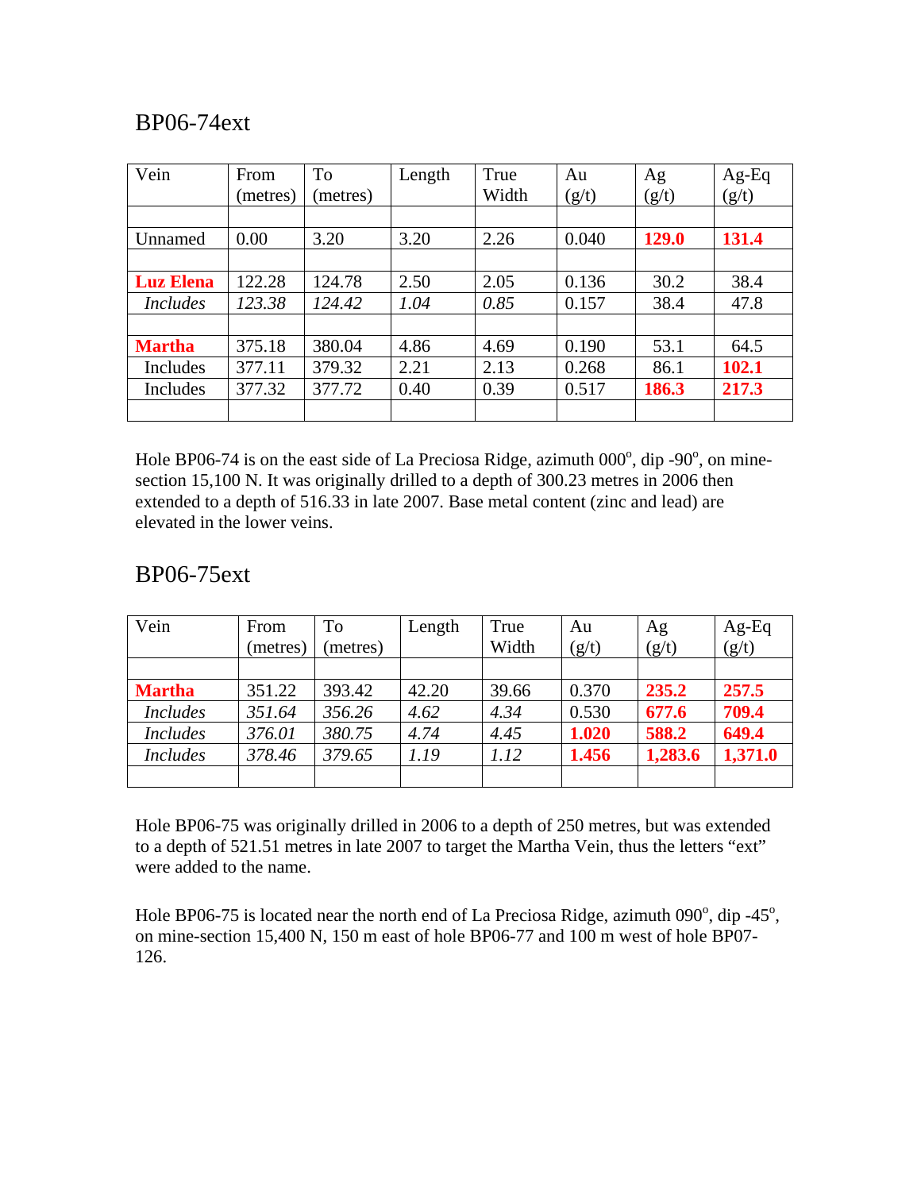## BP06-74ext

| Vein | From (metres) | To (metres) | Length | True Width | Au (g/t) | Ag (g/t) | Ag-Eq (g/t) |
|---|---|---|---|---|---|---|---|
| | | | | | | | |
| Unnamed | 0.00 | 3.20 | 3.20 | 2.26 | 0.040 | **129.0** | **131.4** |
| | | | | | | | |
| **Luz Elena** | 122.28 | 124.78 | 2.50 | 2.05 | 0.136 | 30.2 | 38.4 |
| *Includes* | *123.38* | *124.42* | *1.04* | *0.85* | 0.157 | 38.4 | 47.8 |
| | | | | | | | |
| **Martha** | 375.18 | 380.04 | 4.86 | 4.69 | 0.190 | 53.1 | 64.5 |
| Includes | 377.11 | 379.32 | 2.21 | 2.13 | 0.268 | 86.1 | **102.1** |
| Includes | 377.32 | 377.72 | 0.40 | 0.39 | 0.517 | **186.3** | **217.3** |
| | | | | | | | |

Hole BP06-74 is on the east side of La Preciosa Ridge, azimuth 000°, dip -90°, on mine-section 15,100 N. It was originally drilled to a depth of 300.23 metres in 2006 then extended to a depth of 516.33 in late 2007. Base metal content (zinc and lead) are elevated in the lower veins.

## BP06-75ext

| Vein | From (metres) | To (metres) | Length | True Width | Au (g/t) | Ag (g/t) | Ag-Eq (g/t) |
|---|---|---|---|---|---|---|---|
| | | | | | | | |
| **Martha** | 351.22 | 393.42 | 42.20 | 39.66 | 0.370 | **235.2** | **257.5** |
| *Includes* | *351.64* | *356.26* | *4.62* | *4.34* | 0.530 | **677.6** | **709.4** |
| *Includes* | *376.01* | *380.75* | *4.74* | *4.45* | **1.020** | **588.2** | **649.4** |
| *Includes* | *378.46* | *379.65* | *1.19* | *1.12* | **1.456** | **1,283.6** | **1,371.0** |
| | | | | | | | |

Hole BP06-75 was originally drilled in 2006 to a depth of 250 metres, but was extended to a depth of 521.51 metres in late 2007 to target the Martha Vein, thus the letters "ext" were added to the name.

Hole BP06-75 is located near the north end of La Preciosa Ridge, azimuth 090°, dip -45°, on mine-section 15,400 N, 150 m east of hole BP06-77 and 100 m west of hole BP07-126.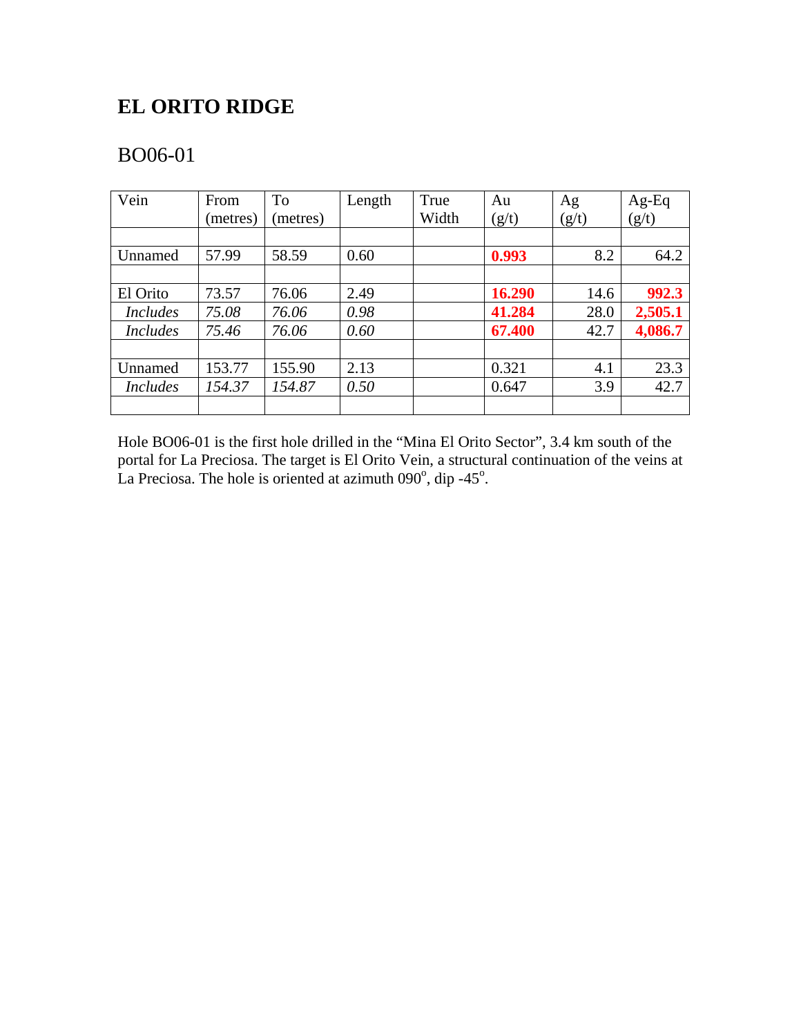# EL ORITO RIDGE

## BO06-01

| Vein | From (metres) | To (metres) | Length | True Width | Au (g/t) | Ag (g/t) | Ag-Eq (g/t) |
|---|---|---|---|---|---|---|---|
| | | | | | | | |
| Unnamed | 57.99 | 58.59 | 0.60 | | **0.993** | 8.2 | 64.2 |
| | | | | | | | |
| El Orito | 73.57 | 76.06 | 2.49 | | **16.290** | 14.6 | **992.3** |
| *Includes* | *75.08* | *76.06* | *0.98* | | **41.284** | 28.0 | **2,505.1** |
| *Includes* | *75.46* | *76.06* | *0.60* | | **67.400** | 42.7 | **4,086.7** |
| | | | | | | | |
| Unnamed | 153.77 | 155.90 | 2.13 | | 0.321 | 4.1 | 23.3 |
| *Includes* | *154.37* | *154.87* | *0.50* | | 0.647 | 3.9 | 42.7 |
| | | | | | | | |

Hole BO06-01 is the first hole drilled in the "Mina El Orito Sector", 3.4 km south of the portal for La Preciosa. The target is El Orito Vein, a structural continuation of the veins at La Preciosa. The hole is oriented at azimuth 090$^{o}$, dip -45$^{o}$.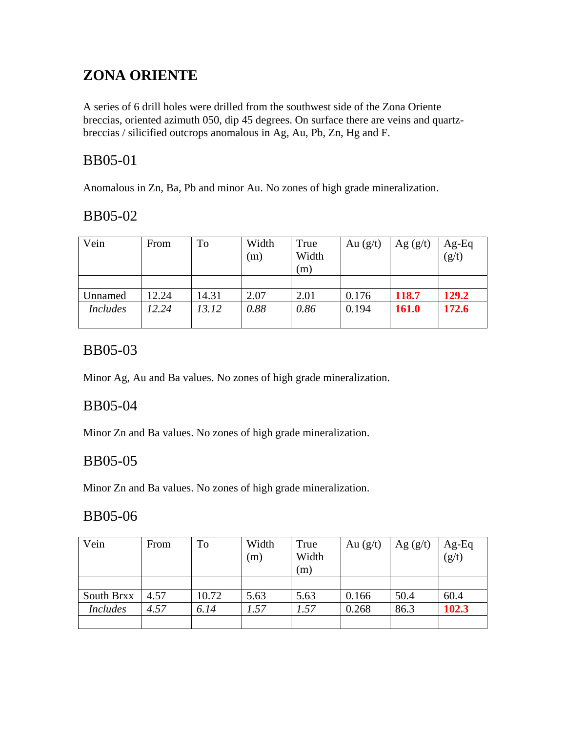## ZONA ORIENTE

A series of 6 drill holes were drilled from the southwest side of the Zona Oriente breccias, oriented azimuth 050, dip 45 degrees. On surface there are veins and quartz-breccias / silicified outcrops anomalous in Ag, Au, Pb, Zn, Hg and F.

### BB05-01

Anomalous in Zn, Ba, Pb and minor Au. No zones of high grade mineralization.

### BB05-02

| Vein | From | To | Width (m) | True Width (m) | Au (g/t) | Ag (g/t) | Ag-Eq (g/t) |
|---|---|---|---|---|---|---|---|
| | | | | | | | |
| Unnamed | 12.24 | 14.31 | 2.07 | 2.01 | 0.176 | **118.7** | **129.2** |
| *Includes* | *12.24* | *13.12* | *0.88* | *0.86* | 0.194 | **161.0** | **172.6** |
| | | | | | | | |

### BB05-03

Minor Ag, Au and Ba values. No zones of high grade mineralization.

### BB05-04

Minor Zn and Ba values. No zones of high grade mineralization.

### BB05-05

Minor Zn and Ba values. No zones of high grade mineralization.

### BB05-06

| Vein | From | To | Width (m) | True Width (m) | Au (g/t) | Ag (g/t) | Ag-Eq (g/t) |
|---|---|---|---|---|---|---|---|
| | | | | | | | |
| South Brxx | 4.57 | 10.72 | 5.63 | 5.63 | 0.166 | 50.4 | 60.4 |
| *Includes* | *4.57* | *6.14* | *1.57* | *1.57* | 0.268 | 86.3 | **102.3** |
| | | | | | | | |